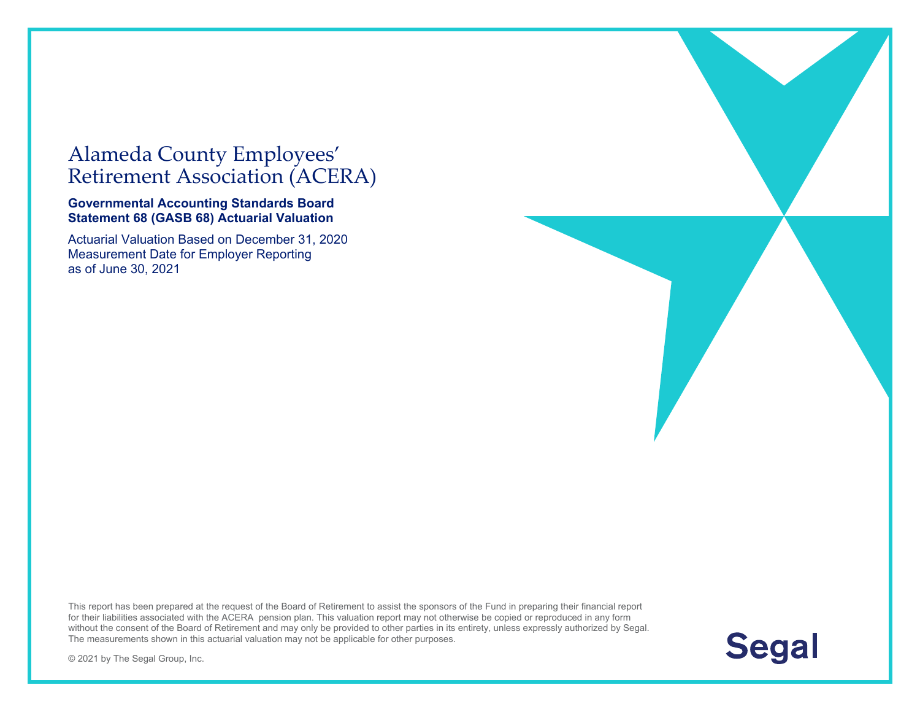# Alameda County Employees' Retirement Association (ACERA)

**Governmental Accounting Standards Board Statement 68 (GASB 68) Actuarial Valuation**

Actuarial Valuation Based on December 31, 2020 Measurement Date for Employer Reporting as of June 30, 2021

This report has been prepared at the request of the Board of Retirement to assist the sponsors of the Fund in preparing their financial report for their liabilities associated with the ACERA pension plan. This valuation report may not otherwise be copied or reproduced in any form without the consent of the Board of Retirement and may only be provided to other parties in its entirety, unless expressly authorized by Segal. The measurements shown in this actuarial valuation may not be applicable for other purposes.

© 2021 by The Segal Group, Inc.

Segal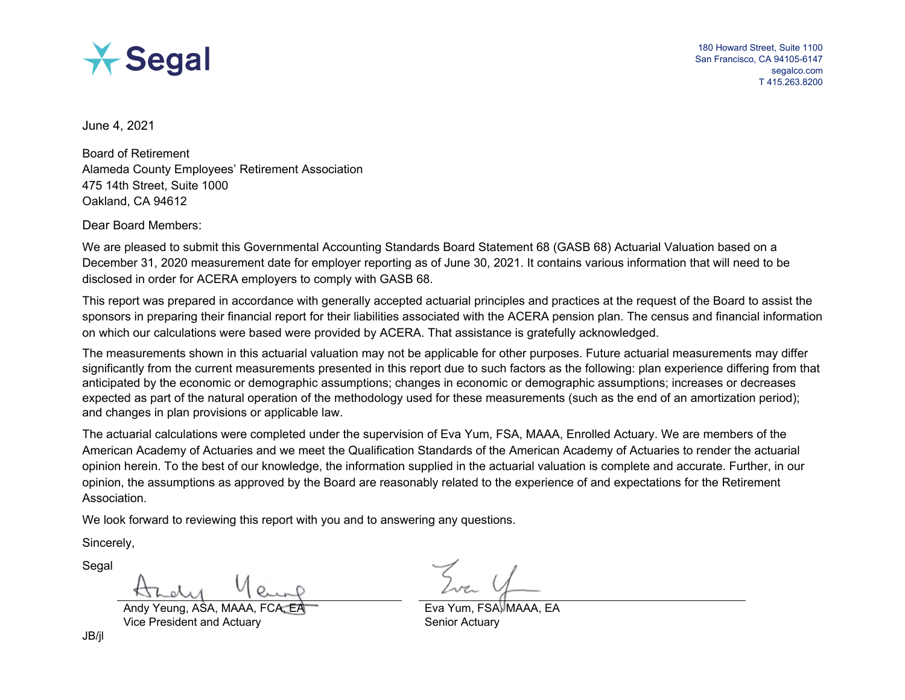Segal

180 Howard Street, Suite 1100
San Francisco, CA 94105-6147
segalco.com
T 415.263.8200

June 4, 2021

Board of Retirement
Alameda County Employees' Retirement Association
475 14th Street, Suite 1000
Oakland, CA 94612

Dear Board Members:

We are pleased to submit this Governmental Accounting Standards Board Statement 68 (GASB 68) Actuarial Valuation based on a December 31, 2020 measurement date for employer reporting as of June 30, 2021. It contains various information that will need to be disclosed in order for ACERA employers to comply with GASB 68.

This report was prepared in accordance with generally accepted actuarial principles and practices at the request of the Board to assist the sponsors in preparing their financial report for their liabilities associated with the ACERA pension plan. The census and financial information on which our calculations were based were provided by ACERA. That assistance is gratefully acknowledged.

The measurements shown in this actuarial valuation may not be applicable for other purposes. Future actuarial measurements may differ significantly from the current measurements presented in this report due to such factors as the following: plan experience differing from that anticipated by the economic or demographic assumptions; changes in economic or demographic assumptions; increases or decreases expected as part of the natural operation of the methodology used for these measurements (such as the end of an amortization period); and changes in plan provisions or applicable law.

The actuarial calculations were completed under the supervision of Eva Yum, FSA, MAAA, Enrolled Actuary. We are members of the American Academy of Actuaries and we meet the Qualification Standards of the American Academy of Actuaries to render the actuarial opinion herein. To the best of our knowledge, the information supplied in the actuarial valuation is complete and accurate. Further, in our opinion, the assumptions as approved by the Board are reasonably related to the experience of and expectations for the Retirement Association.

We look forward to reviewing this report with you and to answering any questions.

Sincerely,

Segal

Andy Yeung, ASA, MAAA, FCA, EA
Vice President and Actuary

Eva Yum, FSA, MAAA, EA
Senior Actuary

JB/jl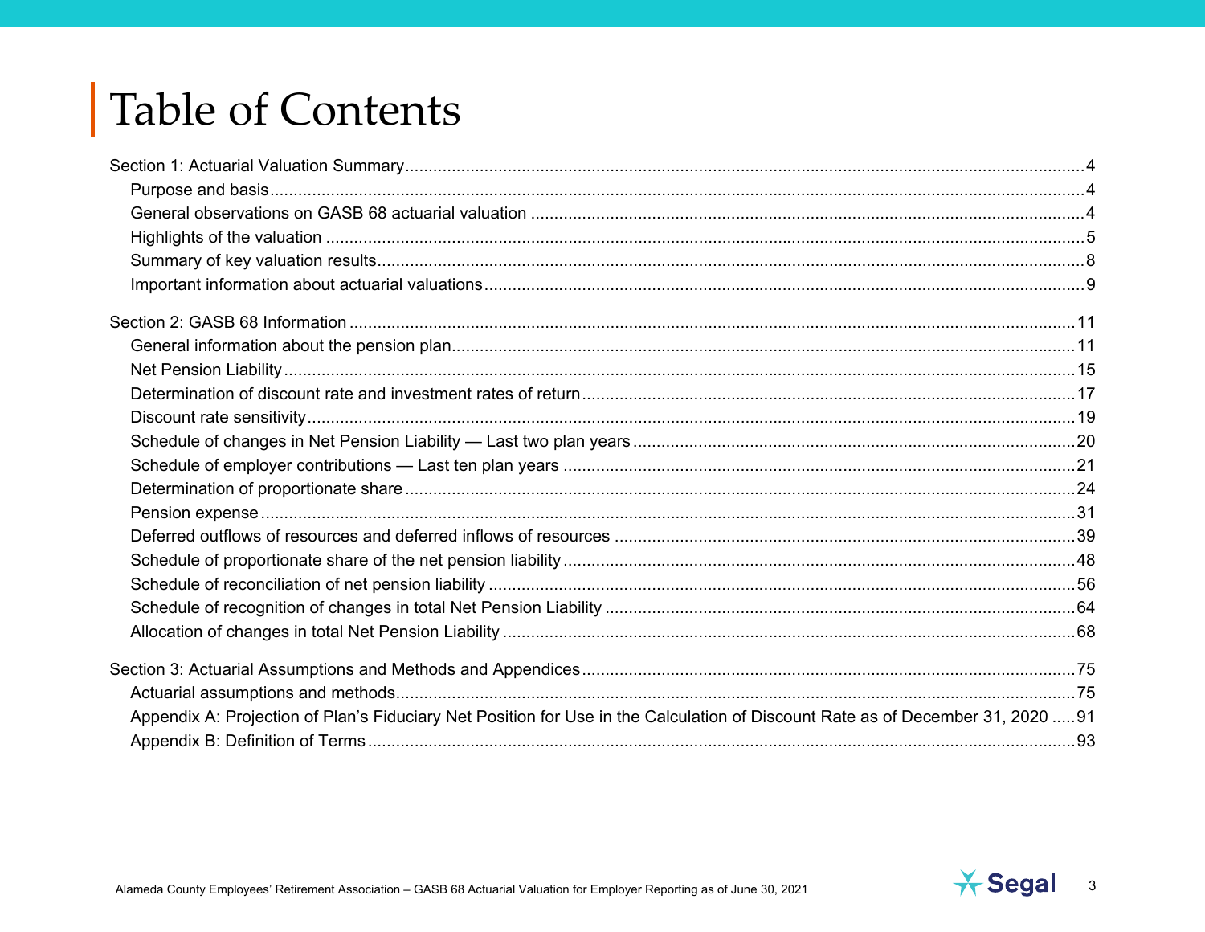# Table of Contents

Section 1: Actuarial Valuation Summary ..... 4

- Purpose and basis ..... 4
- General observations on GASB 68 actuarial valuation ..... 4
- Highlights of the valuation ..... 5
- Summary of key valuation results ..... 8
- Important information about actuarial valuations ..... 9

Section 2: GASB 68 Information ..... 11

- General information about the pension plan ..... 11
- Net Pension Liability ..... 15
- Determination of discount rate and investment rates of return ..... 17
- Discount rate sensitivity ..... 19
- Schedule of changes in Net Pension Liability — Last two plan years ..... 20
- Schedule of employer contributions — Last ten plan years ..... 21
- Determination of proportionate share ..... 24
- Pension expense ..... 31
- Deferred outflows of resources and deferred inflows of resources ..... 39
- Schedule of proportionate share of the net pension liability ..... 48
- Schedule of reconciliation of net pension liability ..... 56
- Schedule of recognition of changes in total Net Pension Liability ..... 64
- Allocation of changes in total Net Pension Liability ..... 68

Section 3: Actuarial Assumptions and Methods and Appendices ..... 75

- Actuarial assumptions and methods ..... 75
- Appendix A: Projection of Plan's Fiduciary Net Position for Use in the Calculation of Discount Rate as of December 31, 2020 ..... 91
- Appendix B: Definition of Terms ..... 93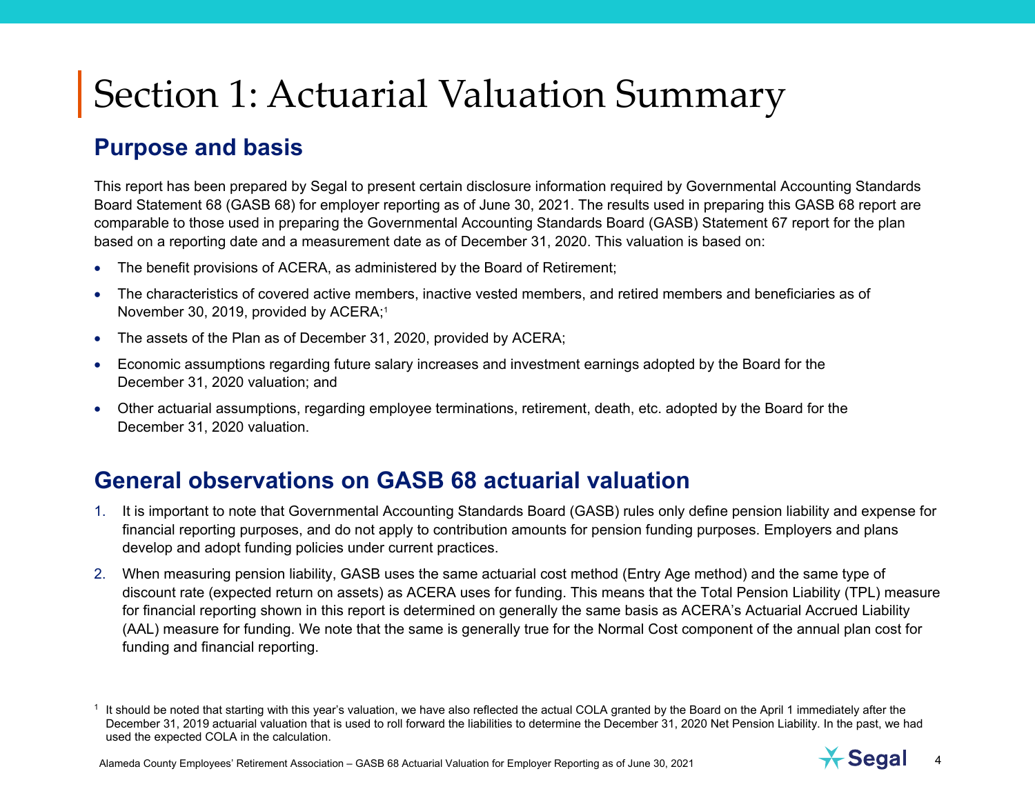# Section 1: Actuarial Valuation Summary

## Purpose and basis

This report has been prepared by Segal to present certain disclosure information required by Governmental Accounting Standards Board Statement 68 (GASB 68) for employer reporting as of June 30, 2021. The results used in preparing this GASB 68 report are comparable to those used in preparing the Governmental Accounting Standards Board (GASB) Statement 67 report for the plan based on a reporting date and a measurement date as of December 31, 2020. This valuation is based on:

- The benefit provisions of ACERA, as administered by the Board of Retirement;
- The characteristics of covered active members, inactive vested members, and retired members and beneficiaries as of November 30, 2019, provided by ACERA;[1]
- The assets of the Plan as of December 31, 2020, provided by ACERA;
- Economic assumptions regarding future salary increases and investment earnings adopted by the Board for the December 31, 2020 valuation; and
- Other actuarial assumptions, regarding employee terminations, retirement, death, etc. adopted by the Board for the December 31, 2020 valuation.

## General observations on GASB 68 actuarial valuation

1. It is important to note that Governmental Accounting Standards Board (GASB) rules only define pension liability and expense for financial reporting purposes, and do not apply to contribution amounts for pension funding purposes. Employers and plans develop and adopt funding policies under current practices.
2. When measuring pension liability, GASB uses the same actuarial cost method (Entry Age method) and the same type of discount rate (expected return on assets) as ACERA uses for funding. This means that the Total Pension Liability (TPL) measure for financial reporting shown in this report is determined on generally the same basis as ACERA's Actuarial Accrued Liability (AAL) measure for funding. We note that the same is generally true for the Normal Cost component of the annual plan cost for funding and financial reporting.

[1] It should be noted that starting with this year's valuation, we have also reflected the actual COLA granted by the Board on the April 1 immediately after the December 31, 2019 actuarial valuation that is used to roll forward the liabilities to determine the December 31, 2020 Net Pension Liability. In the past, we had used the expected COLA in the calculation.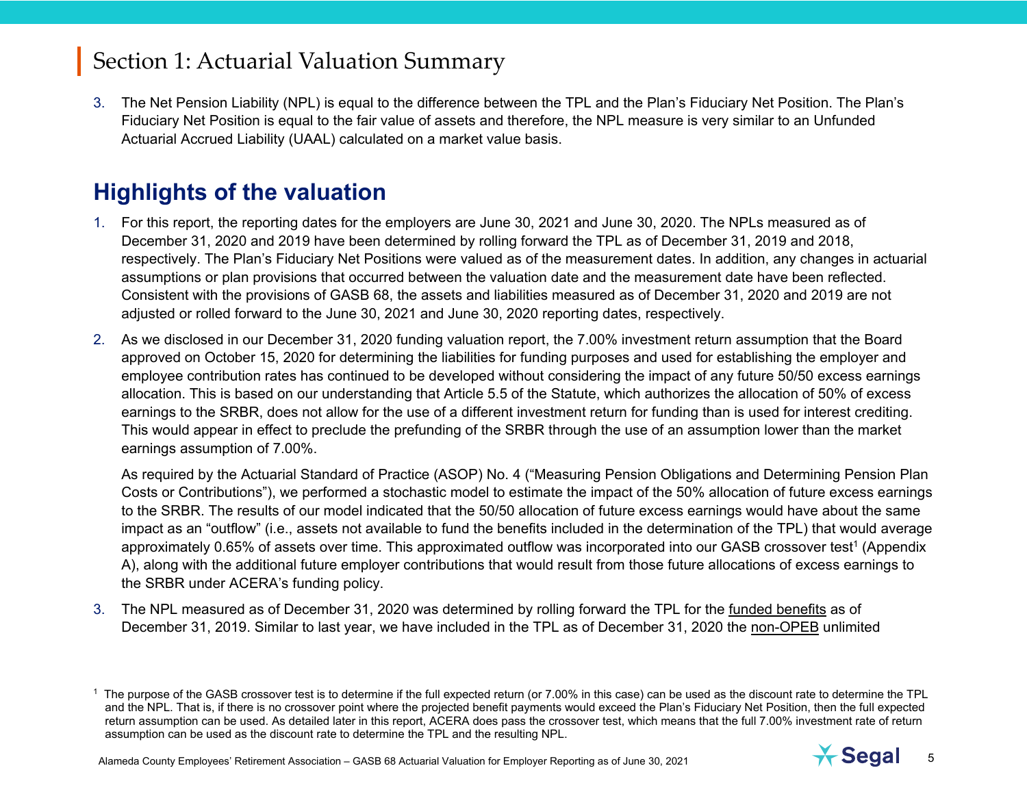# Section 1: Actuarial Valuation Summary

3. The Net Pension Liability (NPL) is equal to the difference between the TPL and the Plan's Fiduciary Net Position. The Plan's Fiduciary Net Position is equal to the fair value of assets and therefore, the NPL measure is very similar to an Unfunded Actuarial Accrued Liability (UAAL) calculated on a market value basis.

## Highlights of the valuation

1. For this report, the reporting dates for the employers are June 30, 2021 and June 30, 2020. The NPLs measured as of December 31, 2020 and 2019 have been determined by rolling forward the TPL as of December 31, 2019 and 2018, respectively. The Plan's Fiduciary Net Positions were valued as of the measurement dates. In addition, any changes in actuarial assumptions or plan provisions that occurred between the valuation date and the measurement date have been reflected. Consistent with the provisions of GASB 68, the assets and liabilities measured as of December 31, 2020 and 2019 are not adjusted or rolled forward to the June 30, 2021 and June 30, 2020 reporting dates, respectively.

2. As we disclosed in our December 31, 2020 funding valuation report, the 7.00% investment return assumption that the Board approved on October 15, 2020 for determining the liabilities for funding purposes and used for establishing the employer and employee contribution rates has continued to be developed without considering the impact of any future 50/50 excess earnings allocation. This is based on our understanding that Article 5.5 of the Statute, which authorizes the allocation of 50% of excess earnings to the SRBR, does not allow for the use of a different investment return for funding than is used for interest crediting. This would appear in effect to preclude the prefunding of the SRBR through the use of an assumption lower than the market earnings assumption of 7.00%.

   As required by the Actuarial Standard of Practice (ASOP) No. 4 ("Measuring Pension Obligations and Determining Pension Plan Costs or Contributions"), we performed a stochastic model to estimate the impact of the 50% allocation of future excess earnings to the SRBR. The results of our model indicated that the 50/50 allocation of future excess earnings would have about the same impact as an "outflow" (i.e., assets not available to fund the benefits included in the determination of the TPL) that would average approximately 0.65% of assets over time. This approximated outflow was incorporated into our GASB crossover test[1] (Appendix A), along with the additional future employer contributions that would result from those future allocations of excess earnings to the SRBR under ACERA's funding policy.

3. The NPL measured as of December 31, 2020 was determined by rolling forward the TPL for the <u>funded benefits</u> as of December 31, 2019. Similar to last year, we have included in the TPL as of December 31, 2020 the <u>non-OPEB</u> unlimited

[1] The purpose of the GASB crossover test is to determine if the full expected return (or 7.00% in this case) can be used as the discount rate to determine the TPL and the NPL. That is, if there is no crossover point where the projected benefit payments would exceed the Plan's Fiduciary Net Position, then the full expected return assumption can be used. As detailed later in this report, ACERA does pass the crossover test, which means that the full 7.00% investment rate of return assumption can be used as the discount rate to determine the TPL and the resulting NPL.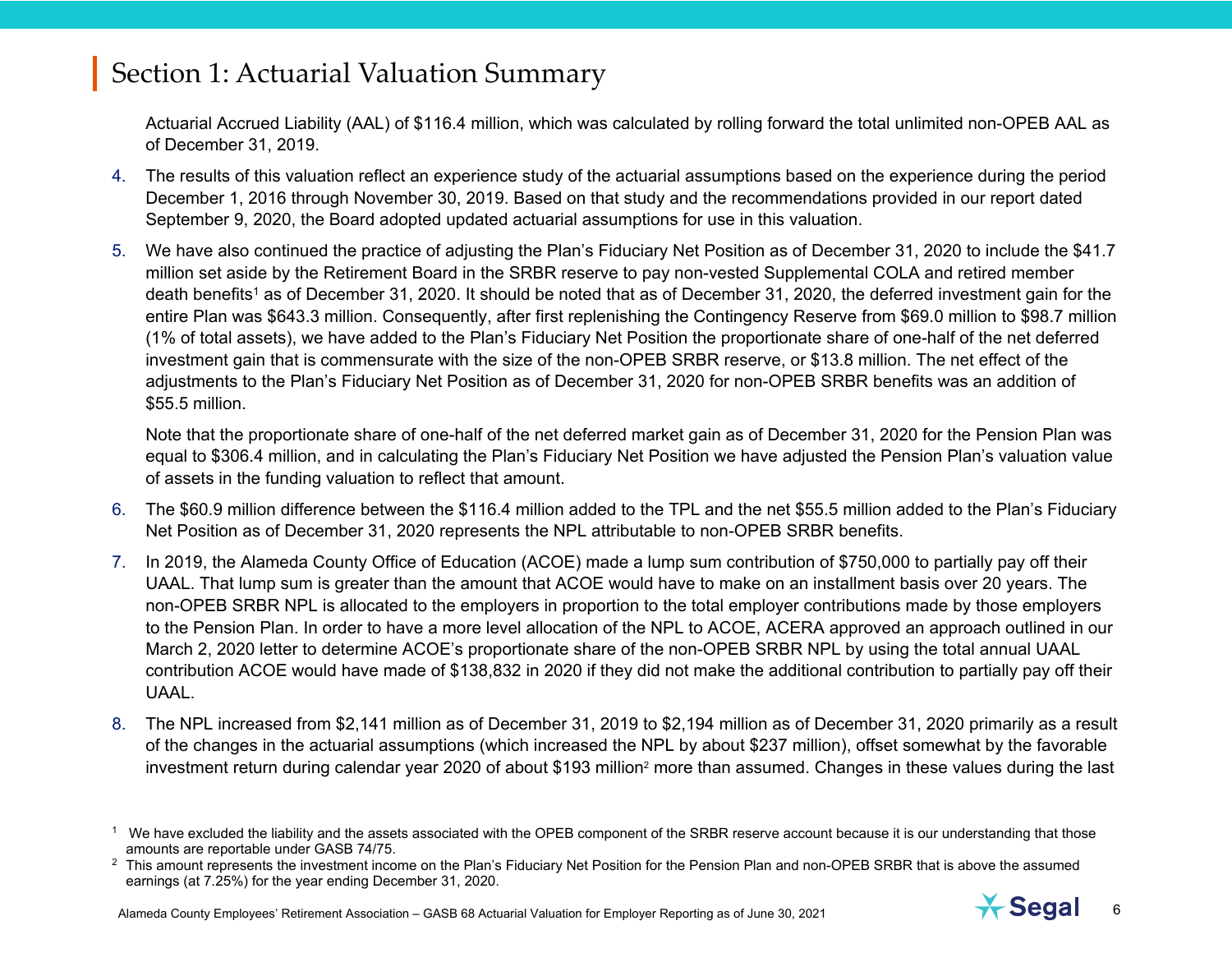# Section 1: Actuarial Valuation Summary

Actuarial Accrued Liability (AAL) of $116.4 million, which was calculated by rolling forward the total unlimited non-OPEB AAL as of December 31, 2019.

4. The results of this valuation reflect an experience study of the actuarial assumptions based on the experience during the period December 1, 2016 through November 30, 2019. Based on that study and the recommendations provided in our report dated September 9, 2020, the Board adopted updated actuarial assumptions for use in this valuation.

5. We have also continued the practice of adjusting the Plan's Fiduciary Net Position as of December 31, 2020 to include the $41.7 million set aside by the Retirement Board in the SRBR reserve to pay non-vested Supplemental COLA and retired member death benefits[1] as of December 31, 2020. It should be noted that as of December 31, 2020, the deferred investment gain for the entire Plan was $643.3 million. Consequently, after first replenishing the Contingency Reserve from $69.0 million to $98.7 million (1% of total assets), we have added to the Plan's Fiduciary Net Position the proportionate share of one-half of the net deferred investment gain that is commensurate with the size of the non-OPEB SRBR reserve, or $13.8 million. The net effect of the adjustments to the Plan's Fiduciary Net Position as of December 31, 2020 for non-OPEB SRBR benefits was an addition of $55.5 million.

   Note that the proportionate share of one-half of the net deferred market gain as of December 31, 2020 for the Pension Plan was equal to $306.4 million, and in calculating the Plan's Fiduciary Net Position we have adjusted the Pension Plan's valuation value of assets in the funding valuation to reflect that amount.

6. The $60.9 million difference between the $116.4 million added to the TPL and the net $55.5 million added to the Plan's Fiduciary Net Position as of December 31, 2020 represents the NPL attributable to non-OPEB SRBR benefits.

7. In 2019, the Alameda County Office of Education (ACOE) made a lump sum contribution of $750,000 to partially pay off their UAAL. That lump sum is greater than the amount that ACOE would have to make on an installment basis over 20 years. The non-OPEB SRBR NPL is allocated to the employers in proportion to the total employer contributions made by those employers to the Pension Plan. In order to have a more level allocation of the NPL to ACOE, ACERA approved an approach outlined in our March 2, 2020 letter to determine ACOE's proportionate share of the non-OPEB SRBR NPL by using the total annual UAAL contribution ACOE would have made of $138,832 in 2020 if they did not make the additional contribution to partially pay off their UAAL.

8. The NPL increased from $2,141 million as of December 31, 2019 to $2,194 million as of December 31, 2020 primarily as a result of the changes in the actuarial assumptions (which increased the NPL by about $237 million), offset somewhat by the favorable investment return during calendar year 2020 of about $193 million[2] more than assumed. Changes in these values during the last

---

[1] We have excluded the liability and the assets associated with the OPEB component of the SRBR reserve account because it is our understanding that those amounts are reportable under GASB 74/75.

[2] This amount represents the investment income on the Plan's Fiduciary Net Position for the Pension Plan and non-OPEB SRBR that is above the assumed earnings (at 7.25%) for the year ending December 31, 2020.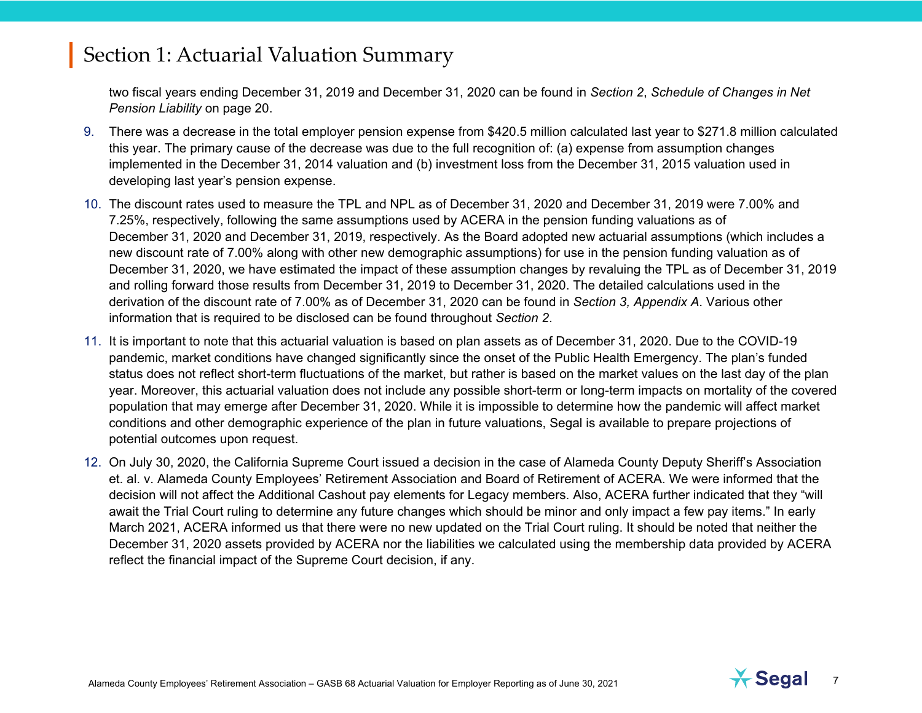# Section 1: Actuarial Valuation Summary

two fiscal years ending December 31, 2019 and December 31, 2020 can be found in *Section 2*, *Schedule of Changes in Net Pension Liability* on page 20.

9. There was a decrease in the total employer pension expense from $420.5 million calculated last year to $271.8 million calculated this year. The primary cause of the decrease was due to the full recognition of: (a) expense from assumption changes implemented in the December 31, 2014 valuation and (b) investment loss from the December 31, 2015 valuation used in developing last year's pension expense.

10. The discount rates used to measure the TPL and NPL as of December 31, 2020 and December 31, 2019 were 7.00% and 7.25%, respectively, following the same assumptions used by ACERA in the pension funding valuations as of December 31, 2020 and December 31, 2019, respectively. As the Board adopted new actuarial assumptions (which includes a new discount rate of 7.00% along with other new demographic assumptions) for use in the pension funding valuation as of December 31, 2020, we have estimated the impact of these assumption changes by revaluing the TPL as of December 31, 2019 and rolling forward those results from December 31, 2019 to December 31, 2020. The detailed calculations used in the derivation of the discount rate of 7.00% as of December 31, 2020 can be found in *Section 3, Appendix A*. Various other information that is required to be disclosed can be found throughout *Section 2*.

11. It is important to note that this actuarial valuation is based on plan assets as of December 31, 2020. Due to the COVID-19 pandemic, market conditions have changed significantly since the onset of the Public Health Emergency. The plan's funded status does not reflect short-term fluctuations of the market, but rather is based on the market values on the last day of the plan year. Moreover, this actuarial valuation does not include any possible short-term or long-term impacts on mortality of the covered population that may emerge after December 31, 2020. While it is impossible to determine how the pandemic will affect market conditions and other demographic experience of the plan in future valuations, Segal is available to prepare projections of potential outcomes upon request.

12. On July 30, 2020, the California Supreme Court issued a decision in the case of Alameda County Deputy Sheriff's Association et. al. v. Alameda County Employees' Retirement Association and Board of Retirement of ACERA. We were informed that the decision will not affect the Additional Cashout pay elements for Legacy members. Also, ACERA further indicated that they "will await the Trial Court ruling to determine any future changes which should be minor and only impact a few pay items." In early March 2021, ACERA informed us that there were no new updated on the Trial Court ruling. It should be noted that neither the December 31, 2020 assets provided by ACERA nor the liabilities we calculated using the membership data provided by ACERA reflect the financial impact of the Supreme Court decision, if any.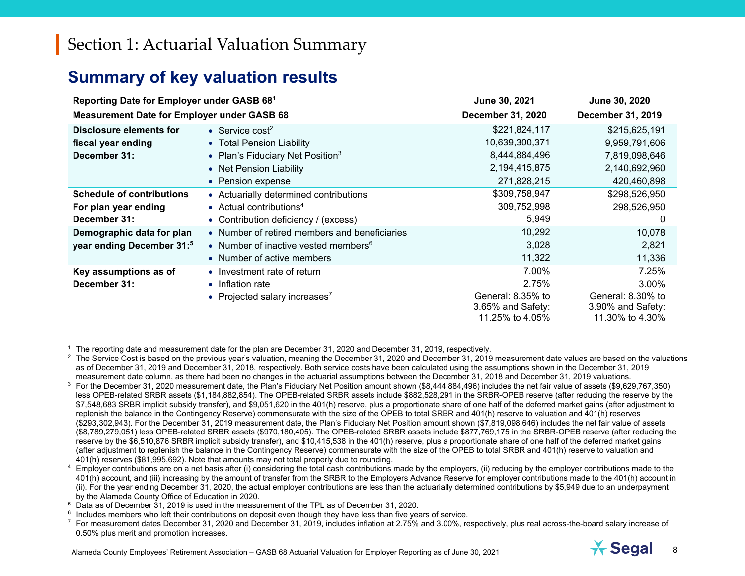# Section 1: Actuarial Valuation Summary

## Summary of key valuation results

| Reporting Date for Employer under GASB 68[1] | | June 30, 2021 | June 30, 2020 |
|---|---|---|---|
| **Measurement Date for Employer under GASB 68** | | **December 31, 2020** | **December 31, 2019** |
| **Disclosure elements for fiscal year ending December 31:** | • Service cost[2] | $221,824,117 | $215,625,191 |
| | • Total Pension Liability | 10,639,300,371 | 9,959,791,606 |
| | • Plan's Fiduciary Net Position[3] | 8,444,884,496 | 7,819,098,646 |
| | • Net Pension Liability | 2,194,415,875 | 2,140,692,960 |
| | • Pension expense | 271,828,215 | 420,460,898 |
| **Schedule of contributions For plan year ending December 31:** | • Actuarially determined contributions | $309,758,947 | $298,526,950 |
| | • Actual contributions[4] | 309,752,998 | 298,526,950 |
| | • Contribution deficiency / (excess) | 5,949 | 0 |
| **Demographic data for plan year ending December 31:[5]** | • Number of retired members and beneficiaries | 10,292 | 10,078 |
| | • Number of inactive vested members[6] | 3,028 | 2,821 |
| | • Number of active members | 11,322 | 11,336 |
| **Key assumptions as of December 31:** | • Investment rate of return | 7.00% | 7.25% |
| | • Inflation rate | 2.75% | 3.00% |
| | • Projected salary increases[7] | General: 8.35% to 3.65% and Safety: 11.25% to 4.05% | General: 8.30% to 3.90% and Safety: 11.30% to 4.30% |

[1] The reporting date and measurement date for the plan are December 31, 2020 and December 31, 2019, respectively.

[2] The Service Cost is based on the previous year's valuation, meaning the December 31, 2020 and December 31, 2019 measurement date values are based on the valuations as of December 31, 2019 and December 31, 2018, respectively. Both service costs have been calculated using the assumptions shown in the December 31, 2019 measurement date column, as there had been no changes in the actuarial assumptions between the December 31, 2018 and December 31, 2019 valuations.

[3] For the December 31, 2020 measurement date, the Plan's Fiduciary Net Position amount shown ($8,444,884,496) includes the net fair value of assets ($9,629,767,350) less OPEB-related SRBR assets ($1,184,882,854). The OPEB-related SRBR assets include $882,528,291 in the SRBR-OPEB reserve (after reducing the reserve by the $7,548,683 SRBR implicit subsidy transfer), and $9,051,620 in the 401(h) reserve, plus a proportionate share of one half of the deferred market gains (after adjustment to replenish the balance in the Contingency Reserve) commensurate with the size of the OPEB to total SRBR and 401(h) reserve to valuation and 401(h) reserves ($293,302,943). For the December 31, 2019 measurement date, the Plan's Fiduciary Net Position amount shown ($7,819,098,646) includes the net fair value of assets ($8,789,279,051) less OPEB-related SRBR assets ($970,180,405). The OPEB-related SRBR assets include $877,769,175 in the SRBR-OPEB reserve (after reducing the reserve by the $6,510,876 SRBR implicit subsidy transfer), and $10,415,538 in the 401(h) reserve, plus a proportionate share of one half of the deferred market gains (after adjustment to replenish the balance in the Contingency Reserve) commensurate with the size of the OPEB to total SRBR and 401(h) reserve to valuation and 401(h) reserves ($81,995,692). Note that amounts may not total properly due to rounding.

[4] Employer contributions are on a net basis after (i) considering the total cash contributions made by the employers, (ii) reducing by the employer contributions made to the 401(h) account, and (iii) increasing by the amount of transfer from the SRBR to the Employers Advance Reserve for employer contributions made to the 401(h) account in (ii). For the year ending December 31, 2020, the actual employer contributions are less than the actuarially determined contributions by $5,949 due to an underpayment by the Alameda County Office of Education in 2020.

[5] Data as of December 31, 2019 is used in the measurement of the TPL as of December 31, 2020.

[6] Includes members who left their contributions on deposit even though they have less than five years of service.

[7] For measurement dates December 31, 2020 and December 31, 2019, includes inflation at 2.75% and 3.00%, respectively, plus real across-the-board salary increase of 0.50% plus merit and promotion increases.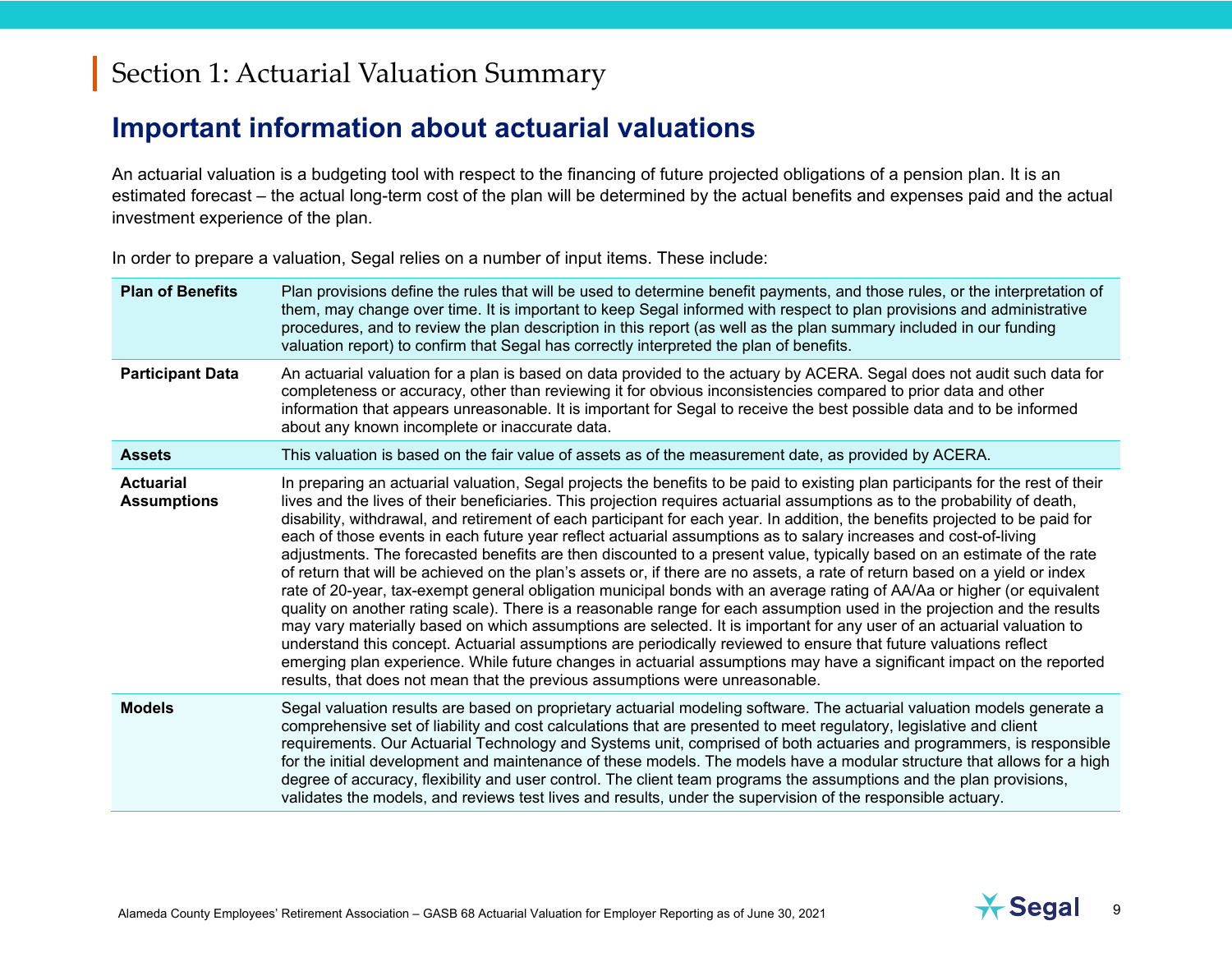# Section 1: Actuarial Valuation Summary

## Important information about actuarial valuations

An actuarial valuation is a budgeting tool with respect to the financing of future projected obligations of a pension plan. It is an estimated forecast – the actual long-term cost of the plan will be determined by the actual benefits and expenses paid and the actual investment experience of the plan.

In order to prepare a valuation, Segal relies on a number of input items. These include:

| | |
|---|---|
| **Plan of Benefits** | Plan provisions define the rules that will be used to determine benefit payments, and those rules, or the interpretation of them, may change over time. It is important to keep Segal informed with respect to plan provisions and administrative procedures, and to review the plan description in this report (as well as the plan summary included in our funding valuation report) to confirm that Segal has correctly interpreted the plan of benefits. |
| **Participant Data** | An actuarial valuation for a plan is based on data provided to the actuary by ACERA. Segal does not audit such data for completeness or accuracy, other than reviewing it for obvious inconsistencies compared to prior data and other information that appears unreasonable. It is important for Segal to receive the best possible data and to be informed about any known incomplete or inaccurate data. |
| **Assets** | This valuation is based on the fair value of assets as of the measurement date, as provided by ACERA. |
| **Actuarial Assumptions** | In preparing an actuarial valuation, Segal projects the benefits to be paid to existing plan participants for the rest of their lives and the lives of their beneficiaries. This projection requires actuarial assumptions as to the probability of death, disability, withdrawal, and retirement of each participant for each year. In addition, the benefits projected to be paid for each of those events in each future year reflect actuarial assumptions as to salary increases and cost-of-living adjustments. The forecasted benefits are then discounted to a present value, typically based on an estimate of the rate of return that will be achieved on the plan's assets or, if there are no assets, a rate of return based on a yield or index rate of 20-year, tax-exempt general obligation municipal bonds with an average rating of AA/Aa or higher (or equivalent quality on another rating scale). There is a reasonable range for each assumption used in the projection and the results may vary materially based on which assumptions are selected. It is important for any user of an actuarial valuation to understand this concept. Actuarial assumptions are periodically reviewed to ensure that future valuations reflect emerging plan experience. While future changes in actuarial assumptions may have a significant impact on the reported results, that does not mean that the previous assumptions were unreasonable. |
| **Models** | Segal valuation results are based on proprietary actuarial modeling software. The actuarial valuation models generate a comprehensive set of liability and cost calculations that are presented to meet regulatory, legislative and client requirements. Our Actuarial Technology and Systems unit, comprised of both actuaries and programmers, is responsible for the initial development and maintenance of these models. The models have a modular structure that allows for a high degree of accuracy, flexibility and user control. The client team programs the assumptions and the plan provisions, validates the models, and reviews test lives and results, under the supervision of the responsible actuary. |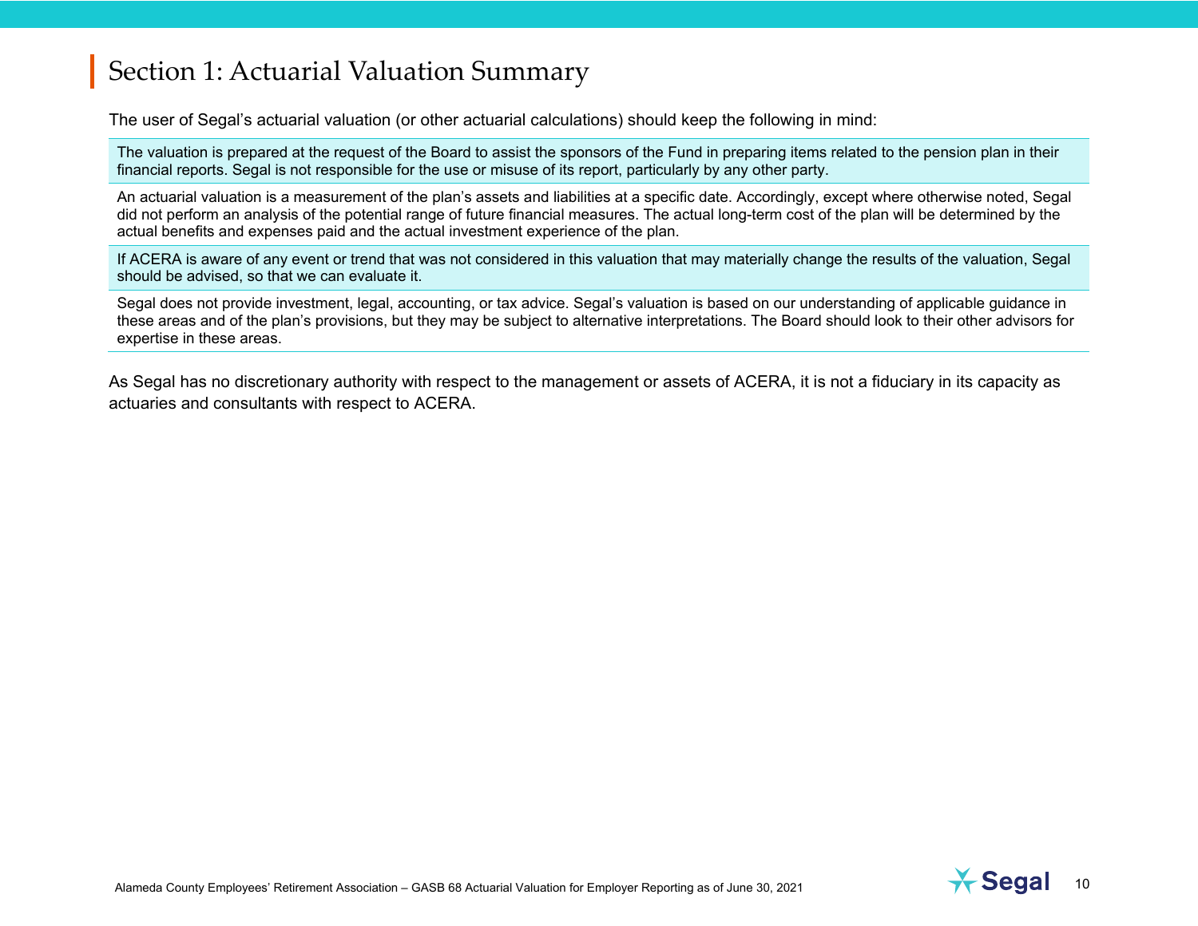# Section 1: Actuarial Valuation Summary

The user of Segal's actuarial valuation (or other actuarial calculations) should keep the following in mind:

- The valuation is prepared at the request of the Board to assist the sponsors of the Fund in preparing items related to the pension plan in their financial reports. Segal is not responsible for the use or misuse of its report, particularly by any other party.
- An actuarial valuation is a measurement of the plan's assets and liabilities at a specific date. Accordingly, except where otherwise noted, Segal did not perform an analysis of the potential range of future financial measures. The actual long-term cost of the plan will be determined by the actual benefits and expenses paid and the actual investment experience of the plan.
- If ACERA is aware of any event or trend that was not considered in this valuation that may materially change the results of the valuation, Segal should be advised, so that we can evaluate it.
- Segal does not provide investment, legal, accounting, or tax advice. Segal's valuation is based on our understanding of applicable guidance in these areas and of the plan's provisions, but they may be subject to alternative interpretations. The Board should look to their other advisors for expertise in these areas.

As Segal has no discretionary authority with respect to the management or assets of ACERA, it is not a fiduciary in its capacity as actuaries and consultants with respect to ACERA.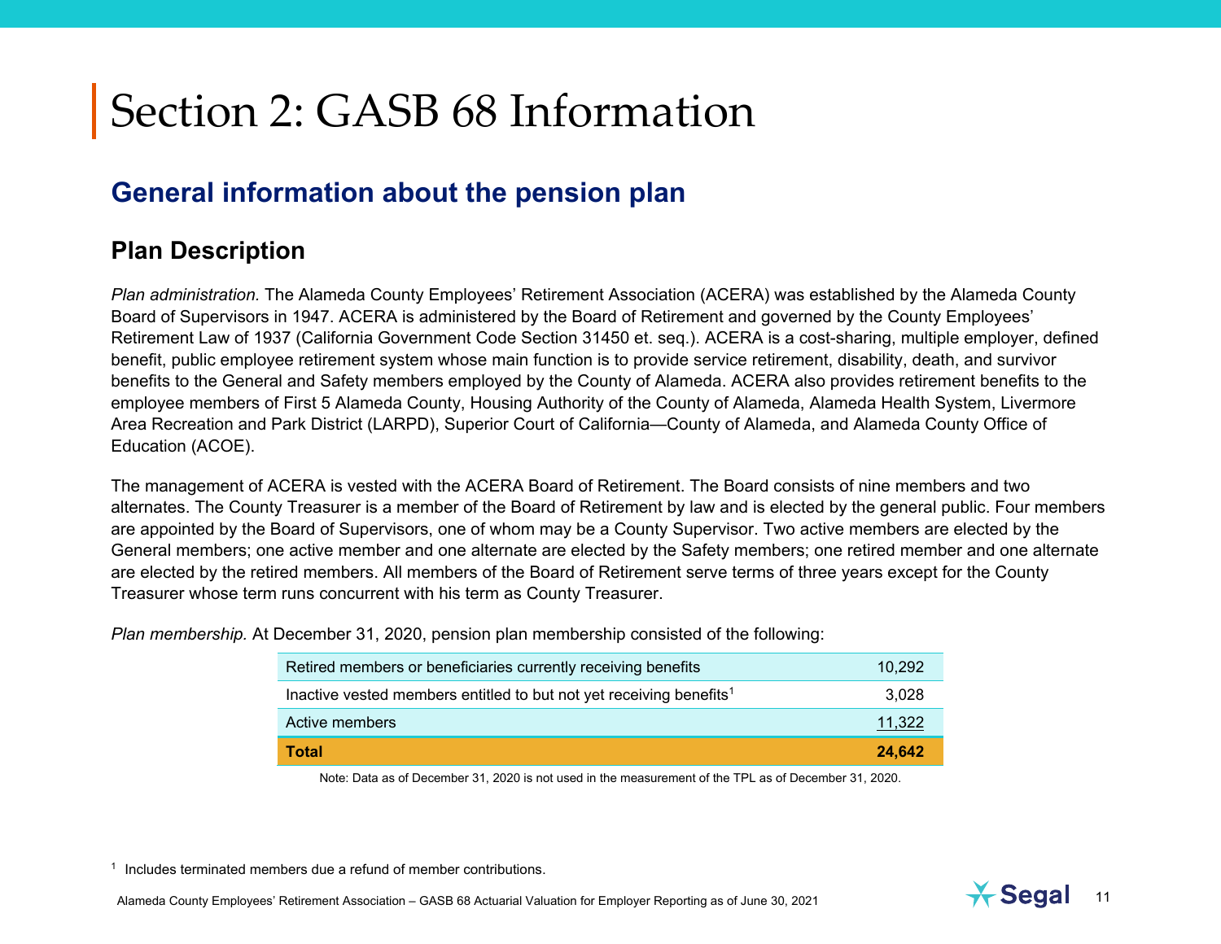# Section 2: GASB 68 Information

## General information about the pension plan

### Plan Description

*Plan administration.* The Alameda County Employees' Retirement Association (ACERA) was established by the Alameda County Board of Supervisors in 1947. ACERA is administered by the Board of Retirement and governed by the County Employees' Retirement Law of 1937 (California Government Code Section 31450 et. seq.). ACERA is a cost-sharing, multiple employer, defined benefit, public employee retirement system whose main function is to provide service retirement, disability, death, and survivor benefits to the General and Safety members employed by the County of Alameda. ACERA also provides retirement benefits to the employee members of First 5 Alameda County, Housing Authority of the County of Alameda, Alameda Health System, Livermore Area Recreation and Park District (LARPD), Superior Court of California—County of Alameda, and Alameda County Office of Education (ACOE).

The management of ACERA is vested with the ACERA Board of Retirement. The Board consists of nine members and two alternates. The County Treasurer is a member of the Board of Retirement by law and is elected by the general public. Four members are appointed by the Board of Supervisors, one of whom may be a County Supervisor. Two active members are elected by the General members; one active member and one alternate are elected by the Safety members; one retired member and one alternate are elected by the retired members. All members of the Board of Retirement serve terms of three years except for the County Treasurer whose term runs concurrent with his term as County Treasurer.

*Plan membership.* At December 31, 2020, pension plan membership consisted of the following:

| | |
|---|---|
| Retired members or beneficiaries currently receiving benefits | 10,292 |
| Inactive vested members entitled to but not yet receiving benefits[1] | 3,028 |
| Active members | 11,322 |
| **Total** | **24,642** |

Note: Data as of December 31, 2020 is not used in the measurement of the TPL as of December 31, 2020.

[1] Includes terminated members due a refund of member contributions.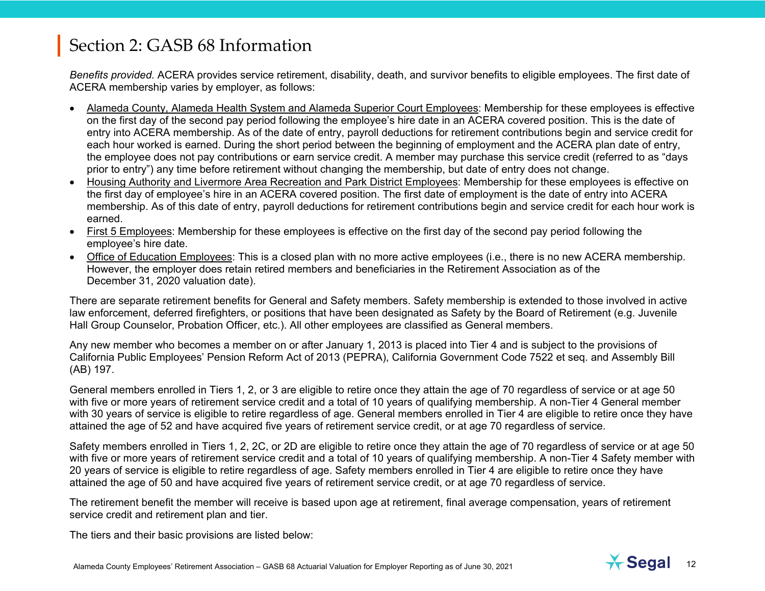# Section 2: GASB 68 Information

*Benefits provided.* ACERA provides service retirement, disability, death, and survivor benefits to eligible employees. The first date of ACERA membership varies by employer, as follows:

- Alameda County, Alameda Health System and Alameda Superior Court Employees: Membership for these employees is effective on the first day of the second pay period following the employee's hire date in an ACERA covered position. This is the date of entry into ACERA membership. As of the date of entry, payroll deductions for retirement contributions begin and service credit for each hour worked is earned. During the short period between the beginning of employment and the ACERA plan date of entry, the employee does not pay contributions or earn service credit. A member may purchase this service credit (referred to as "days prior to entry") any time before retirement without changing the membership, but date of entry does not change.
- Housing Authority and Livermore Area Recreation and Park District Employees: Membership for these employees is effective on the first day of employee's hire in an ACERA covered position. The first date of employment is the date of entry into ACERA membership. As of this date of entry, payroll deductions for retirement contributions begin and service credit for each hour work is earned.
- First 5 Employees: Membership for these employees is effective on the first day of the second pay period following the employee's hire date.
- Office of Education Employees: This is a closed plan with no more active employees (i.e., there is no new ACERA membership. However, the employer does retain retired members and beneficiaries in the Retirement Association as of the December 31, 2020 valuation date).

There are separate retirement benefits for General and Safety members. Safety membership is extended to those involved in active law enforcement, deferred firefighters, or positions that have been designated as Safety by the Board of Retirement (e.g. Juvenile Hall Group Counselor, Probation Officer, etc.). All other employees are classified as General members.

Any new member who becomes a member on or after January 1, 2013 is placed into Tier 4 and is subject to the provisions of California Public Employees' Pension Reform Act of 2013 (PEPRA), California Government Code 7522 et seq. and Assembly Bill (AB) 197.

General members enrolled in Tiers 1, 2, or 3 are eligible to retire once they attain the age of 70 regardless of service or at age 50 with five or more years of retirement service credit and a total of 10 years of qualifying membership. A non-Tier 4 General member with 30 years of service is eligible to retire regardless of age. General members enrolled in Tier 4 are eligible to retire once they have attained the age of 52 and have acquired five years of retirement service credit, or at age 70 regardless of service.

Safety members enrolled in Tiers 1, 2, 2C, or 2D are eligible to retire once they attain the age of 70 regardless of service or at age 50 with five or more years of retirement service credit and a total of 10 years of qualifying membership. A non-Tier 4 Safety member with 20 years of service is eligible to retire regardless of age. Safety members enrolled in Tier 4 are eligible to retire once they have attained the age of 50 and have acquired five years of retirement service credit, or at age 70 regardless of service.

The retirement benefit the member will receive is based upon age at retirement, final average compensation, years of retirement service credit and retirement plan and tier.

The tiers and their basic provisions are listed below: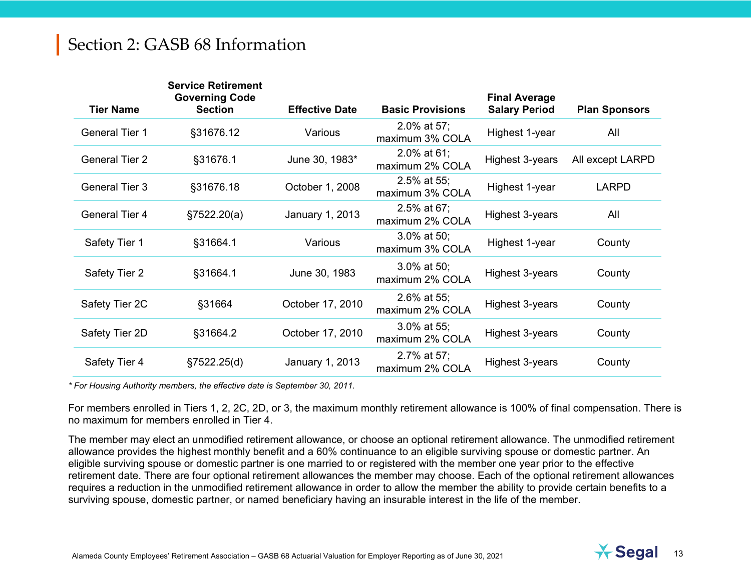## Section 2: GASB 68 Information

| Tier Name | Service Retirement Governing Code Section | Effective Date | Basic Provisions | Final Average Salary Period | Plan Sponsors |
|---|---|---|---|---|---|
| General Tier 1 | §31676.12 | Various | 2.0% at 57; maximum 3% COLA | Highest 1-year | All |
| General Tier 2 | §31676.1 | June 30, 1983* | 2.0% at 61; maximum 2% COLA | Highest 3-years | All except LARPD |
| General Tier 3 | §31676.18 | October 1, 2008 | 2.5% at 55; maximum 3% COLA | Highest 1-year | LARPD |
| General Tier 4 | §7522.20(a) | January 1, 2013 | 2.5% at 67; maximum 2% COLA | Highest 3-years | All |
| Safety Tier 1 | §31664.1 | Various | 3.0% at 50; maximum 3% COLA | Highest 1-year | County |
| Safety Tier 2 | §31664.1 | June 30, 1983 | 3.0% at 50; maximum 2% COLA | Highest 3-years | County |
| Safety Tier 2C | §31664 | October 17, 2010 | 2.6% at 55; maximum 2% COLA | Highest 3-years | County |
| Safety Tier 2D | §31664.2 | October 17, 2010 | 3.0% at 55; maximum 2% COLA | Highest 3-years | County |
| Safety Tier 4 | §7522.25(d) | January 1, 2013 | 2.7% at 57; maximum 2% COLA | Highest 3-years | County |

*\* For Housing Authority members, the effective date is September 30, 2011.*

For members enrolled in Tiers 1, 2, 2C, 2D, or 3, the maximum monthly retirement allowance is 100% of final compensation. There is no maximum for members enrolled in Tier 4.

The member may elect an unmodified retirement allowance, or choose an optional retirement allowance. The unmodified retirement allowance provides the highest monthly benefit and a 60% continuance to an eligible surviving spouse or domestic partner. An eligible surviving spouse or domestic partner is one married to or registered with the member one year prior to the effective retirement date. There are four optional retirement allowances the member may choose. Each of the optional retirement allowances requires a reduction in the unmodified retirement allowance in order to allow the member the ability to provide certain benefits to a surviving spouse, domestic partner, or named beneficiary having an insurable interest in the life of the member.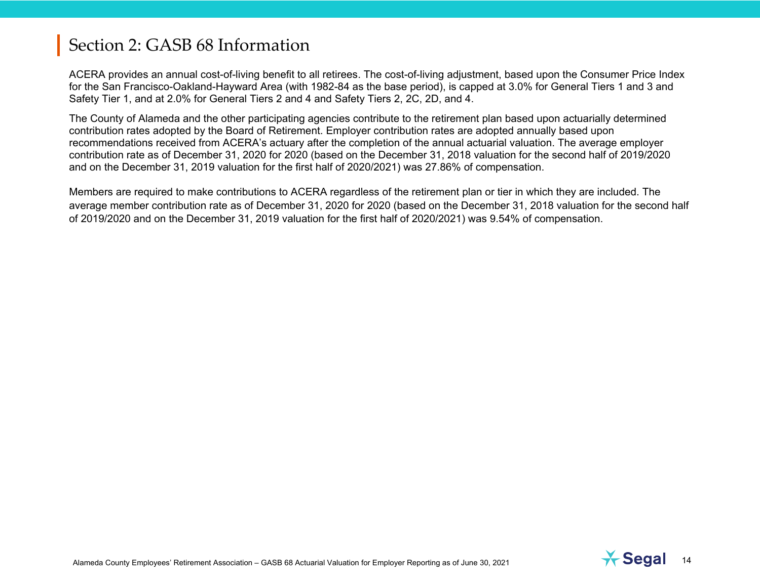# Section 2: GASB 68 Information

ACERA provides an annual cost-of-living benefit to all retirees. The cost-of-living adjustment, based upon the Consumer Price Index for the San Francisco-Oakland-Hayward Area (with 1982-84 as the base period), is capped at 3.0% for General Tiers 1 and 3 and Safety Tier 1, and at 2.0% for General Tiers 2 and 4 and Safety Tiers 2, 2C, 2D, and 4.

The County of Alameda and the other participating agencies contribute to the retirement plan based upon actuarially determined contribution rates adopted by the Board of Retirement. Employer contribution rates are adopted annually based upon recommendations received from ACERA's actuary after the completion of the annual actuarial valuation. The average employer contribution rate as of December 31, 2020 for 2020 (based on the December 31, 2018 valuation for the second half of 2019/2020 and on the December 31, 2019 valuation for the first half of 2020/2021) was 27.86% of compensation.

Members are required to make contributions to ACERA regardless of the retirement plan or tier in which they are included. The average member contribution rate as of December 31, 2020 for 2020 (based on the December 31, 2018 valuation for the second half of 2019/2020 and on the December 31, 2019 valuation for the first half of 2020/2021) was 9.54% of compensation.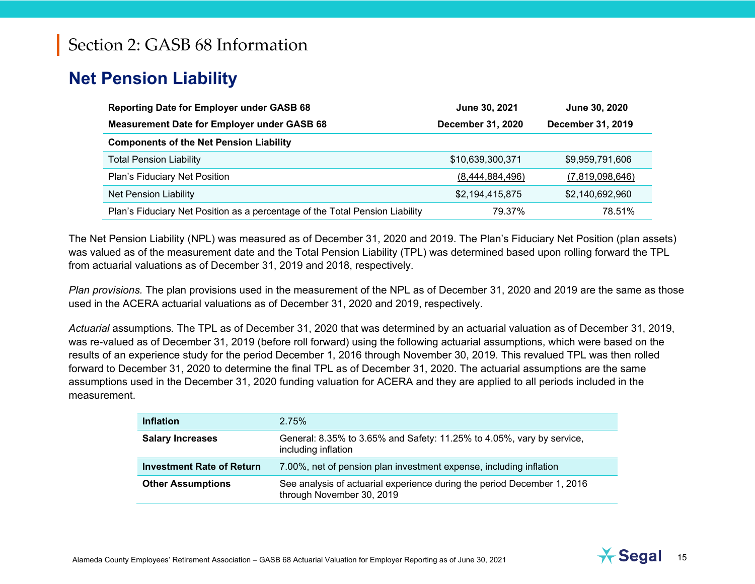# Section 2: GASB 68 Information

## Net Pension Liability

| Reporting Date for Employer under GASB 68 | June 30, 2021 | June 30, 2020 |
|---|---|---|
| **Measurement Date for Employer under GASB 68** | **December 31, 2020** | **December 31, 2019** |
| **Components of the Net Pension Liability** | | |
| Total Pension Liability | $10,639,300,371 | $9,959,791,606 |
| Plan's Fiduciary Net Position | (8,444,884,496) | (7,819,098,646) |
| Net Pension Liability | $2,194,415,875 | $2,140,692,960 |
| Plan's Fiduciary Net Position as a percentage of the Total Pension Liability | 79.37% | 78.51% |

The Net Pension Liability (NPL) was measured as of December 31, 2020 and 2019. The Plan's Fiduciary Net Position (plan assets) was valued as of the measurement date and the Total Pension Liability (TPL) was determined based upon rolling forward the TPL from actuarial valuations as of December 31, 2019 and 2018, respectively.

*Plan provisions.* The plan provisions used in the measurement of the NPL as of December 31, 2020 and 2019 are the same as those used in the ACERA actuarial valuations as of December 31, 2020 and 2019, respectively.

*Actuarial* assumptions. The TPL as of December 31, 2020 that was determined by an actuarial valuation as of December 31, 2019, was re-valued as of December 31, 2019 (before roll forward) using the following actuarial assumptions, which were based on the results of an experience study for the period December 1, 2016 through November 30, 2019. This revalued TPL was then rolled forward to December 31, 2020 to determine the final TPL as of December 31, 2020. The actuarial assumptions are the same assumptions used in the December 31, 2020 funding valuation for ACERA and they are applied to all periods included in the measurement.

| | |
|---|---|
| **Inflation** | 2.75% |
| **Salary Increases** | General: 8.35% to 3.65% and Safety: 11.25% to 4.05%, vary by service, including inflation |
| **Investment Rate of Return** | 7.00%, net of pension plan investment expense, including inflation |
| **Other Assumptions** | See analysis of actuarial experience during the period December 1, 2016 through November 30, 2019 |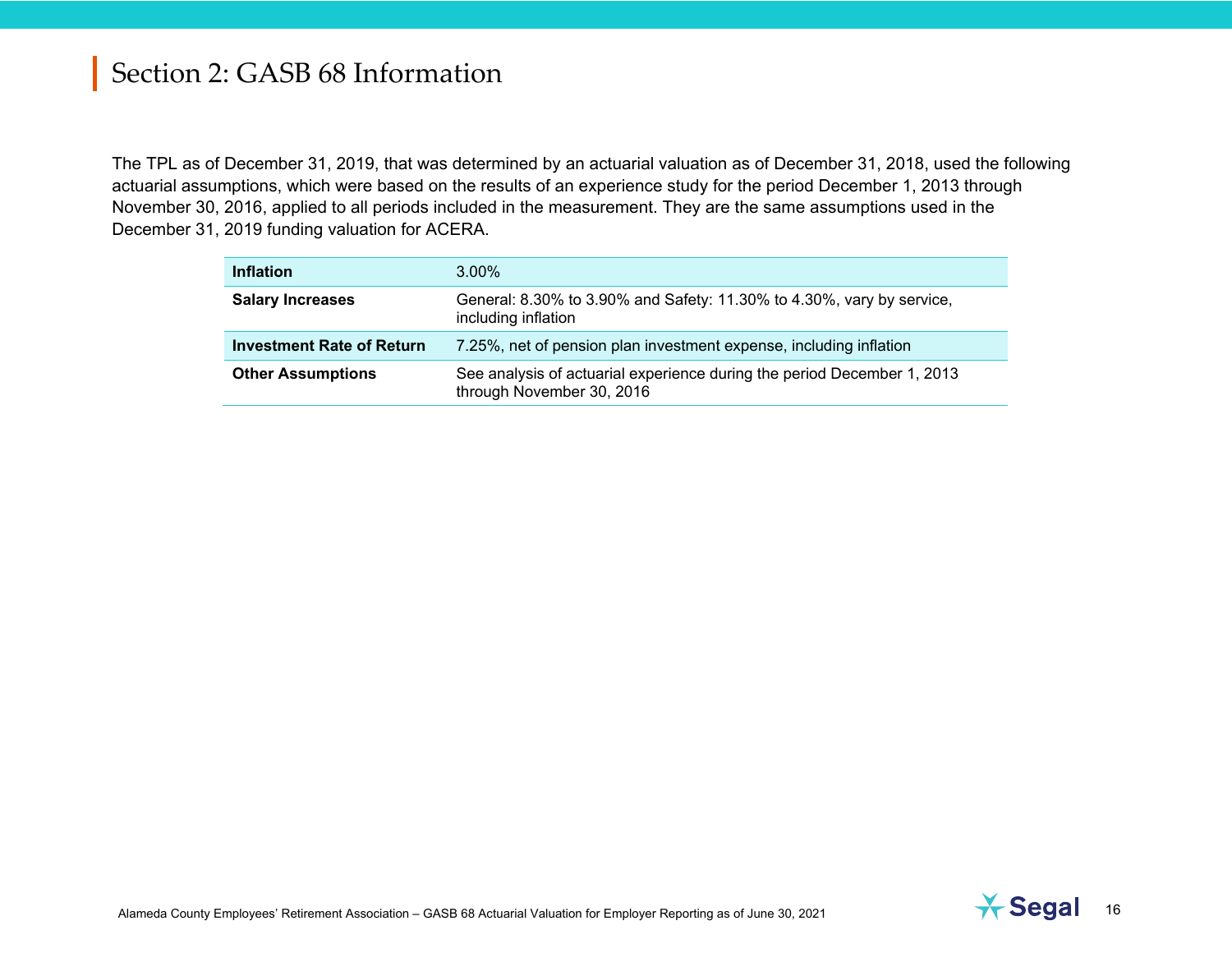# Section 2: GASB 68 Information

The TPL as of December 31, 2019, that was determined by an actuarial valuation as of December 31, 2018, used the following actuarial assumptions, which were based on the results of an experience study for the period December 1, 2013 through November 30, 2016, applied to all periods included in the measurement. They are the same assumptions used in the December 31, 2019 funding valuation for ACERA.

| | |
|---|---|
| **Inflation** | 3.00% |
| **Salary Increases** | General: 8.30% to 3.90% and Safety: 11.30% to 4.30%, vary by service, including inflation |
| **Investment Rate of Return** | 7.25%, net of pension plan investment expense, including inflation |
| **Other Assumptions** | See analysis of actuarial experience during the period December 1, 2013 through November 30, 2016 |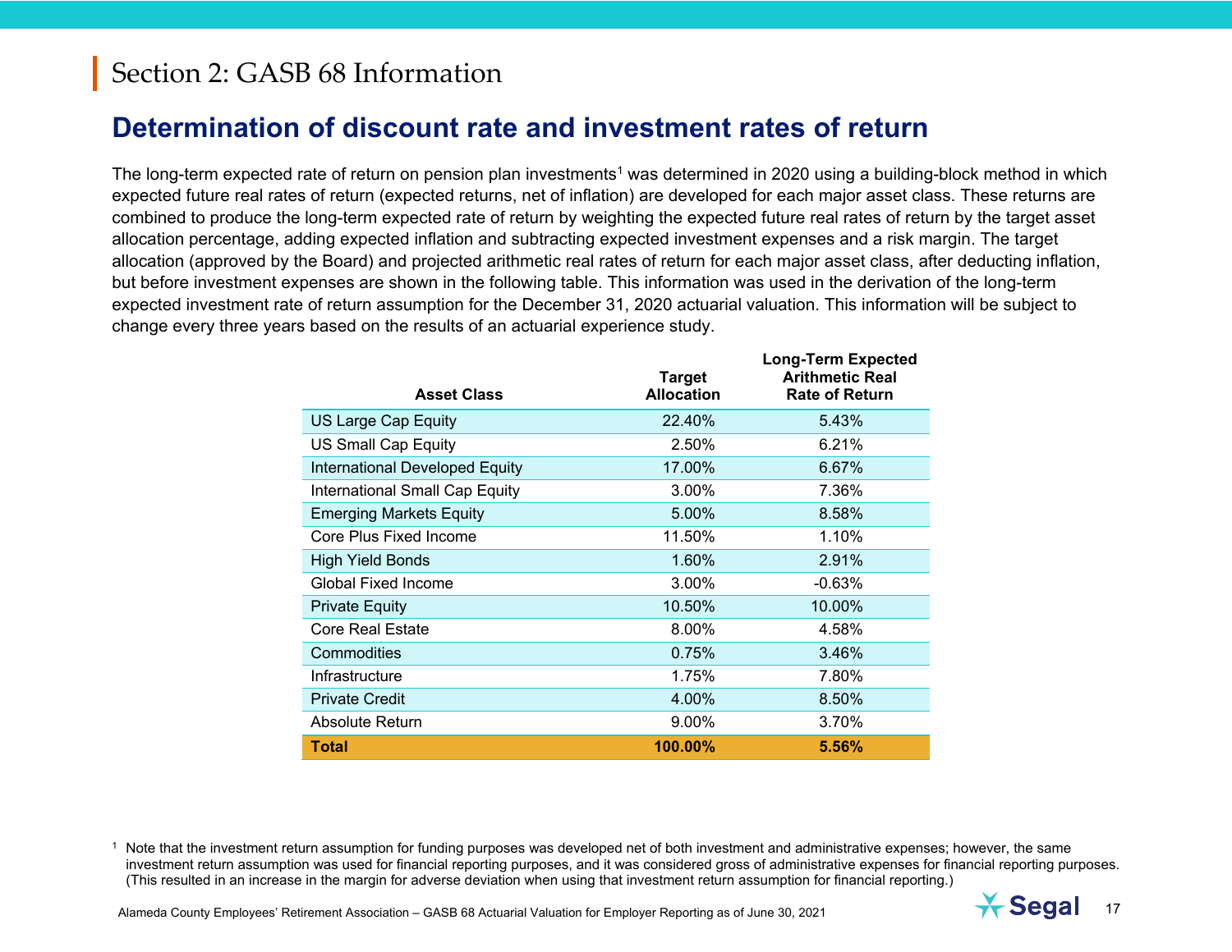# Section 2: GASB 68 Information

## Determination of discount rate and investment rates of return

The long-term expected rate of return on pension plan investments[1] was determined in 2020 using a building-block method in which expected future real rates of return (expected returns, net of inflation) are developed for each major asset class. These returns are combined to produce the long-term expected rate of return by weighting the expected future real rates of return by the target asset allocation percentage, adding expected inflation and subtracting expected investment expenses and a risk margin. The target allocation (approved by the Board) and projected arithmetic real rates of return for each major asset class, after deducting inflation, but before investment expenses are shown in the following table. This information was used in the derivation of the long-term expected investment rate of return assumption for the December 31, 2020 actuarial valuation. This information will be subject to change every three years based on the results of an actuarial experience study.

| Asset Class | Target Allocation | Long-Term Expected Arithmetic Real Rate of Return |
|---|---|---|
| US Large Cap Equity | 22.40% | 5.43% |
| US Small Cap Equity | 2.50% | 6.21% |
| International Developed Equity | 17.00% | 6.67% |
| International Small Cap Equity | 3.00% | 7.36% |
| Emerging Markets Equity | 5.00% | 8.58% |
| Core Plus Fixed Income | 11.50% | 1.10% |
| High Yield Bonds | 1.60% | 2.91% |
| Global Fixed Income | 3.00% | -0.63% |
| Private Equity | 10.50% | 10.00% |
| Core Real Estate | 8.00% | 4.58% |
| Commodities | 0.75% | 3.46% |
| Infrastructure | 1.75% | 7.80% |
| Private Credit | 4.00% | 8.50% |
| Absolute Return | 9.00% | 3.70% |
| **Total** | **100.00%** | **5.56%** |

[1] Note that the investment return assumption for funding purposes was developed net of both investment and administrative expenses; however, the same investment return assumption was used for financial reporting purposes, and it was considered gross of administrative expenses for financial reporting purposes. (This resulted in an increase in the margin for adverse deviation when using that investment return assumption for financial reporting.)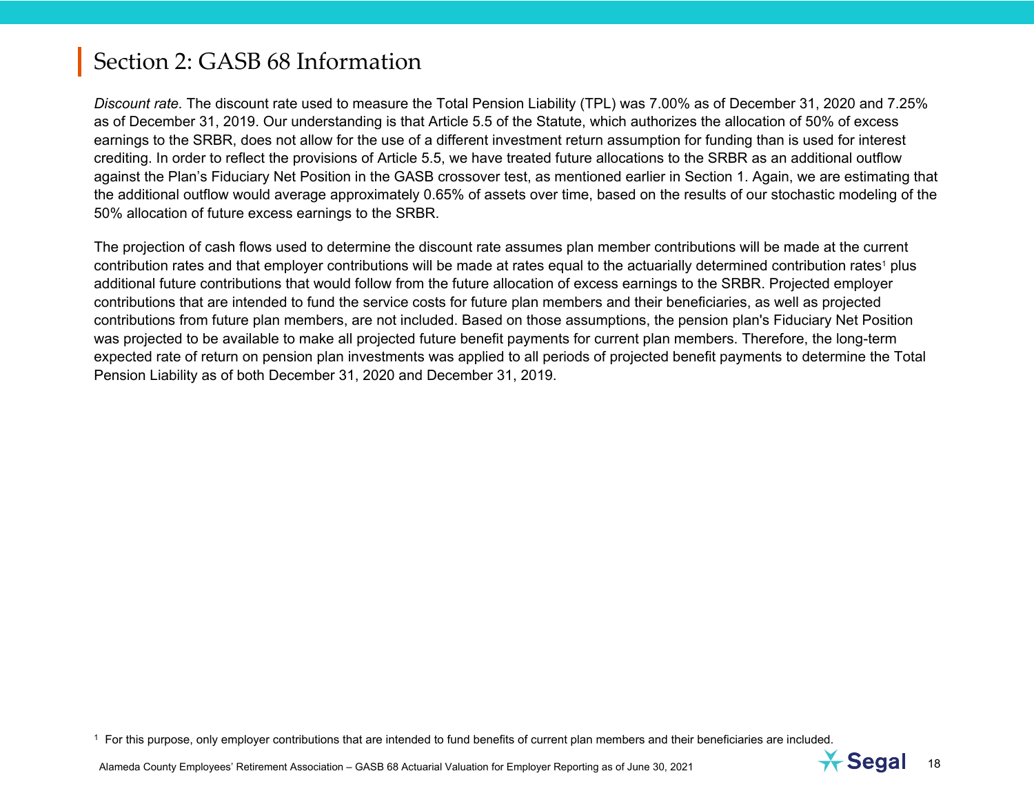# Section 2: GASB 68 Information

*Discount rate.* The discount rate used to measure the Total Pension Liability (TPL) was 7.00% as of December 31, 2020 and 7.25% as of December 31, 2019. Our understanding is that Article 5.5 of the Statute, which authorizes the allocation of 50% of excess earnings to the SRBR, does not allow for the use of a different investment return assumption for funding than is used for interest crediting. In order to reflect the provisions of Article 5.5, we have treated future allocations to the SRBR as an additional outflow against the Plan's Fiduciary Net Position in the GASB crossover test, as mentioned earlier in Section 1. Again, we are estimating that the additional outflow would average approximately 0.65% of assets over time, based on the results of our stochastic modeling of the 50% allocation of future excess earnings to the SRBR.

The projection of cash flows used to determine the discount rate assumes plan member contributions will be made at the current contribution rates and that employer contributions will be made at rates equal to the actuarially determined contribution rates[1] plus additional future contributions that would follow from the future allocation of excess earnings to the SRBR. Projected employer contributions that are intended to fund the service costs for future plan members and their beneficiaries, as well as projected contributions from future plan members, are not included. Based on those assumptions, the pension plan's Fiduciary Net Position was projected to be available to make all projected future benefit payments for current plan members. Therefore, the long-term expected rate of return on pension plan investments was applied to all periods of projected benefit payments to determine the Total Pension Liability as of both December 31, 2020 and December 31, 2019.

[1] For this purpose, only employer contributions that are intended to fund benefits of current plan members and their beneficiaries are included.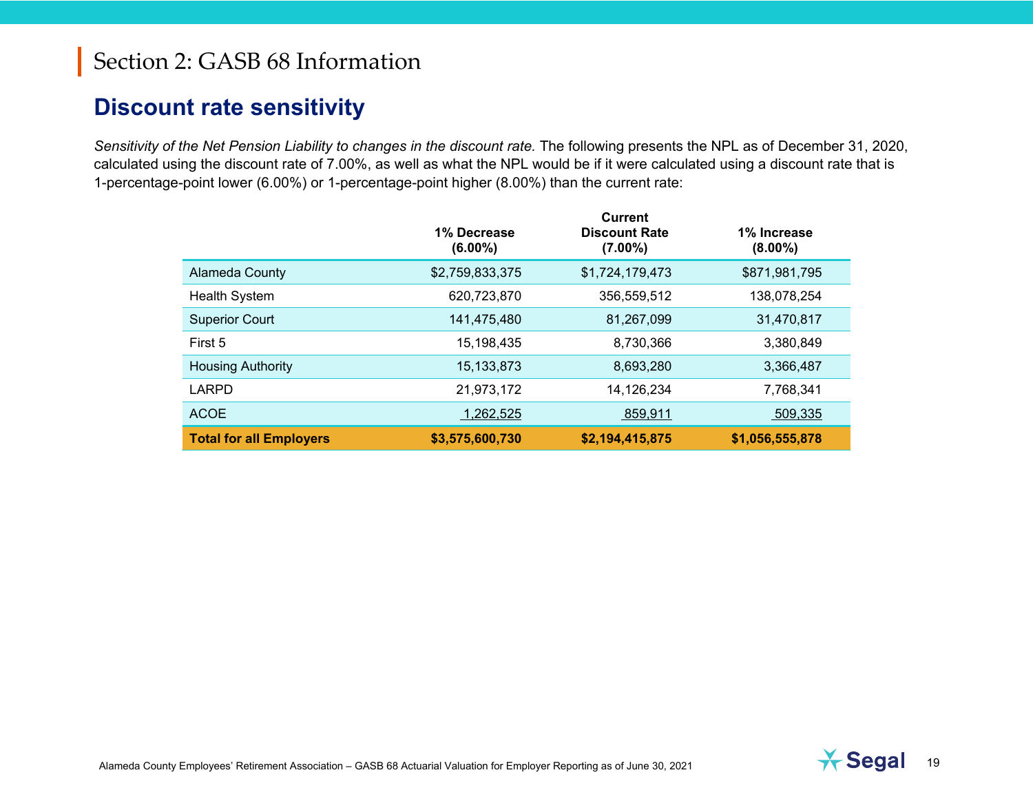# Section 2: GASB 68 Information

## Discount rate sensitivity

*Sensitivity of the Net Pension Liability to changes in the discount rate.* The following presents the NPL as of December 31, 2020, calculated using the discount rate of 7.00%, as well as what the NPL would be if it were calculated using a discount rate that is 1-percentage-point lower (6.00%) or 1-percentage-point higher (8.00%) than the current rate:

| | 1% Decrease (6.00%) | Current Discount Rate (7.00%) | 1% Increase (8.00%) |
|---|---|---|---|
| Alameda County | $2,759,833,375 | $1,724,179,473 | $871,981,795 |
| Health System | 620,723,870 | 356,559,512 | 138,078,254 |
| Superior Court | 141,475,480 | 81,267,099 | 31,470,817 |
| First 5 | 15,198,435 | 8,730,366 | 3,380,849 |
| Housing Authority | 15,133,873 | 8,693,280 | 3,366,487 |
| LARPD | 21,973,172 | 14,126,234 | 7,768,341 |
| ACOE | 1,262,525 | 859,911 | 509,335 |
| **Total for all Employers** | **$3,575,600,730** | **$2,194,415,875** | **$1,056,555,878** |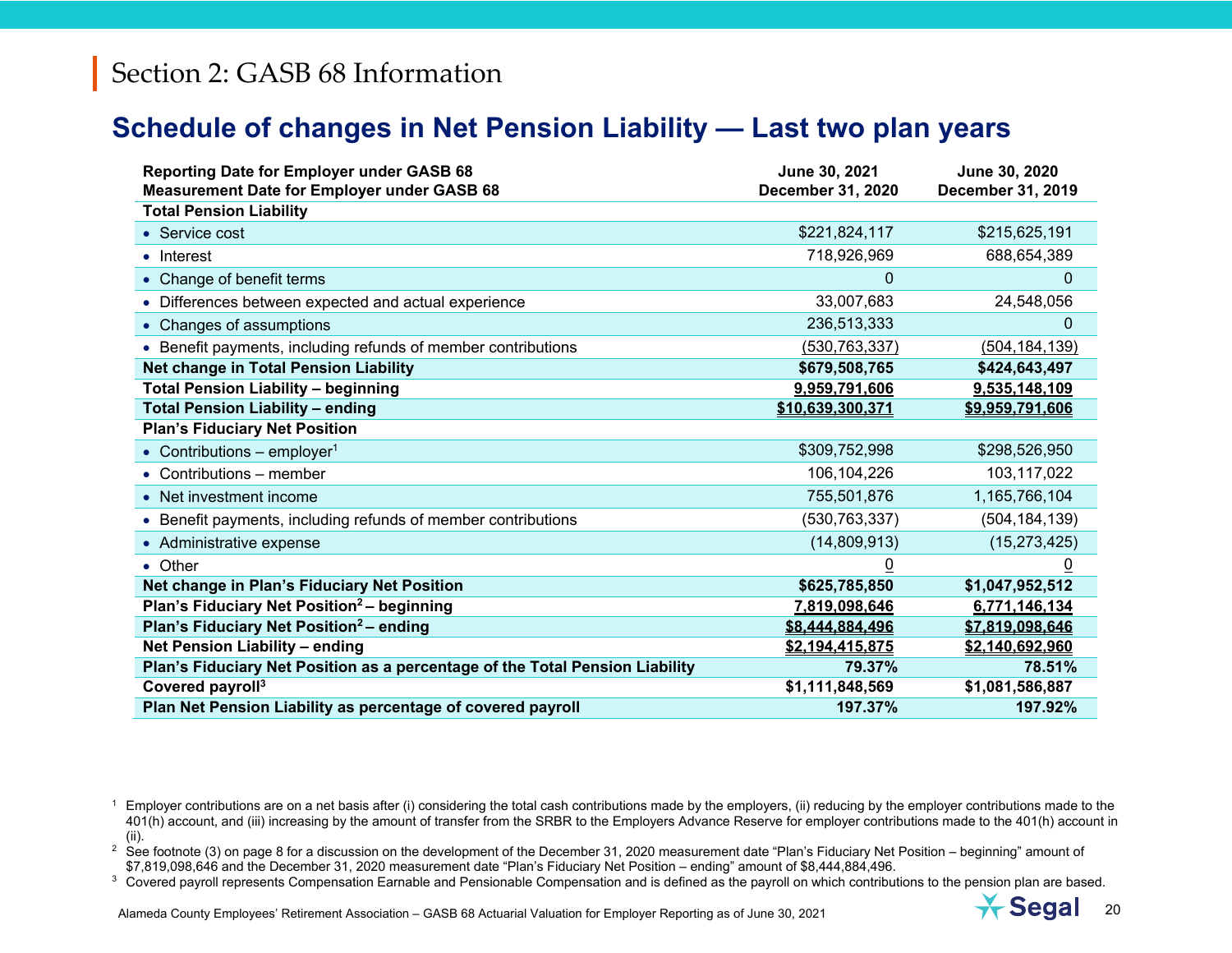# Section 2: GASB 68 Information

## Schedule of changes in Net Pension Liability — Last two plan years

| Reporting Date for Employer under GASB 68<br>Measurement Date for Employer under GASB 68 | June 30, 2021<br>December 31, 2020 | June 30, 2020<br>December 31, 2019 |
|---|---|---|
| **Total Pension Liability** | | |
| • Service cost | $221,824,117 | $215,625,191 |
| • Interest | 718,926,969 | 688,654,389 |
| • Change of benefit terms | 0 | 0 |
| • Differences between expected and actual experience | 33,007,683 | 24,548,056 |
| • Changes of assumptions | 236,513,333 | 0 |
| • Benefit payments, including refunds of member contributions | (530,763,337) | (504,184,139) |
| **Net change in Total Pension Liability** | **$679,508,765** | **$424,643,497** |
| **Total Pension Liability – beginning** | **9,959,791,606** | **9,535,148,109** |
| **Total Pension Liability – ending** | **$10,639,300,371** | **$9,959,791,606** |
| **Plan's Fiduciary Net Position** | | |
| • Contributions – employer[1] | $309,752,998 | $298,526,950 |
| • Contributions – member | 106,104,226 | 103,117,022 |
| • Net investment income | 755,501,876 | 1,165,766,104 |
| • Benefit payments, including refunds of member contributions | (530,763,337) | (504,184,139) |
| • Administrative expense | (14,809,913) | (15,273,425) |
| • Other | 0 | 0 |
| **Net change in Plan's Fiduciary Net Position** | **$625,785,850** | **$1,047,952,512** |
| **Plan's Fiduciary Net Position[2] – beginning** | **7,819,098,646** | **6,771,146,134** |
| **Plan's Fiduciary Net Position[2] – ending** | **$8,444,884,496** | **$7,819,098,646** |
| **Net Pension Liability – ending** | **$2,194,415,875** | **$2,140,692,960** |
| **Plan's Fiduciary Net Position as a percentage of the Total Pension Liability** | **79.37%** | **78.51%** |
| **Covered payroll[3]** | **$1,111,848,569** | **$1,081,586,887** |
| **Plan Net Pension Liability as percentage of covered payroll** | **197.37%** | **197.92%** |

[1] Employer contributions are on a net basis after (i) considering the total cash contributions made by the employers, (ii) reducing by the employer contributions made to the 401(h) account, and (iii) increasing by the amount of transfer from the SRBR to the Employers Advance Reserve for employer contributions made to the 401(h) account in (ii).

[2] See footnote (3) on page 8 for a discussion on the development of the December 31, 2020 measurement date "Plan's Fiduciary Net Position – beginning" amount of $7,819,098,646 and the December 31, 2020 measurement date "Plan's Fiduciary Net Position – ending" amount of $8,444,884,496.

[3] Covered payroll represents Compensation Earnable and Pensionable Compensation and is defined as the payroll on which contributions to the pension plan are based.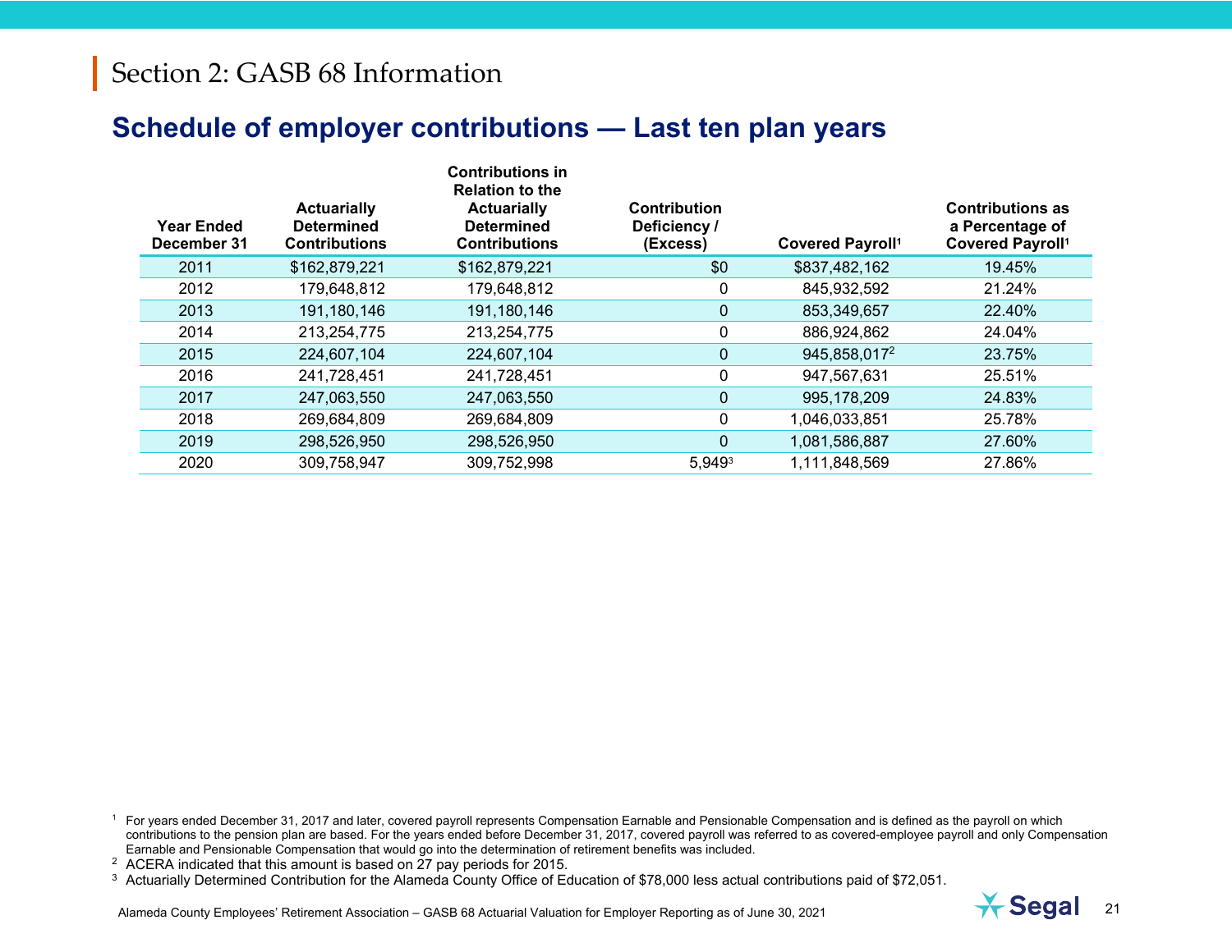# Section 2: GASB 68 Information

## Schedule of employer contributions — Last ten plan years

| Year Ended December 31 | Actuarially Determined Contributions | Contributions in Relation to the Actuarially Determined Contributions | Contribution Deficiency / (Excess) | Covered Payroll[1] | Contributions as a Percentage of Covered Payroll[1] |
|---|---|---|---|---|---|
| 2011 | $162,879,221 | $162,879,221 | $0 | $837,482,162 | 19.45% |
| 2012 | 179,648,812 | 179,648,812 | 0 | 845,932,592 | 21.24% |
| 2013 | 191,180,146 | 191,180,146 | 0 | 853,349,657 | 22.40% |
| 2014 | 213,254,775 | 213,254,775 | 0 | 886,924,862 | 24.04% |
| 2015 | 224,607,104 | 224,607,104 | 0 | 945,858,017[2] | 23.75% |
| 2016 | 241,728,451 | 241,728,451 | 0 | 947,567,631 | 25.51% |
| 2017 | 247,063,550 | 247,063,550 | 0 | 995,178,209 | 24.83% |
| 2018 | 269,684,809 | 269,684,809 | 0 | 1,046,033,851 | 25.78% |
| 2019 | 298,526,950 | 298,526,950 | 0 | 1,081,586,887 | 27.60% |
| 2020 | 309,758,947 | 309,752,998 | 5,949[3] | 1,111,848,569 | 27.86% |

[1] For years ended December 31, 2017 and later, covered payroll represents Compensation Earnable and Pensionable Compensation and is defined as the payroll on which contributions to the pension plan are based. For the years ended before December 31, 2017, covered payroll was referred to as covered-employee payroll and only Compensation Earnable and Pensionable Compensation that would go into the determination of retirement benefits was included.

[2] ACERA indicated that this amount is based on 27 pay periods for 2015.

[3] Actuarially Determined Contribution for the Alameda County Office of Education of $78,000 less actual contributions paid of $72,051.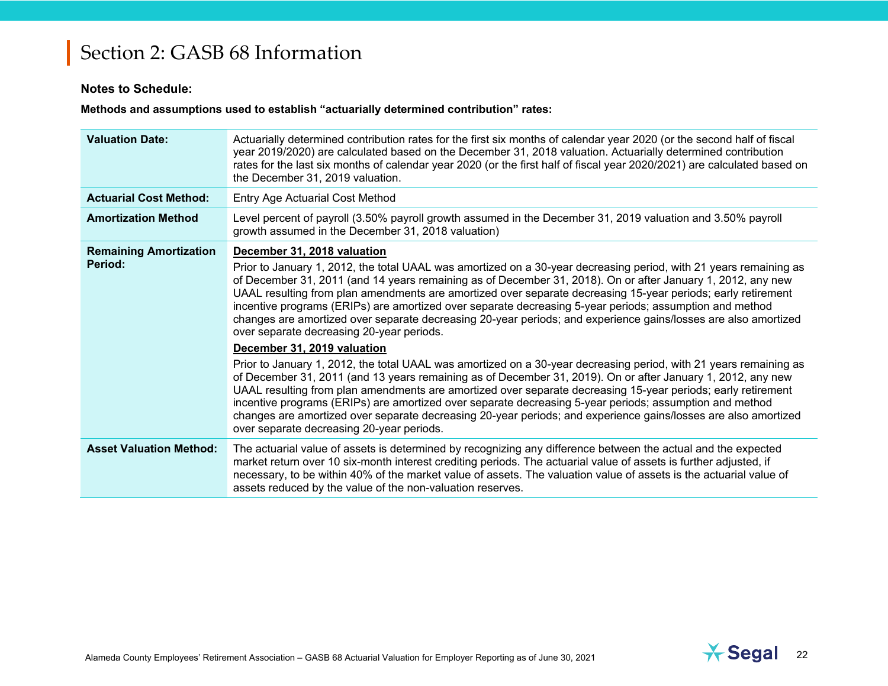# Section 2: GASB 68 Information

**Notes to Schedule:**

**Methods and assumptions used to establish "actuarially determined contribution" rates:**

| | |
|---|---|
| **Valuation Date:** | Actuarially determined contribution rates for the first six months of calendar year 2020 (or the second half of fiscal year 2019/2020) are calculated based on the December 31, 2018 valuation. Actuarially determined contribution rates for the last six months of calendar year 2020 (or the first half of fiscal year 2020/2021) are calculated based on the December 31, 2019 valuation. |
| **Actuarial Cost Method:** | Entry Age Actuarial Cost Method |
| **Amortization Method** | Level percent of payroll (3.50% payroll growth assumed in the December 31, 2019 valuation and 3.50% payroll growth assumed in the December 31, 2018 valuation) |
| **Remaining Amortization Period:** | **December 31, 2018 valuation**<br>Prior to January 1, 2012, the total UAAL was amortized on a 30-year decreasing period, with 21 years remaining as of December 31, 2011 (and 14 years remaining as of December 31, 2018). On or after January 1, 2012, any new UAAL resulting from plan amendments are amortized over separate decreasing 15-year periods; early retirement incentive programs (ERIPs) are amortized over separate decreasing 5-year periods; assumption and method changes are amortized over separate decreasing 20-year periods; and experience gains/losses are also amortized over separate decreasing 20-year periods.<br>**December 31, 2019 valuation**<br>Prior to January 1, 2012, the total UAAL was amortized on a 30-year decreasing period, with 21 years remaining as of December 31, 2011 (and 13 years remaining as of December 31, 2019). On or after January 1, 2012, any new UAAL resulting from plan amendments are amortized over separate decreasing 15-year periods; early retirement incentive programs (ERIPs) are amortized over separate decreasing 5-year periods; assumption and method changes are amortized over separate decreasing 20-year periods; and experience gains/losses are also amortized over separate decreasing 20-year periods. |
| **Asset Valuation Method:** | The actuarial value of assets is determined by recognizing any difference between the actual and the expected market return over 10 six-month interest crediting periods. The actuarial value of assets is further adjusted, if necessary, to be within 40% of the market value of assets. The valuation value of assets is the actuarial value of assets reduced by the value of the non-valuation reserves. |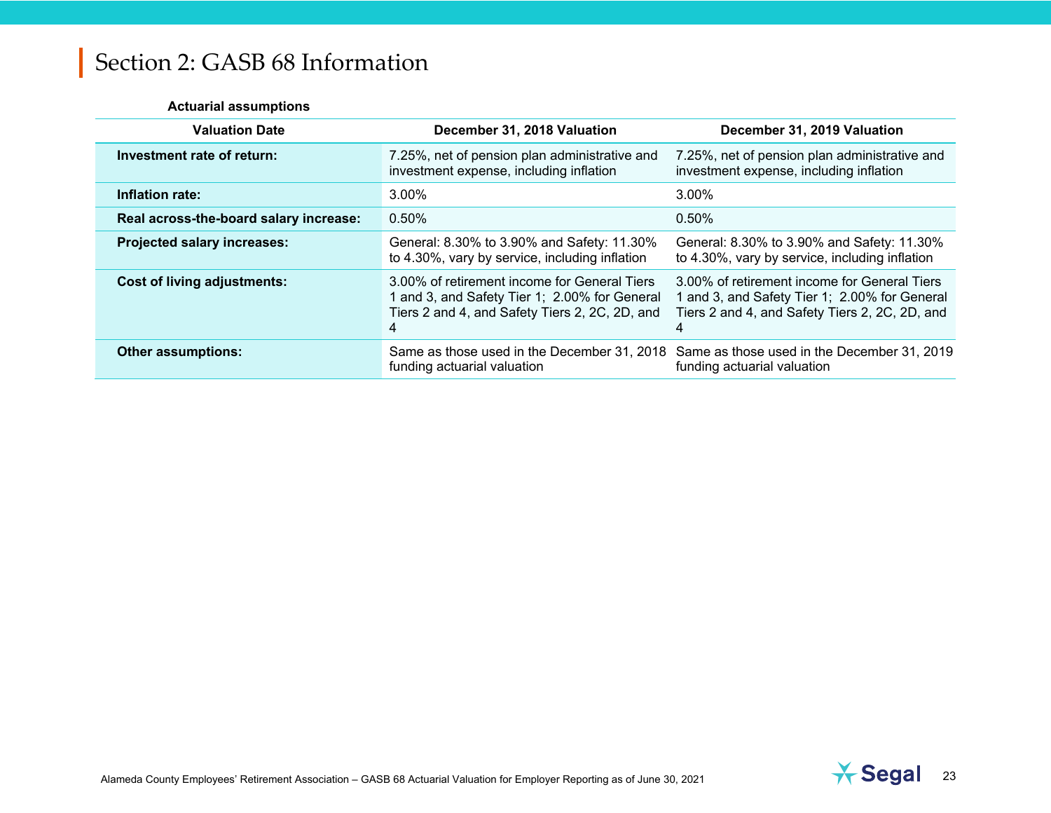# Section 2: GASB 68 Information

**Actuarial assumptions**

| Valuation Date | December 31, 2018 Valuation | December 31, 2019 Valuation |
|---|---|---|
| **Investment rate of return:** | 7.25%, net of pension plan administrative and investment expense, including inflation | 7.25%, net of pension plan administrative and investment expense, including inflation |
| **Inflation rate:** | 3.00% | 3.00% |
| **Real across-the-board salary increase:** | 0.50% | 0.50% |
| **Projected salary increases:** | General: 8.30% to 3.90% and Safety: 11.30% to 4.30%, vary by service, including inflation | General: 8.30% to 3.90% and Safety: 11.30% to 4.30%, vary by service, including inflation |
| **Cost of living adjustments:** | 3.00% of retirement income for General Tiers 1 and 3, and Safety Tier 1; 2.00% for General Tiers 2 and 4, and Safety Tiers 2, 2C, 2D, and 4 | 3.00% of retirement income for General Tiers 1 and 3, and Safety Tier 1; 2.00% for General Tiers 2 and 4, and Safety Tiers 2, 2C, 2D, and 4 |
| **Other assumptions:** | Same as those used in the December 31, 2018 funding actuarial valuation | Same as those used in the December 31, 2019 funding actuarial valuation |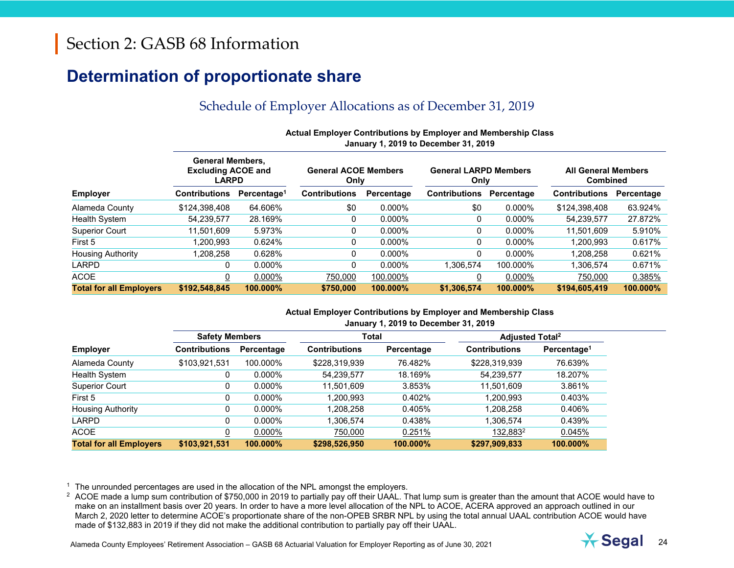# Section 2: GASB 68 Information

## Determination of proportionate share

### Schedule of Employer Allocations as of December 31, 2019

**Actual Employer Contributions by Employer and Membership Class**
**January 1, 2019 to December 31, 2019**

| Employer | General Members, Excluding ACOE and LARPD | | General ACOE Members Only | | General LARPD Members Only | | All General Members Combined | |
|---|---|---|---|---|---|---|---|---|
| | Contributions | Percentage[1] | Contributions | Percentage | Contributions | Percentage | Contributions | Percentage |
| Alameda County | $124,398,408 | 64.606% | $0 | 0.000% | $0 | 0.000% | $124,398,408 | 63.924% |
| Health System | 54,239,577 | 28.169% | 0 | 0.000% | 0 | 0.000% | 54,239,577 | 27.872% |
| Superior Court | 11,501,609 | 5.973% | 0 | 0.000% | 0 | 0.000% | 11,501,609 | 5.910% |
| First 5 | 1,200,993 | 0.624% | 0 | 0.000% | 0 | 0.000% | 1,200,993 | 0.617% |
| Housing Authority | 1,208,258 | 0.628% | 0 | 0.000% | 0 | 0.000% | 1,208,258 | 0.621% |
| LARPD | 0 | 0.000% | 0 | 0.000% | 1,306,574 | 100.000% | 1,306,574 | 0.671% |
| ACOE | 0 | 0.000% | 750,000 | 100.000% | 0 | 0.000% | 750,000 | 0.385% |
| **Total for all Employers** | **$192,548,845** | **100.000%** | **$750,000** | **100.000%** | **$1,306,574** | **100.000%** | **$194,605,419** | **100.000%** |

**Actual Employer Contributions by Employer and Membership Class**
**January 1, 2019 to December 31, 2019**

| Employer | Safety Members | | Total | | Adjusted Total[2] | |
|---|---|---|---|---|---|---|
| | Contributions | Percentage | Contributions | Percentage | Contributions | Percentage[1] |
| Alameda County | $103,921,531 | 100.000% | $228,319,939 | 76.482% | $228,319,939 | 76.639% |
| Health System | 0 | 0.000% | 54,239,577 | 18.169% | 54,239,577 | 18.207% |
| Superior Court | 0 | 0.000% | 11,501,609 | 3.853% | 11,501,609 | 3.861% |
| First 5 | 0 | 0.000% | 1,200,993 | 0.402% | 1,200,993 | 0.403% |
| Housing Authority | 0 | 0.000% | 1,208,258 | 0.405% | 1,208,258 | 0.406% |
| LARPD | 0 | 0.000% | 1,306,574 | 0.438% | 1,306,574 | 0.439% |
| ACOE | 0 | 0.000% | 750,000 | 0.251% | 132,883[2] | 0.045% |
| **Total for all Employers** | **$103,921,531** | **100.000%** | **$298,526,950** | **100.000%** | **$297,909,833** | **100.000%** |

[1] The unrounded percentages are used in the allocation of the NPL amongst the employers.

[2] ACOE made a lump sum contribution of $750,000 in 2019 to partially pay off their UAAL. That lump sum is greater than the amount that ACOE would have to make on an installment basis over 20 years. In order to have a more level allocation of the NPL to ACOE, ACERA approved an approach outlined in our March 2, 2020 letter to determine ACOE's proportionate share of the non-OPEB SRBR NPL by using the total annual UAAL contribution ACOE would have made of $132,883 in 2019 if they did not make the additional contribution to partially pay off their UAAL.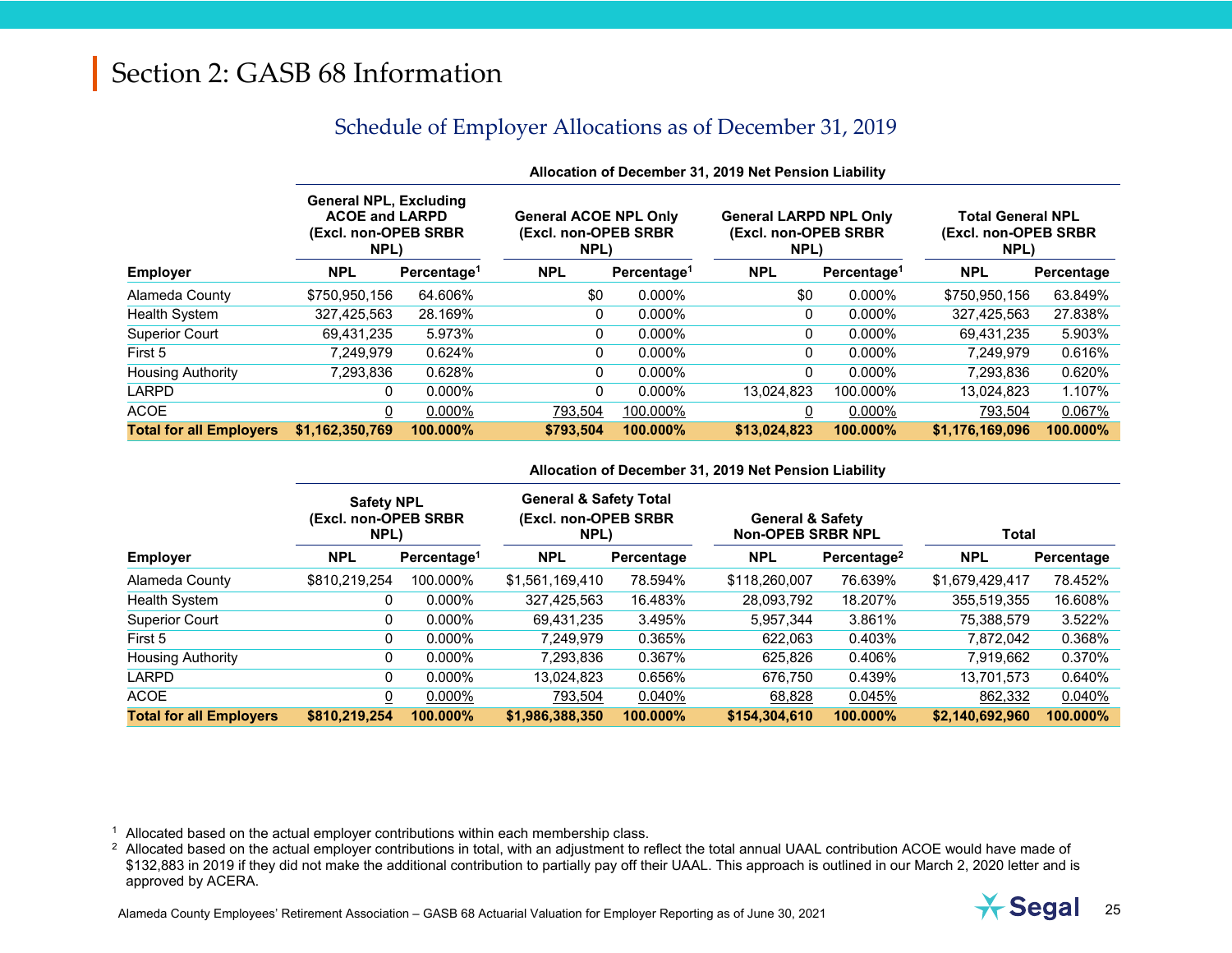# Section 2: GASB 68 Information

## Schedule of Employer Allocations as of December 31, 2019

| | Allocation of December 31, 2019 Net Pension Liability | | | | | | | |
|---|---|---|---|---|---|---|---|---|
| | General NPL, Excluding ACOE and LARPD (Excl. non-OPEB SRBR NPL) | | General ACOE NPL Only (Excl. non-OPEB SRBR NPL) | | General LARPD NPL Only (Excl. non-OPEB SRBR NPL) | | Total General NPL (Excl. non-OPEB SRBR NPL) | |
| **Employer** | **NPL** | **Percentage[1]** | **NPL** | **Percentage[1]** | **NPL** | **Percentage[1]** | **NPL** | **Percentage** |
| Alameda County | $750,950,156 | 64.606% | $0 | 0.000% | $0 | 0.000% | $750,950,156 | 63.849% |
| Health System | 327,425,563 | 28.169% | 0 | 0.000% | 0 | 0.000% | 327,425,563 | 27.838% |
| Superior Court | 69,431,235 | 5.973% | 0 | 0.000% | 0 | 0.000% | 69,431,235 | 5.903% |
| First 5 | 7,249,979 | 0.624% | 0 | 0.000% | 0 | 0.000% | 7,249,979 | 0.616% |
| Housing Authority | 7,293,836 | 0.628% | 0 | 0.000% | 0 | 0.000% | 7,293,836 | 0.620% |
| LARPD | 0 | 0.000% | 0 | 0.000% | 13,024,823 | 100.000% | 13,024,823 | 1.107% |
| ACOE | 0 | 0.000% | 793,504 | 100.000% | 0 | 0.000% | 793,504 | 0.067% |
| **Total for all Employers** | **$1,162,350,769** | **100.000%** | **$793,504** | **100.000%** | **$13,024,823** | **100.000%** | **$1,176,169,096** | **100.000%** |

| | Allocation of December 31, 2019 Net Pension Liability | | | | | | | |
|---|---|---|---|---|---|---|---|---|
| | Safety NPL (Excl. non-OPEB SRBR NPL) | | General & Safety Total (Excl. non-OPEB SRBR NPL) | | General & Safety Non-OPEB SRBR NPL | | Total | |
| **Employer** | **NPL** | **Percentage[1]** | **NPL** | **Percentage** | **NPL** | **Percentage[2]** | **NPL** | **Percentage** |
| Alameda County | $810,219,254 | 100.000% | $1,561,169,410 | 78.594% | $118,260,007 | 76.639% | $1,679,429,417 | 78.452% |
| Health System | 0 | 0.000% | 327,425,563 | 16.483% | 28,093,792 | 18.207% | 355,519,355 | 16.608% |
| Superior Court | 0 | 0.000% | 69,431,235 | 3.495% | 5,957,344 | 3.861% | 75,388,579 | 3.522% |
| First 5 | 0 | 0.000% | 7,249,979 | 0.365% | 622,063 | 0.403% | 7,872,042 | 0.368% |
| Housing Authority | 0 | 0.000% | 7,293,836 | 0.367% | 625,826 | 0.406% | 7,919,662 | 0.370% |
| LARPD | 0 | 0.000% | 13,024,823 | 0.656% | 676,750 | 0.439% | 13,701,573 | 0.640% |
| ACOE | 0 | 0.000% | 793,504 | 0.040% | 68,828 | 0.045% | 862,332 | 0.040% |
| **Total for all Employers** | **$810,219,254** | **100.000%** | **$1,986,388,350** | **100.000%** | **$154,304,610** | **100.000%** | **$2,140,692,960** | **100.000%** |

[1] Allocated based on the actual employer contributions within each membership class.

[2] Allocated based on the actual employer contributions in total, with an adjustment to reflect the total annual UAAL contribution ACOE would have made of $132,883 in 2019 if they did not make the additional contribution to partially pay off their UAAL. This approach is outlined in our March 2, 2020 letter and is approved by ACERA.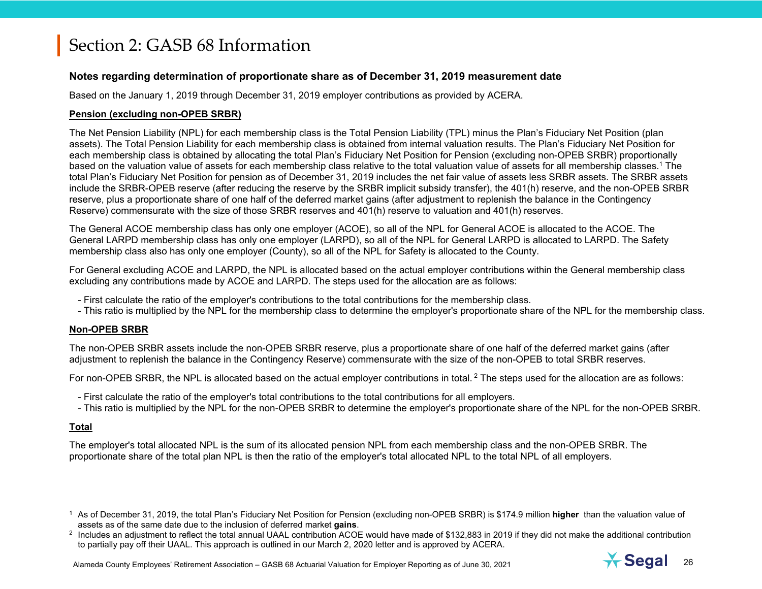# Section 2: GASB 68 Information

**Notes regarding determination of proportionate share as of December 31, 2019 measurement date**

Based on the January 1, 2019 through December 31, 2019 employer contributions as provided by ACERA.

**<u>Pension (excluding non-OPEB SRBR)</u>**

The Net Pension Liability (NPL) for each membership class is the Total Pension Liability (TPL) minus the Plan's Fiduciary Net Position (plan assets). The Total Pension Liability for each membership class is obtained from internal valuation results. The Plan's Fiduciary Net Position for each membership class is obtained by allocating the total Plan's Fiduciary Net Position for Pension (excluding non-OPEB SRBR) proportionally based on the valuation value of assets for each membership class relative to the total valuation value of assets for all membership classes.[1] The total Plan's Fiduciary Net Position for pension as of December 31, 2019 includes the net fair value of assets less SRBR assets. The SRBR assets include the SRBR-OPEB reserve (after reducing the reserve by the SRBR implicit subsidy transfer), the 401(h) reserve, and the non-OPEB SRBR reserve, plus a proportionate share of one half of the deferred market gains (after adjustment to replenish the balance in the Contingency Reserve) commensurate with the size of those SRBR reserves and 401(h) reserve to valuation and 401(h) reserves.

The General ACOE membership class has only one employer (ACOE), so all of the NPL for General ACOE is allocated to the ACOE. The General LARPD membership class has only one employer (LARPD), so all of the NPL for General LARPD is allocated to LARPD. The Safety membership class also has only one employer (County), so all of the NPL for Safety is allocated to the County.

For General excluding ACOE and LARPD, the NPL is allocated based on the actual employer contributions within the General membership class excluding any contributions made by ACOE and LARPD. The steps used for the allocation are as follows:

- First calculate the ratio of the employer's contributions to the total contributions for the membership class.
- This ratio is multiplied by the NPL for the membership class to determine the employer's proportionate share of the NPL for the membership class.

**<u>Non-OPEB SRBR</u>**

The non-OPEB SRBR assets include the non-OPEB SRBR reserve, plus a proportionate share of one half of the deferred market gains (after adjustment to replenish the balance in the Contingency Reserve) commensurate with the size of the non-OPEB to total SRBR reserves.

For non-OPEB SRBR, the NPL is allocated based on the actual employer contributions in total.[2] The steps used for the allocation are as follows:

- First calculate the ratio of the employer's total contributions to the total contributions for all employers.
- This ratio is multiplied by the NPL for the non-OPEB SRBR to determine the employer's proportionate share of the NPL for the non-OPEB SRBR.

**<u>Total</u>**

The employer's total allocated NPL is the sum of its allocated pension NPL from each membership class and the non-OPEB SRBR. The proportionate share of the total plan NPL is then the ratio of the employer's total allocated NPL to the total NPL of all employers.

[1] As of December 31, 2019, the total Plan's Fiduciary Net Position for Pension (excluding non-OPEB SRBR) is $174.9 million **higher** than the valuation value of assets as of the same date due to the inclusion of deferred market **gains**.

[2] Includes an adjustment to reflect the total annual UAAL contribution ACOE would have made of $132,883 in 2019 if they did not make the additional contribution to partially pay off their UAAL. This approach is outlined in our March 2, 2020 letter and is approved by ACERA.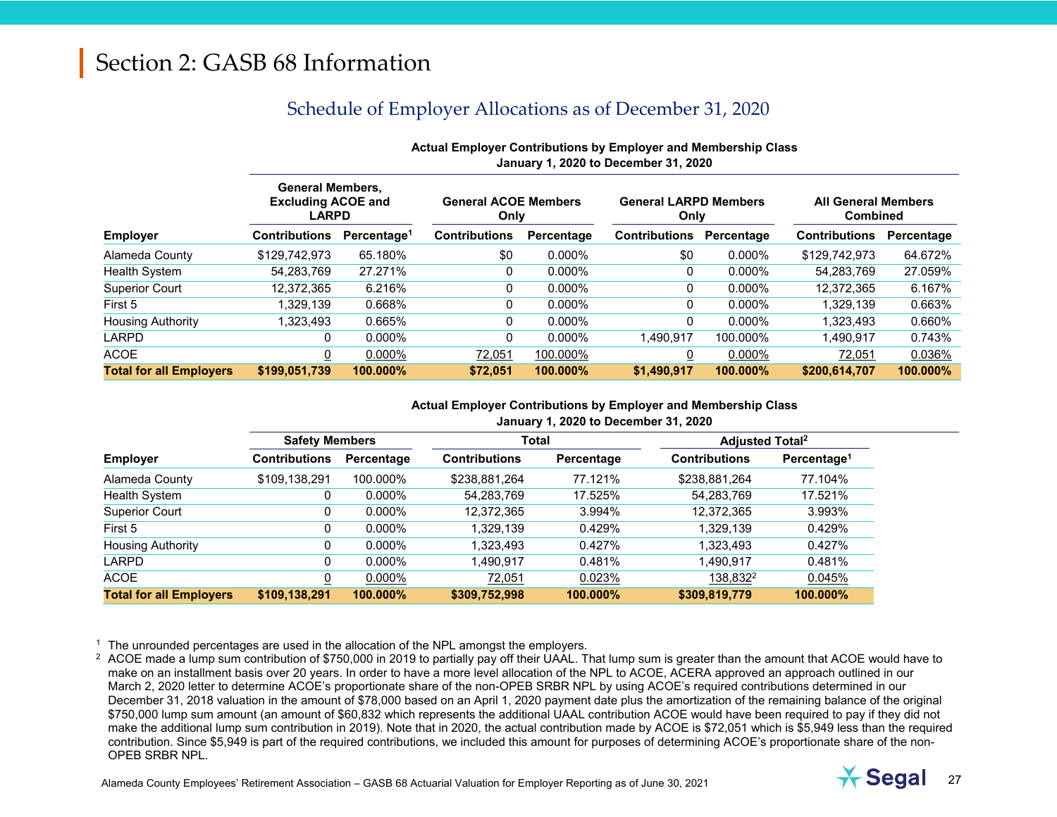# Section 2: GASB 68 Information

## Schedule of Employer Allocations as of December 31, 2020

**Actual Employer Contributions by Employer and Membership Class**
**January 1, 2020 to December 31, 2020**

| Employer | General Members, Excluding ACOE and LARPD | | General ACOE Members Only | | General LARPD Members Only | | All General Members Combined | |
|---|---|---|---|---|---|---|---|---|
| | Contributions | Percentage[1] | Contributions | Percentage | Contributions | Percentage | Contributions | Percentage |
| Alameda County | $129,742,973 | 65.180% | $0 | 0.000% | $0 | 0.000% | $129,742,973 | 64.672% |
| Health System | 54,283,769 | 27.271% | 0 | 0.000% | 0 | 0.000% | 54,283,769 | 27.059% |
| Superior Court | 12,372,365 | 6.216% | 0 | 0.000% | 0 | 0.000% | 12,372,365 | 6.167% |
| First 5 | 1,329,139 | 0.668% | 0 | 0.000% | 0 | 0.000% | 1,329,139 | 0.663% |
| Housing Authority | 1,323,493 | 0.665% | 0 | 0.000% | 0 | 0.000% | 1,323,493 | 0.660% |
| LARPD | 0 | 0.000% | 0 | 0.000% | 1,490,917 | 100.000% | 1,490,917 | 0.743% |
| ACOE | 0 | 0.000% | 72,051 | 100.000% | 0 | 0.000% | 72,051 | 0.036% |
| **Total for all Employers** | **$199,051,739** | **100.000%** | **$72,051** | **100.000%** | **$1,490,917** | **100.000%** | **$200,614,707** | **100.000%** |

**Actual Employer Contributions by Employer and Membership Class**
**January 1, 2020 to December 31, 2020**

| Employer | Safety Members | | Total | | Adjusted Total[2] | |
|---|---|---|---|---|---|---|
| | Contributions | Percentage | Contributions | Percentage | Contributions | Percentage[1] |
| Alameda County | $109,138,291 | 100.000% | $238,881,264 | 77.121% | $238,881,264 | 77.104% |
| Health System | 0 | 0.000% | 54,283,769 | 17.525% | 54,283,769 | 17.521% |
| Superior Court | 0 | 0.000% | 12,372,365 | 3.994% | 12,372,365 | 3.993% |
| First 5 | 0 | 0.000% | 1,329,139 | 0.429% | 1,329,139 | 0.429% |
| Housing Authority | 0 | 0.000% | 1,323,493 | 0.427% | 1,323,493 | 0.427% |
| LARPD | 0 | 0.000% | 1,490,917 | 0.481% | 1,490,917 | 0.481% |
| ACOE | 0 | 0.000% | 72,051 | 0.023% | 138,832[2] | 0.045% |
| **Total for all Employers** | **$109,138,291** | **100.000%** | **$309,752,998** | **100.000%** | **$309,819,779** | **100.000%** |

[1] The unrounded percentages are used in the allocation of the NPL amongst the employers.

[2] ACOE made a lump sum contribution of $750,000 in 2019 to partially pay off their UAAL. That lump sum is greater than the amount that ACOE would have to make on an installment basis over 20 years. In order to have a more level allocation of the NPL to ACOE, ACERA approved an approach outlined in our March 2, 2020 letter to determine ACOE's proportionate share of the non-OPEB SRBR NPL by using ACOE's required contributions determined in our December 31, 2018 valuation in the amount of $78,000 based on an April 1, 2020 payment date plus the amortization of the remaining balance of the original $750,000 lump sum amount (an amount of $60,832 which represents the additional UAAL contribution ACOE would have been required to pay if they did not make the additional lump sum contribution in 2019). Note that in 2020, the actual contribution made by ACOE is $72,051 which is $5,949 less than the required contribution. Since $5,949 is part of the required contributions, we included this amount for purposes of determining ACOE's proportionate share of the non-OPEB SRBR NPL.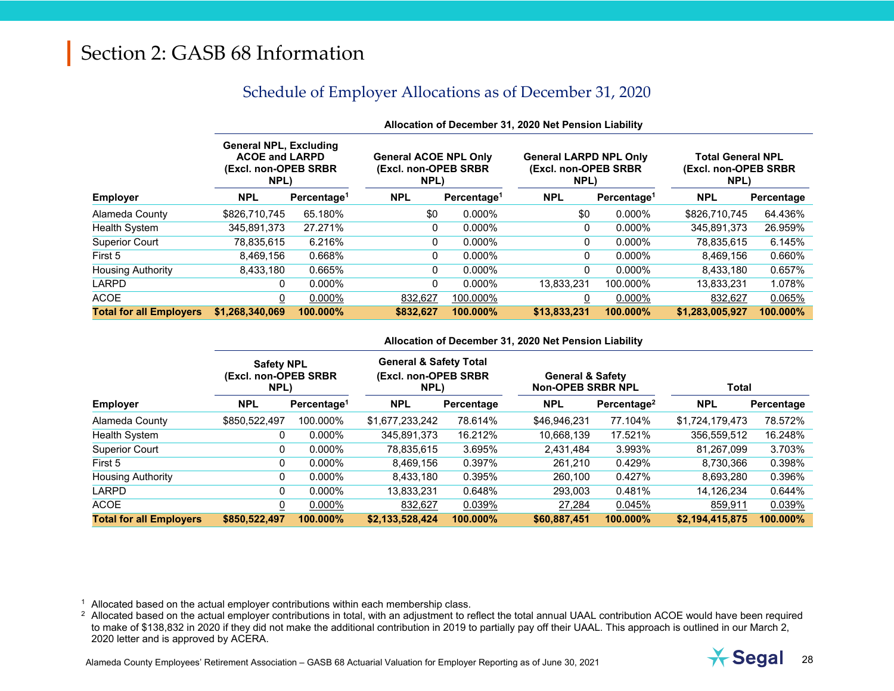# Section 2: GASB 68 Information

## Schedule of Employer Allocations as of December 31, 2020

**Allocation of December 31, 2020 Net Pension Liability**

| Employer | General NPL, Excluding ACOE and LARPD (Excl. non-OPEB SRBR NPL) | | General ACOE NPL Only (Excl. non-OPEB SRBR NPL) | | General LARPD NPL Only (Excl. non-OPEB SRBR NPL) | | Total General NPL (Excl. non-OPEB SRBR NPL) | |
|---|---|---|---|---|---|---|---|---|
| | NPL | Percentage[1] | NPL | Percentage[1] | NPL | Percentage[1] | NPL | Percentage |
| Alameda County | $826,710,745 | 65.180% | $0 | 0.000% | $0 | 0.000% | $826,710,745 | 64.436% |
| Health System | 345,891,373 | 27.271% | 0 | 0.000% | 0 | 0.000% | 345,891,373 | 26.959% |
| Superior Court | 78,835,615 | 6.216% | 0 | 0.000% | 0 | 0.000% | 78,835,615 | 6.145% |
| First 5 | 8,469,156 | 0.668% | 0 | 0.000% | 0 | 0.000% | 8,469,156 | 0.660% |
| Housing Authority | 8,433,180 | 0.665% | 0 | 0.000% | 0 | 0.000% | 8,433,180 | 0.657% |
| LARPD | 0 | 0.000% | 0 | 0.000% | 13,833,231 | 100.000% | 13,833,231 | 1.078% |
| ACOE | 0 | 0.000% | 832,627 | 100.000% | 0 | 0.000% | 832,627 | 0.065% |
| **Total for all Employers** | **$1,268,340,069** | **100.000%** | **$832,627** | **100.000%** | **$13,833,231** | **100.000%** | **$1,283,005,927** | **100.000%** |

**Allocation of December 31, 2020 Net Pension Liability**

| Employer | Safety NPL (Excl. non-OPEB SRBR NPL) | | General & Safety Total (Excl. non-OPEB SRBR NPL) | | General & Safety Non-OPEB SRBR NPL | | Total | |
|---|---|---|---|---|---|---|---|---|
| | NPL | Percentage[1] | NPL | Percentage | NPL | Percentage[2] | NPL | Percentage |
| Alameda County | $850,522,497 | 100.000% | $1,677,233,242 | 78.614% | $46,946,231 | 77.104% | $1,724,179,473 | 78.572% |
| Health System | 0 | 0.000% | 345,891,373 | 16.212% | 10,668,139 | 17.521% | 356,559,512 | 16.248% |
| Superior Court | 0 | 0.000% | 78,835,615 | 3.695% | 2,431,484 | 3.993% | 81,267,099 | 3.703% |
| First 5 | 0 | 0.000% | 8,469,156 | 0.397% | 261,210 | 0.429% | 8,730,366 | 0.398% |
| Housing Authority | 0 | 0.000% | 8,433,180 | 0.395% | 260,100 | 0.427% | 8,693,280 | 0.396% |
| LARPD | 0 | 0.000% | 13,833,231 | 0.648% | 293,003 | 0.481% | 14,126,234 | 0.644% |
| ACOE | 0 | 0.000% | 832,627 | 0.039% | 27,284 | 0.045% | 859,911 | 0.039% |
| **Total for all Employers** | **$850,522,497** | **100.000%** | **$2,133,528,424** | **100.000%** | **$60,887,451** | **100.000%** | **$2,194,415,875** | **100.000%** |

[1] Allocated based on the actual employer contributions within each membership class.

[2] Allocated based on the actual employer contributions in total, with an adjustment to reflect the total annual UAAL contribution ACOE would have been required to make of $138,832 in 2020 if they did not make the additional contribution in 2019 to partially pay off their UAAL. This approach is outlined in our March 2, 2020 letter and is approved by ACERA.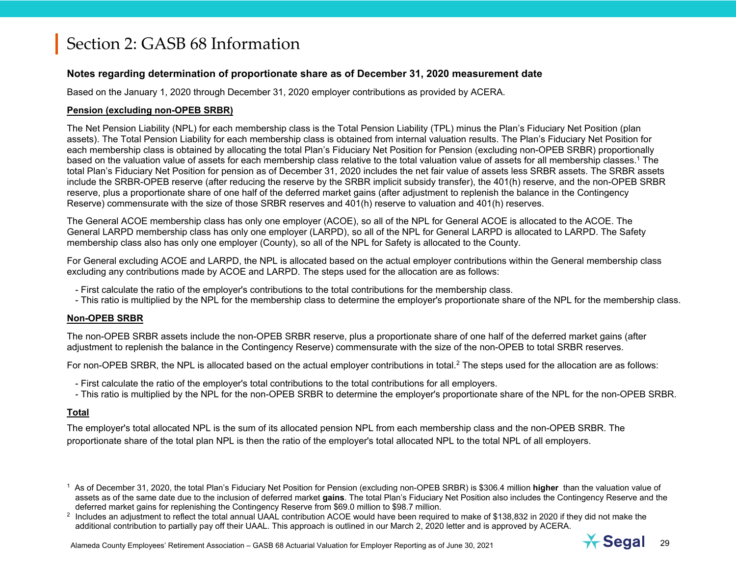# Section 2: GASB 68 Information

**Notes regarding determination of proportionate share as of December 31, 2020 measurement date**

Based on the January 1, 2020 through December 31, 2020 employer contributions as provided by ACERA.

**Pension (excluding non-OPEB SRBR)**

The Net Pension Liability (NPL) for each membership class is the Total Pension Liability (TPL) minus the Plan's Fiduciary Net Position (plan assets). The Total Pension Liability for each membership class is obtained from internal valuation results. The Plan's Fiduciary Net Position for each membership class is obtained by allocating the total Plan's Fiduciary Net Position for Pension (excluding non-OPEB SRBR) proportionally based on the valuation value of assets for each membership class relative to the total valuation value of assets for all membership classes.[1] The total Plan's Fiduciary Net Position for pension as of December 31, 2020 includes the net fair value of assets less SRBR assets. The SRBR assets include the SRBR-OPEB reserve (after reducing the reserve by the SRBR implicit subsidy transfer), the 401(h) reserve, and the non-OPEB SRBR reserve, plus a proportionate share of one half of the deferred market gains (after adjustment to replenish the balance in the Contingency Reserve) commensurate with the size of those SRBR reserves and 401(h) reserve to valuation and 401(h) reserves.

The General ACOE membership class has only one employer (ACOE), so all of the NPL for General ACOE is allocated to the ACOE. The General LARPD membership class has only one employer (LARPD), so all of the NPL for General LARPD is allocated to LARPD. The Safety membership class also has only one employer (County), so all of the NPL for Safety is allocated to the County.

For General excluding ACOE and LARPD, the NPL is allocated based on the actual employer contributions within the General membership class excluding any contributions made by ACOE and LARPD. The steps used for the allocation are as follows:

- First calculate the ratio of the employer's contributions to the total contributions for the membership class.
- This ratio is multiplied by the NPL for the membership class to determine the employer's proportionate share of the NPL for the membership class.

**Non-OPEB SRBR**

The non-OPEB SRBR assets include the non-OPEB SRBR reserve, plus a proportionate share of one half of the deferred market gains (after adjustment to replenish the balance in the Contingency Reserve) commensurate with the size of the non-OPEB to total SRBR reserves.

For non-OPEB SRBR, the NPL is allocated based on the actual employer contributions in total.[2] The steps used for the allocation are as follows:

- First calculate the ratio of the employer's total contributions to the total contributions for all employers.
- This ratio is multiplied by the NPL for the non-OPEB SRBR to determine the employer's proportionate share of the NPL for the non-OPEB SRBR.

**Total**

The employer's total allocated NPL is the sum of its allocated pension NPL from each membership class and the non-OPEB SRBR. The proportionate share of the total plan NPL is then the ratio of the employer's total allocated NPL to the total NPL of all employers.

[1] As of December 31, 2020, the total Plan's Fiduciary Net Position for Pension (excluding non-OPEB SRBR) is $306.4 million **higher** than the valuation value of assets as of the same date due to the inclusion of deferred market **gains**. The total Plan's Fiduciary Net Position also includes the Contingency Reserve and the deferred market gains for replenishing the Contingency Reserve from $69.0 million to $98.7 million.

[2] Includes an adjustment to reflect the total annual UAAL contribution ACOE would have been required to make of $138,832 in 2020 if they did not make the additional contribution to partially pay off their UAAL. This approach is outlined in our March 2, 2020 letter and is approved by ACERA.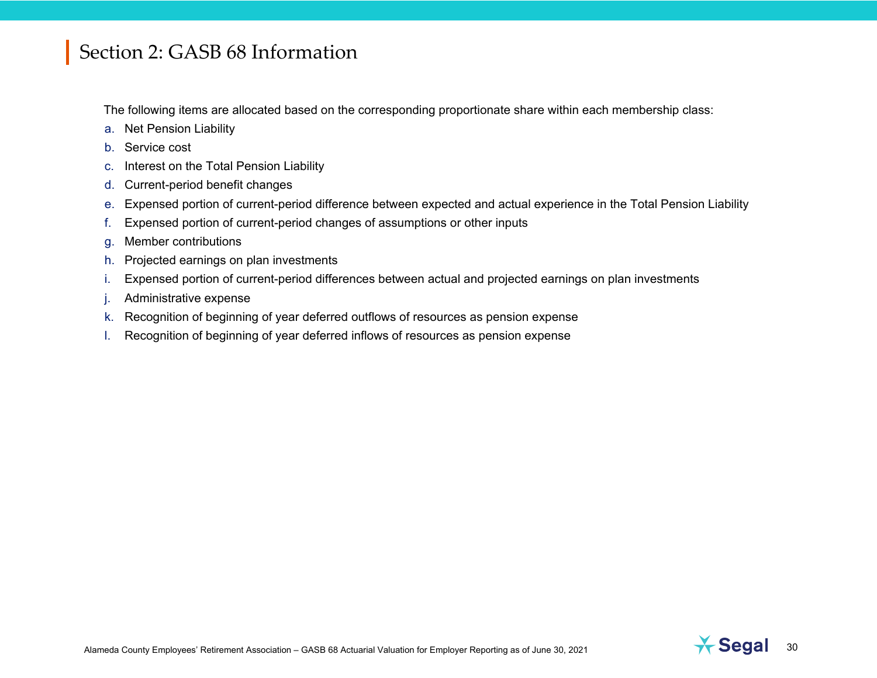# Section 2: GASB 68 Information

The following items are allocated based on the corresponding proportionate share within each membership class:

a. Net Pension Liability
b. Service cost
c. Interest on the Total Pension Liability
d. Current-period benefit changes
e. Expensed portion of current-period difference between expected and actual experience in the Total Pension Liability
f. Expensed portion of current-period changes of assumptions or other inputs
g. Member contributions
h. Projected earnings on plan investments
i. Expensed portion of current-period differences between actual and projected earnings on plan investments
j. Administrative expense
k. Recognition of beginning of year deferred outflows of resources as pension expense
l. Recognition of beginning of year deferred inflows of resources as pension expense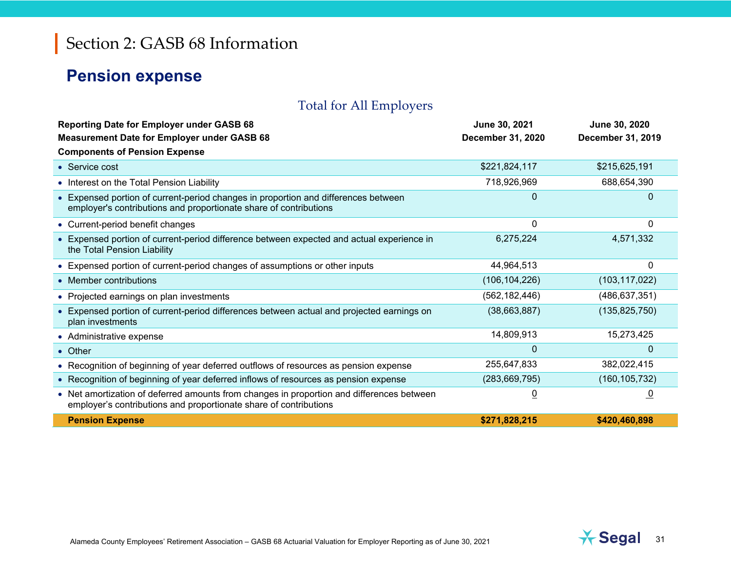# Section 2: GASB 68 Information

## Pension expense

### Total for All Employers

| Reporting Date for Employer under GASB 68<br>Measurement Date for Employer under GASB 68<br>Components of Pension Expense | June 30, 2021<br>December 31, 2020 | June 30, 2020<br>December 31, 2019 |
|---|---|---|
| • Service cost | $221,824,117 | $215,625,191 |
| • Interest on the Total Pension Liability | 718,926,969 | 688,654,390 |
| • Expensed portion of current-period changes in proportion and differences between employer's contributions and proportionate share of contributions | 0 | 0 |
| • Current-period benefit changes | 0 | 0 |
| • Expensed portion of current-period difference between expected and actual experience in the Total Pension Liability | 6,275,224 | 4,571,332 |
| • Expensed portion of current-period changes of assumptions or other inputs | 44,964,513 | 0 |
| • Member contributions | (106,104,226) | (103,117,022) |
| • Projected earnings on plan investments | (562,182,446) | (486,637,351) |
| • Expensed portion of current-period differences between actual and projected earnings on plan investments | (38,663,887) | (135,825,750) |
| • Administrative expense | 14,809,913 | 15,273,425 |
| • Other | 0 | 0 |
| • Recognition of beginning of year deferred outflows of resources as pension expense | 255,647,833 | 382,022,415 |
| • Recognition of beginning of year deferred inflows of resources as pension expense | (283,669,795) | (160,105,732) |
| • Net amortization of deferred amounts from changes in proportion and differences between employer's contributions and proportionate share of contributions | 0 | 0 |
| **Pension Expense** | **$271,828,215** | **$420,460,898** |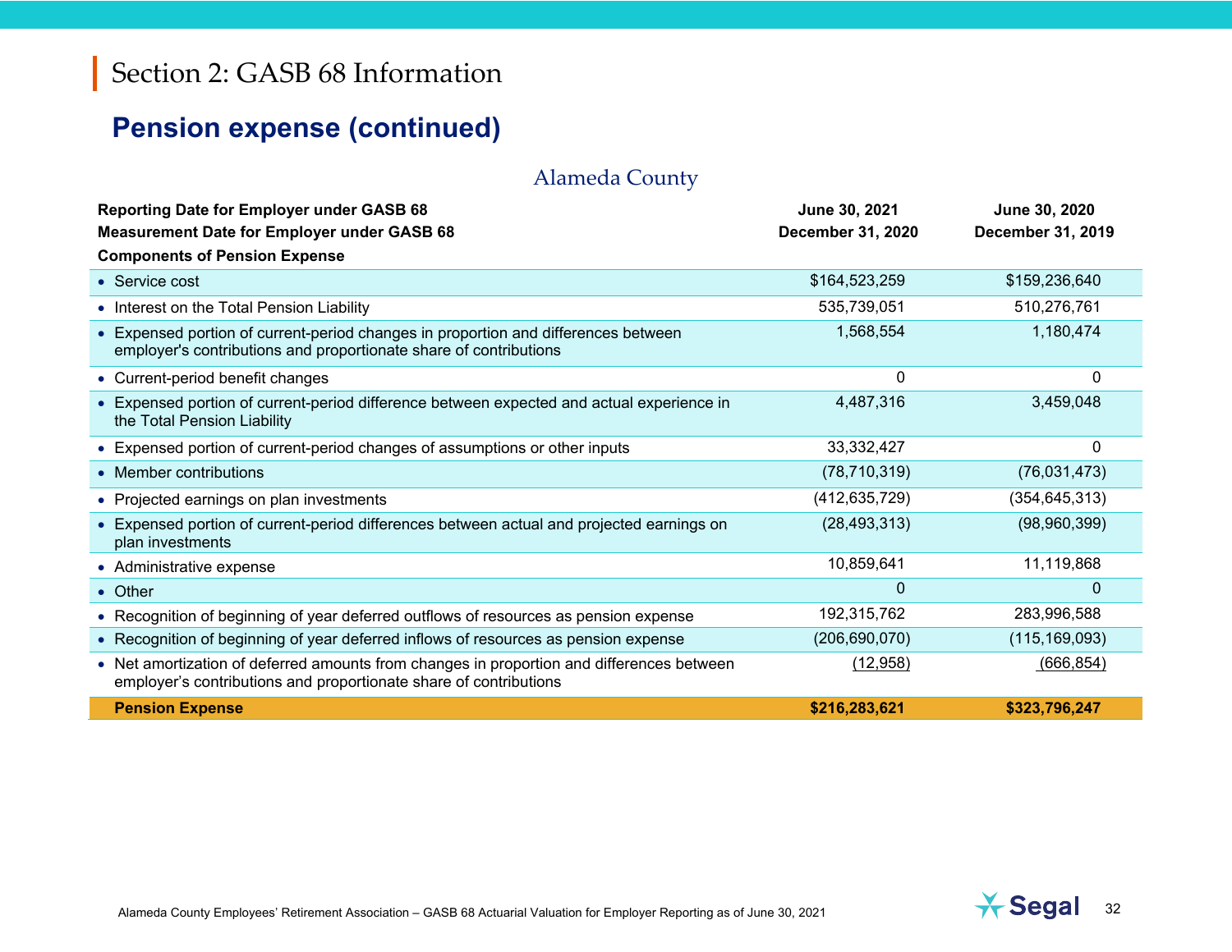## Section 2: GASB 68 Information

### Pension expense (continued)

Alameda County

| Reporting Date for Employer under GASB 68 | June 30, 2021 | June 30, 2020 |
|---|---|---|
| **Measurement Date for Employer under GASB 68** | **December 31, 2020** | **December 31, 2019** |
| **Components of Pension Expense** | | |
| • Service cost | $164,523,259 | $159,236,640 |
| • Interest on the Total Pension Liability | 535,739,051 | 510,276,761 |
| • Expensed portion of current-period changes in proportion and differences between employer's contributions and proportionate share of contributions | 1,568,554 | 1,180,474 |
| • Current-period benefit changes | 0 | 0 |
| • Expensed portion of current-period difference between expected and actual experience in the Total Pension Liability | 4,487,316 | 3,459,048 |
| • Expensed portion of current-period changes of assumptions or other inputs | 33,332,427 | 0 |
| • Member contributions | (78,710,319) | (76,031,473) |
| • Projected earnings on plan investments | (412,635,729) | (354,645,313) |
| • Expensed portion of current-period differences between actual and projected earnings on plan investments | (28,493,313) | (98,960,399) |
| • Administrative expense | 10,859,641 | 11,119,868 |
| • Other | 0 | 0 |
| • Recognition of beginning of year deferred outflows of resources as pension expense | 192,315,762 | 283,996,588 |
| • Recognition of beginning of year deferred inflows of resources as pension expense | (206,690,070) | (115,169,093) |
| • Net amortization of deferred amounts from changes in proportion and differences between employer's contributions and proportionate share of contributions | (12,958) | (666,854) |
| **Pension Expense** | **$216,283,621** | **$323,796,247** |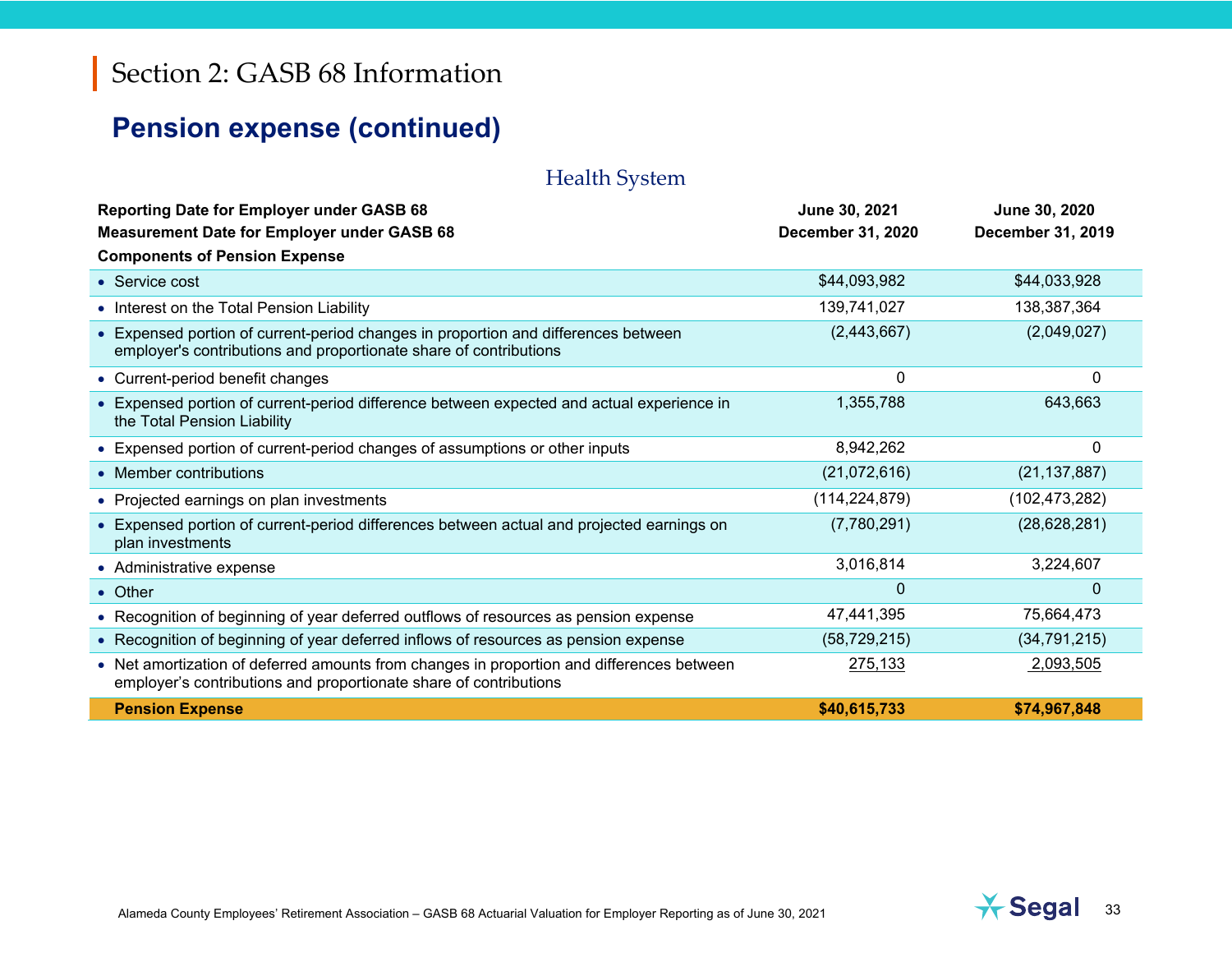# Section 2: GASB 68 Information

## Pension expense (continued)

### Health System

| Reporting Date for Employer under GASB 68 | June 30, 2021 | June 30, 2020 |
|---|---|---|
| **Measurement Date for Employer under GASB 68** | **December 31, 2020** | **December 31, 2019** |
| **Components of Pension Expense** | | |
| • Service cost | $44,093,982 | $44,033,928 |
| • Interest on the Total Pension Liability | 139,741,027 | 138,387,364 |
| • Expensed portion of current-period changes in proportion and differences between employer's contributions and proportionate share of contributions | (2,443,667) | (2,049,027) |
| • Current-period benefit changes | 0 | 0 |
| • Expensed portion of current-period difference between expected and actual experience in the Total Pension Liability | 1,355,788 | 643,663 |
| • Expensed portion of current-period changes of assumptions or other inputs | 8,942,262 | 0 |
| • Member contributions | (21,072,616) | (21,137,887) |
| • Projected earnings on plan investments | (114,224,879) | (102,473,282) |
| • Expensed portion of current-period differences between actual and projected earnings on plan investments | (7,780,291) | (28,628,281) |
| • Administrative expense | 3,016,814 | 3,224,607 |
| • Other | 0 | 0 |
| • Recognition of beginning of year deferred outflows of resources as pension expense | 47,441,395 | 75,664,473 |
| • Recognition of beginning of year deferred inflows of resources as pension expense | (58,729,215) | (34,791,215) |
| • Net amortization of deferred amounts from changes in proportion and differences between employer's contributions and proportionate share of contributions | 275,133 | 2,093,505 |
| **Pension Expense** | **$40,615,733** | **$74,967,848** |

Alameda County Employees' Retirement Association – GASB 68 Actuarial Valuation for Employer Reporting as of June 30, 2021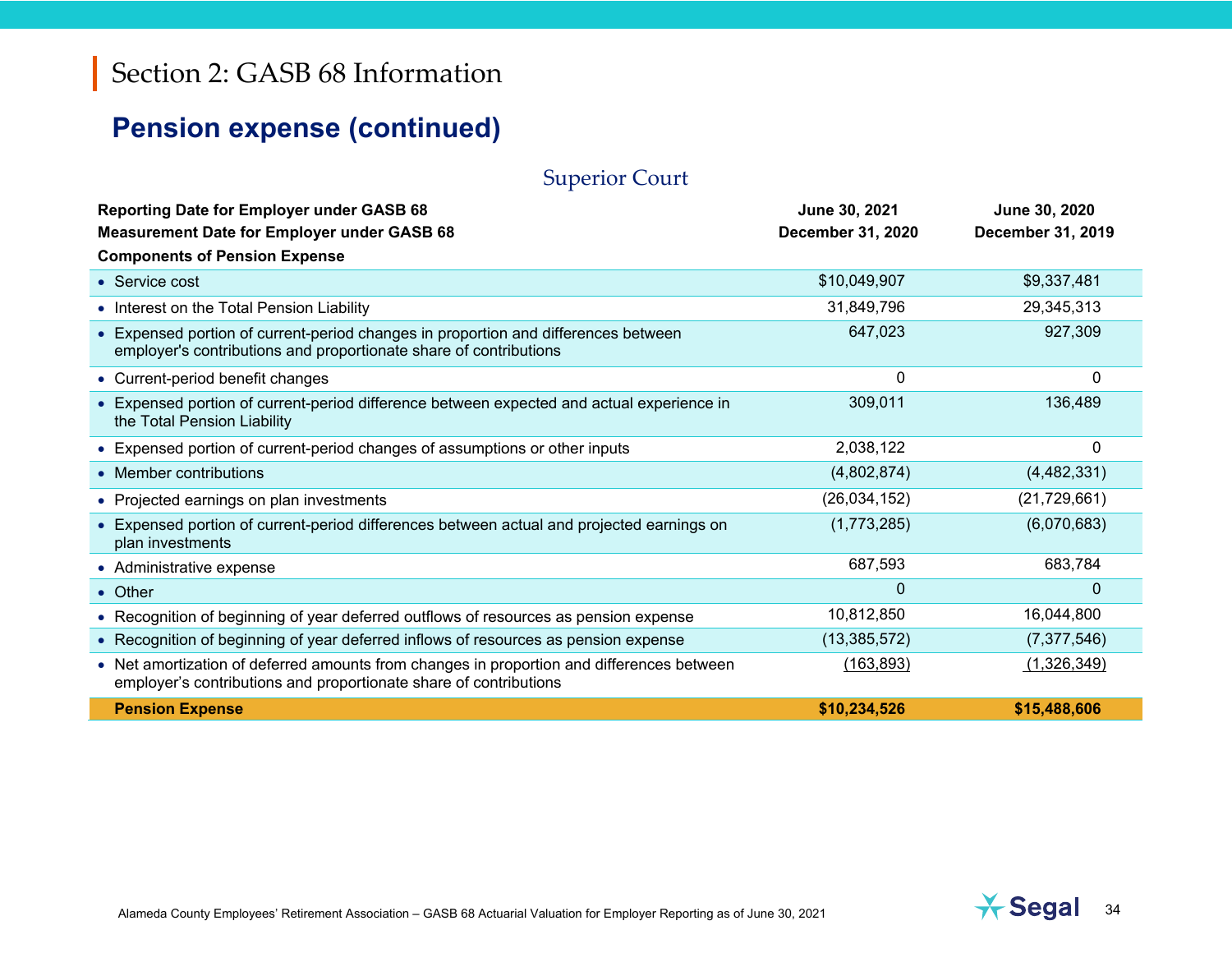# Section 2: GASB 68 Information

## Pension expense (continued)

### Superior Court

| Reporting Date for Employer under GASB 68<br>Measurement Date for Employer under GASB 68<br>Components of Pension Expense | June 30, 2021<br>December 31, 2020 | June 30, 2020<br>December 31, 2019 |
|---|---|---|
| • Service cost | $10,049,907 | $9,337,481 |
| • Interest on the Total Pension Liability | 31,849,796 | 29,345,313 |
| • Expensed portion of current-period changes in proportion and differences between employer's contributions and proportionate share of contributions | 647,023 | 927,309 |
| • Current-period benefit changes | 0 | 0 |
| • Expensed portion of current-period difference between expected and actual experience in the Total Pension Liability | 309,011 | 136,489 |
| • Expensed portion of current-period changes of assumptions or other inputs | 2,038,122 | 0 |
| • Member contributions | (4,802,874) | (4,482,331) |
| • Projected earnings on plan investments | (26,034,152) | (21,729,661) |
| • Expensed portion of current-period differences between actual and projected earnings on plan investments | (1,773,285) | (6,070,683) |
| • Administrative expense | 687,593 | 683,784 |
| • Other | 0 | 0 |
| • Recognition of beginning of year deferred outflows of resources as pension expense | 10,812,850 | 16,044,800 |
| • Recognition of beginning of year deferred inflows of resources as pension expense | (13,385,572) | (7,377,546) |
| • Net amortization of deferred amounts from changes in proportion and differences between employer's contributions and proportionate share of contributions | (163,893) | (1,326,349) |
| **Pension Expense** | **$10,234,526** | **$15,488,606** |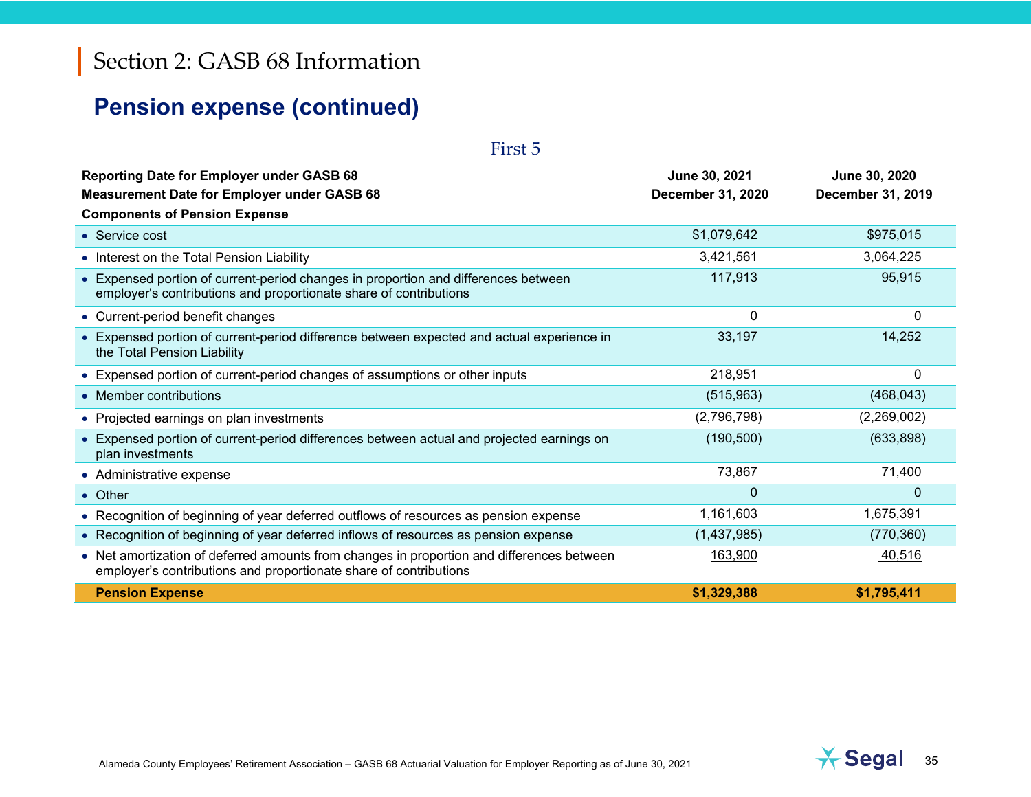# Section 2: GASB 68 Information

## Pension expense (continued)

First 5

| Reporting Date for Employer under GASB 68<br>Measurement Date for Employer under GASB 68<br>Components of Pension Expense | June 30, 2021<br>December 31, 2020 | June 30, 2020<br>December 31, 2019 |
|---|---|---|
| • Service cost | $1,079,642 | $975,015 |
| • Interest on the Total Pension Liability | 3,421,561 | 3,064,225 |
| • Expensed portion of current-period changes in proportion and differences between employer's contributions and proportionate share of contributions | 117,913 | 95,915 |
| • Current-period benefit changes | 0 | 0 |
| • Expensed portion of current-period difference between expected and actual experience in the Total Pension Liability | 33,197 | 14,252 |
| • Expensed portion of current-period changes of assumptions or other inputs | 218,951 | 0 |
| • Member contributions | (515,963) | (468,043) |
| • Projected earnings on plan investments | (2,796,798) | (2,269,002) |
| • Expensed portion of current-period differences between actual and projected earnings on plan investments | (190,500) | (633,898) |
| • Administrative expense | 73,867 | 71,400 |
| • Other | 0 | 0 |
| • Recognition of beginning of year deferred outflows of resources as pension expense | 1,161,603 | 1,675,391 |
| • Recognition of beginning of year deferred inflows of resources as pension expense | (1,437,985) | (770,360) |
| • Net amortization of deferred amounts from changes in proportion and differences between employer's contributions and proportionate share of contributions | 163,900 | 40,516 |
| **Pension Expense** | **$1,329,388** | **$1,795,411** |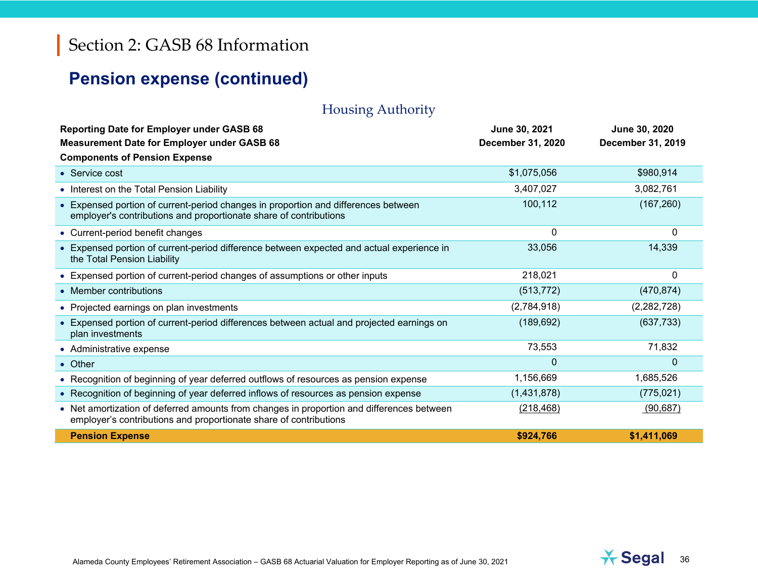# Section 2: GASB 68 Information

## Pension expense (continued)

### Housing Authority

| Reporting Date for Employer under GASB 68 | June 30, 2021 | June 30, 2020 |
|---|---|---|
| **Measurement Date for Employer under GASB 68** | **December 31, 2020** | **December 31, 2019** |
| **Components of Pension Expense** | | |
| • Service cost | $1,075,056 | $980,914 |
| • Interest on the Total Pension Liability | 3,407,027 | 3,082,761 |
| • Expensed portion of current-period changes in proportion and differences between employer's contributions and proportionate share of contributions | 100,112 | (167,260) |
| • Current-period benefit changes | 0 | 0 |
| • Expensed portion of current-period difference between expected and actual experience in the Total Pension Liability | 33,056 | 14,339 |
| • Expensed portion of current-period changes of assumptions or other inputs | 218,021 | 0 |
| • Member contributions | (513,772) | (470,874) |
| • Projected earnings on plan investments | (2,784,918) | (2,282,728) |
| • Expensed portion of current-period differences between actual and projected earnings on plan investments | (189,692) | (637,733) |
| • Administrative expense | 73,553 | 71,832 |
| • Other | 0 | 0 |
| • Recognition of beginning of year deferred outflows of resources as pension expense | 1,156,669 | 1,685,526 |
| • Recognition of beginning of year deferred inflows of resources as pension expense | (1,431,878) | (775,021) |
| • Net amortization of deferred amounts from changes in proportion and differences between employer's contributions and proportionate share of contributions | (218,468) | (90,687) |
| **Pension Expense** | **$924,766** | **$1,411,069** |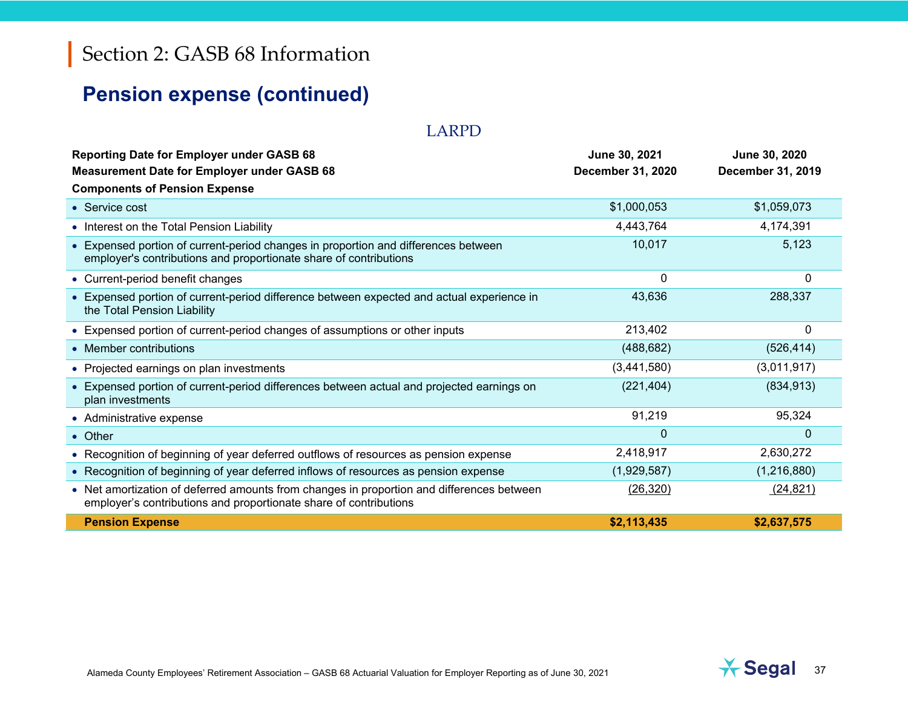# Section 2: GASB 68 Information

## Pension expense (continued)

### LARPD

| Reporting Date for Employer under GASB 68<br>Measurement Date for Employer under GASB 68<br>Components of Pension Expense | June 30, 2021<br>December 31, 2020 | June 30, 2020<br>December 31, 2019 |
|---|---|---|
| • Service cost | $1,000,053 | $1,059,073 |
| • Interest on the Total Pension Liability | 4,443,764 | 4,174,391 |
| • Expensed portion of current-period changes in proportion and differences between employer's contributions and proportionate share of contributions | 10,017 | 5,123 |
| • Current-period benefit changes | 0 | 0 |
| • Expensed portion of current-period difference between expected and actual experience in the Total Pension Liability | 43,636 | 288,337 |
| • Expensed portion of current-period changes of assumptions or other inputs | 213,402 | 0 |
| • Member contributions | (488,682) | (526,414) |
| • Projected earnings on plan investments | (3,441,580) | (3,011,917) |
| • Expensed portion of current-period differences between actual and projected earnings on plan investments | (221,404) | (834,913) |
| • Administrative expense | 91,219 | 95,324 |
| • Other | 0 | 0 |
| • Recognition of beginning of year deferred outflows of resources as pension expense | 2,418,917 | 2,630,272 |
| • Recognition of beginning of year deferred inflows of resources as pension expense | (1,929,587) | (1,216,880) |
| • Net amortization of deferred amounts from changes in proportion and differences between employer's contributions and proportionate share of contributions | (26,320) | (24,821) |
| **Pension Expense** | **$2,113,435** | **$2,637,575** |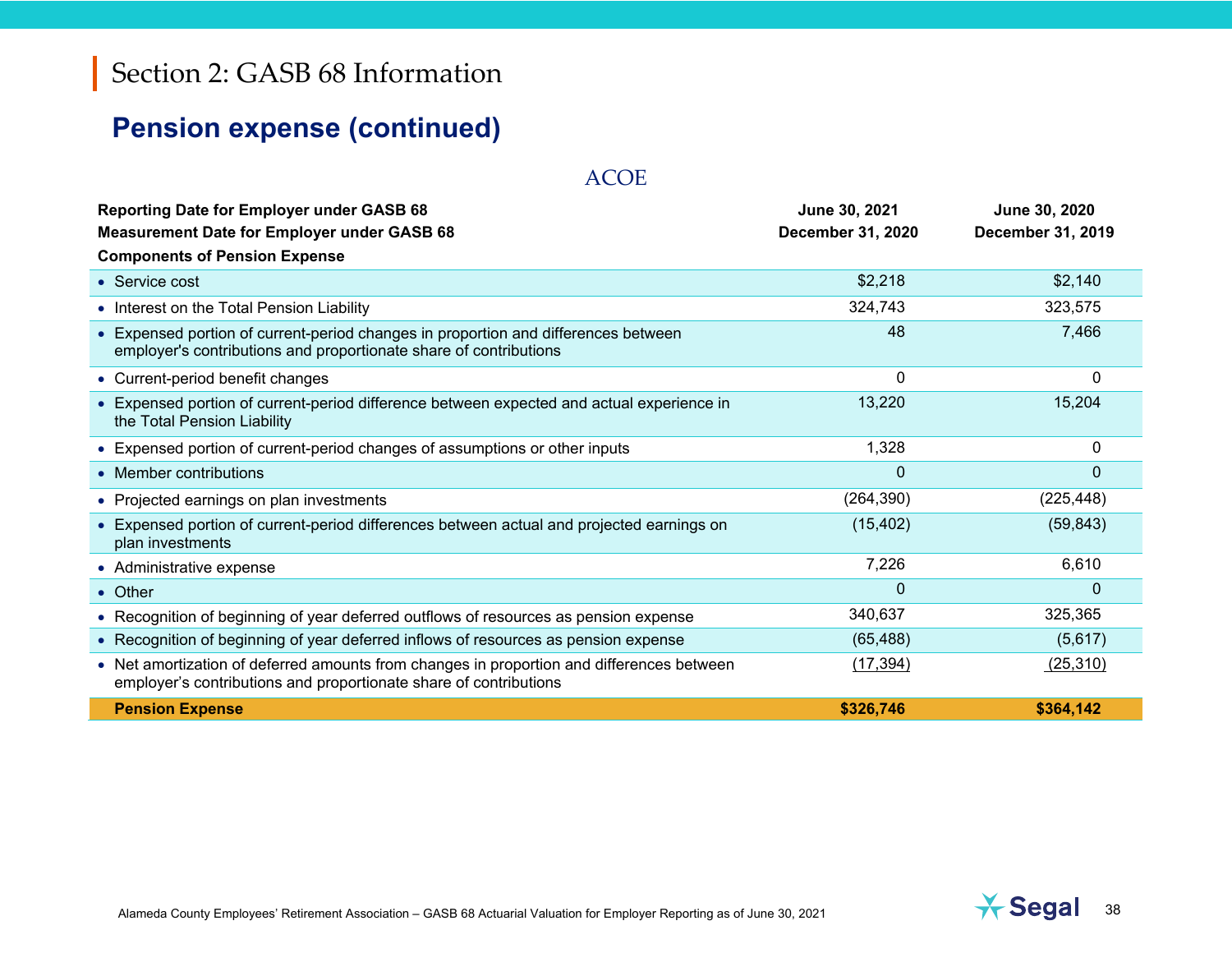# Section 2: GASB 68 Information

## Pension expense (continued)

### ACOE

| Reporting Date for Employer under GASB 68 | June 30, 2021 | June 30, 2020 |
|---|---|---|
| **Measurement Date for Employer under GASB 68** | **December 31, 2020** | **December 31, 2019** |
| **Components of Pension Expense** | | |
| • Service cost | $2,218 | $2,140 |
| • Interest on the Total Pension Liability | 324,743 | 323,575 |
| • Expensed portion of current-period changes in proportion and differences between employer's contributions and proportionate share of contributions | 48 | 7,466 |
| • Current-period benefit changes | 0 | 0 |
| • Expensed portion of current-period difference between expected and actual experience in the Total Pension Liability | 13,220 | 15,204 |
| • Expensed portion of current-period changes of assumptions or other inputs | 1,328 | 0 |
| • Member contributions | 0 | 0 |
| • Projected earnings on plan investments | (264,390) | (225,448) |
| • Expensed portion of current-period differences between actual and projected earnings on plan investments | (15,402) | (59,843) |
| • Administrative expense | 7,226 | 6,610 |
| • Other | 0 | 0 |
| • Recognition of beginning of year deferred outflows of resources as pension expense | 340,637 | 325,365 |
| • Recognition of beginning of year deferred inflows of resources as pension expense | (65,488) | (5,617) |
| • Net amortization of deferred amounts from changes in proportion and differences between employer's contributions and proportionate share of contributions | (17,394) | (25,310) |
| **Pension Expense** | **$326,746** | **$364,142** |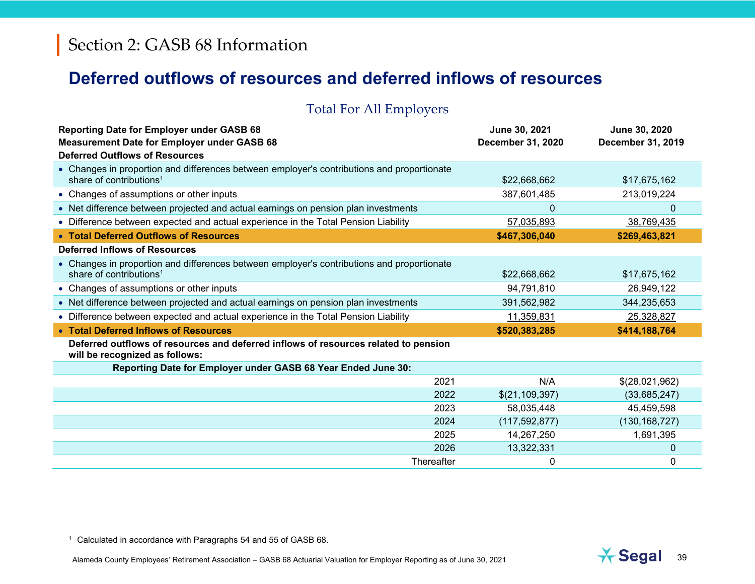# Section 2: GASB 68 Information

## Deferred outflows of resources and deferred inflows of resources

### Total For All Employers

| Reporting Date for Employer under GASB 68<br>Measurement Date for Employer under GASB 68 | | June 30, 2021<br>December 31, 2020 | June 30, 2020<br>December 31, 2019 |
|---|---|---|---|
| **Deferred Outflows of Resources** | | | |
| • Changes in proportion and differences between employer's contributions and proportionate share of contributions[1] | | $22,668,662 | $17,675,162 |
| • Changes of assumptions or other inputs | | 387,601,485 | 213,019,224 |
| • Net difference between projected and actual earnings on pension plan investments | | 0 | 0 |
| • Difference between expected and actual experience in the Total Pension Liability | | 57,035,893 | 38,769,435 |
| • **Total Deferred Outflows of Resources** | | **$467,306,040** | **$269,463,821** |
| **Deferred Inflows of Resources** | | | |
| • Changes in proportion and differences between employer's contributions and proportionate share of contributions[1] | | $22,668,662 | $17,675,162 |
| • Changes of assumptions or other inputs | | 94,791,810 | 26,949,122 |
| • Net difference between projected and actual earnings on pension plan investments | | 391,562,982 | 344,235,653 |
| • Difference between expected and actual experience in the Total Pension Liability | | 11,359,831 | 25,328,827 |
| • **Total Deferred Inflows of Resources** | | **$520,383,285** | **$414,188,764** |
| **Deferred outflows of resources and deferred inflows of resources related to pension will be recognized as follows:** | | | |
| **Reporting Date for Employer under GASB 68 Year Ended June 30:** | | | |
| | 2021 | N/A | $(28,021,962) |
| | 2022 | $(21,109,397) | (33,685,247) |
| | 2023 | 58,035,448 | 45,459,598 |
| | 2024 | (117,592,877) | (130,168,727) |
| | 2025 | 14,267,250 | 1,691,395 |
| | 2026 | 13,322,331 | 0 |
| | Thereafter | 0 | 0 |

[1] Calculated in accordance with Paragraphs 54 and 55 of GASB 68.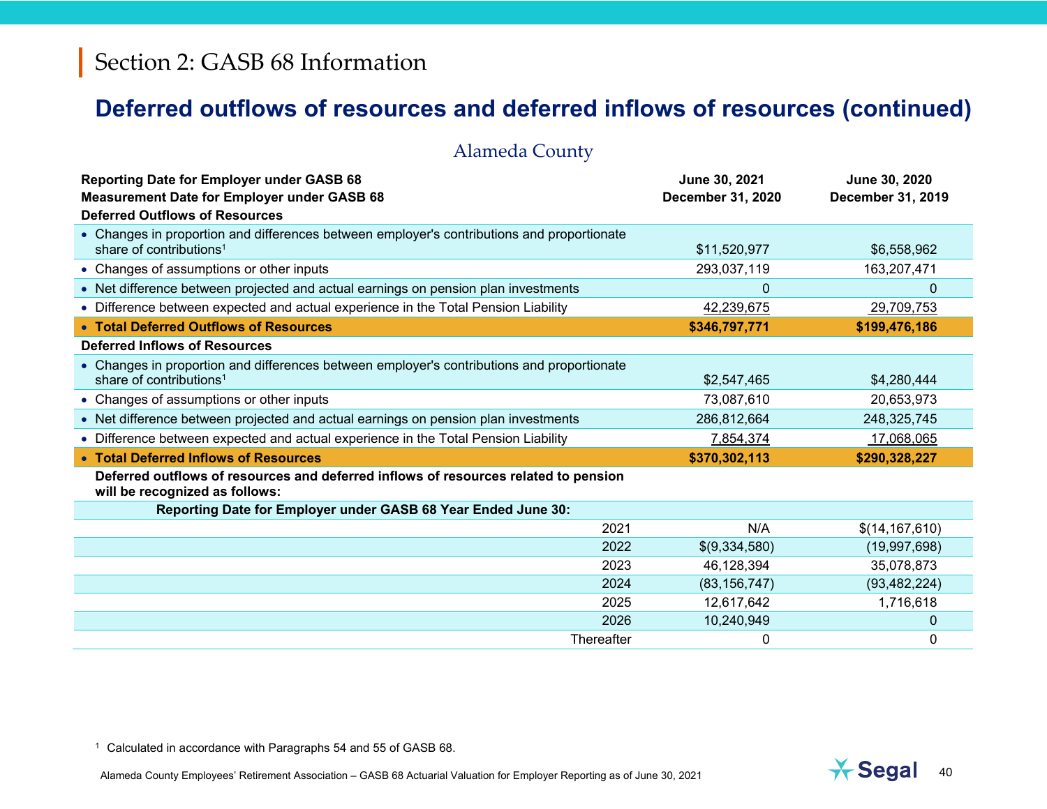# Section 2: GASB 68 Information

## Deferred outflows of resources and deferred inflows of resources (continued)

### Alameda County

| Reporting Date for Employer under GASB 68 | June 30, 2021 | June 30, 2020 |
|---|---|---|
| **Measurement Date for Employer under GASB 68** | **December 31, 2020** | **December 31, 2019** |
| **Deferred Outflows of Resources** | | |
| • Changes in proportion and differences between employer's contributions and proportionate share of contributions[1] | $11,520,977 | $6,558,962 |
| • Changes of assumptions or other inputs | 293,037,119 | 163,207,471 |
| • Net difference between projected and actual earnings on pension plan investments | 0 | 0 |
| • Difference between expected and actual experience in the Total Pension Liability | 42,239,675 | 29,709,753 |
| • **Total Deferred Outflows of Resources** | **$346,797,771** | **$199,476,186** |
| **Deferred Inflows of Resources** | | |
| • Changes in proportion and differences between employer's contributions and proportionate share of contributions[1] | $2,547,465 | $4,280,444 |
| • Changes of assumptions or other inputs | 73,087,610 | 20,653,973 |
| • Net difference between projected and actual earnings on pension plan investments | 286,812,664 | 248,325,745 |
| • Difference between expected and actual experience in the Total Pension Liability | 7,854,374 | 17,068,065 |
| • **Total Deferred Inflows of Resources** | **$370,302,113** | **$290,328,227** |
| **Deferred outflows of resources and deferred inflows of resources related to pension will be recognized as follows:** | | |
| **Reporting Date for Employer under GASB 68 Year Ended June 30:** | | |
| 2021 | N/A | $(14,167,610) |
| 2022 | $(9,334,580) | (19,997,698) |
| 2023 | 46,128,394 | 35,078,873 |
| 2024 | (83,156,747) | (93,482,224) |
| 2025 | 12,617,642 | 1,716,618 |
| 2026 | 10,240,949 | 0 |
| Thereafter | 0 | 0 |

[1] Calculated in accordance with Paragraphs 54 and 55 of GASB 68.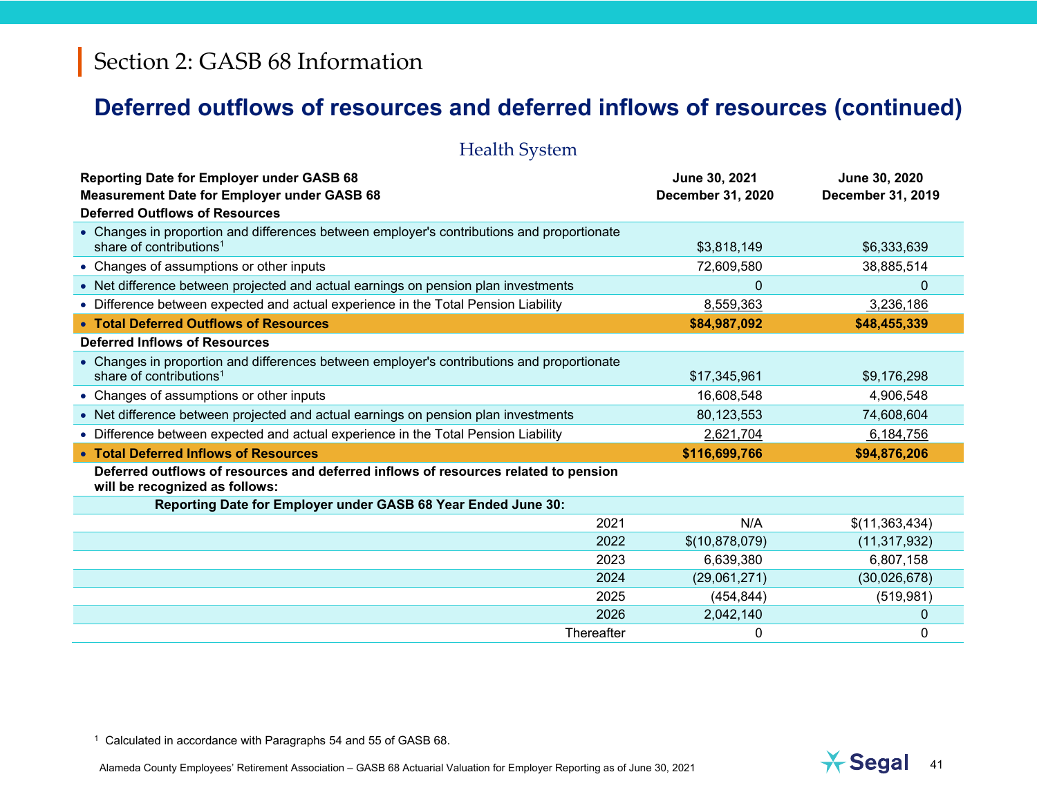# Section 2: GASB 68 Information

## Deferred outflows of resources and deferred inflows of resources (continued)

### Health System

| Reporting Date for Employer under GASB 68 | June 30, 2021 | June 30, 2020 |
|---|---|---|
| **Measurement Date for Employer under GASB 68** | **December 31, 2020** | **December 31, 2019** |
| **Deferred Outflows of Resources** | | |
| • Changes in proportion and differences between employer's contributions and proportionate share of contributions[1] | $3,818,149 | $6,333,639 |
| • Changes of assumptions or other inputs | 72,609,580 | 38,885,514 |
| • Net difference between projected and actual earnings on pension plan investments | 0 | 0 |
| • Difference between expected and actual experience in the Total Pension Liability | 8,559,363 | 3,236,186 |
| • **Total Deferred Outflows of Resources** | **$84,987,092** | **$48,455,339** |
| **Deferred Inflows of Resources** | | |
| • Changes in proportion and differences between employer's contributions and proportionate share of contributions[1] | $17,345,961 | $9,176,298 |
| • Changes of assumptions or other inputs | 16,608,548 | 4,906,548 |
| • Net difference between projected and actual earnings on pension plan investments | 80,123,553 | 74,608,604 |
| • Difference between expected and actual experience in the Total Pension Liability | 2,621,704 | 6,184,756 |
| • **Total Deferred Inflows of Resources** | **$116,699,766** | **$94,876,206** |
| **Deferred outflows of resources and deferred inflows of resources related to pension will be recognized as follows:** | | |
| **Reporting Date for Employer under GASB 68 Year Ended June 30:** | | |
| 2021 | N/A | $(11,363,434) |
| 2022 | $(10,878,079) | (11,317,932) |
| 2023 | 6,639,380 | 6,807,158 |
| 2024 | (29,061,271) | (30,026,678) |
| 2025 | (454,844) | (519,981) |
| 2026 | 2,042,140 | 0 |
| Thereafter | 0 | 0 |

[1] Calculated in accordance with Paragraphs 54 and 55 of GASB 68.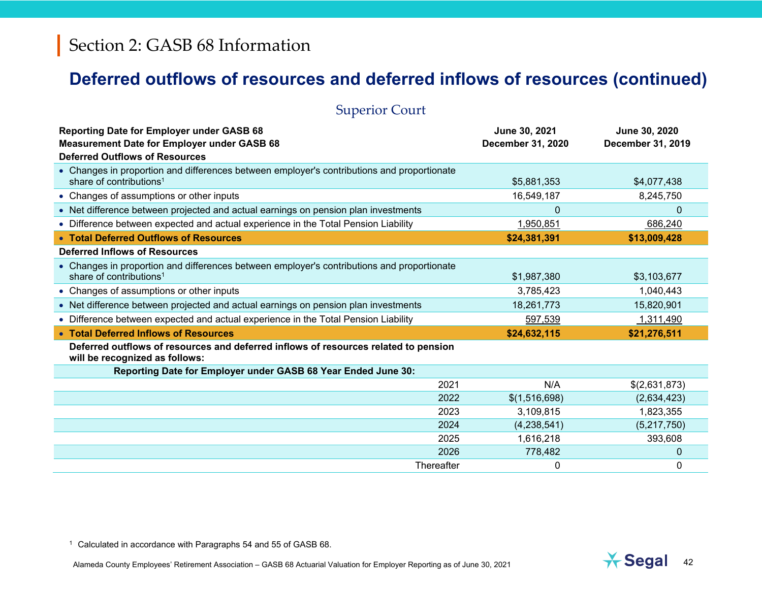# Section 2: GASB 68 Information

## Deferred outflows of resources and deferred inflows of resources (continued)

### Superior Court

| | | |
|---|---|---|
| **Reporting Date for Employer under GASB 68** | **June 30, 2021** | **June 30, 2020** |
| **Measurement Date for Employer under GASB 68** | **December 31, 2020** | **December 31, 2019** |
| **Deferred Outflows of Resources** | | |
| • Changes in proportion and differences between employer's contributions and proportionate share of contributions[1] | $5,881,353 | $4,077,438 |
| • Changes of assumptions or other inputs | 16,549,187 | 8,245,750 |
| • Net difference between projected and actual earnings on pension plan investments | 0 | 0 |
| • Difference between expected and actual experience in the Total Pension Liability | 1,950,851 | 686,240 |
| • **Total Deferred Outflows of Resources** | **$24,381,391** | **$13,009,428** |
| **Deferred Inflows of Resources** | | |
| • Changes in proportion and differences between employer's contributions and proportionate share of contributions[1] | $1,987,380 | $3,103,677 |
| • Changes of assumptions or other inputs | 3,785,423 | 1,040,443 |
| • Net difference between projected and actual earnings on pension plan investments | 18,261,773 | 15,820,901 |
| • Difference between expected and actual experience in the Total Pension Liability | 597,539 | 1,311,490 |
| • **Total Deferred Inflows of Resources** | **$24,632,115** | **$21,276,511** |
| **Deferred outflows of resources and deferred inflows of resources related to pension will be recognized as follows:** | | |
| **Reporting Date for Employer under GASB 68 Year Ended June 30:** | | |
| 2021 | N/A | $(2,631,873) |
| 2022 | $(1,516,698) | (2,634,423) |
| 2023 | 3,109,815 | 1,823,355 |
| 2024 | (4,238,541) | (5,217,750) |
| 2025 | 1,616,218 | 393,608 |
| 2026 | 778,482 | 0 |
| Thereafter | 0 | 0 |

[1] Calculated in accordance with Paragraphs 54 and 55 of GASB 68.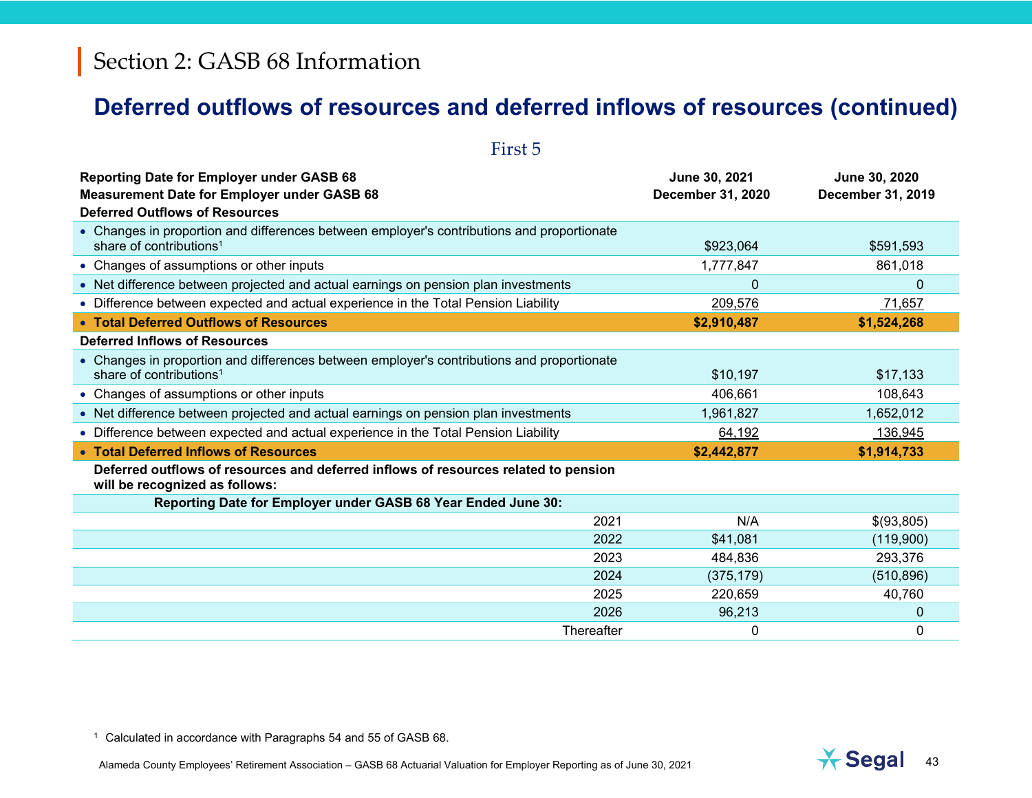# Section 2: GASB 68 Information

## Deferred outflows of resources and deferred inflows of resources (continued)

### First 5

| Reporting Date for Employer under GASB 68<br>Measurement Date for Employer under GASB 68 | June 30, 2021<br>December 31, 2020 | June 30, 2020<br>December 31, 2019 |
|---|---|---|
| **Deferred Outflows of Resources** | | |
| • Changes in proportion and differences between employer's contributions and proportionate share of contributions[1] | $923,064 | $591,593 |
| • Changes of assumptions or other inputs | 1,777,847 | 861,018 |
| • Net difference between projected and actual earnings on pension plan investments | 0 | 0 |
| • Difference between expected and actual experience in the Total Pension Liability | 209,576 | 71,657 |
| • **Total Deferred Outflows of Resources** | **$2,910,487** | **$1,524,268** |
| **Deferred Inflows of Resources** | | |
| • Changes in proportion and differences between employer's contributions and proportionate share of contributions[1] | $10,197 | $17,133 |
| • Changes of assumptions or other inputs | 406,661 | 108,643 |
| • Net difference between projected and actual earnings on pension plan investments | 1,961,827 | 1,652,012 |
| • Difference between expected and actual experience in the Total Pension Liability | 64,192 | 136,945 |
| • **Total Deferred Inflows of Resources** | **$2,442,877** | **$1,914,733** |
| **Deferred outflows of resources and deferred inflows of resources related to pension will be recognized as follows:** | | |
| **Reporting Date for Employer under GASB 68 Year Ended June 30:** | | |
| 2021 | N/A | $(93,805) |
| 2022 | $41,081 | (119,900) |
| 2023 | 484,836 | 293,376 |
| 2024 | (375,179) | (510,896) |
| 2025 | 220,659 | 40,760 |
| 2026 | 96,213 | 0 |
| Thereafter | 0 | 0 |

[1] Calculated in accordance with Paragraphs 54 and 55 of GASB 68.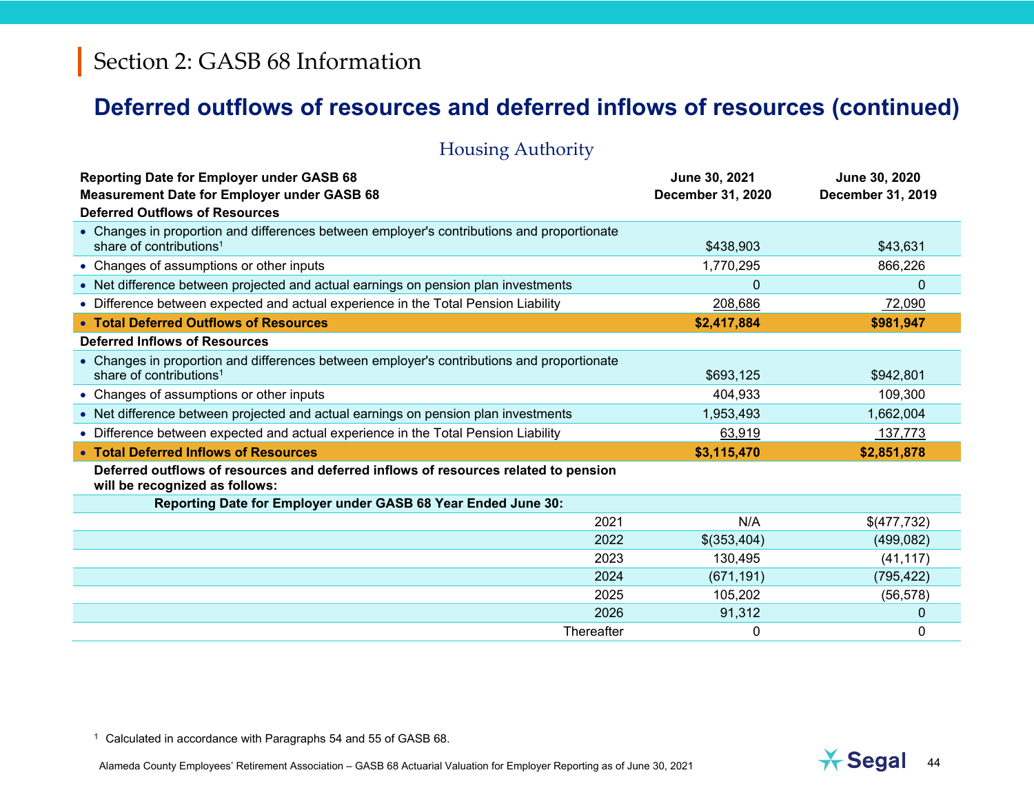## Section 2: GASB 68 Information

# Deferred outflows of resources and deferred inflows of resources (continued)

### Housing Authority

| Reporting Date for Employer under GASB 68<br>Measurement Date for Employer under GASB 68 | June 30, 2021<br>December 31, 2020 | June 30, 2020<br>December 31, 2019 |
|---|---|---|
| **Deferred Outflows of Resources** | | |
| • Changes in proportion and differences between employer's contributions and proportionate share of contributions[1] | $438,903 | $43,631 |
| • Changes of assumptions or other inputs | 1,770,295 | 866,226 |
| • Net difference between projected and actual earnings on pension plan investments | 0 | 0 |
| • Difference between expected and actual experience in the Total Pension Liability | 208,686 | 72,090 |
| • **Total Deferred Outflows of Resources** | **$2,417,884** | **$981,947** |
| **Deferred Inflows of Resources** | | |
| • Changes in proportion and differences between employer's contributions and proportionate share of contributions[1] | $693,125 | $942,801 |
| • Changes of assumptions or other inputs | 404,933 | 109,300 |
| • Net difference between projected and actual earnings on pension plan investments | 1,953,493 | 1,662,004 |
| • Difference between expected and actual experience in the Total Pension Liability | 63,919 | 137,773 |
| • **Total Deferred Inflows of Resources** | **$3,115,470** | **$2,851,878** |
| **Deferred outflows of resources and deferred inflows of resources related to pension will be recognized as follows:** | | |
| **Reporting Date for Employer under GASB 68 Year Ended June 30:** | | |
| 2021 | N/A | $(477,732) |
| 2022 | $(353,404) | (499,082) |
| 2023 | 130,495 | (41,117) |
| 2024 | (671,191) | (795,422) |
| 2025 | 105,202 | (56,578) |
| 2026 | 91,312 | 0 |
| Thereafter | 0 | 0 |

[1] Calculated in accordance with Paragraphs 54 and 55 of GASB 68.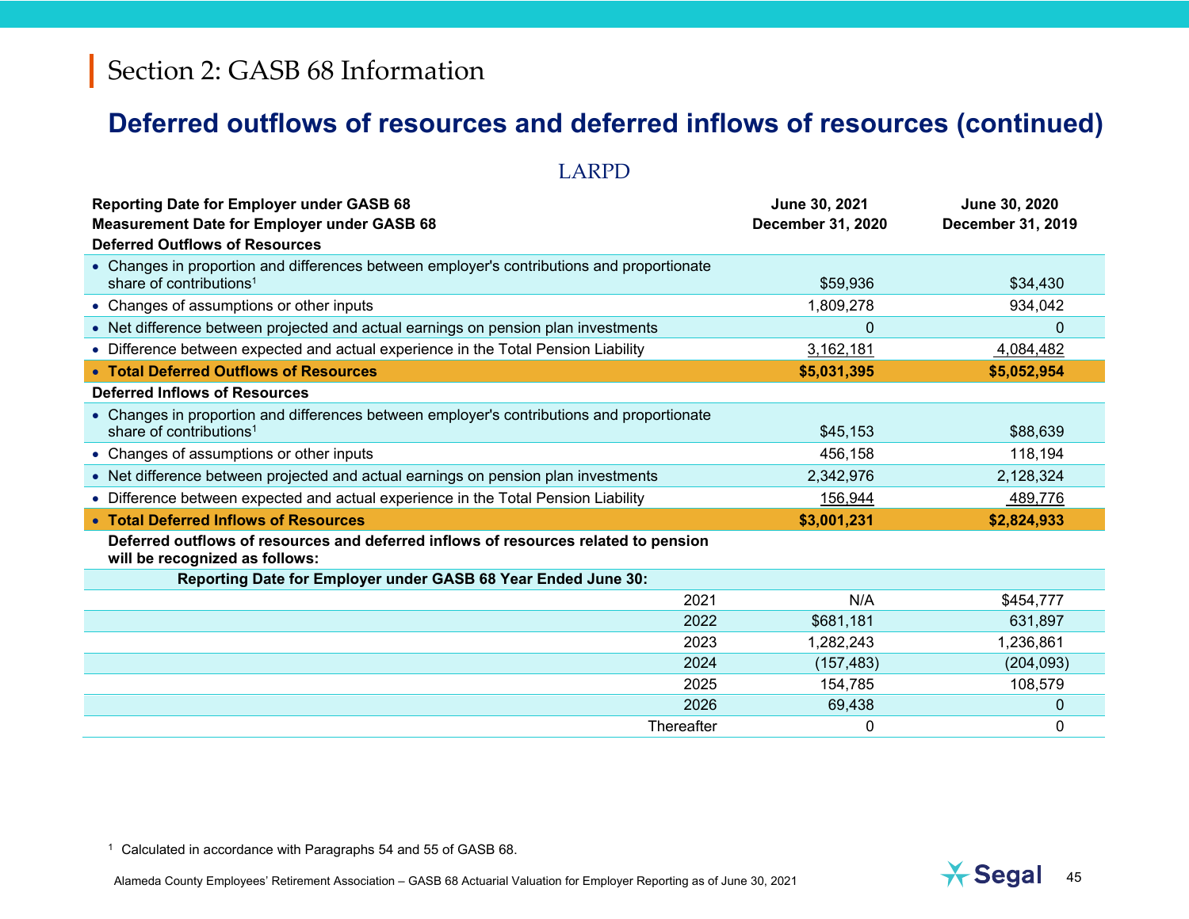# Section 2: GASB 68 Information

## Deferred outflows of resources and deferred inflows of resources (continued)

### LARPD

| Reporting Date for Employer under GASB 68 | June 30, 2021 | June 30, 2020 |
|---|---|---|
| **Measurement Date for Employer under GASB 68** | **December 31, 2020** | **December 31, 2019** |
| **Deferred Outflows of Resources** | | |
| • Changes in proportion and differences between employer's contributions and proportionate share of contributions[1] | $59,936 | $34,430 |
| • Changes of assumptions or other inputs | 1,809,278 | 934,042 |
| • Net difference between projected and actual earnings on pension plan investments | 0 | 0 |
| • Difference between expected and actual experience in the Total Pension Liability | 3,162,181 | 4,084,482 |
| • **Total Deferred Outflows of Resources** | **$5,031,395** | **$5,052,954** |
| **Deferred Inflows of Resources** | | |
| • Changes in proportion and differences between employer's contributions and proportionate share of contributions[1] | $45,153 | $88,639 |
| • Changes of assumptions or other inputs | 456,158 | 118,194 |
| • Net difference between projected and actual earnings on pension plan investments | 2,342,976 | 2,128,324 |
| • Difference between expected and actual experience in the Total Pension Liability | 156,944 | 489,776 |
| • **Total Deferred Inflows of Resources** | **$3,001,231** | **$2,824,933** |
| **Deferred outflows of resources and deferred inflows of resources related to pension will be recognized as follows:** | | |
| **Reporting Date for Employer under GASB 68 Year Ended June 30:** | | |
| 2021 | N/A | $454,777 |
| 2022 | $681,181 | 631,897 |
| 2023 | 1,282,243 | 1,236,861 |
| 2024 | (157,483) | (204,093) |
| 2025 | 154,785 | 108,579 |
| 2026 | 69,438 | 0 |
| Thereafter | 0 | 0 |

[1] Calculated in accordance with Paragraphs 54 and 55 of GASB 68.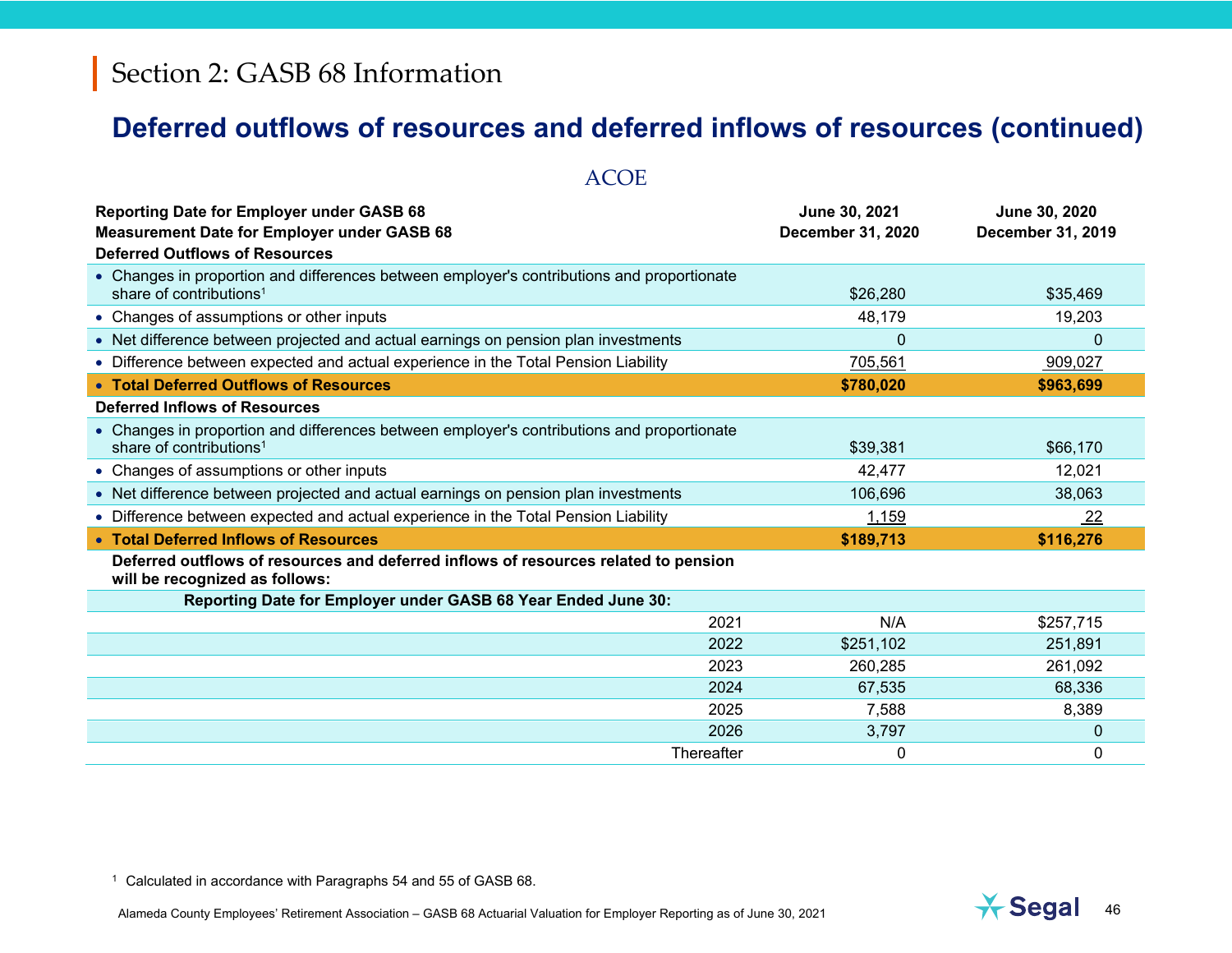# Section 2: GASB 68 Information

## Deferred outflows of resources and deferred inflows of resources (continued)

### ACOE

| Reporting Date for Employer under GASB 68<br>Measurement Date for Employer under GASB 68 | June 30, 2021<br>December 31, 2020 | June 30, 2020<br>December 31, 2019 |
|---|---|---|
| **Deferred Outflows of Resources** | | |
| • Changes in proportion and differences between employer's contributions and proportionate share of contributions[1] | $26,280 | $35,469 |
| • Changes of assumptions or other inputs | 48,179 | 19,203 |
| • Net difference between projected and actual earnings on pension plan investments | 0 | 0 |
| • Difference between expected and actual experience in the Total Pension Liability | 705,561 | 909,027 |
| • **Total Deferred Outflows of Resources** | **$780,020** | **$963,699** |
| **Deferred Inflows of Resources** | | |
| • Changes in proportion and differences between employer's contributions and proportionate share of contributions[1] | $39,381 | $66,170 |
| • Changes of assumptions or other inputs | 42,477 | 12,021 |
| • Net difference between projected and actual earnings on pension plan investments | 106,696 | 38,063 |
| • Difference between expected and actual experience in the Total Pension Liability | 1,159 | 22 |
| • **Total Deferred Inflows of Resources** | **$189,713** | **$116,276** |
| **Deferred outflows of resources and deferred inflows of resources related to pension will be recognized as follows:** | | |
| **Reporting Date for Employer under GASB 68 Year Ended June 30:** | | |
| 2021 | N/A | $257,715 |
| 2022 | $251,102 | 251,891 |
| 2023 | 260,285 | 261,092 |
| 2024 | 67,535 | 68,336 |
| 2025 | 7,588 | 8,389 |
| 2026 | 3,797 | 0 |
| Thereafter | 0 | 0 |

[1] Calculated in accordance with Paragraphs 54 and 55 of GASB 68.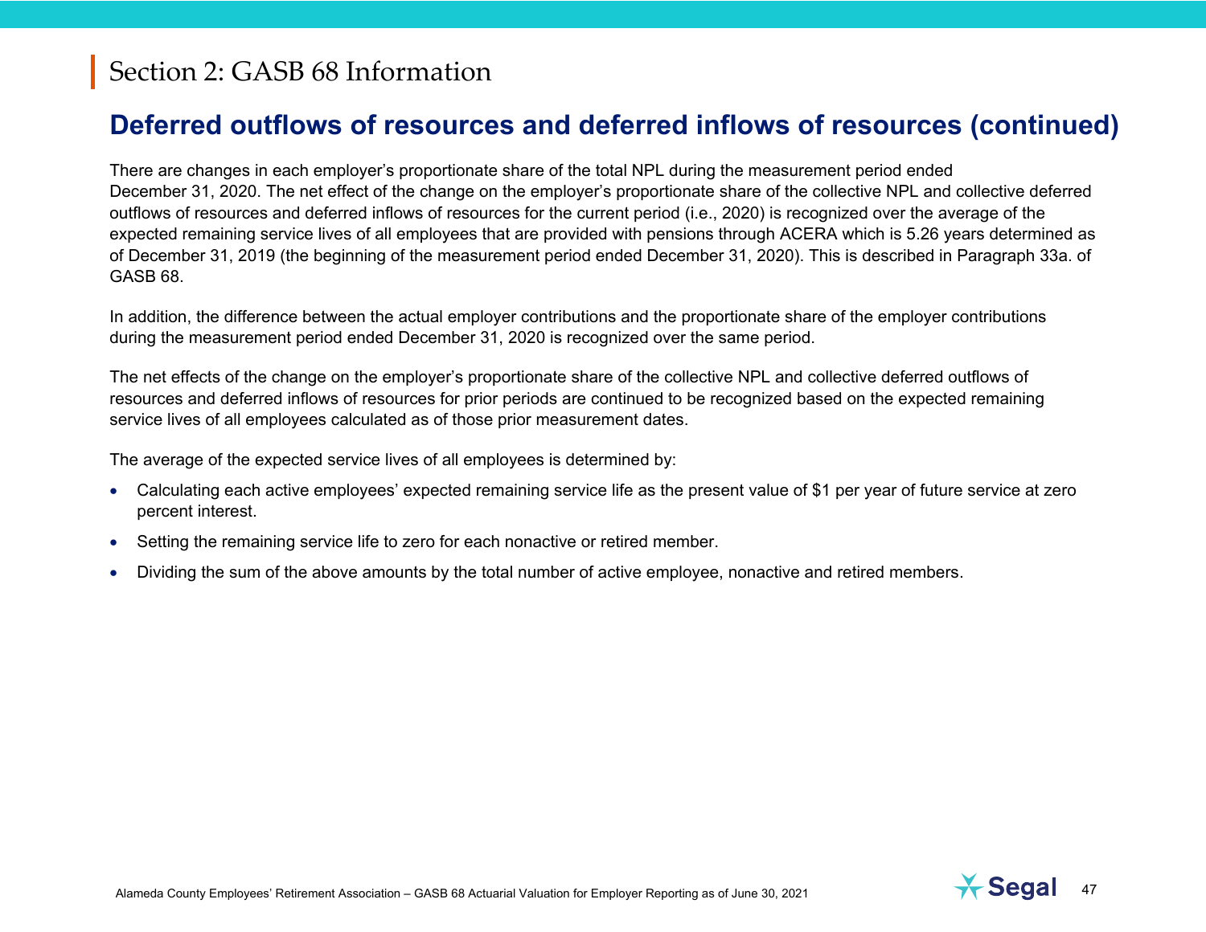# Section 2: GASB 68 Information

## Deferred outflows of resources and deferred inflows of resources (continued)

There are changes in each employer's proportionate share of the total NPL during the measurement period ended December 31, 2020. The net effect of the change on the employer's proportionate share of the collective NPL and collective deferred outflows of resources and deferred inflows of resources for the current period (i.e., 2020) is recognized over the average of the expected remaining service lives of all employees that are provided with pensions through ACERA which is 5.26 years determined as of December 31, 2019 (the beginning of the measurement period ended December 31, 2020). This is described in Paragraph 33a. of GASB 68.

In addition, the difference between the actual employer contributions and the proportionate share of the employer contributions during the measurement period ended December 31, 2020 is recognized over the same period.

The net effects of the change on the employer's proportionate share of the collective NPL and collective deferred outflows of resources and deferred inflows of resources for prior periods are continued to be recognized based on the expected remaining service lives of all employees calculated as of those prior measurement dates.

The average of the expected service lives of all employees is determined by:

- Calculating each active employees' expected remaining service life as the present value of $1 per year of future service at zero percent interest.
- Setting the remaining service life to zero for each nonactive or retired member.
- Dividing the sum of the above amounts by the total number of active employee, nonactive and retired members.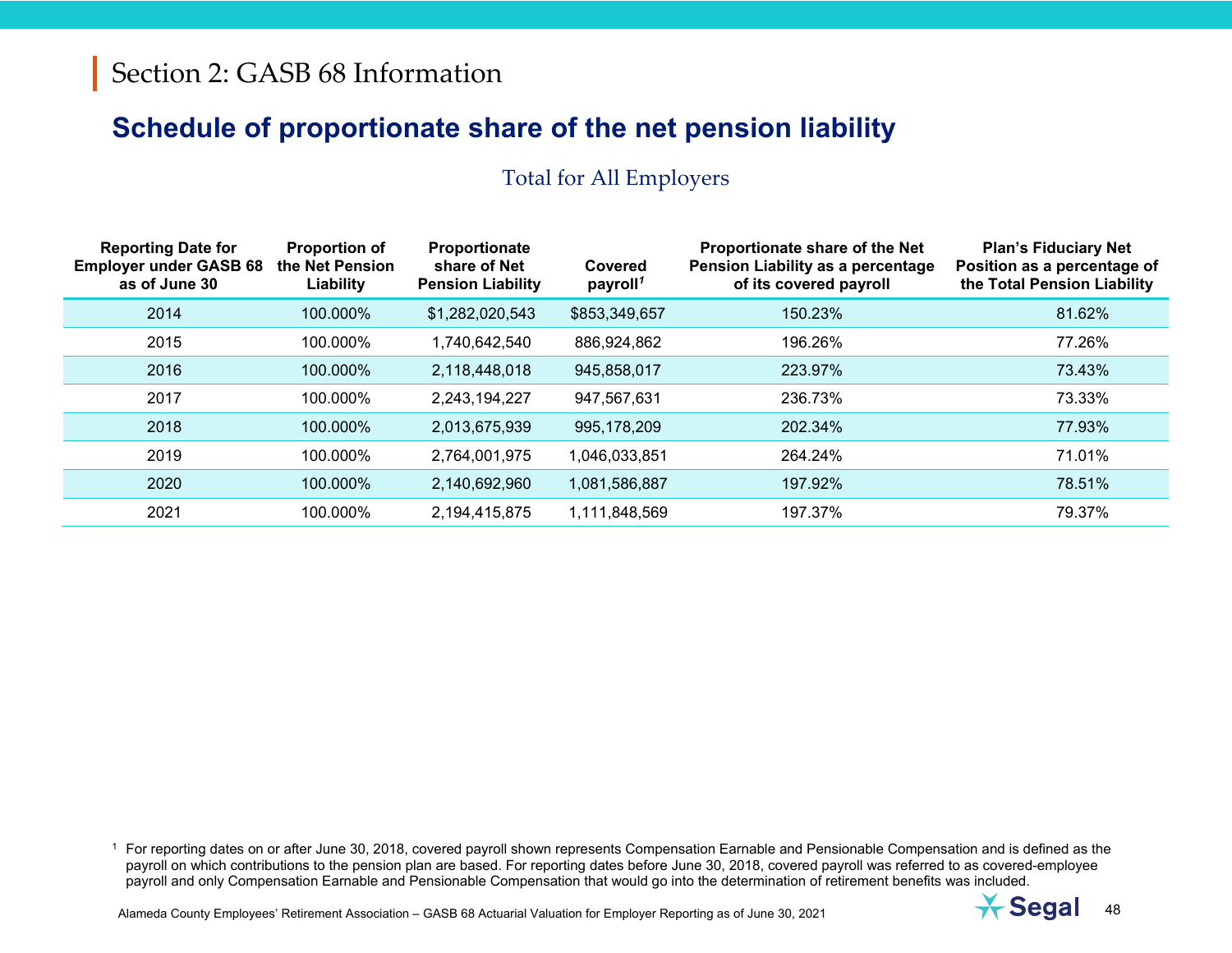# Section 2: GASB 68 Information

## Schedule of proportionate share of the net pension liability

### Total for All Employers

| Reporting Date for Employer under GASB 68 as of June 30 | Proportion of the Net Pension Liability | Proportionate share of Net Pension Liability | Covered payroll[1] | Proportionate share of the Net Pension Liability as a percentage of its covered payroll | Plan's Fiduciary Net Position as a percentage of the Total Pension Liability |
|---|---|---|---|---|---|
| 2014 | 100.000% | $1,282,020,543 | $853,349,657 | 150.23% | 81.62% |
| 2015 | 100.000% | 1,740,642,540 | 886,924,862 | 196.26% | 77.26% |
| 2016 | 100.000% | 2,118,448,018 | 945,858,017 | 223.97% | 73.43% |
| 2017 | 100.000% | 2,243,194,227 | 947,567,631 | 236.73% | 73.33% |
| 2018 | 100.000% | 2,013,675,939 | 995,178,209 | 202.34% | 77.93% |
| 2019 | 100.000% | 2,764,001,975 | 1,046,033,851 | 264.24% | 71.01% |
| 2020 | 100.000% | 2,140,692,960 | 1,081,586,887 | 197.92% | 78.51% |
| 2021 | 100.000% | 2,194,415,875 | 1,111,848,569 | 197.37% | 79.37% |

[1] For reporting dates on or after June 30, 2018, covered payroll shown represents Compensation Earnable and Pensionable Compensation and is defined as the payroll on which contributions to the pension plan are based. For reporting dates before June 30, 2018, covered payroll was referred to as covered-employee payroll and only Compensation Earnable and Pensionable Compensation that would go into the determination of retirement benefits was included.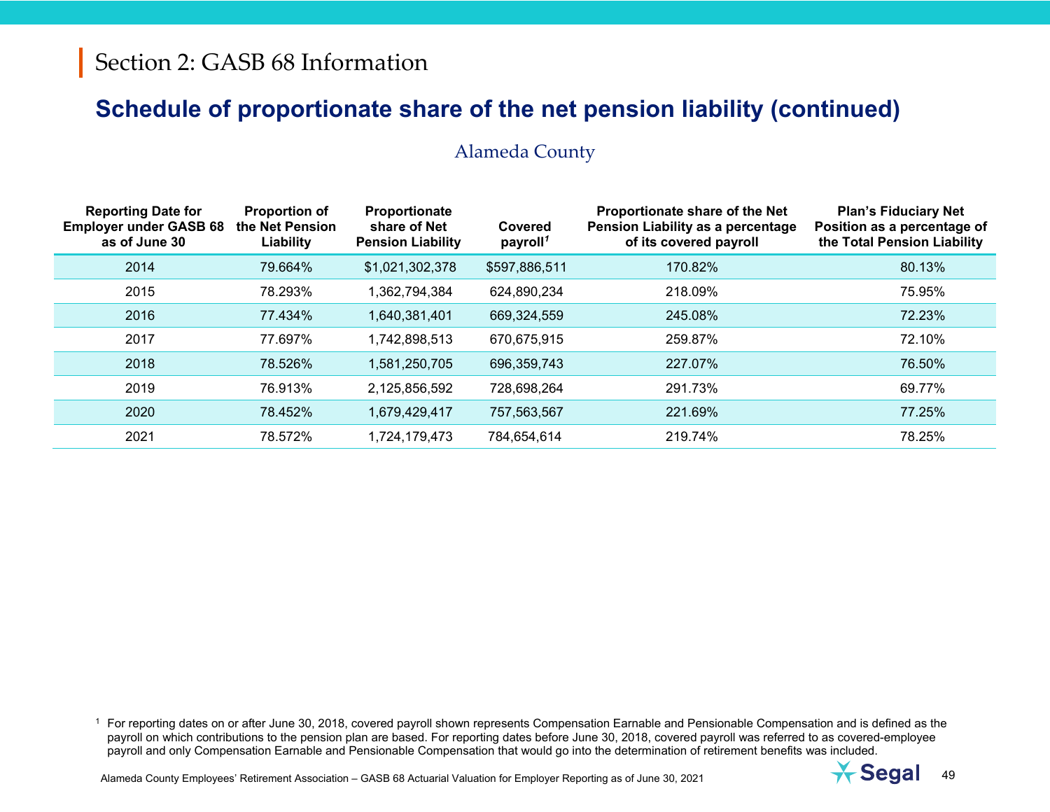# Section 2: GASB 68 Information

## Schedule of proportionate share of the net pension liability (continued)

### Alameda County

| Reporting Date for Employer under GASB 68 as of June 30 | Proportion of the Net Pension Liability | Proportionate share of Net Pension Liability | Covered payroll[1] | Proportionate share of the Net Pension Liability as a percentage of its covered payroll | Plan's Fiduciary Net Position as a percentage of the Total Pension Liability |
|---|---|---|---|---|---|
| 2014 | 79.664% | $1,021,302,378 | $597,886,511 | 170.82% | 80.13% |
| 2015 | 78.293% | 1,362,794,384 | 624,890,234 | 218.09% | 75.95% |
| 2016 | 77.434% | 1,640,381,401 | 669,324,559 | 245.08% | 72.23% |
| 2017 | 77.697% | 1,742,898,513 | 670,675,915 | 259.87% | 72.10% |
| 2018 | 78.526% | 1,581,250,705 | 696,359,743 | 227.07% | 76.50% |
| 2019 | 76.913% | 2,125,856,592 | 728,698,264 | 291.73% | 69.77% |
| 2020 | 78.452% | 1,679,429,417 | 757,563,567 | 221.69% | 77.25% |
| 2021 | 78.572% | 1,724,179,473 | 784,654,614 | 219.74% | 78.25% |

[1] For reporting dates on or after June 30, 2018, covered payroll shown represents Compensation Earnable and Pensionable Compensation and is defined as the payroll on which contributions to the pension plan are based. For reporting dates before June 30, 2018, covered payroll was referred to as covered-employee payroll and only Compensation Earnable and Pensionable Compensation that would go into the determination of retirement benefits was included.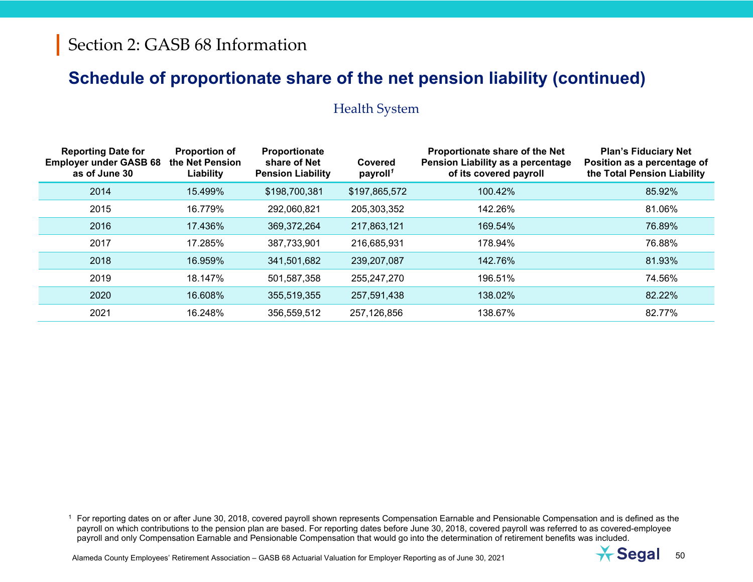# Section 2: GASB 68 Information

## Schedule of proportionate share of the net pension liability (continued)

### Health System

| Reporting Date for Employer under GASB 68 as of June 30 | Proportion of the Net Pension Liability | Proportionate share of Net Pension Liability | Covered payroll[1] | Proportionate share of the Net Pension Liability as a percentage of its covered payroll | Plan's Fiduciary Net Position as a percentage of the Total Pension Liability |
|---|---|---|---|---|---|
| 2014 | 15.499% | $198,700,381 | $197,865,572 | 100.42% | 85.92% |
| 2015 | 16.779% | 292,060,821 | 205,303,352 | 142.26% | 81.06% |
| 2016 | 17.436% | 369,372,264 | 217,863,121 | 169.54% | 76.89% |
| 2017 | 17.285% | 387,733,901 | 216,685,931 | 178.94% | 76.88% |
| 2018 | 16.959% | 341,501,682 | 239,207,087 | 142.76% | 81.93% |
| 2019 | 18.147% | 501,587,358 | 255,247,270 | 196.51% | 74.56% |
| 2020 | 16.608% | 355,519,355 | 257,591,438 | 138.02% | 82.22% |
| 2021 | 16.248% | 356,559,512 | 257,126,856 | 138.67% | 82.77% |

[1] For reporting dates on or after June 30, 2018, covered payroll shown represents Compensation Earnable and Pensionable Compensation and is defined as the payroll on which contributions to the pension plan are based. For reporting dates before June 30, 2018, covered payroll was referred to as covered-employee payroll and only Compensation Earnable and Pensionable Compensation that would go into the determination of retirement benefits was included.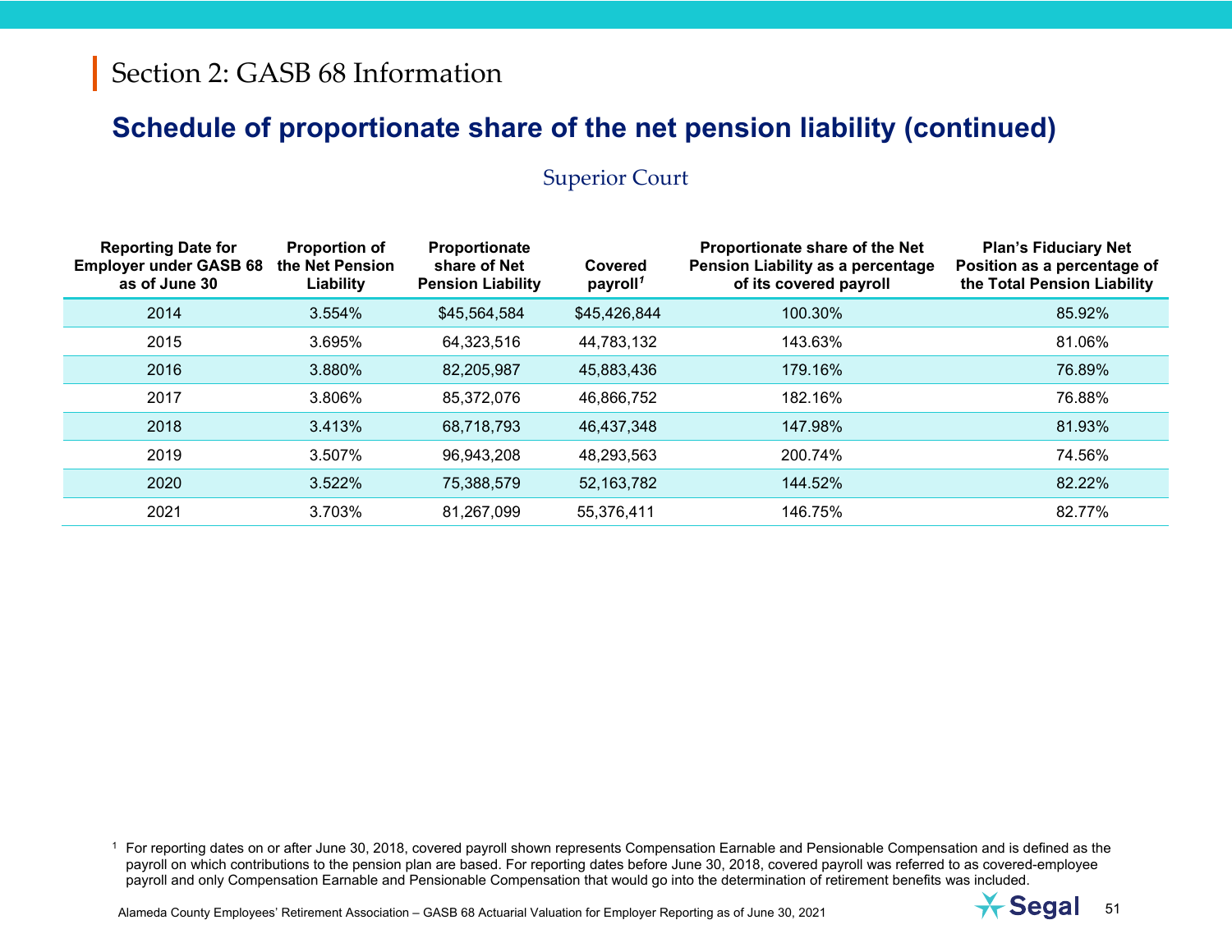# Section 2: GASB 68 Information

## Schedule of proportionate share of the net pension liability (continued)

### Superior Court

| Reporting Date for Employer under GASB 68 as of June 30 | Proportion of the Net Pension Liability | Proportionate share of Net Pension Liability | Covered payroll[1] | Proportionate share of the Net Pension Liability as a percentage of its covered payroll | Plan's Fiduciary Net Position as a percentage of the Total Pension Liability |
|---|---|---|---|---|---|
| 2014 | 3.554% | $45,564,584 | $45,426,844 | 100.30% | 85.92% |
| 2015 | 3.695% | 64,323,516 | 44,783,132 | 143.63% | 81.06% |
| 2016 | 3.880% | 82,205,987 | 45,883,436 | 179.16% | 76.89% |
| 2017 | 3.806% | 85,372,076 | 46,866,752 | 182.16% | 76.88% |
| 2018 | 3.413% | 68,718,793 | 46,437,348 | 147.98% | 81.93% |
| 2019 | 3.507% | 96,943,208 | 48,293,563 | 200.74% | 74.56% |
| 2020 | 3.522% | 75,388,579 | 52,163,782 | 144.52% | 82.22% |
| 2021 | 3.703% | 81,267,099 | 55,376,411 | 146.75% | 82.77% |

[1] For reporting dates on or after June 30, 2018, covered payroll shown represents Compensation Earnable and Pensionable Compensation and is defined as the payroll on which contributions to the pension plan are based. For reporting dates before June 30, 2018, covered payroll was referred to as covered-employee payroll and only Compensation Earnable and Pensionable Compensation that would go into the determination of retirement benefits was included.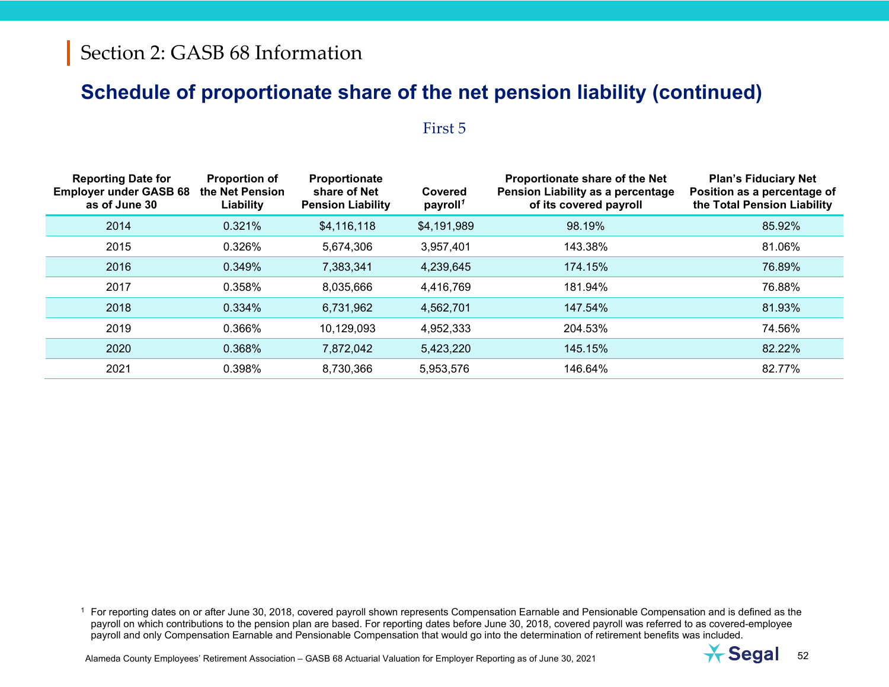## Section 2: GASB 68 Information

### Schedule of proportionate share of the net pension liability (continued)

First 5

| Reporting Date for Employer under GASB 68 as of June 30 | Proportion of the Net Pension Liability | Proportionate share of Net Pension Liability | Covered payroll[1] | Proportionate share of the Net Pension Liability as a percentage of its covered payroll | Plan's Fiduciary Net Position as a percentage of the Total Pension Liability |
|---|---|---|---|---|---|
| 2014 | 0.321% | $4,116,118 | $4,191,989 | 98.19% | 85.92% |
| 2015 | 0.326% | 5,674,306 | 3,957,401 | 143.38% | 81.06% |
| 2016 | 0.349% | 7,383,341 | 4,239,645 | 174.15% | 76.89% |
| 2017 | 0.358% | 8,035,666 | 4,416,769 | 181.94% | 76.88% |
| 2018 | 0.334% | 6,731,962 | 4,562,701 | 147.54% | 81.93% |
| 2019 | 0.366% | 10,129,093 | 4,952,333 | 204.53% | 74.56% |
| 2020 | 0.368% | 7,872,042 | 5,423,220 | 145.15% | 82.22% |
| 2021 | 0.398% | 8,730,366 | 5,953,576 | 146.64% | 82.77% |

[1] For reporting dates on or after June 30, 2018, covered payroll shown represents Compensation Earnable and Pensionable Compensation and is defined as the payroll on which contributions to the pension plan are based. For reporting dates before June 30, 2018, covered payroll was referred to as covered-employee payroll and only Compensation Earnable and Pensionable Compensation that would go into the determination of retirement benefits was included.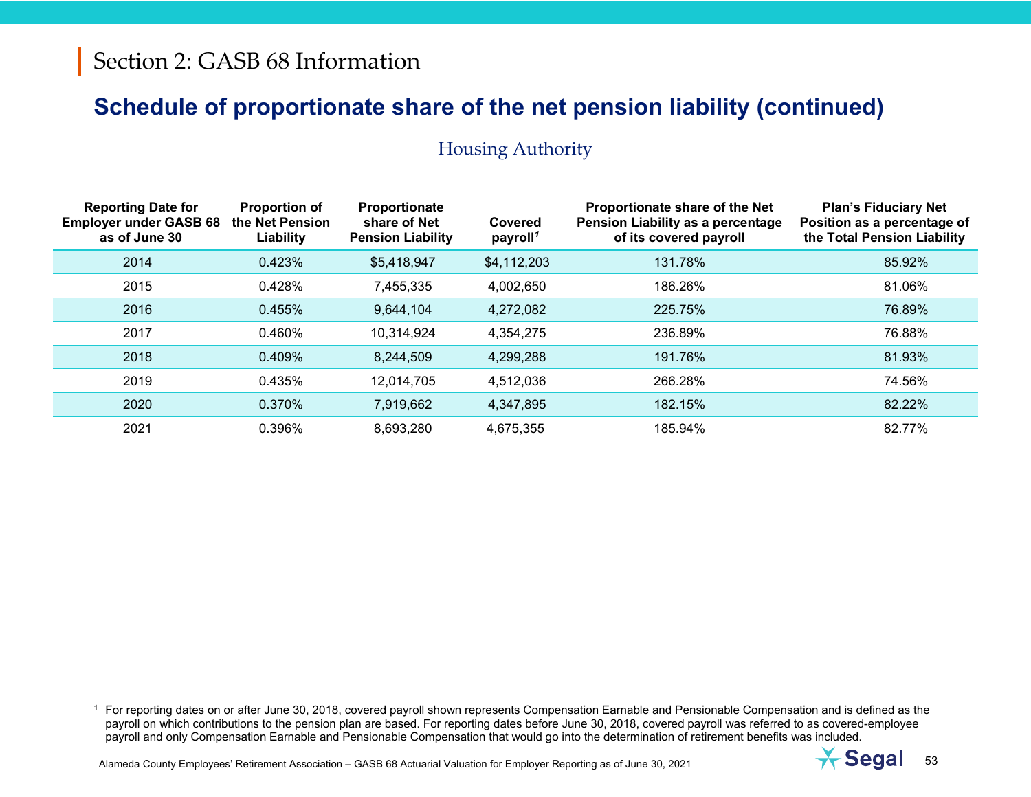# Section 2: GASB 68 Information

## Schedule of proportionate share of the net pension liability (continued)

### Housing Authority

| Reporting Date for Employer under GASB 68 as of June 30 | Proportion of the Net Pension Liability | Proportionate share of Net Pension Liability | Covered payroll[1] | Proportionate share of the Net Pension Liability as a percentage of its covered payroll | Plan's Fiduciary Net Position as a percentage of the Total Pension Liability |
|---|---|---|---|---|---|
| 2014 | 0.423% | $5,418,947 | $4,112,203 | 131.78% | 85.92% |
| 2015 | 0.428% | 7,455,335 | 4,002,650 | 186.26% | 81.06% |
| 2016 | 0.455% | 9,644,104 | 4,272,082 | 225.75% | 76.89% |
| 2017 | 0.460% | 10,314,924 | 4,354,275 | 236.89% | 76.88% |
| 2018 | 0.409% | 8,244,509 | 4,299,288 | 191.76% | 81.93% |
| 2019 | 0.435% | 12,014,705 | 4,512,036 | 266.28% | 74.56% |
| 2020 | 0.370% | 7,919,662 | 4,347,895 | 182.15% | 82.22% |
| 2021 | 0.396% | 8,693,280 | 4,675,355 | 185.94% | 82.77% |

[1] For reporting dates on or after June 30, 2018, covered payroll shown represents Compensation Earnable and Pensionable Compensation and is defined as the payroll on which contributions to the pension plan are based. For reporting dates before June 30, 2018, covered payroll was referred to as covered-employee payroll and only Compensation Earnable and Pensionable Compensation that would go into the determination of retirement benefits was included.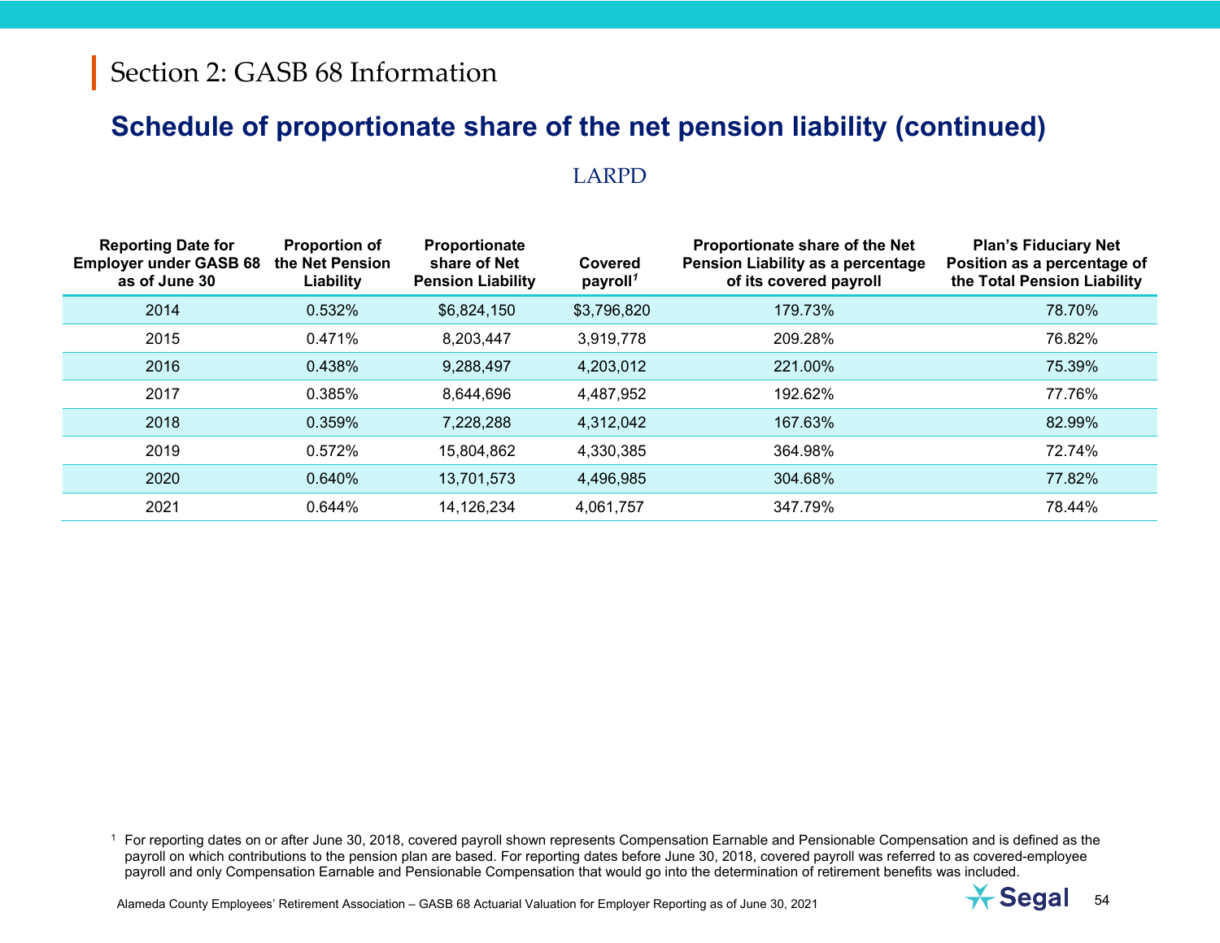# Section 2: GASB 68 Information

## Schedule of proportionate share of the net pension liability (continued)

### LARPD

| Reporting Date for Employer under GASB 68 as of June 30 | Proportion of the Net Pension Liability | Proportionate share of Net Pension Liability | Covered payroll[1] | Proportionate share of the Net Pension Liability as a percentage of its covered payroll | Plan's Fiduciary Net Position as a percentage of the Total Pension Liability |
|---|---|---|---|---|---|
| 2014 | 0.532% | $6,824,150 | $3,796,820 | 179.73% | 78.70% |
| 2015 | 0.471% | 8,203,447 | 3,919,778 | 209.28% | 76.82% |
| 2016 | 0.438% | 9,288,497 | 4,203,012 | 221.00% | 75.39% |
| 2017 | 0.385% | 8,644,696 | 4,487,952 | 192.62% | 77.76% |
| 2018 | 0.359% | 7,228,288 | 4,312,042 | 167.63% | 82.99% |
| 2019 | 0.572% | 15,804,862 | 4,330,385 | 364.98% | 72.74% |
| 2020 | 0.640% | 13,701,573 | 4,496,985 | 304.68% | 77.82% |
| 2021 | 0.644% | 14,126,234 | 4,061,757 | 347.79% | 78.44% |

[1] For reporting dates on or after June 30, 2018, covered payroll shown represents Compensation Earnable and Pensionable Compensation and is defined as the payroll on which contributions to the pension plan are based. For reporting dates before June 30, 2018, covered payroll was referred to as covered-employee payroll and only Compensation Earnable and Pensionable Compensation that would go into the determination of retirement benefits was included.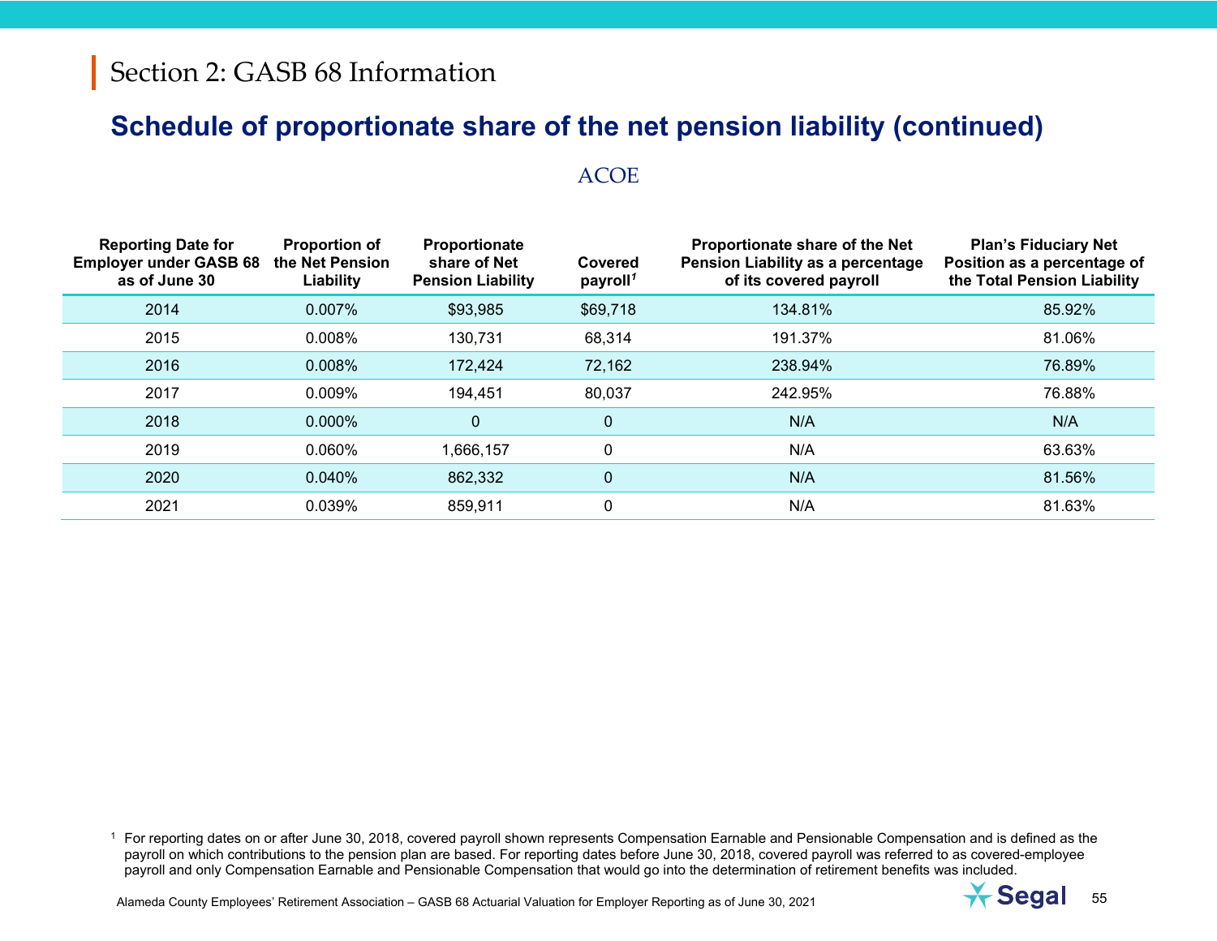## Section 2: GASB 68 Information

# Schedule of proportionate share of the net pension liability (continued)

### ACOE

| Reporting Date for Employer under GASB 68 as of June 30 | Proportion of the Net Pension Liability | Proportionate share of Net Pension Liability | Covered payroll[1] | Proportionate share of the Net Pension Liability as a percentage of its covered payroll | Plan's Fiduciary Net Position as a percentage of the Total Pension Liability |
|---|---|---|---|---|---|
| 2014 | 0.007% | $93,985 | $69,718 | 134.81% | 85.92% |
| 2015 | 0.008% | 130,731 | 68,314 | 191.37% | 81.06% |
| 2016 | 0.008% | 172,424 | 72,162 | 238.94% | 76.89% |
| 2017 | 0.009% | 194,451 | 80,037 | 242.95% | 76.88% |
| 2018 | 0.000% | 0 | 0 | N/A | N/A |
| 2019 | 0.060% | 1,666,157 | 0 | N/A | 63.63% |
| 2020 | 0.040% | 862,332 | 0 | N/A | 81.56% |
| 2021 | 0.039% | 859,911 | 0 | N/A | 81.63% |

[1] For reporting dates on or after June 30, 2018, covered payroll shown represents Compensation Earnable and Pensionable Compensation and is defined as the payroll on which contributions to the pension plan are based. For reporting dates before June 30, 2018, covered payroll was referred to as covered-employee payroll and only Compensation Earnable and Pensionable Compensation that would go into the determination of retirement benefits was included.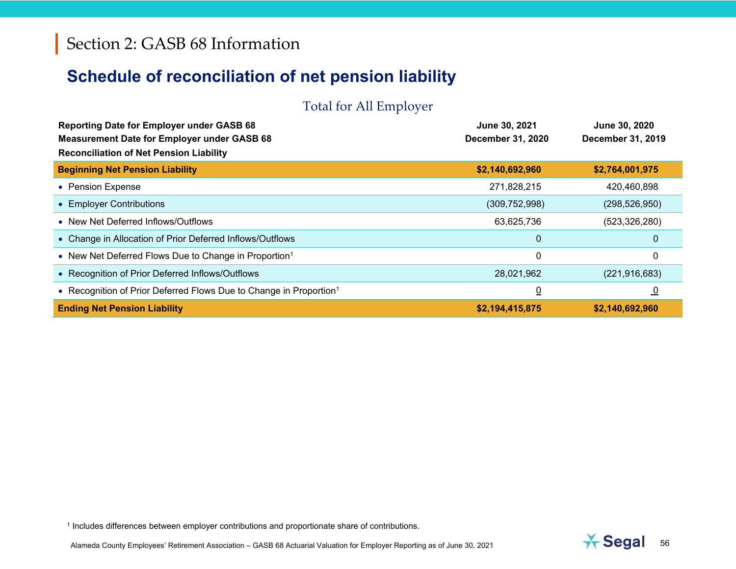# Section 2: GASB 68 Information

## Schedule of reconciliation of net pension liability

### Total for All Employer

| Reporting Date for Employer under GASB 68<br>Measurement Date for Employer under GASB 68<br>Reconciliation of Net Pension Liability | June 30, 2021<br>December 31, 2020 | June 30, 2020<br>December 31, 2019 |
|---|---|---|
| **Beginning Net Pension Liability** | **$2,140,692,960** | **$2,764,001,975** |
| • Pension Expense | 271,828,215 | 420,460,898 |
| • Employer Contributions | (309,752,998) | (298,526,950) |
| • New Net Deferred Inflows/Outflows | 63,625,736 | (523,326,280) |
| • Change in Allocation of Prior Deferred Inflows/Outflows | 0 | 0 |
| • New Net Deferred Flows Due to Change in Proportion[1] | 0 | 0 |
| • Recognition of Prior Deferred Inflows/Outflows | 28,021,962 | (221,916,683) |
| • Recognition of Prior Deferred Flows Due to Change in Proportion[1] | 0 | 0 |
| **Ending Net Pension Liability** | **$2,194,415,875** | **$2,140,692,960** |

[1] Includes differences between employer contributions and proportionate share of contributions.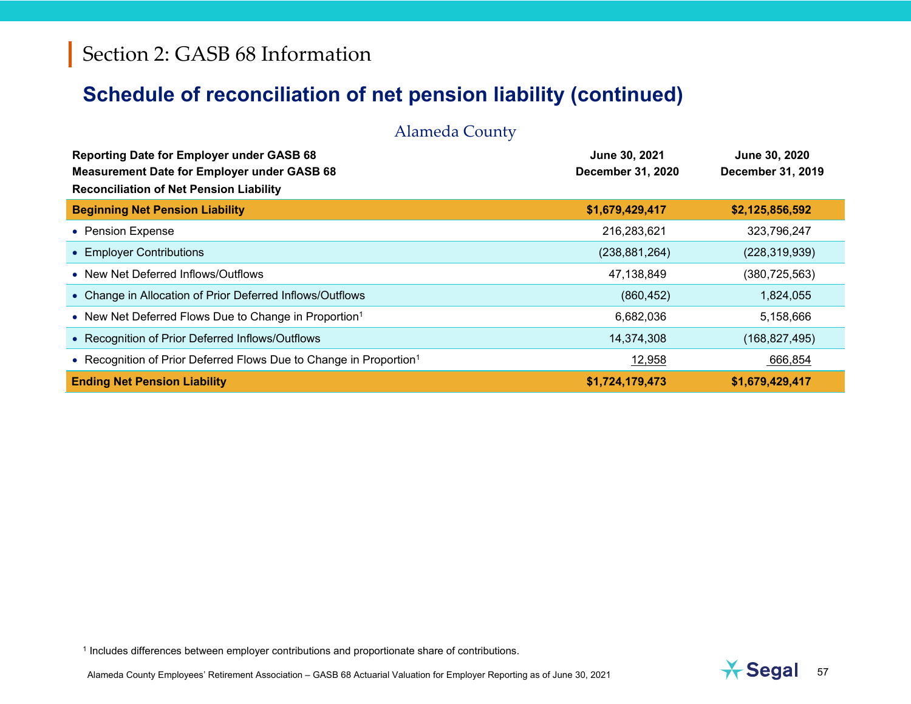# Section 2: GASB 68 Information

## Schedule of reconciliation of net pension liability (continued)

### Alameda County

| Reporting Date for Employer under GASB 68 | June 30, 2021 | June 30, 2020 |
|---|---|---|
| **Measurement Date for Employer under GASB 68** | **December 31, 2020** | **December 31, 2019** |
| **Reconciliation of Net Pension Liability** | | |
| **Beginning Net Pension Liability** | **$1,679,429,417** | **$2,125,856,592** |
| • Pension Expense | 216,283,621 | 323,796,247 |
| • Employer Contributions | (238,881,264) | (228,319,939) |
| • New Net Deferred Inflows/Outflows | 47,138,849 | (380,725,563) |
| • Change in Allocation of Prior Deferred Inflows/Outflows | (860,452) | 1,824,055 |
| • New Net Deferred Flows Due to Change in Proportion[1] | 6,682,036 | 5,158,666 |
| • Recognition of Prior Deferred Inflows/Outflows | 14,374,308 | (168,827,495) |
| • Recognition of Prior Deferred Flows Due to Change in Proportion[1] | 12,958 | 666,854 |
| **Ending Net Pension Liability** | **$1,724,179,473** | **$1,679,429,417** |

[1] Includes differences between employer contributions and proportionate share of contributions.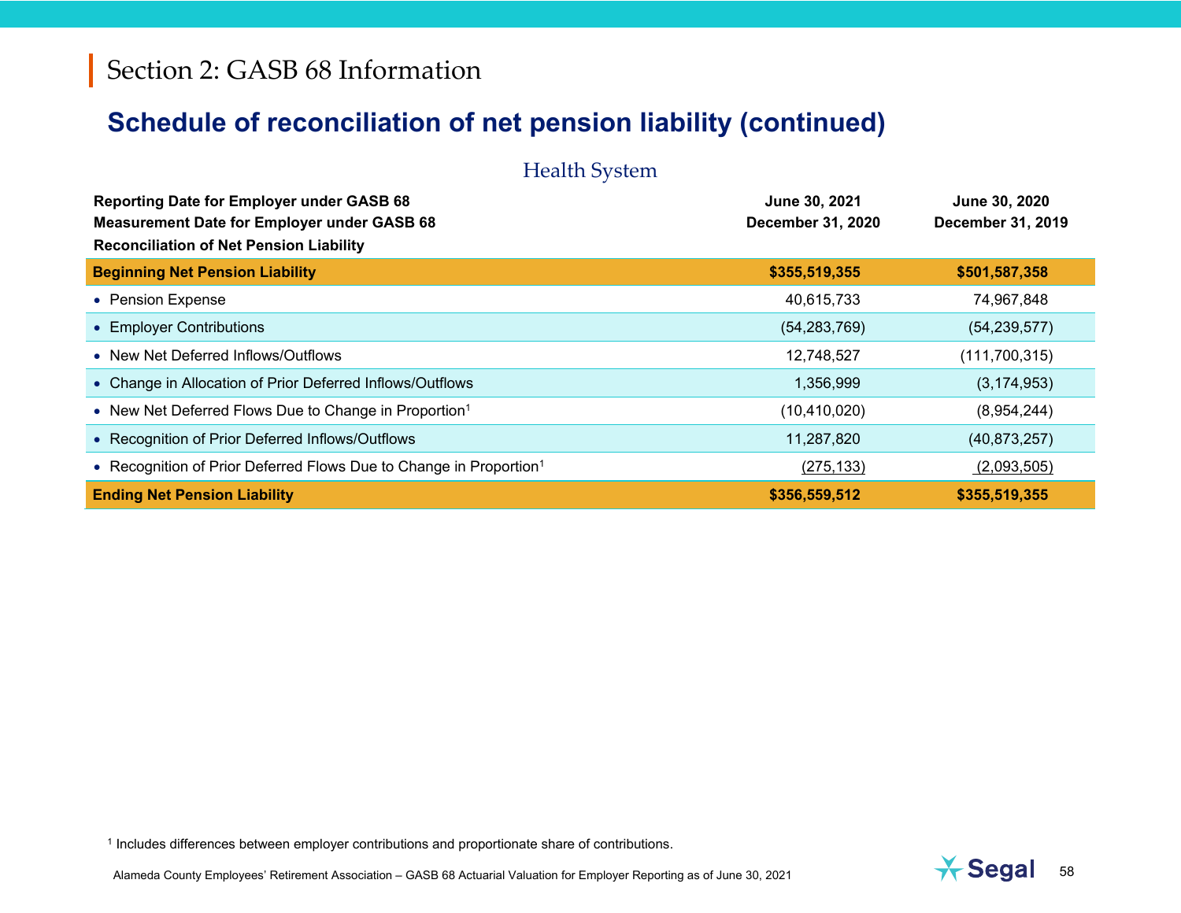# Section 2: GASB 68 Information

## Schedule of reconciliation of net pension liability (continued)

### Health System

| Reporting Date for Employer under GASB 68<br>Measurement Date for Employer under GASB 68<br>Reconciliation of Net Pension Liability | June 30, 2021<br>December 31, 2020 | June 30, 2020<br>December 31, 2019 |
|---|---|---|
| **Beginning Net Pension Liability** | **$355,519,355** | **$501,587,358** |
| • Pension Expense | 40,615,733 | 74,967,848 |
| • Employer Contributions | (54,283,769) | (54,239,577) |
| • New Net Deferred Inflows/Outflows | 12,748,527 | (111,700,315) |
| • Change in Allocation of Prior Deferred Inflows/Outflows | 1,356,999 | (3,174,953) |
| • New Net Deferred Flows Due to Change in Proportion[1] | (10,410,020) | (8,954,244) |
| • Recognition of Prior Deferred Inflows/Outflows | 11,287,820 | (40,873,257) |
| • Recognition of Prior Deferred Flows Due to Change in Proportion[1] | (275,133) | (2,093,505) |
| **Ending Net Pension Liability** | **$356,559,512** | **$355,519,355** |

[1] Includes differences between employer contributions and proportionate share of contributions.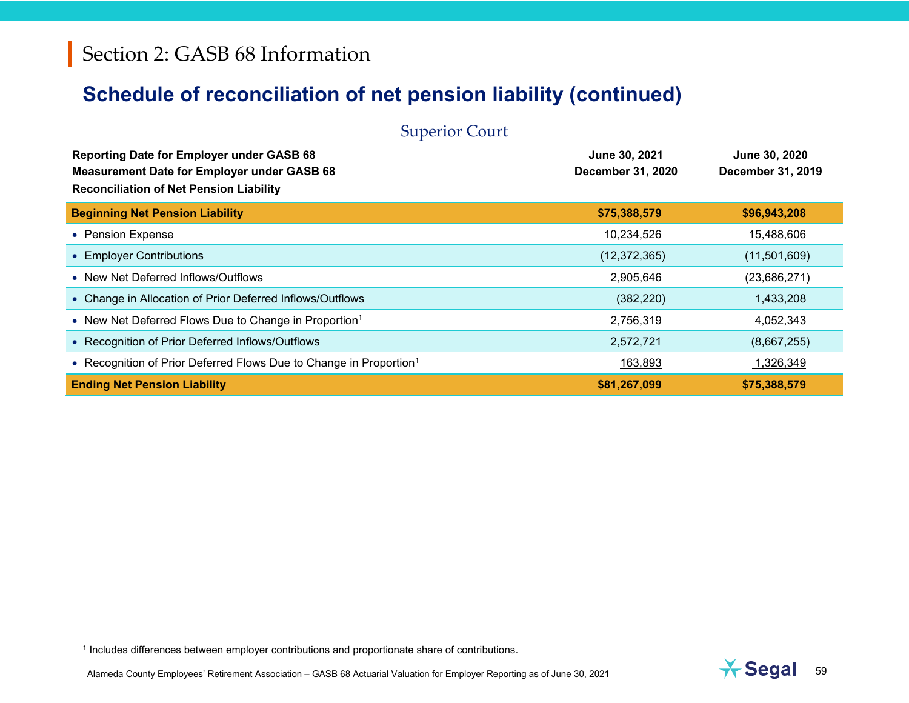# Section 2: GASB 68 Information

## Schedule of reconciliation of net pension liability (continued)

### Superior Court

| Reporting Date for Employer under GASB 68<br>Measurement Date for Employer under GASB 68<br>Reconciliation of Net Pension Liability | June 30, 2021<br>December 31, 2020 | June 30, 2020<br>December 31, 2019 |
|---|---|---|
| **Beginning Net Pension Liability** | **$75,388,579** | **$96,943,208** |
| • Pension Expense | 10,234,526 | 15,488,606 |
| • Employer Contributions | (12,372,365) | (11,501,609) |
| • New Net Deferred Inflows/Outflows | 2,905,646 | (23,686,271) |
| • Change in Allocation of Prior Deferred Inflows/Outflows | (382,220) | 1,433,208 |
| • New Net Deferred Flows Due to Change in Proportion[1] | 2,756,319 | 4,052,343 |
| • Recognition of Prior Deferred Inflows/Outflows | 2,572,721 | (8,667,255) |
| • Recognition of Prior Deferred Flows Due to Change in Proportion[1] | 163,893 | 1,326,349 |
| **Ending Net Pension Liability** | **$81,267,099** | **$75,388,579** |

[1] Includes differences between employer contributions and proportionate share of contributions.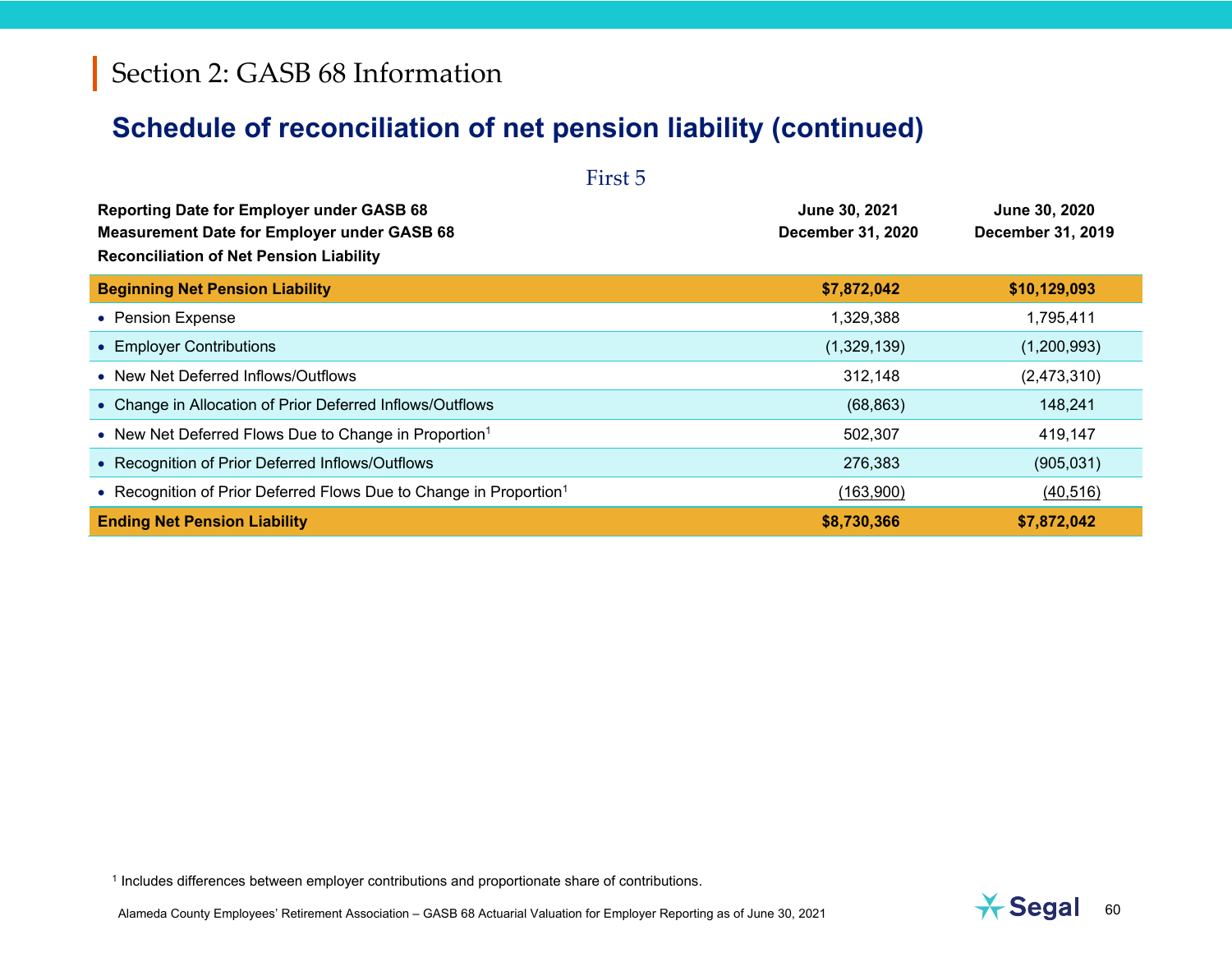# Section 2: GASB 68 Information

## Schedule of reconciliation of net pension liability (continued)

First 5

| Reporting Date for Employer under GASB 68<br>Measurement Date for Employer under GASB 68<br>Reconciliation of Net Pension Liability | June 30, 2021<br>December 31, 2020 | June 30, 2020<br>December 31, 2019 |
|---|---|---|
| **Beginning Net Pension Liability** | **$7,872,042** | **$10,129,093** |
| • Pension Expense | 1,329,388 | 1,795,411 |
| • Employer Contributions | (1,329,139) | (1,200,993) |
| • New Net Deferred Inflows/Outflows | 312,148 | (2,473,310) |
| • Change in Allocation of Prior Deferred Inflows/Outflows | (68,863) | 148,241 |
| • New Net Deferred Flows Due to Change in Proportion[1] | 502,307 | 419,147 |
| • Recognition of Prior Deferred Inflows/Outflows | 276,383 | (905,031) |
| • Recognition of Prior Deferred Flows Due to Change in Proportion[1] | (163,900) | (40,516) |
| **Ending Net Pension Liability** | **$8,730,366** | **$7,872,042** |

[1] Includes differences between employer contributions and proportionate share of contributions.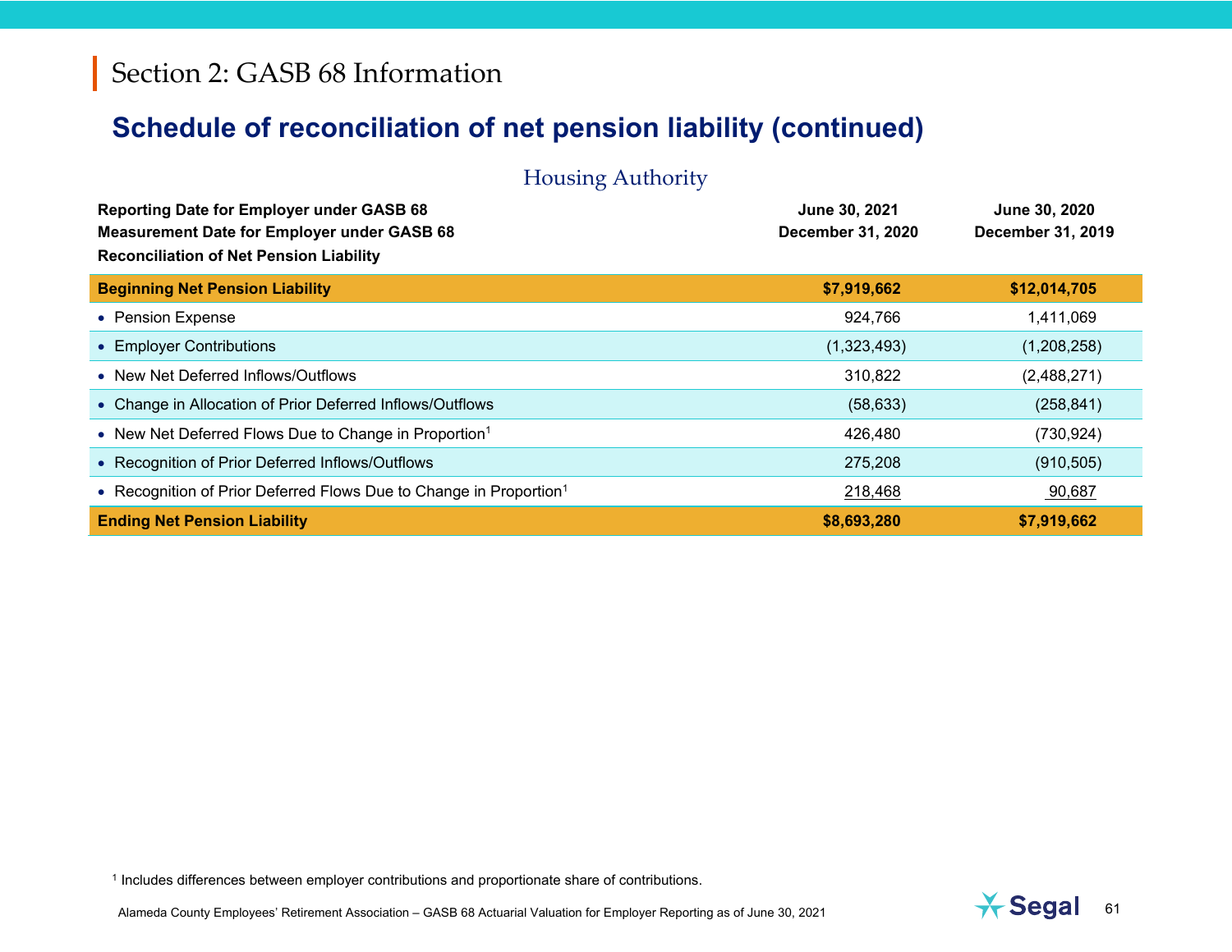# Section 2: GASB 68 Information

## Schedule of reconciliation of net pension liability (continued)

### Housing Authority

| Reporting Date for Employer under GASB 68<br>Measurement Date for Employer under GASB 68<br>Reconciliation of Net Pension Liability | June 30, 2021<br>December 31, 2020 | June 30, 2020<br>December 31, 2019 |
|---|---|---|
| **Beginning Net Pension Liability** | **$7,919,662** | **$12,014,705** |
| • Pension Expense | 924,766 | 1,411,069 |
| • Employer Contributions | (1,323,493) | (1,208,258) |
| • New Net Deferred Inflows/Outflows | 310,822 | (2,488,271) |
| • Change in Allocation of Prior Deferred Inflows/Outflows | (58,633) | (258,841) |
| • New Net Deferred Flows Due to Change in Proportion[1] | 426,480 | (730,924) |
| • Recognition of Prior Deferred Inflows/Outflows | 275,208 | (910,505) |
| • Recognition of Prior Deferred Flows Due to Change in Proportion[1] | 218,468 | 90,687 |
| **Ending Net Pension Liability** | **$8,693,280** | **$7,919,662** |

[1] Includes differences between employer contributions and proportionate share of contributions.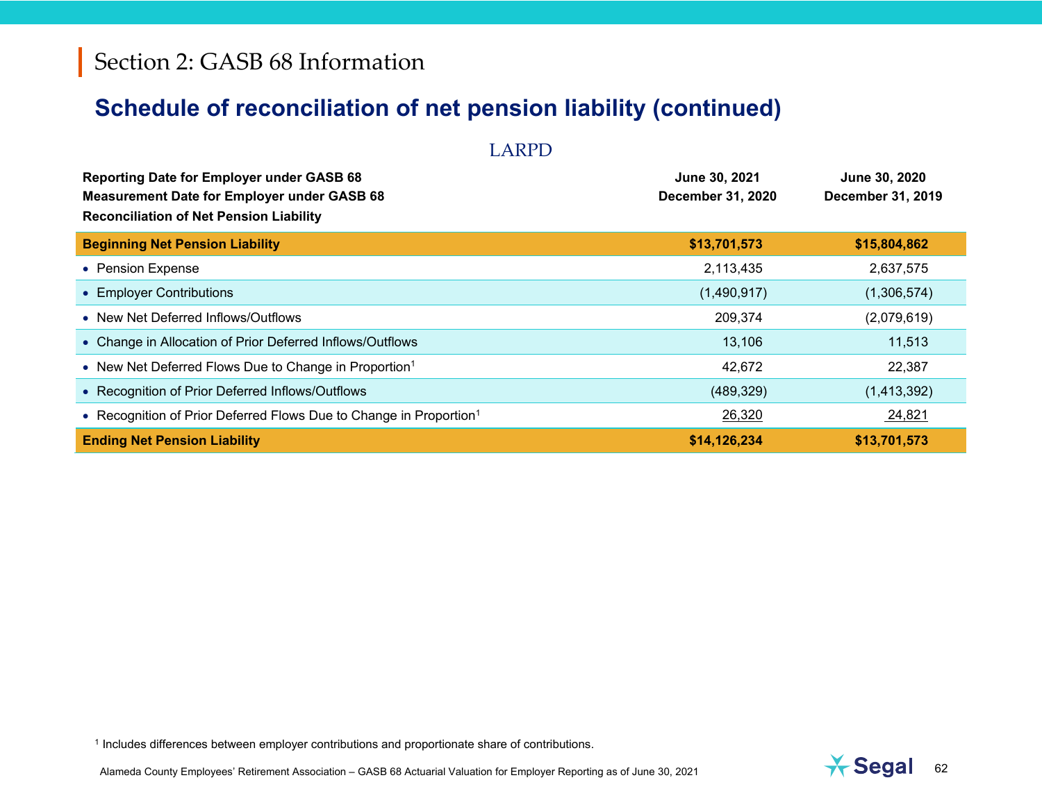# Section 2: GASB 68 Information

## Schedule of reconciliation of net pension liability (continued)

### LARPD

| Reporting Date for Employer under GASB 68<br>Measurement Date for Employer under GASB 68<br>Reconciliation of Net Pension Liability | June 30, 2021<br>December 31, 2020 | June 30, 2020<br>December 31, 2019 |
|---|---|---|
| **Beginning Net Pension Liability** | **$13,701,573** | **$15,804,862** |
| • Pension Expense | 2,113,435 | 2,637,575 |
| • Employer Contributions | (1,490,917) | (1,306,574) |
| • New Net Deferred Inflows/Outflows | 209,374 | (2,079,619) |
| • Change in Allocation of Prior Deferred Inflows/Outflows | 13,106 | 11,513 |
| • New Net Deferred Flows Due to Change in Proportion[1] | 42,672 | 22,387 |
| • Recognition of Prior Deferred Inflows/Outflows | (489,329) | (1,413,392) |
| • Recognition of Prior Deferred Flows Due to Change in Proportion[1] | 26,320 | 24,821 |
| **Ending Net Pension Liability** | **$14,126,234** | **$13,701,573** |

[1] Includes differences between employer contributions and proportionate share of contributions.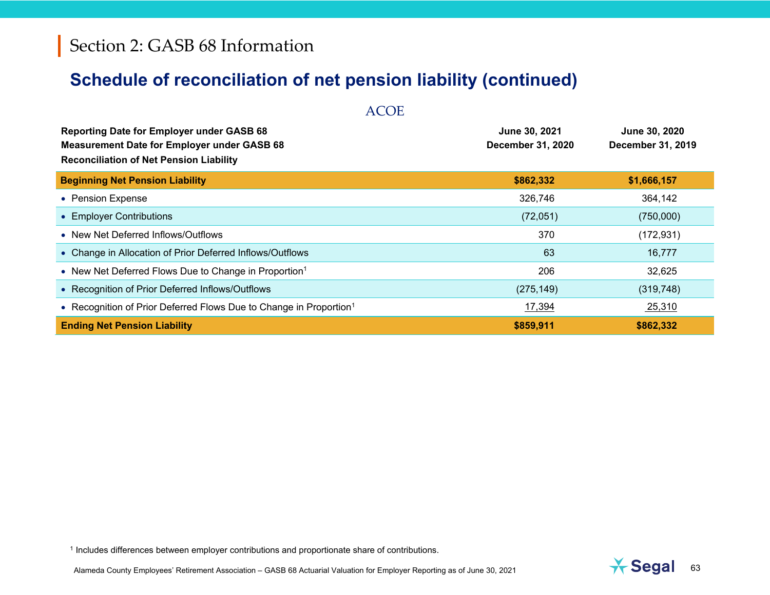# Section 2: GASB 68 Information

## Schedule of reconciliation of net pension liability (continued)

### ACOE

| Reporting Date for Employer under GASB 68<br>Measurement Date for Employer under GASB 68<br>Reconciliation of Net Pension Liability | June 30, 2021<br>December 31, 2020 | June 30, 2020<br>December 31, 2019 |
|---|---|---|
| **Beginning Net Pension Liability** | **$862,332** | **$1,666,157** |
| • Pension Expense | 326,746 | 364,142 |
| • Employer Contributions | (72,051) | (750,000) |
| • New Net Deferred Inflows/Outflows | 370 | (172,931) |
| • Change in Allocation of Prior Deferred Inflows/Outflows | 63 | 16,777 |
| • New Net Deferred Flows Due to Change in Proportion[1] | 206 | 32,625 |
| • Recognition of Prior Deferred Inflows/Outflows | (275,149) | (319,748) |
| • Recognition of Prior Deferred Flows Due to Change in Proportion[1] | 17,394 | 25,310 |
| **Ending Net Pension Liability** | **$859,911** | **$862,332** |

[1] Includes differences between employer contributions and proportionate share of contributions.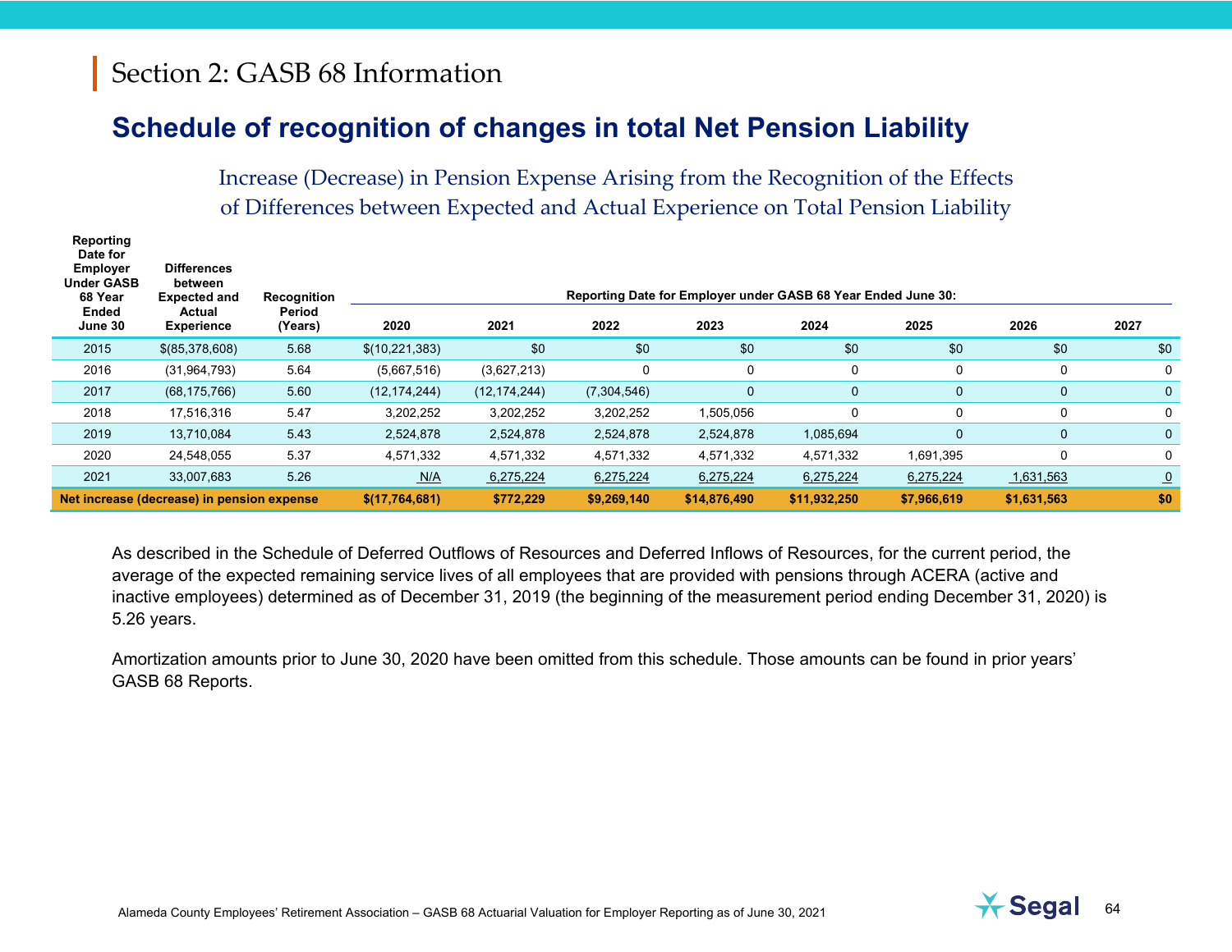# Section 2: GASB 68 Information

## Schedule of recognition of changes in total Net Pension Liability

### Increase (Decrease) in Pension Expense Arising from the Recognition of the Effects of Differences between Expected and Actual Experience on Total Pension Liability

| Reporting Date for Employer Under GASB 68 Year Ended June 30 | Differences between Expected and Actual Experience | Recognition Period (Years) | Reporting Date for Employer under GASB 68 Year Ended June 30: | | | | | | | |
|---|---|---|---|---|---|---|---|---|---|---|
| | | | 2020 | 2021 | 2022 | 2023 | 2024 | 2025 | 2026 | 2027 |
| 2015 | $(85,378,608) | 5.68 | $(10,221,383) | $0 | $0 | $0 | $0 | $0 | $0 | $0 |
| 2016 | (31,964,793) | 5.64 | (5,667,516) | (3,627,213) | 0 | 0 | 0 | 0 | 0 | 0 |
| 2017 | (68,175,766) | 5.60 | (12,174,244) | (12,174,244) | (7,304,546) | 0 | 0 | 0 | 0 | 0 |
| 2018 | 17,516,316 | 5.47 | 3,202,252 | 3,202,252 | 3,202,252 | 1,505,056 | 0 | 0 | 0 | 0 |
| 2019 | 13,710,084 | 5.43 | 2,524,878 | 2,524,878 | 2,524,878 | 2,524,878 | 1,085,694 | 0 | 0 | 0 |
| 2020 | 24,548,055 | 5.37 | 4,571,332 | 4,571,332 | 4,571,332 | 4,571,332 | 4,571,332 | 1,691,395 | 0 | 0 |
| 2021 | 33,007,683 | 5.26 | N/A | 6,275,224 | 6,275,224 | 6,275,224 | 6,275,224 | 6,275,224 | 1,631,563 | 0 |
| **Net increase (decrease) in pension expense** | | | **$(17,764,681)** | **$772,229** | **$9,269,140** | **$14,876,490** | **$11,932,250** | **$7,966,619** | **$1,631,563** | **$0** |

As described in the Schedule of Deferred Outflows of Resources and Deferred Inflows of Resources, for the current period, the average of the expected remaining service lives of all employees that are provided with pensions through ACERA (active and inactive employees) determined as of December 31, 2019 (the beginning of the measurement period ending December 31, 2020) is 5.26 years.

Amortization amounts prior to June 30, 2020 have been omitted from this schedule. Those amounts can be found in prior years' GASB 68 Reports.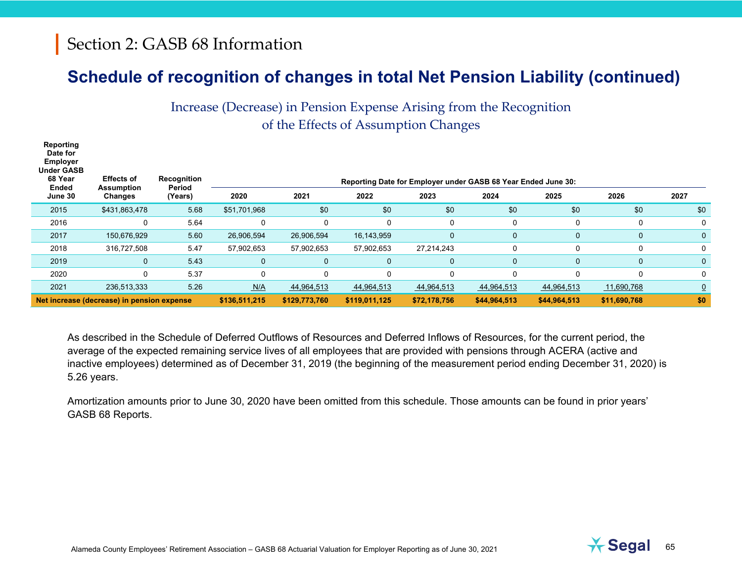# Section 2: GASB 68 Information

## Schedule of recognition of changes in total Net Pension Liability (continued)

### Increase (Decrease) in Pension Expense Arising from the Recognition of the Effects of Assumption Changes

| Reporting Date for Employer Under GASB 68 Year Ended June 30 | Effects of Assumption Changes | Recognition Period (Years) | Reporting Date for Employer under GASB 68 Year Ended June 30: | | | | | | | |
|---|---|---|---|---|---|---|---|---|---|---|
| | | | 2020 | 2021 | 2022 | 2023 | 2024 | 2025 | 2026 | 2027 |
| 2015 | $431,863,478 | 5.68 | $51,701,968 | $0 | $0 | $0 | $0 | $0 | $0 | $0 |
| 2016 | 0 | 5.64 | 0 | 0 | 0 | 0 | 0 | 0 | 0 | 0 |
| 2017 | 150,676,929 | 5.60 | 26,906,594 | 26,906,594 | 16,143,959 | 0 | 0 | 0 | 0 | 0 |
| 2018 | 316,727,508 | 5.47 | 57,902,653 | 57,902,653 | 57,902,653 | 27,214,243 | 0 | 0 | 0 | 0 |
| 2019 | 0 | 5.43 | 0 | 0 | 0 | 0 | 0 | 0 | 0 | 0 |
| 2020 | 0 | 5.37 | 0 | 0 | 0 | 0 | 0 | 0 | 0 | 0 |
| 2021 | 236,513,333 | 5.26 | N/A | 44,964,513 | 44,964,513 | 44,964,513 | 44,964,513 | 44,964,513 | 11,690,768 | 0 |
| **Net increase (decrease) in pension expense** | | | **$136,511,215** | **$129,773,760** | **$119,011,125** | **$72,178,756** | **$44,964,513** | **$44,964,513** | **$11,690,768** | **$0** |

As described in the Schedule of Deferred Outflows of Resources and Deferred Inflows of Resources, for the current period, the average of the expected remaining service lives of all employees that are provided with pensions through ACERA (active and inactive employees) determined as of December 31, 2019 (the beginning of the measurement period ending December 31, 2020) is 5.26 years.

Amortization amounts prior to June 30, 2020 have been omitted from this schedule. Those amounts can be found in prior years' GASB 68 Reports.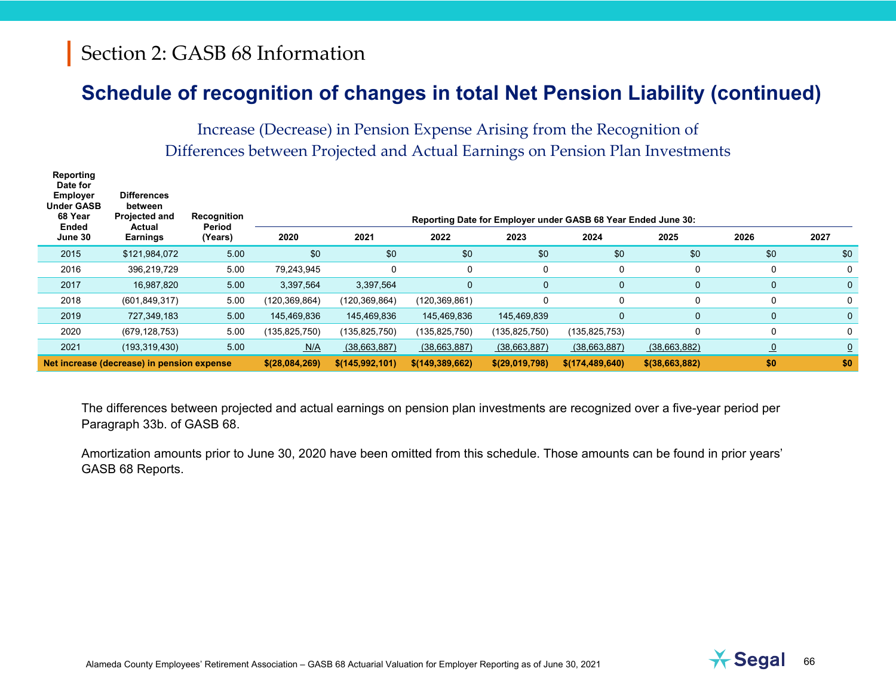# Section 2: GASB 68 Information

## Schedule of recognition of changes in total Net Pension Liability (continued)

### Increase (Decrease) in Pension Expense Arising from the Recognition of Differences between Projected and Actual Earnings on Pension Plan Investments

| Reporting Date for Employer Under GASB 68 Year Ended June 30 | Differences between Projected and Actual Earnings | Recognition Period (Years) | Reporting Date for Employer under GASB 68 Year Ended June 30: | | | | | | | |
|---|---|---|---|---|---|---|---|---|---|---|
| | | | 2020 | 2021 | 2022 | 2023 | 2024 | 2025 | 2026 | 2027 |
| 2015 | $121,984,072 | 5.00 | $0 | $0 | $0 | $0 | $0 | $0 | $0 | $0 |
| 2016 | 396,219,729 | 5.00 | 79,243,945 | 0 | 0 | 0 | 0 | 0 | 0 | 0 |
| 2017 | 16,987,820 | 5.00 | 3,397,564 | 3,397,564 | 0 | 0 | 0 | 0 | 0 | 0 |
| 2018 | (601,849,317) | 5.00 | (120,369,864) | (120,369,864) | (120,369,861) | 0 | 0 | 0 | 0 | 0 |
| 2019 | 727,349,183 | 5.00 | 145,469,836 | 145,469,836 | 145,469,836 | 145,469,839 | 0 | 0 | 0 | 0 |
| 2020 | (679,128,753) | 5.00 | (135,825,750) | (135,825,750) | (135,825,750) | (135,825,750) | (135,825,753) | 0 | 0 | 0 |
| 2021 | (193,319,430) | 5.00 | N/A | (38,663,887) | (38,663,887) | (38,663,887) | (38,663,887) | (38,663,882) | 0 | 0 |
| **Net increase (decrease) in pension expense** | | | **$(28,084,269)** | **$(145,992,101)** | **$(149,389,662)** | **$(29,019,798)** | **$(174,489,640)** | **$(38,663,882)** | **$0** | **$0** |

The differences between projected and actual earnings on pension plan investments are recognized over a five-year period per Paragraph 33b. of GASB 68.

Amortization amounts prior to June 30, 2020 have been omitted from this schedule. Those amounts can be found in prior years' GASB 68 Reports.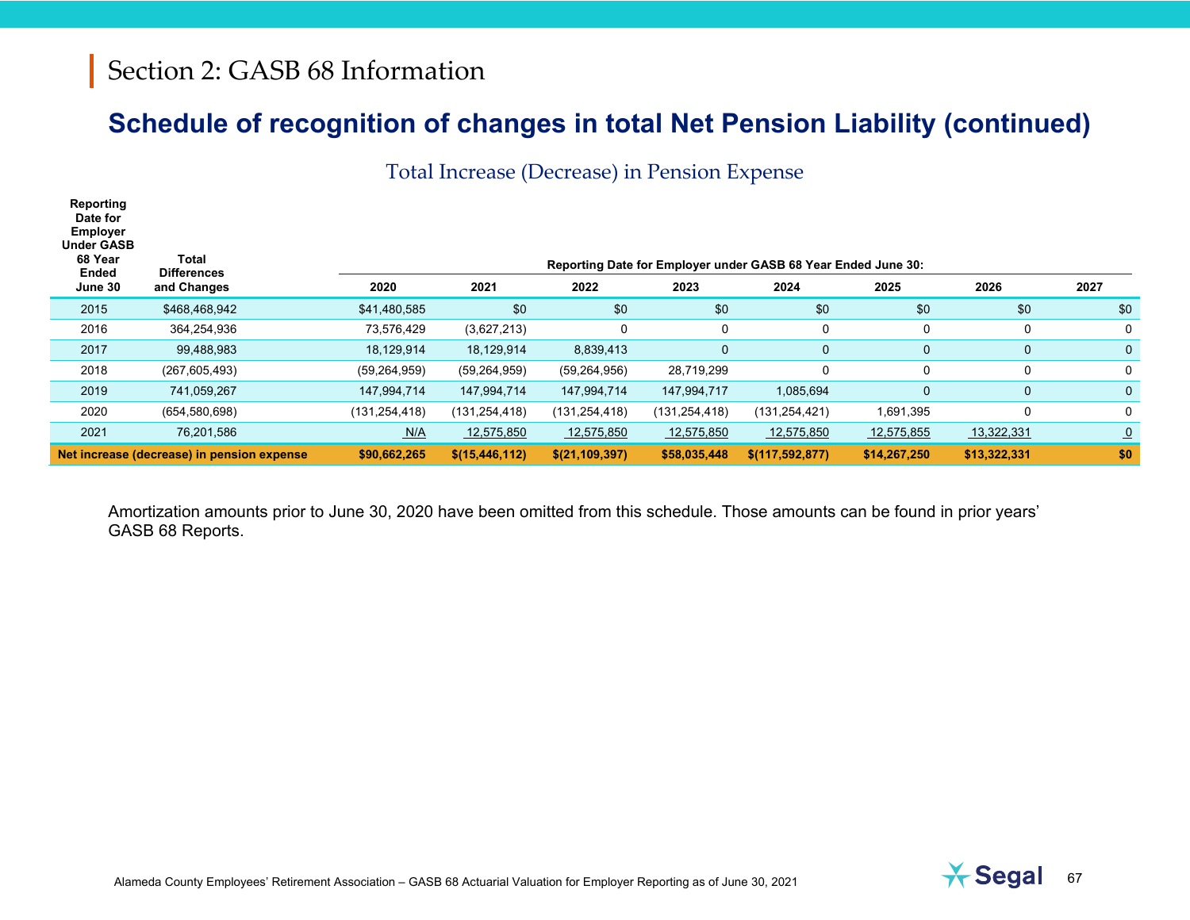## Section 2: GASB 68 Information

# Schedule of recognition of changes in total Net Pension Liability (continued)

### Total Increase (Decrease) in Pension Expense

| Reporting Date for Employer Under GASB 68 Year Ended June 30 | Total Differences and Changes | Reporting Date for Employer under GASB 68 Year Ended June 30: 2020 | 2021 | 2022 | 2023 | 2024 | 2025 | 2026 | 2027 |
|---|---|---|---|---|---|---|---|---|---|
| 2015 | $468,468,942 | $41,480,585 | $0 | $0 | $0 | $0 | $0 | $0 | $0 |
| 2016 | 364,254,936 | 73,576,429 | (3,627,213) | 0 | 0 | 0 | 0 | 0 | 0 |
| 2017 | 99,488,983 | 18,129,914 | 18,129,914 | 8,839,413 | 0 | 0 | 0 | 0 | 0 |
| 2018 | (267,605,493) | (59,264,959) | (59,264,959) | (59,264,956) | 28,719,299 | 0 | 0 | 0 | 0 |
| 2019 | 741,059,267 | 147,994,714 | 147,994,714 | 147,994,714 | 147,994,717 | 1,085,694 | 0 | 0 | 0 |
| 2020 | (654,580,698) | (131,254,418) | (131,254,418) | (131,254,418) | (131,254,418) | (131,254,421) | 1,691,395 | 0 | 0 |
| 2021 | 76,201,586 | N/A | 12,575,850 | 12,575,850 | 12,575,850 | 12,575,850 | 12,575,855 | 13,322,331 | 0 |
| **Net increase (decrease) in pension expense** | | **$90,662,265** | **$(15,446,112)** | **$(21,109,397)** | **$58,035,448** | **$(117,592,877)** | **$14,267,250** | **$13,322,331** | **$0** |

Amortization amounts prior to June 30, 2020 have been omitted from this schedule. Those amounts can be found in prior years' GASB 68 Reports.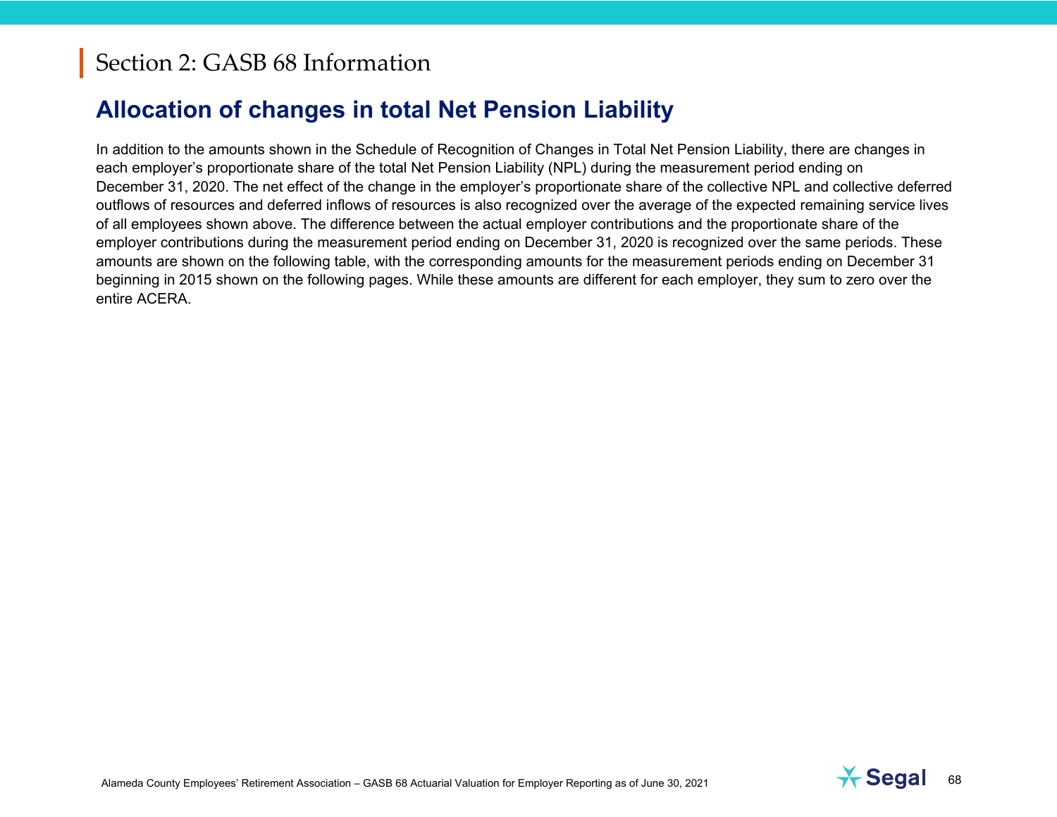# Section 2: GASB 68 Information

## Allocation of changes in total Net Pension Liability

In addition to the amounts shown in the Schedule of Recognition of Changes in Total Net Pension Liability, there are changes in each employer's proportionate share of the total Net Pension Liability (NPL) during the measurement period ending on December 31, 2020. The net effect of the change in the employer's proportionate share of the collective NPL and collective deferred outflows of resources and deferred inflows of resources is also recognized over the average of the expected remaining service lives of all employees shown above. The difference between the actual employer contributions and the proportionate share of the employer contributions during the measurement period ending on December 31, 2020 is recognized over the same periods. These amounts are shown on the following table, with the corresponding amounts for the measurement periods ending on December 31 beginning in 2015 shown on the following pages. While these amounts are different for each employer, they sum to zero over the entire ACERA.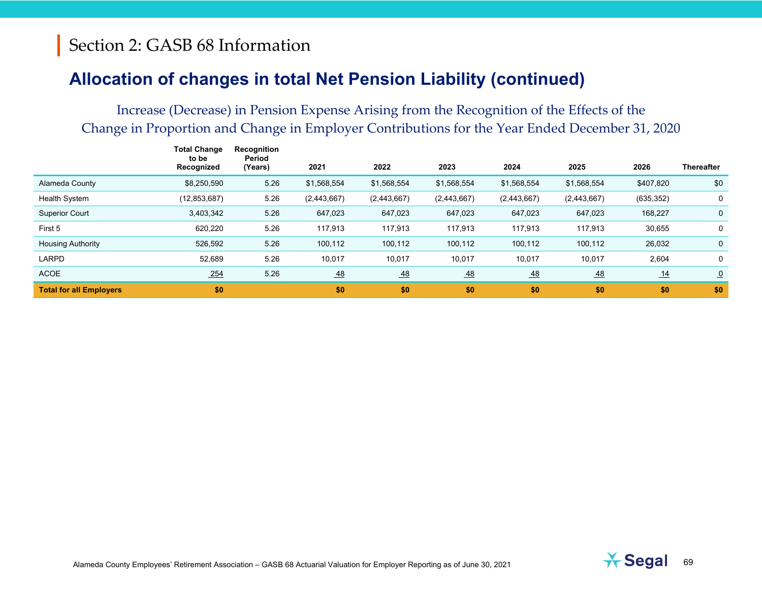# Section 2: GASB 68 Information

## Allocation of changes in total Net Pension Liability (continued)

### Increase (Decrease) in Pension Expense Arising from the Recognition of the Effects of the Change in Proportion and Change in Employer Contributions for the Year Ended December 31, 2020

| | Total Change to be Recognized | Recognition Period (Years) | 2021 | 2022 | 2023 | 2024 | 2025 | 2026 | Thereafter |
|---|---|---|---|---|---|---|---|---|---|
| Alameda County | $8,250,590 | 5.26 | $1,568,554 | $1,568,554 | $1,568,554 | $1,568,554 | $1,568,554 | $407,820 | $0 |
| Health System | (12,853,687) | 5.26 | (2,443,667) | (2,443,667) | (2,443,667) | (2,443,667) | (2,443,667) | (635,352) | 0 |
| Superior Court | 3,403,342 | 5.26 | 647,023 | 647,023 | 647,023 | 647,023 | 647,023 | 168,227 | 0 |
| First 5 | 620,220 | 5.26 | 117,913 | 117,913 | 117,913 | 117,913 | 117,913 | 30,655 | 0 |
| Housing Authority | 526,592 | 5.26 | 100,112 | 100,112 | 100,112 | 100,112 | 100,112 | 26,032 | 0 |
| LARPD | 52,689 | 5.26 | 10,017 | 10,017 | 10,017 | 10,017 | 10,017 | 2,604 | 0 |
| ACOE | 254 | 5.26 | 48 | 48 | 48 | 48 | 48 | 14 | 0 |
| **Total for all Employers** | **$0** | | **$0** | **$0** | **$0** | **$0** | **$0** | **$0** | **$0** |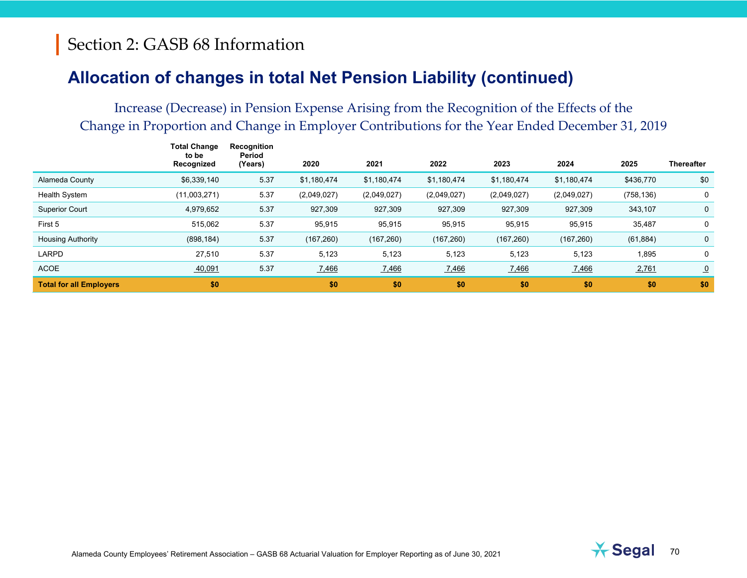# Section 2: GASB 68 Information

## Allocation of changes in total Net Pension Liability (continued)

### Increase (Decrease) in Pension Expense Arising from the Recognition of the Effects of the Change in Proportion and Change in Employer Contributions for the Year Ended December 31, 2019

| | Total Change to be Recognized | Recognition Period (Years) | 2020 | 2021 | 2022 | 2023 | 2024 | 2025 | Thereafter |
|---|---|---|---|---|---|---|---|---|---|
| Alameda County | $6,339,140 | 5.37 | $1,180,474 | $1,180,474 | $1,180,474 | $1,180,474 | $1,180,474 | $436,770 | $0 |
| Health System | (11,003,271) | 5.37 | (2,049,027) | (2,049,027) | (2,049,027) | (2,049,027) | (2,049,027) | (758,136) | 0 |
| Superior Court | 4,979,652 | 5.37 | 927,309 | 927,309 | 927,309 | 927,309 | 927,309 | 343,107 | 0 |
| First 5 | 515,062 | 5.37 | 95,915 | 95,915 | 95,915 | 95,915 | 95,915 | 35,487 | 0 |
| Housing Authority | (898,184) | 5.37 | (167,260) | (167,260) | (167,260) | (167,260) | (167,260) | (61,884) | 0 |
| LARPD | 27,510 | 5.37 | 5,123 | 5,123 | 5,123 | 5,123 | 5,123 | 1,895 | 0 |
| ACOE | 40,091 | 5.37 | 7,466 | 7,466 | 7,466 | 7,466 | 7,466 | 2,761 | 0 |
| **Total for all Employers** | **$0** | | **$0** | **$0** | **$0** | **$0** | **$0** | **$0** | **$0** |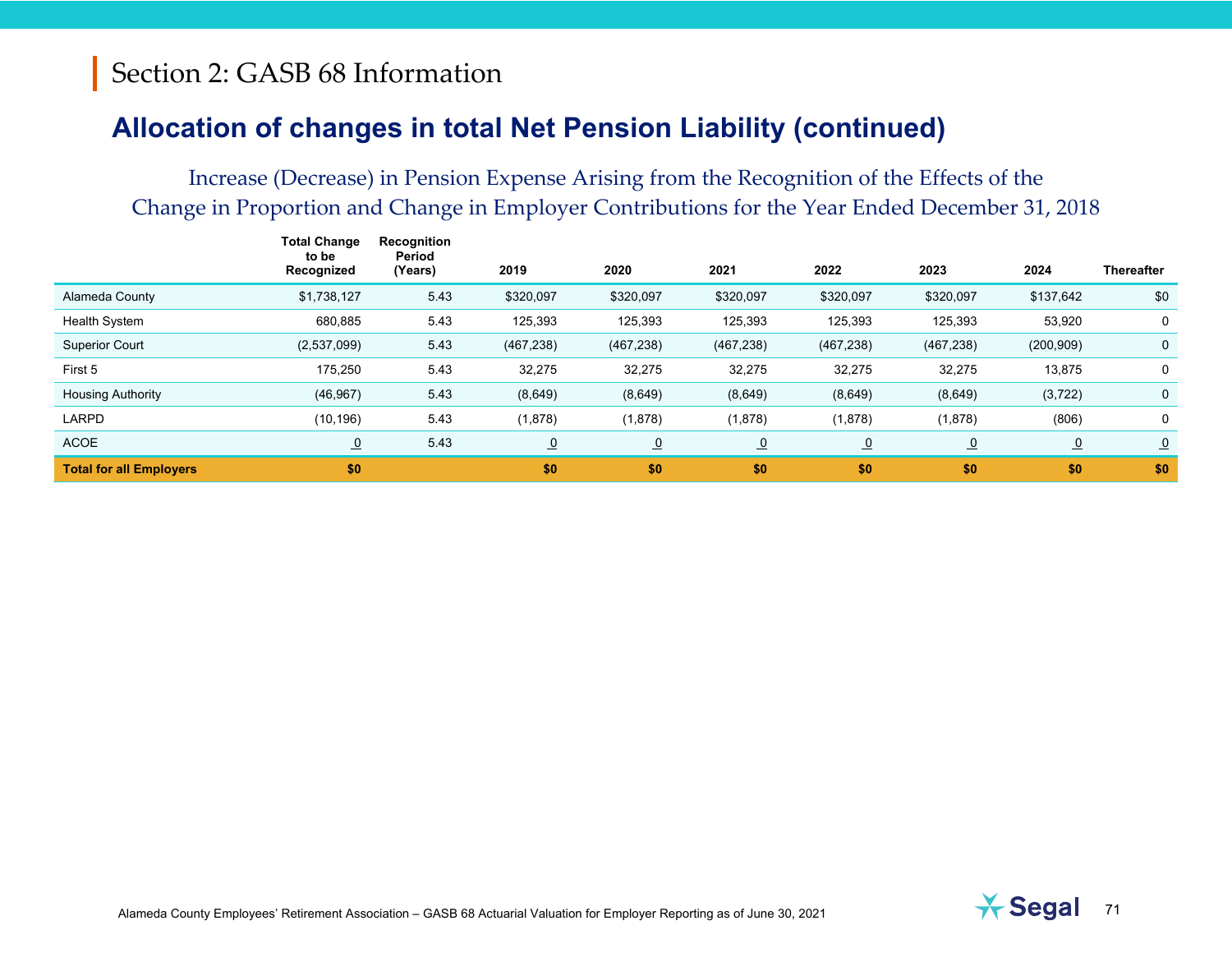# Section 2: GASB 68 Information

## Allocation of changes in total Net Pension Liability (continued)

### Increase (Decrease) in Pension Expense Arising from the Recognition of the Effects of the Change in Proportion and Change in Employer Contributions for the Year Ended December 31, 2018

| | Total Change to be Recognized | Recognition Period (Years) | 2019 | 2020 | 2021 | 2022 | 2023 | 2024 | Thereafter |
|---|---|---|---|---|---|---|---|---|---|
| Alameda County | $1,738,127 | 5.43 | $320,097 | $320,097 | $320,097 | $320,097 | $320,097 | $137,642 | $0 |
| Health System | 680,885 | 5.43 | 125,393 | 125,393 | 125,393 | 125,393 | 125,393 | 53,920 | 0 |
| Superior Court | (2,537,099) | 5.43 | (467,238) | (467,238) | (467,238) | (467,238) | (467,238) | (200,909) | 0 |
| First 5 | 175,250 | 5.43 | 32,275 | 32,275 | 32,275 | 32,275 | 32,275 | 13,875 | 0 |
| Housing Authority | (46,967) | 5.43 | (8,649) | (8,649) | (8,649) | (8,649) | (8,649) | (3,722) | 0 |
| LARPD | (10,196) | 5.43 | (1,878) | (1,878) | (1,878) | (1,878) | (1,878) | (806) | 0 |
| ACOE | 0 | 5.43 | 0 | 0 | 0 | 0 | 0 | 0 | 0 |
| **Total for all Employers** | **$0** | | **$0** | **$0** | **$0** | **$0** | **$0** | **$0** | **$0** |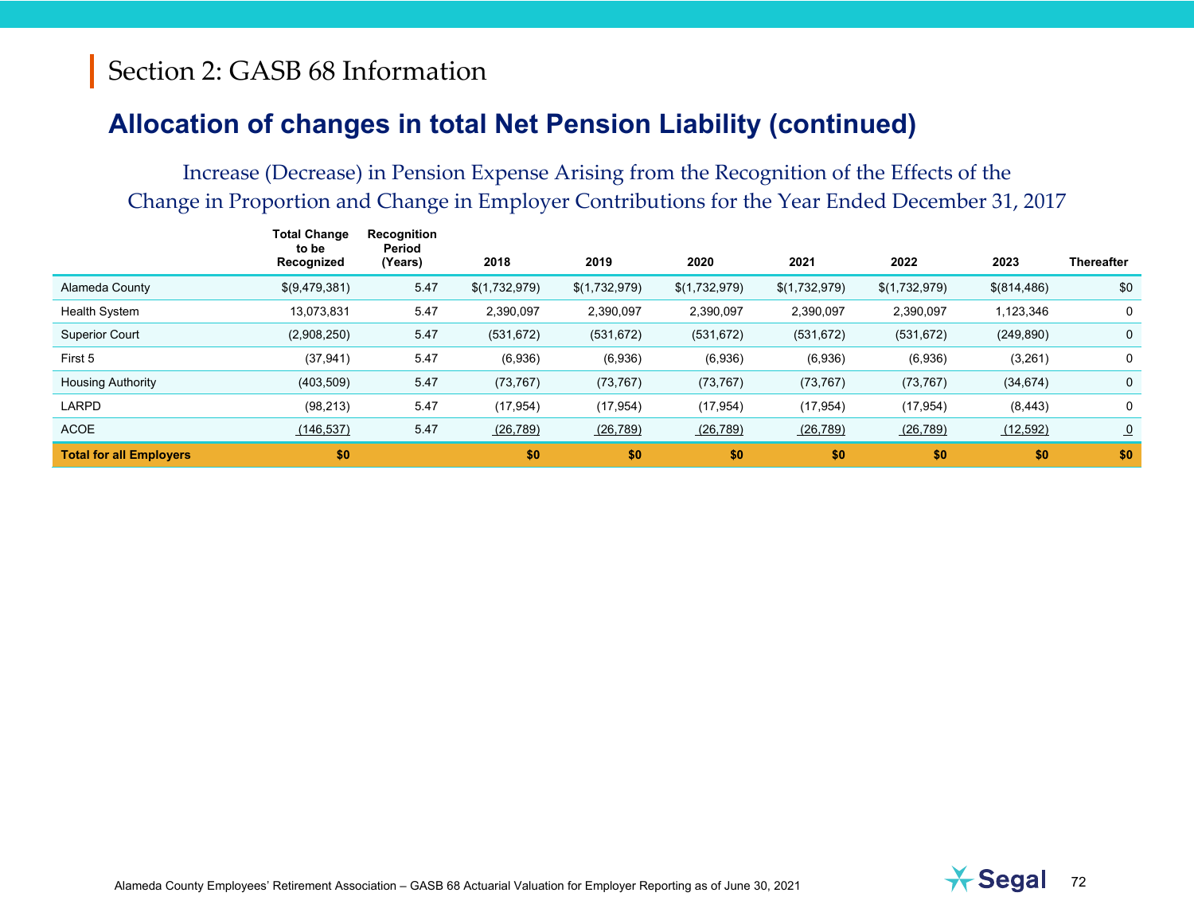# Section 2: GASB 68 Information

## Allocation of changes in total Net Pension Liability (continued)

### Increase (Decrease) in Pension Expense Arising from the Recognition of the Effects of the Change in Proportion and Change in Employer Contributions for the Year Ended December 31, 2017

| | Total Change to be Recognized | Recognition Period (Years) | 2018 | 2019 | 2020 | 2021 | 2022 | 2023 | Thereafter |
|---|---|---|---|---|---|---|---|---|---|
| Alameda County | $(9,479,381) | 5.47 | $(1,732,979) | $(1,732,979) | $(1,732,979) | $(1,732,979) | $(1,732,979) | $(814,486) | $0 |
| Health System | 13,073,831 | 5.47 | 2,390,097 | 2,390,097 | 2,390,097 | 2,390,097 | 2,390,097 | 1,123,346 | 0 |
| Superior Court | (2,908,250) | 5.47 | (531,672) | (531,672) | (531,672) | (531,672) | (531,672) | (249,890) | 0 |
| First 5 | (37,941) | 5.47 | (6,936) | (6,936) | (6,936) | (6,936) | (6,936) | (3,261) | 0 |
| Housing Authority | (403,509) | 5.47 | (73,767) | (73,767) | (73,767) | (73,767) | (73,767) | (34,674) | 0 |
| LARPD | (98,213) | 5.47 | (17,954) | (17,954) | (17,954) | (17,954) | (17,954) | (8,443) | 0 |
| ACOE | (146,537) | 5.47 | (26,789) | (26,789) | (26,789) | (26,789) | (26,789) | (12,592) | 0 |
| **Total for all Employers** | **$0** | | **$0** | **$0** | **$0** | **$0** | **$0** | **$0** | **$0** |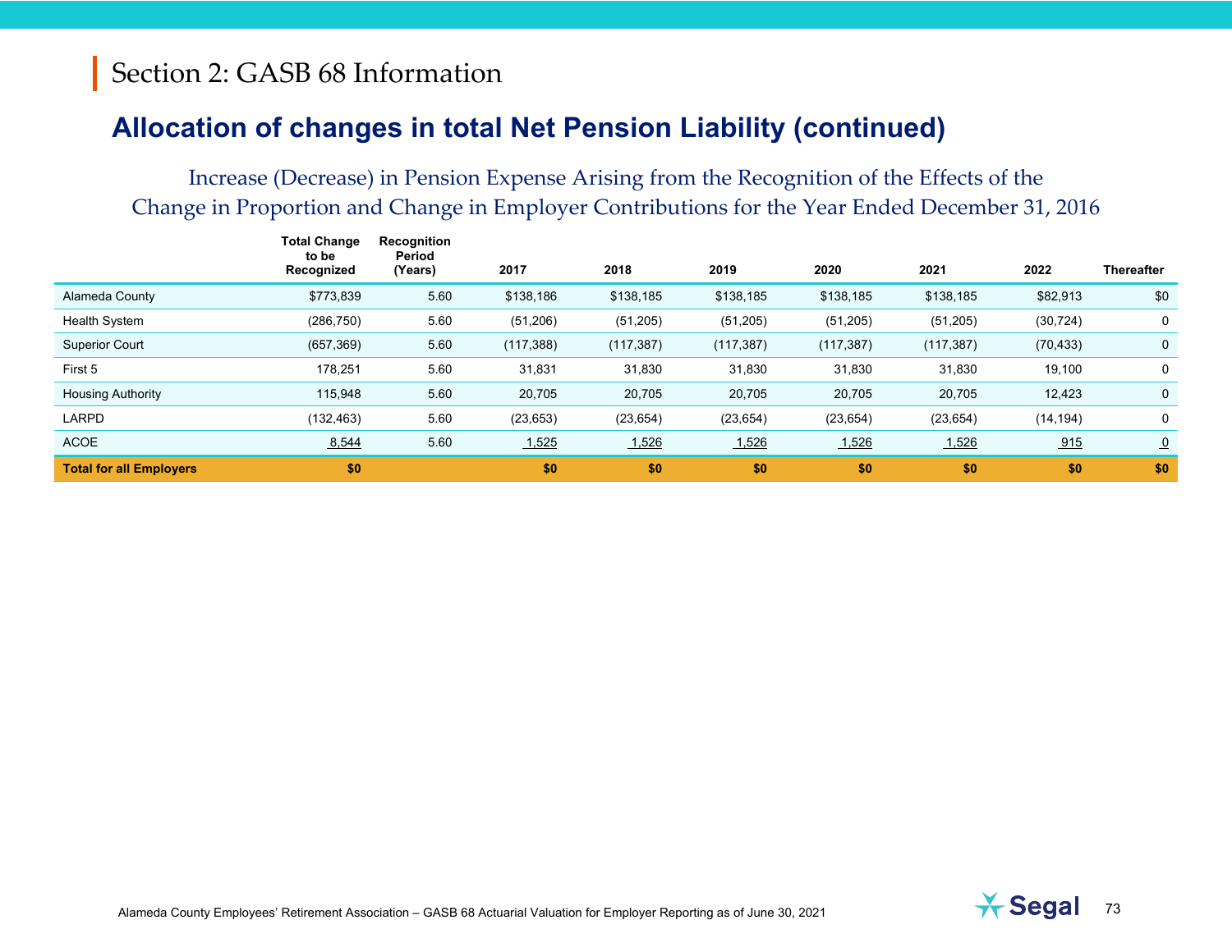# Section 2: GASB 68 Information

## Allocation of changes in total Net Pension Liability (continued)

### Increase (Decrease) in Pension Expense Arising from the Recognition of the Effects of the Change in Proportion and Change in Employer Contributions for the Year Ended December 31, 2016

| | Total Change to be Recognized | Recognition Period (Years) | 2017 | 2018 | 2019 | 2020 | 2021 | 2022 | Thereafter |
|---|---|---|---|---|---|---|---|---|---|
| Alameda County | $773,839 | 5.60 | $138,186 | $138,185 | $138,185 | $138,185 | $138,185 | $82,913 | $0 |
| Health System | (286,750) | 5.60 | (51,206) | (51,205) | (51,205) | (51,205) | (51,205) | (30,724) | 0 |
| Superior Court | (657,369) | 5.60 | (117,388) | (117,387) | (117,387) | (117,387) | (117,387) | (70,433) | 0 |
| First 5 | 178,251 | 5.60 | 31,831 | 31,830 | 31,830 | 31,830 | 31,830 | 19,100 | 0 |
| Housing Authority | 115,948 | 5.60 | 20,705 | 20,705 | 20,705 | 20,705 | 20,705 | 12,423 | 0 |
| LARPD | (132,463) | 5.60 | (23,653) | (23,654) | (23,654) | (23,654) | (23,654) | (14,194) | 0 |
| ACOE | 8,544 | 5.60 | 1,525 | 1,526 | 1,526 | 1,526 | 1,526 | 915 | 0 |
| **Total for all Employers** | **$0** | | **$0** | **$0** | **$0** | **$0** | **$0** | **$0** | **$0** |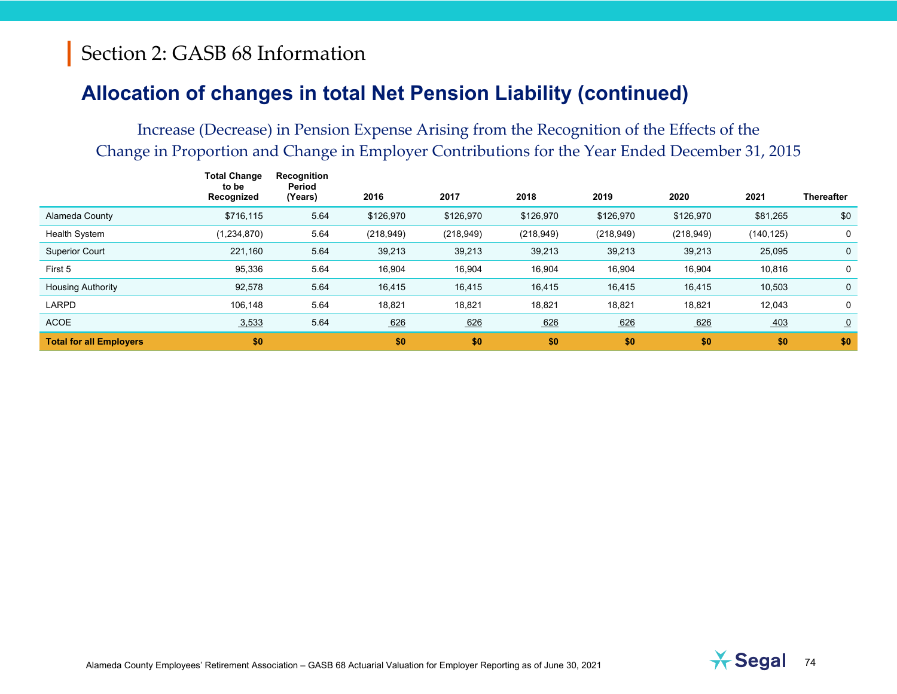# Section 2: GASB 68 Information

## Allocation of changes in total Net Pension Liability (continued)

### Increase (Decrease) in Pension Expense Arising from the Recognition of the Effects of the Change in Proportion and Change in Employer Contributions for the Year Ended December 31, 2015

| | Total Change to be Recognized | Recognition Period (Years) | 2016 | 2017 | 2018 | 2019 | 2020 | 2021 | Thereafter |
|---|---|---|---|---|---|---|---|---|---|
| Alameda County | $716,115 | 5.64 | $126,970 | $126,970 | $126,970 | $126,970 | $126,970 | $81,265 | $0 |
| Health System | (1,234,870) | 5.64 | (218,949) | (218,949) | (218,949) | (218,949) | (218,949) | (140,125) | 0 |
| Superior Court | 221,160 | 5.64 | 39,213 | 39,213 | 39,213 | 39,213 | 39,213 | 25,095 | 0 |
| First 5 | 95,336 | 5.64 | 16,904 | 16,904 | 16,904 | 16,904 | 16,904 | 10,816 | 0 |
| Housing Authority | 92,578 | 5.64 | 16,415 | 16,415 | 16,415 | 16,415 | 16,415 | 10,503 | 0 |
| LARPD | 106,148 | 5.64 | 18,821 | 18,821 | 18,821 | 18,821 | 18,821 | 12,043 | 0 |
| ACOE | 3,533 | 5.64 | 626 | 626 | 626 | 626 | 626 | 403 | 0 |
| **Total for all Employers** | **$0** | | **$0** | **$0** | **$0** | **$0** | **$0** | **$0** | **$0** |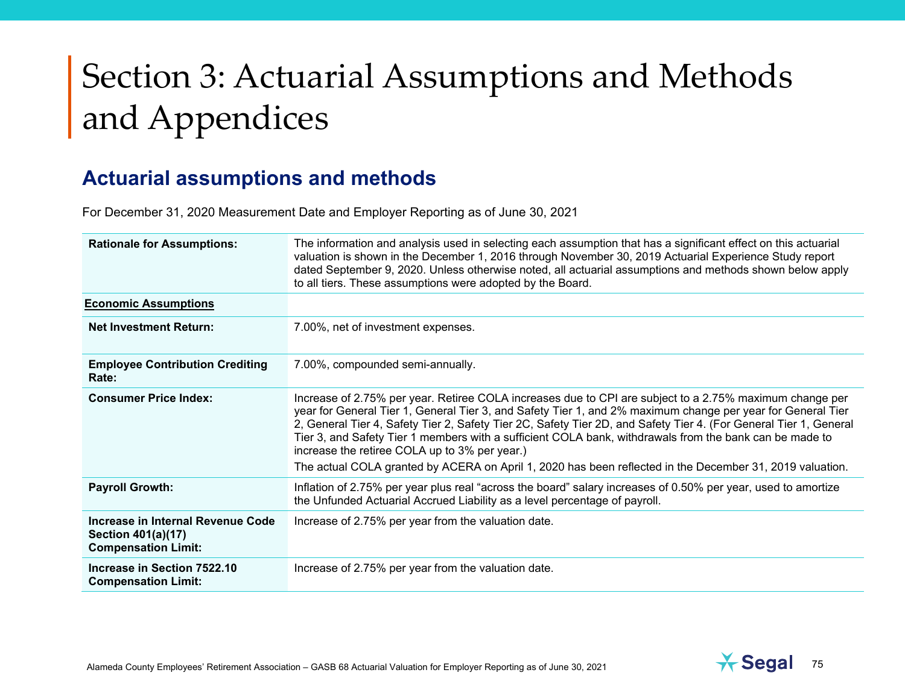# Section 3: Actuarial Assumptions and Methods and Appendices

## Actuarial assumptions and methods

For December 31, 2020 Measurement Date and Employer Reporting as of June 30, 2021

| | |
|---|---|
| **Rationale for Assumptions:** | The information and analysis used in selecting each assumption that has a significant effect on this actuarial valuation is shown in the December 1, 2016 through November 30, 2019 Actuarial Experience Study report dated September 9, 2020. Unless otherwise noted, all actuarial assumptions and methods shown below apply to all tiers. These assumptions were adopted by the Board. |
| **Economic Assumptions** | |
| **Net Investment Return:** | 7.00%, net of investment expenses. |
| **Employee Contribution Crediting Rate:** | 7.00%, compounded semi-annually. |
| **Consumer Price Index:** | Increase of 2.75% per year. Retiree COLA increases due to CPI are subject to a 2.75% maximum change per year for General Tier 1, General Tier 3, and Safety Tier 1, and 2% maximum change per year for General Tier 2, General Tier 4, Safety Tier 2, Safety Tier 2C, Safety Tier 2D, and Safety Tier 4. (For General Tier 1, General Tier 3, and Safety Tier 1 members with a sufficient COLA bank, withdrawals from the bank can be made to increase the retiree COLA up to 3% per year.)<br>The actual COLA granted by ACERA on April 1, 2020 has been reflected in the December 31, 2019 valuation. |
| **Payroll Growth:** | Inflation of 2.75% per year plus real "across the board" salary increases of 0.50% per year, used to amortize the Unfunded Actuarial Accrued Liability as a level percentage of payroll. |
| **Increase in Internal Revenue Code Section 401(a)(17) Compensation Limit:** | Increase of 2.75% per year from the valuation date. |
| **Increase in Section 7522.10 Compensation Limit:** | Increase of 2.75% per year from the valuation date. |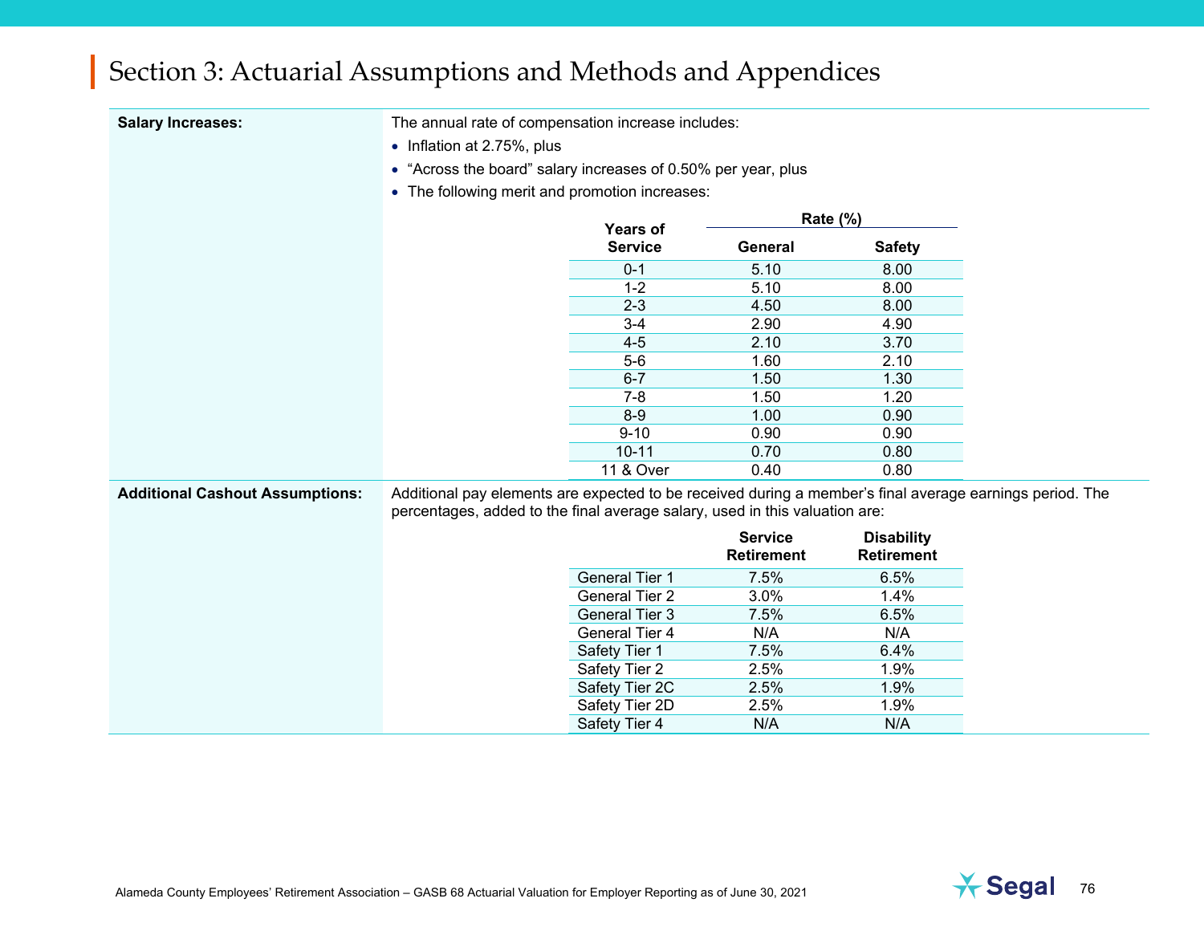# Section 3: Actuarial Assumptions and Methods and Appendices

**Salary Increases:**

The annual rate of compensation increase includes:

- Inflation at 2.75%, plus
- "Across the board" salary increases of 0.50% per year, plus
- The following merit and promotion increases:

| Years of Service | Rate (%) | |
|---|---|---|
| | General | Safety |
| 0-1 | 5.10 | 8.00 |
| 1-2 | 5.10 | 8.00 |
| 2-3 | 4.50 | 8.00 |
| 3-4 | 2.90 | 4.90 |
| 4-5 | 2.10 | 3.70 |
| 5-6 | 1.60 | 2.10 |
| 6-7 | 1.50 | 1.30 |
| 7-8 | 1.50 | 1.20 |
| 8-9 | 1.00 | 0.90 |
| 9-10 | 0.90 | 0.90 |
| 10-11 | 0.70 | 0.80 |
| 11 & Over | 0.40 | 0.80 |

**Additional Cashout Assumptions:**

Additional pay elements are expected to be received during a member's final average earnings period. The percentages, added to the final average salary, used in this valuation are:

| | Service Retirement | Disability Retirement |
|---|---|---|
| General Tier 1 | 7.5% | 6.5% |
| General Tier 2 | 3.0% | 1.4% |
| General Tier 3 | 7.5% | 6.5% |
| General Tier 4 | N/A | N/A |
| Safety Tier 1 | 7.5% | 6.4% |
| Safety Tier 2 | 2.5% | 1.9% |
| Safety Tier 2C | 2.5% | 1.9% |
| Safety Tier 2D | 2.5% | 1.9% |
| Safety Tier 4 | N/A | N/A |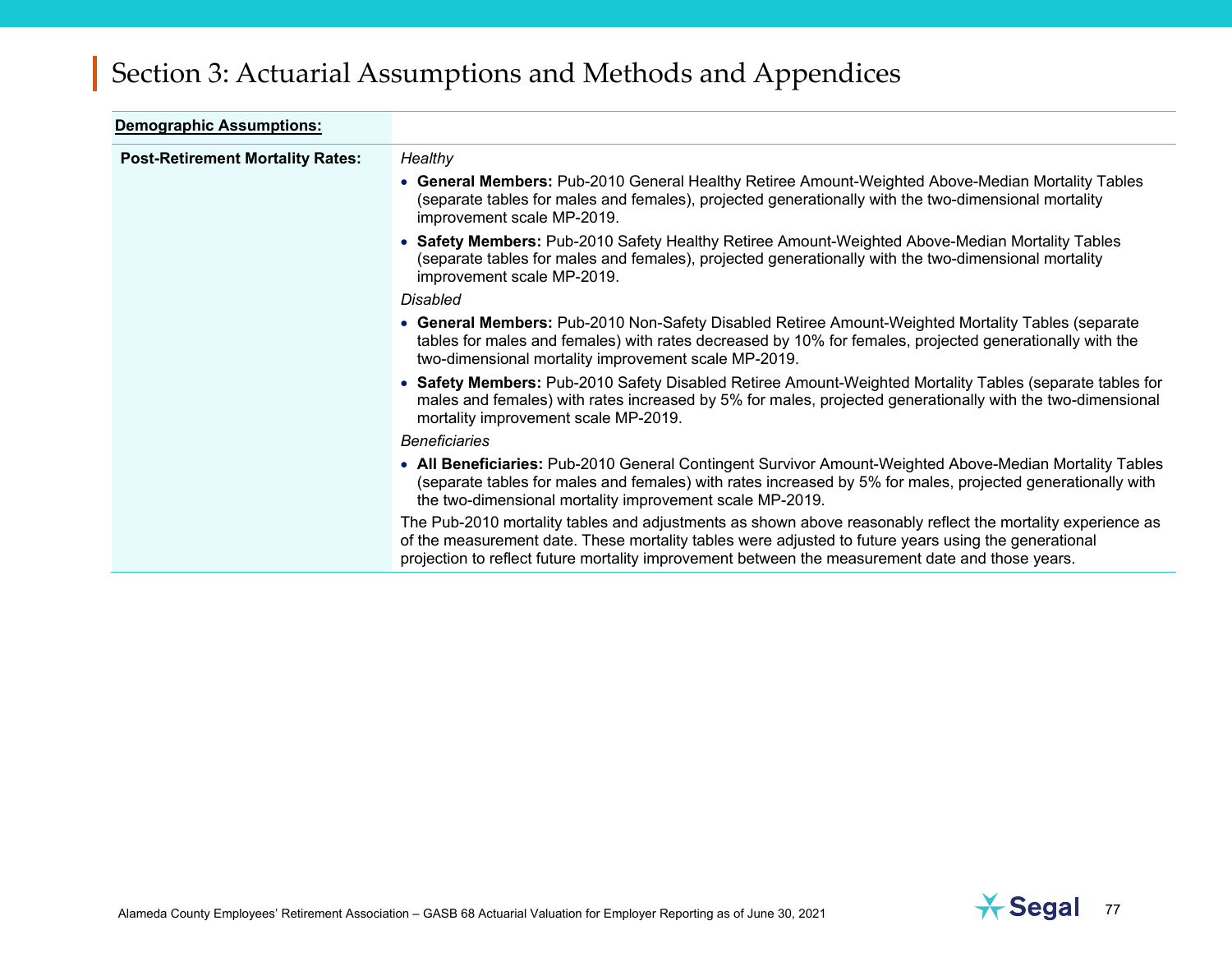# Section 3: Actuarial Assumptions and Methods and Appendices

| **Demographic Assumptions:** | |
|---|---|
| **Post-Retirement Mortality Rates:** | *Healthy*<br>• **General Members:** Pub-2010 General Healthy Retiree Amount-Weighted Above-Median Mortality Tables (separate tables for males and females), projected generationally with the two-dimensional mortality improvement scale MP-2019.<br>• **Safety Members:** Pub-2010 Safety Healthy Retiree Amount-Weighted Above-Median Mortality Tables (separate tables for males and females), projected generationally with the two-dimensional mortality improvement scale MP-2019.<br>*Disabled*<br>• **General Members:** Pub-2010 Non-Safety Disabled Retiree Amount-Weighted Mortality Tables (separate tables for males and females) with rates decreased by 10% for females, projected generationally with the two-dimensional mortality improvement scale MP-2019.<br>• **Safety Members:** Pub-2010 Safety Disabled Retiree Amount-Weighted Mortality Tables (separate tables for males and females) with rates increased by 5% for males, projected generationally with the two-dimensional mortality improvement scale MP-2019.<br>*Beneficiaries*<br>• **All Beneficiaries:** Pub-2010 General Contingent Survivor Amount-Weighted Above-Median Mortality Tables (separate tables for males and females) with rates increased by 5% for males, projected generationally with the two-dimensional mortality improvement scale MP-2019.<br>The Pub-2010 mortality tables and adjustments as shown above reasonably reflect the mortality experience as of the measurement date. These mortality tables were adjusted to future years using the generational projection to reflect future mortality improvement between the measurement date and those years. |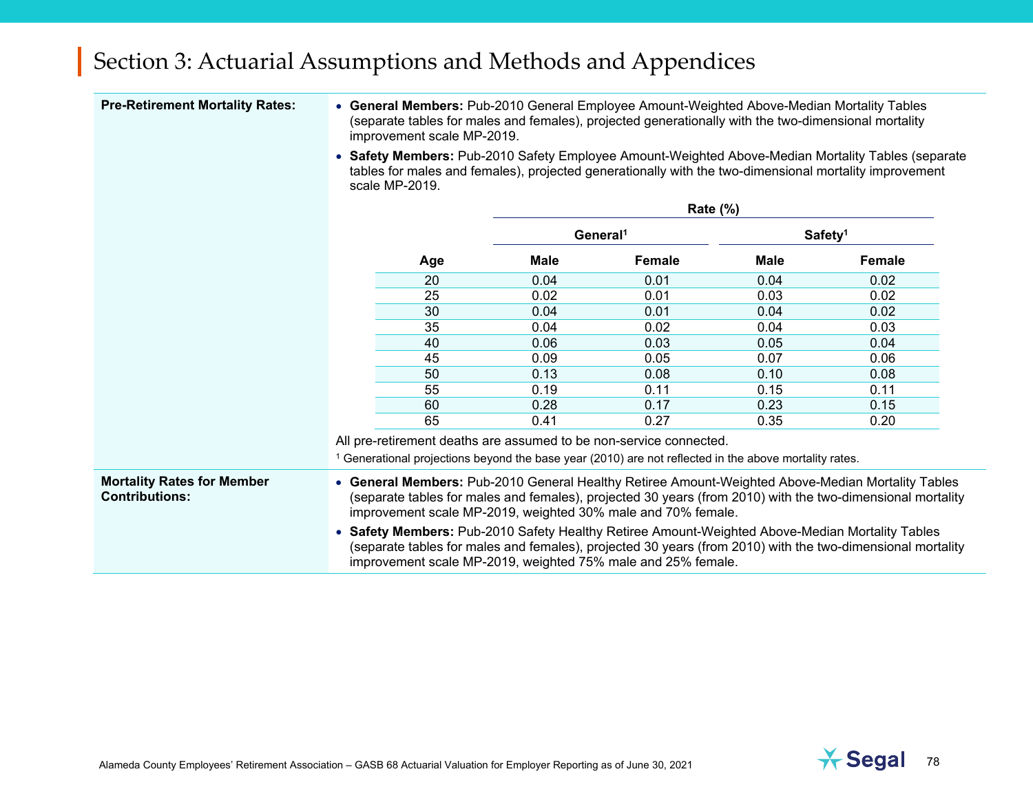## Section 3: Actuarial Assumptions and Methods and Appendices

**Pre-Retirement Mortality Rates:**

- **General Members:** Pub-2010 General Employee Amount-Weighted Above-Median Mortality Tables (separate tables for males and females), projected generationally with the two-dimensional mortality improvement scale MP-2019.
- **Safety Members:** Pub-2010 Safety Employee Amount-Weighted Above-Median Mortality Tables (separate tables for males and females), projected generationally with the two-dimensional mortality improvement scale MP-2019.

| | Rate (%) | | | |
|---|---|---|---|---|
| | General[1] | | Safety[1] | |
| Age | Male | Female | Male | Female |
| 20 | 0.04 | 0.01 | 0.04 | 0.02 |
| 25 | 0.02 | 0.01 | 0.03 | 0.02 |
| 30 | 0.04 | 0.01 | 0.04 | 0.02 |
| 35 | 0.04 | 0.02 | 0.04 | 0.03 |
| 40 | 0.06 | 0.03 | 0.05 | 0.04 |
| 45 | 0.09 | 0.05 | 0.07 | 0.06 |
| 50 | 0.13 | 0.08 | 0.10 | 0.08 |
| 55 | 0.19 | 0.11 | 0.15 | 0.11 |
| 60 | 0.28 | 0.17 | 0.23 | 0.15 |
| 65 | 0.41 | 0.27 | 0.35 | 0.20 |

All pre-retirement deaths are assumed to be non-service connected.

[1] Generational projections beyond the base year (2010) are not reflected in the above mortality rates.

**Mortality Rates for Member Contributions:**

- **General Members:** Pub-2010 General Healthy Retiree Amount-Weighted Above-Median Mortality Tables (separate tables for males and females), projected 30 years (from 2010) with the two-dimensional mortality improvement scale MP-2019, weighted 30% male and 70% female.
- **Safety Members:** Pub-2010 Safety Healthy Retiree Amount-Weighted Above-Median Mortality Tables (separate tables for males and females), projected 30 years (from 2010) with the two-dimensional mortality improvement scale MP-2019, weighted 75% male and 25% female.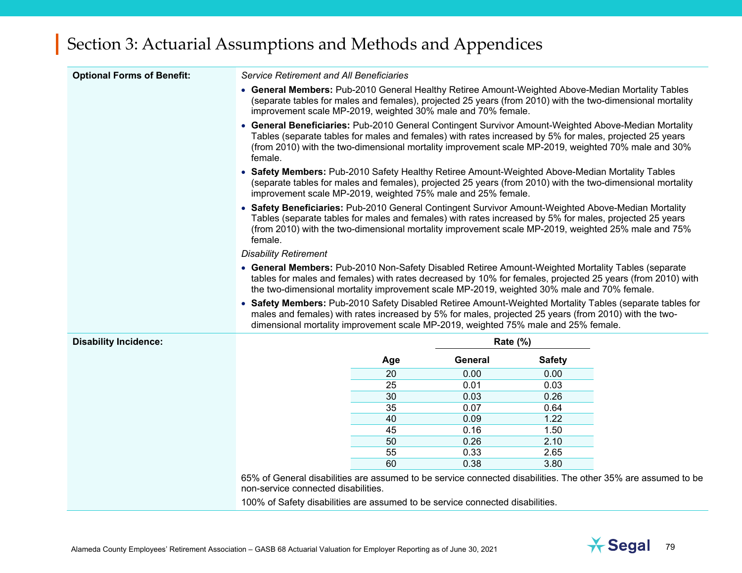## Section 3: Actuarial Assumptions and Methods and Appendices

**Optional Forms of Benefit:**

*Service Retirement and All Beneficiaries*

- **General Members:** Pub-2010 General Healthy Retiree Amount-Weighted Above-Median Mortality Tables (separate tables for males and females), projected 25 years (from 2010) with the two-dimensional mortality improvement scale MP-2019, weighted 30% male and 70% female.
- **General Beneficiaries:** Pub-2010 General Contingent Survivor Amount-Weighted Above-Median Mortality Tables (separate tables for males and females) with rates increased by 5% for males, projected 25 years (from 2010) with the two-dimensional mortality improvement scale MP-2019, weighted 70% male and 30% female.
- **Safety Members:** Pub-2010 Safety Healthy Retiree Amount-Weighted Above-Median Mortality Tables (separate tables for males and females), projected 25 years (from 2010) with the two-dimensional mortality improvement scale MP-2019, weighted 75% male and 25% female.
- **Safety Beneficiaries:** Pub-2010 General Contingent Survivor Amount-Weighted Above-Median Mortality Tables (separate tables for males and females) with rates increased by 5% for males, projected 25 years (from 2010) with the two-dimensional mortality improvement scale MP-2019, weighted 25% male and 75% female.

*Disability Retirement*

- **General Members:** Pub-2010 Non-Safety Disabled Retiree Amount-Weighted Mortality Tables (separate tables for males and females) with rates decreased by 10% for females, projected 25 years (from 2010) with the two-dimensional mortality improvement scale MP-2019, weighted 30% male and 70% female.
- **Safety Members:** Pub-2010 Safety Disabled Retiree Amount-Weighted Mortality Tables (separate tables for males and females) with rates increased by 5% for males, projected 25 years (from 2010) with the two-dimensional mortality improvement scale MP-2019, weighted 75% male and 25% female.

**Disability Incidence:**

| | Rate (%) | |
|---|---|---|
| **Age** | **General** | **Safety** |
| 20 | 0.00 | 0.00 |
| 25 | 0.01 | 0.03 |
| 30 | 0.03 | 0.26 |
| 35 | 0.07 | 0.64 |
| 40 | 0.09 | 1.22 |
| 45 | 0.16 | 1.50 |
| 50 | 0.26 | 2.10 |
| 55 | 0.33 | 2.65 |
| 60 | 0.38 | 3.80 |

65% of General disabilities are assumed to be service connected disabilities. The other 35% are assumed to be non-service connected disabilities.

100% of Safety disabilities are assumed to be service connected disabilities.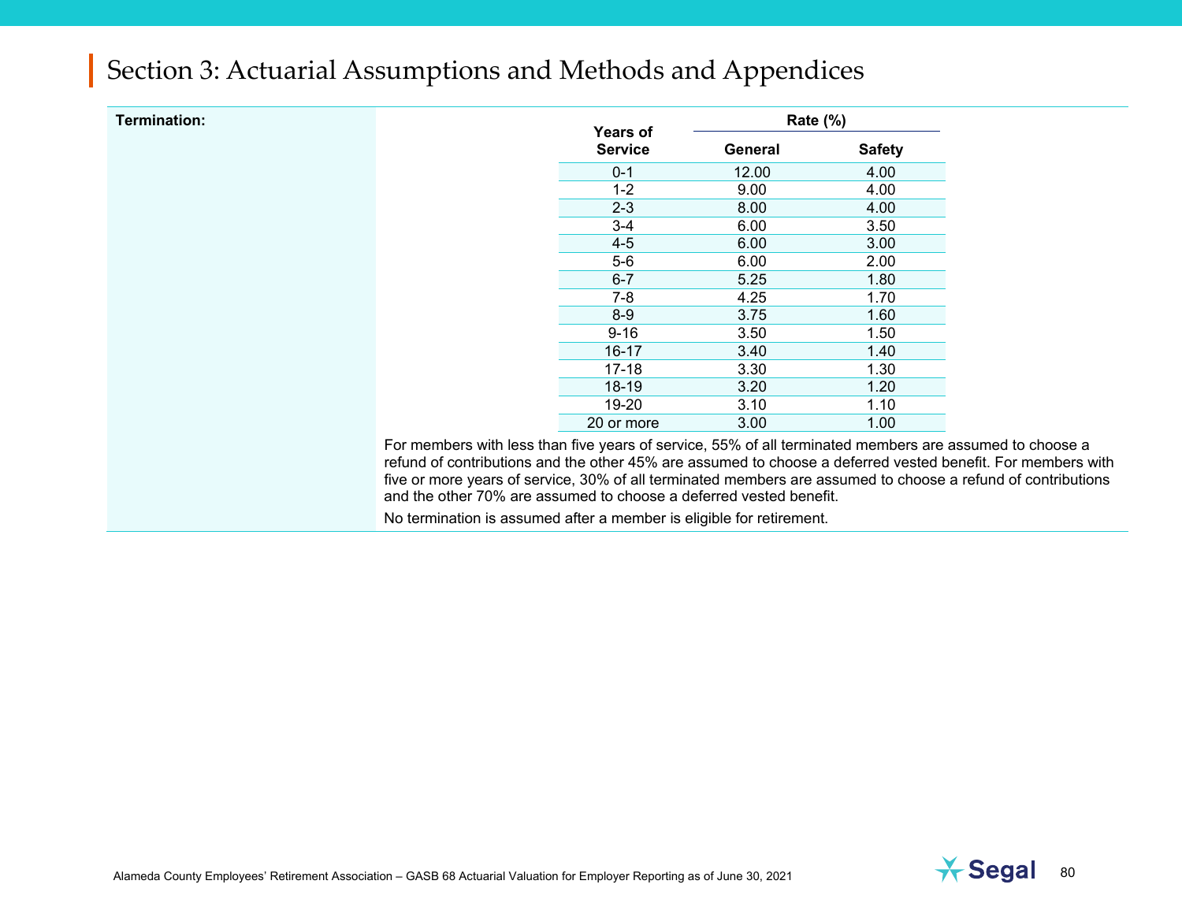# Section 3: Actuarial Assumptions and Methods and Appendices

**Termination:**

| Years of Service | Rate (%) | |
|---|---|---|
| | General | Safety |
| 0-1 | 12.00 | 4.00 |
| 1-2 | 9.00 | 4.00 |
| 2-3 | 8.00 | 4.00 |
| 3-4 | 6.00 | 3.50 |
| 4-5 | 6.00 | 3.00 |
| 5-6 | 6.00 | 2.00 |
| 6-7 | 5.25 | 1.80 |
| 7-8 | 4.25 | 1.70 |
| 8-9 | 3.75 | 1.60 |
| 9-16 | 3.50 | 1.50 |
| 16-17 | 3.40 | 1.40 |
| 17-18 | 3.30 | 1.30 |
| 18-19 | 3.20 | 1.20 |
| 19-20 | 3.10 | 1.10 |
| 20 or more | 3.00 | 1.00 |

For members with less than five years of service, 55% of all terminated members are assumed to choose a refund of contributions and the other 45% are assumed to choose a deferred vested benefit. For members with five or more years of service, 30% of all terminated members are assumed to choose a refund of contributions and the other 70% are assumed to choose a deferred vested benefit.

No termination is assumed after a member is eligible for retirement.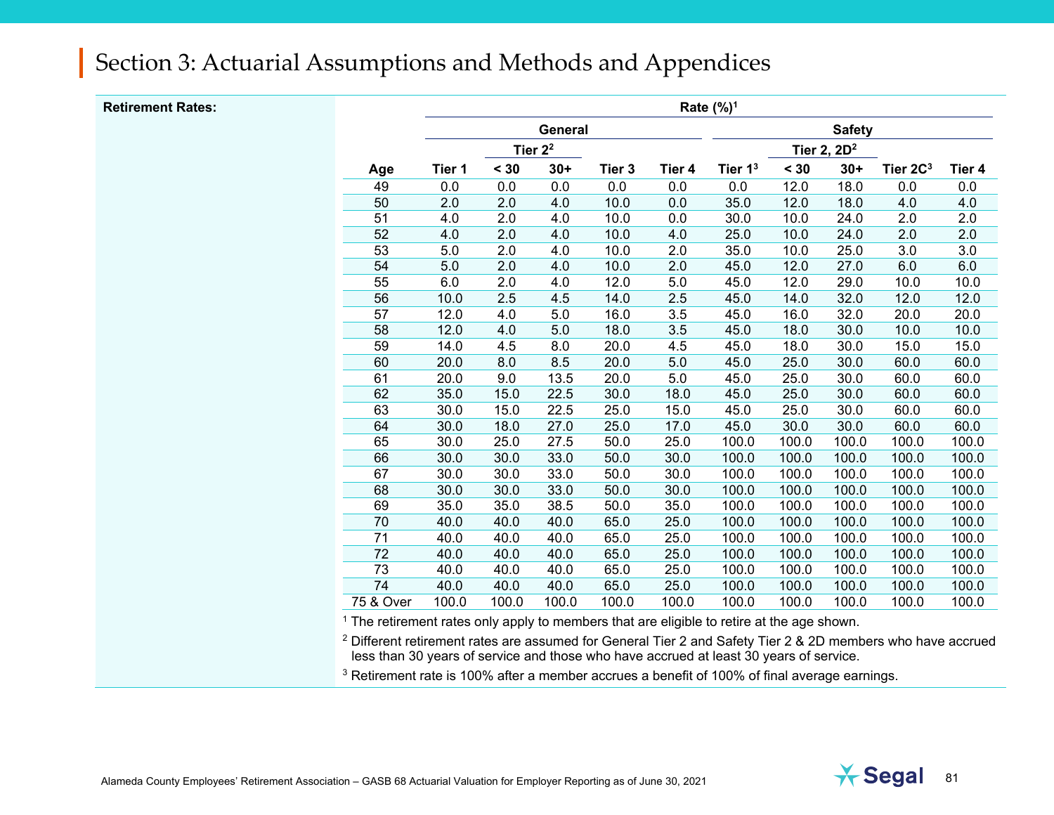# Section 3: Actuarial Assumptions and Methods and Appendices

**Retirement Rates:**

| | Rate (%)[1] | | | | | | | | | |
|---|---|---|---|---|---|---|---|---|---|---|
| | General | | | | | Safety | | | | |
| | | Tier 2[2] | | | | | Tier 2, 2D[2] | | | |
| Age | Tier 1 | < 30 | 30+ | Tier 3 | Tier 4 | Tier 1[3] | < 30 | 30+ | Tier 2C[3] | Tier 4 |
| 49 | 0.0 | 0.0 | 0.0 | 0.0 | 0.0 | 0.0 | 12.0 | 18.0 | 0.0 | 0.0 |
| 50 | 2.0 | 2.0 | 4.0 | 10.0 | 0.0 | 35.0 | 12.0 | 18.0 | 4.0 | 4.0 |
| 51 | 4.0 | 2.0 | 4.0 | 10.0 | 0.0 | 30.0 | 10.0 | 24.0 | 2.0 | 2.0 |
| 52 | 4.0 | 2.0 | 4.0 | 10.0 | 4.0 | 25.0 | 10.0 | 24.0 | 2.0 | 2.0 |
| 53 | 5.0 | 2.0 | 4.0 | 10.0 | 2.0 | 35.0 | 10.0 | 25.0 | 3.0 | 3.0 |
| 54 | 5.0 | 2.0 | 4.0 | 10.0 | 2.0 | 45.0 | 12.0 | 27.0 | 6.0 | 6.0 |
| 55 | 6.0 | 2.0 | 4.0 | 12.0 | 5.0 | 45.0 | 12.0 | 29.0 | 10.0 | 10.0 |
| 56 | 10.0 | 2.5 | 4.5 | 14.0 | 2.5 | 45.0 | 14.0 | 32.0 | 12.0 | 12.0 |
| 57 | 12.0 | 4.0 | 5.0 | 16.0 | 3.5 | 45.0 | 16.0 | 32.0 | 20.0 | 20.0 |
| 58 | 12.0 | 4.0 | 5.0 | 18.0 | 3.5 | 45.0 | 18.0 | 30.0 | 10.0 | 10.0 |
| 59 | 14.0 | 4.5 | 8.0 | 20.0 | 4.5 | 45.0 | 18.0 | 30.0 | 15.0 | 15.0 |
| 60 | 20.0 | 8.0 | 8.5 | 20.0 | 5.0 | 45.0 | 25.0 | 30.0 | 60.0 | 60.0 |
| 61 | 20.0 | 9.0 | 13.5 | 20.0 | 5.0 | 45.0 | 25.0 | 30.0 | 60.0 | 60.0 |
| 62 | 35.0 | 15.0 | 22.5 | 30.0 | 18.0 | 45.0 | 25.0 | 30.0 | 60.0 | 60.0 |
| 63 | 30.0 | 15.0 | 22.5 | 25.0 | 15.0 | 45.0 | 25.0 | 30.0 | 60.0 | 60.0 |
| 64 | 30.0 | 18.0 | 27.0 | 25.0 | 17.0 | 45.0 | 30.0 | 30.0 | 60.0 | 60.0 |
| 65 | 30.0 | 25.0 | 27.5 | 50.0 | 25.0 | 100.0 | 100.0 | 100.0 | 100.0 | 100.0 |
| 66 | 30.0 | 30.0 | 33.0 | 50.0 | 30.0 | 100.0 | 100.0 | 100.0 | 100.0 | 100.0 |
| 67 | 30.0 | 30.0 | 33.0 | 50.0 | 30.0 | 100.0 | 100.0 | 100.0 | 100.0 | 100.0 |
| 68 | 30.0 | 30.0 | 33.0 | 50.0 | 30.0 | 100.0 | 100.0 | 100.0 | 100.0 | 100.0 |
| 69 | 35.0 | 35.0 | 38.5 | 50.0 | 35.0 | 100.0 | 100.0 | 100.0 | 100.0 | 100.0 |
| 70 | 40.0 | 40.0 | 40.0 | 65.0 | 25.0 | 100.0 | 100.0 | 100.0 | 100.0 | 100.0 |
| 71 | 40.0 | 40.0 | 40.0 | 65.0 | 25.0 | 100.0 | 100.0 | 100.0 | 100.0 | 100.0 |
| 72 | 40.0 | 40.0 | 40.0 | 65.0 | 25.0 | 100.0 | 100.0 | 100.0 | 100.0 | 100.0 |
| 73 | 40.0 | 40.0 | 40.0 | 65.0 | 25.0 | 100.0 | 100.0 | 100.0 | 100.0 | 100.0 |
| 74 | 40.0 | 40.0 | 40.0 | 65.0 | 25.0 | 100.0 | 100.0 | 100.0 | 100.0 | 100.0 |
| 75 & Over | 100.0 | 100.0 | 100.0 | 100.0 | 100.0 | 100.0 | 100.0 | 100.0 | 100.0 | 100.0 |

[1] The retirement rates only apply to members that are eligible to retire at the age shown.

[2] Different retirement rates are assumed for General Tier 2 and Safety Tier 2 & 2D members who have accrued less than 30 years of service and those who have accrued at least 30 years of service.

[3] Retirement rate is 100% after a member accrues a benefit of 100% of final average earnings.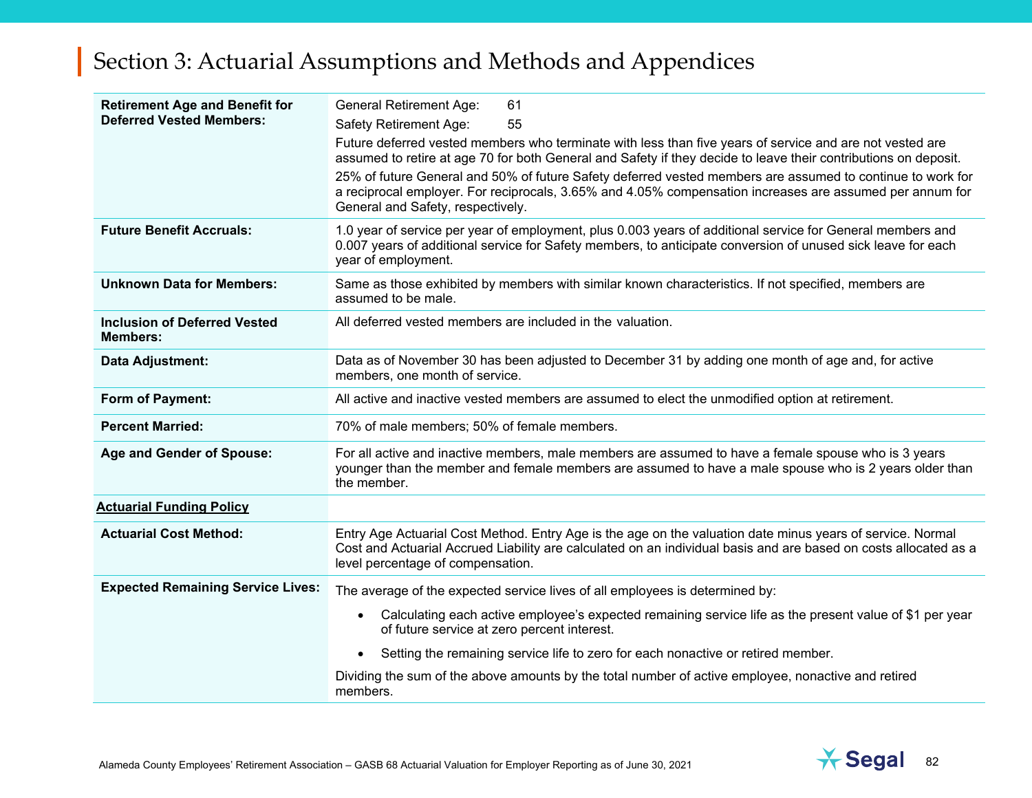## Section 3: Actuarial Assumptions and Methods and Appendices

| | |
|---|---|
| **Retirement Age and Benefit for Deferred Vested Members:** | General Retirement Age: 61<br>Safety Retirement Age: 55<br>Future deferred vested members who terminate with less than five years of service and are not vested are assumed to retire at age 70 for both General and Safety if they decide to leave their contributions on deposit.<br>25% of future General and 50% of future Safety deferred vested members are assumed to continue to work for a reciprocal employer. For reciprocals, 3.65% and 4.05% compensation increases are assumed per annum for General and Safety, respectively. |
| **Future Benefit Accruals:** | 1.0 year of service per year of employment, plus 0.003 years of additional service for General members and 0.007 years of additional service for Safety members, to anticipate conversion of unused sick leave for each year of employment. |
| **Unknown Data for Members:** | Same as those exhibited by members with similar known characteristics. If not specified, members are assumed to be male. |
| **Inclusion of Deferred Vested Members:** | All deferred vested members are included in the valuation. |
| **Data Adjustment:** | Data as of November 30 has been adjusted to December 31 by adding one month of age and, for active members, one month of service. |
| **Form of Payment:** | All active and inactive vested members are assumed to elect the unmodified option at retirement. |
| **Percent Married:** | 70% of male members; 50% of female members. |
| **Age and Gender of Spouse:** | For all active and inactive members, male members are assumed to have a female spouse who is 3 years younger than the member and female members are assumed to have a male spouse who is 2 years older than the member. |
| **Actuarial Funding Policy** | |
| **Actuarial Cost Method:** | Entry Age Actuarial Cost Method. Entry Age is the age on the valuation date minus years of service. Normal Cost and Actuarial Accrued Liability are calculated on an individual basis and are based on costs allocated as a level percentage of compensation. |
| **Expected Remaining Service Lives:** | The average of the expected service lives of all employees is determined by:<br>• Calculating each active employee's expected remaining service life as the present value of $1 per year of future service at zero percent interest.<br>• Setting the remaining service life to zero for each nonactive or retired member.<br>Dividing the sum of the above amounts by the total number of active employee, nonactive and retired members. |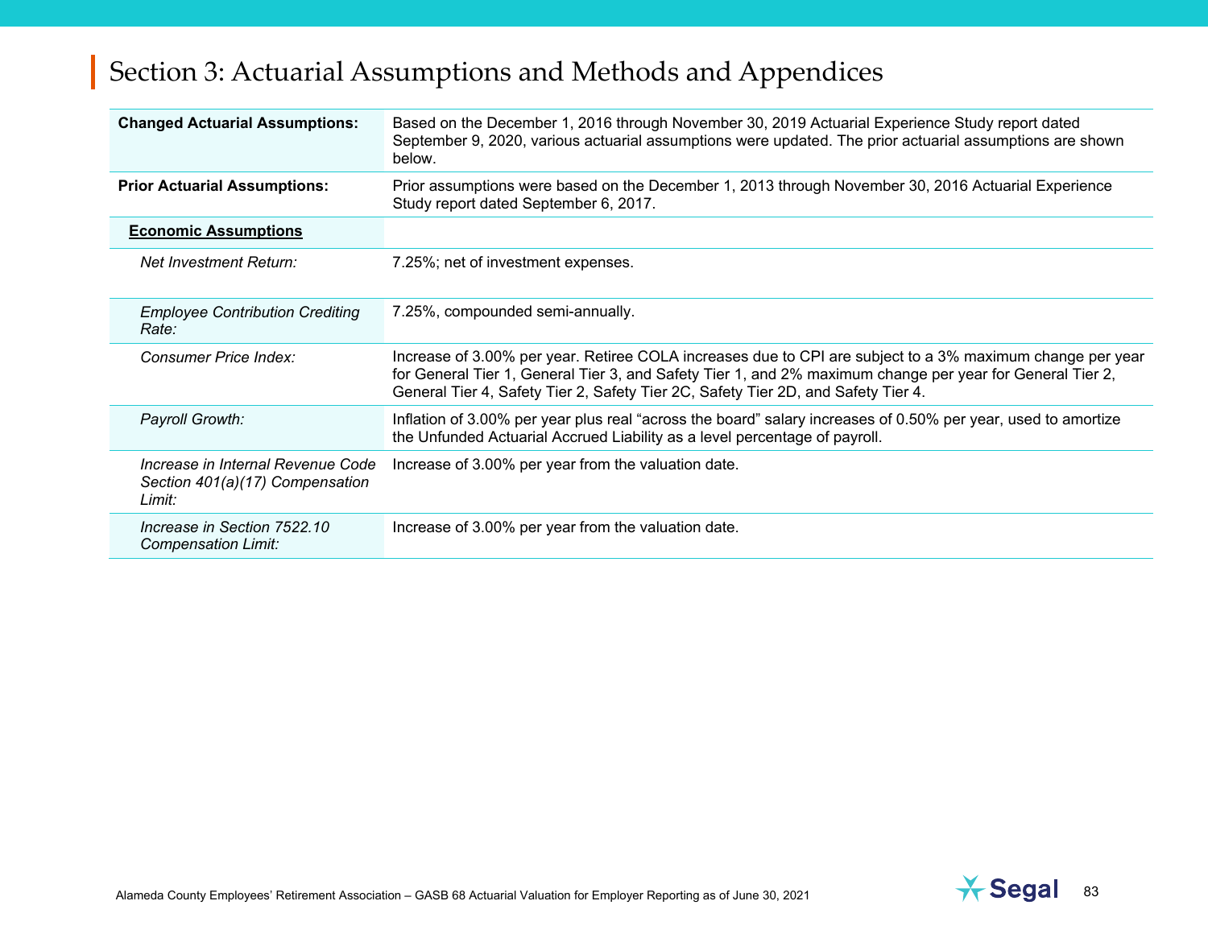## Section 3: Actuarial Assumptions and Methods and Appendices

| | |
|---|---|
| **Changed Actuarial Assumptions:** | Based on the December 1, 2016 through November 30, 2019 Actuarial Experience Study report dated September 9, 2020, various actuarial assumptions were updated. The prior actuarial assumptions are shown below. |
| **Prior Actuarial Assumptions:** | Prior assumptions were based on the December 1, 2013 through November 30, 2016 Actuarial Experience Study report dated September 6, 2017. |
| **Economic Assumptions** | |
| *Net Investment Return:* | 7.25%; net of investment expenses. |
| *Employee Contribution Crediting Rate:* | 7.25%, compounded semi-annually. |
| *Consumer Price Index:* | Increase of 3.00% per year. Retiree COLA increases due to CPI are subject to a 3% maximum change per year for General Tier 1, General Tier 3, and Safety Tier 1, and 2% maximum change per year for General Tier 2, General Tier 4, Safety Tier 2, Safety Tier 2C, Safety Tier 2D, and Safety Tier 4. |
| *Payroll Growth:* | Inflation of 3.00% per year plus real "across the board" salary increases of 0.50% per year, used to amortize the Unfunded Actuarial Accrued Liability as a level percentage of payroll. |
| *Increase in Internal Revenue Code Section 401(a)(17) Compensation Limit:* | Increase of 3.00% per year from the valuation date. |
| *Increase in Section 7522.10 Compensation Limit:* | Increase of 3.00% per year from the valuation date. |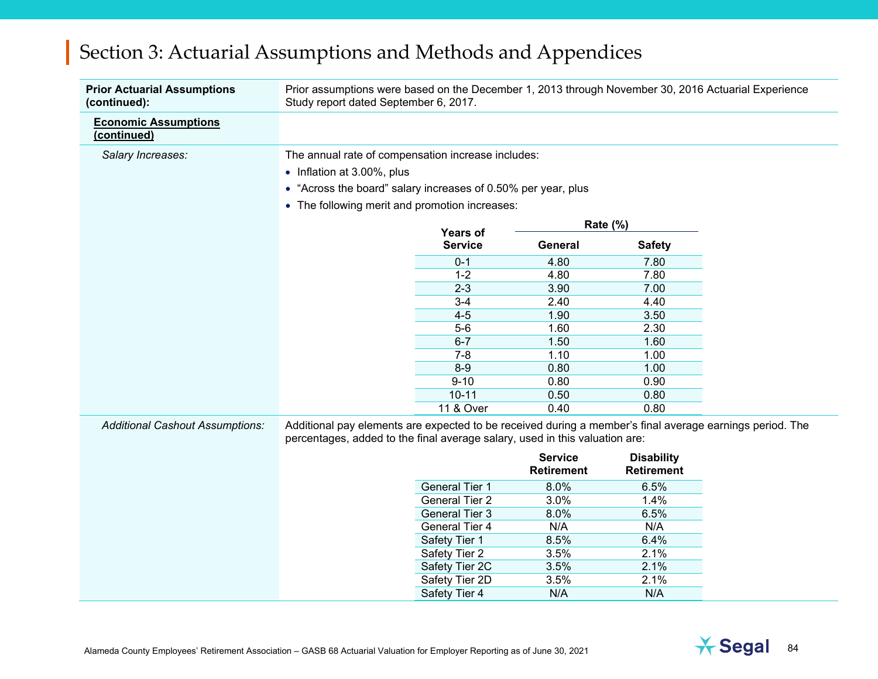# Section 3: Actuarial Assumptions and Methods and Appendices

**Prior Actuarial Assumptions (continued):** Prior assumptions were based on the December 1, 2013 through November 30, 2016 Actuarial Experience Study report dated September 6, 2017.

**Economic Assumptions (continued)**

*Salary Increases:*

The annual rate of compensation increase includes:

- Inflation at 3.00%, plus
- "Across the board" salary increases of 0.50% per year, plus
- The following merit and promotion increases:

| Years of Service | Rate (%) General | Rate (%) Safety |
|---|---|---|
| 0-1 | 4.80 | 7.80 |
| 1-2 | 4.80 | 7.80 |
| 2-3 | 3.90 | 7.00 |
| 3-4 | 2.40 | 4.40 |
| 4-5 | 1.90 | 3.50 |
| 5-6 | 1.60 | 2.30 |
| 6-7 | 1.50 | 1.60 |
| 7-8 | 1.10 | 1.00 |
| 8-9 | 0.80 | 1.00 |
| 9-10 | 0.80 | 0.90 |
| 10-11 | 0.50 | 0.80 |
| 11 & Over | 0.40 | 0.80 |

*Additional Cashout Assumptions:*

Additional pay elements are expected to be received during a member's final average earnings period. The percentages, added to the final average salary, used in this valuation are:

| | Service Retirement | Disability Retirement |
|---|---|---|
| General Tier 1 | 8.0% | 6.5% |
| General Tier 2 | 3.0% | 1.4% |
| General Tier 3 | 8.0% | 6.5% |
| General Tier 4 | N/A | N/A |
| Safety Tier 1 | 8.5% | 6.4% |
| Safety Tier 2 | 3.5% | 2.1% |
| Safety Tier 2C | 3.5% | 2.1% |
| Safety Tier 2D | 3.5% | 2.1% |
| Safety Tier 4 | N/A | N/A |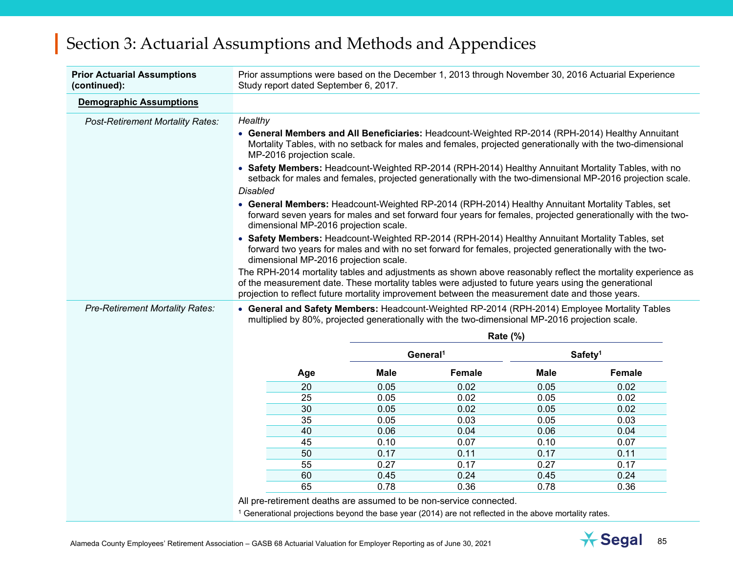# Section 3: Actuarial Assumptions and Methods and Appendices

**Prior Actuarial Assumptions (continued):**

Prior assumptions were based on the December 1, 2013 through November 30, 2016 Actuarial Experience Study report dated September 6, 2017.

**Demographic Assumptions**

*Post-Retirement Mortality Rates:*

*Healthy*

- **General Members and All Beneficiaries:** Headcount-Weighted RP-2014 (RPH-2014) Healthy Annuitant Mortality Tables, with no setback for males and females, projected generationally with the two-dimensional MP-2016 projection scale.
- **Safety Members:** Headcount-Weighted RP-2014 (RPH-2014) Healthy Annuitant Mortality Tables, with no setback for males and females, projected generationally with the two-dimensional MP-2016 projection scale.

*Disabled*

- **General Members:** Headcount-Weighted RP-2014 (RPH-2014) Healthy Annuitant Mortality Tables, set forward seven years for males and set forward four years for females, projected generationally with the two-dimensional MP-2016 projection scale.
- **Safety Members:** Headcount-Weighted RP-2014 (RPH-2014) Healthy Annuitant Mortality Tables, set forward two years for males and with no set forward for females, projected generationally with the two-dimensional MP-2016 projection scale.

The RPH-2014 mortality tables and adjustments as shown above reasonably reflect the mortality experience as of the measurement date. These mortality tables were adjusted to future years using the generational projection to reflect future mortality improvement between the measurement date and those years.

*Pre-Retirement Mortality Rates:*

- **General and Safety Members:** Headcount-Weighted RP-2014 (RPH-2014) Employee Mortality Tables multiplied by 80%, projected generationally with the two-dimensional MP-2016 projection scale.

| | Rate (%) | | | |
|---|---|---|---|---|
| | General[1] | | Safety[1] | |
| Age | Male | Female | Male | Female |
| 20 | 0.05 | 0.02 | 0.05 | 0.02 |
| 25 | 0.05 | 0.02 | 0.05 | 0.02 |
| 30 | 0.05 | 0.02 | 0.05 | 0.02 |
| 35 | 0.05 | 0.03 | 0.05 | 0.03 |
| 40 | 0.06 | 0.04 | 0.06 | 0.04 |
| 45 | 0.10 | 0.07 | 0.10 | 0.07 |
| 50 | 0.17 | 0.11 | 0.17 | 0.11 |
| 55 | 0.27 | 0.17 | 0.27 | 0.17 |
| 60 | 0.45 | 0.24 | 0.45 | 0.24 |
| 65 | 0.78 | 0.36 | 0.78 | 0.36 |

All pre-retirement deaths are assumed to be non-service connected.

[1] Generational projections beyond the base year (2014) are not reflected in the above mortality rates.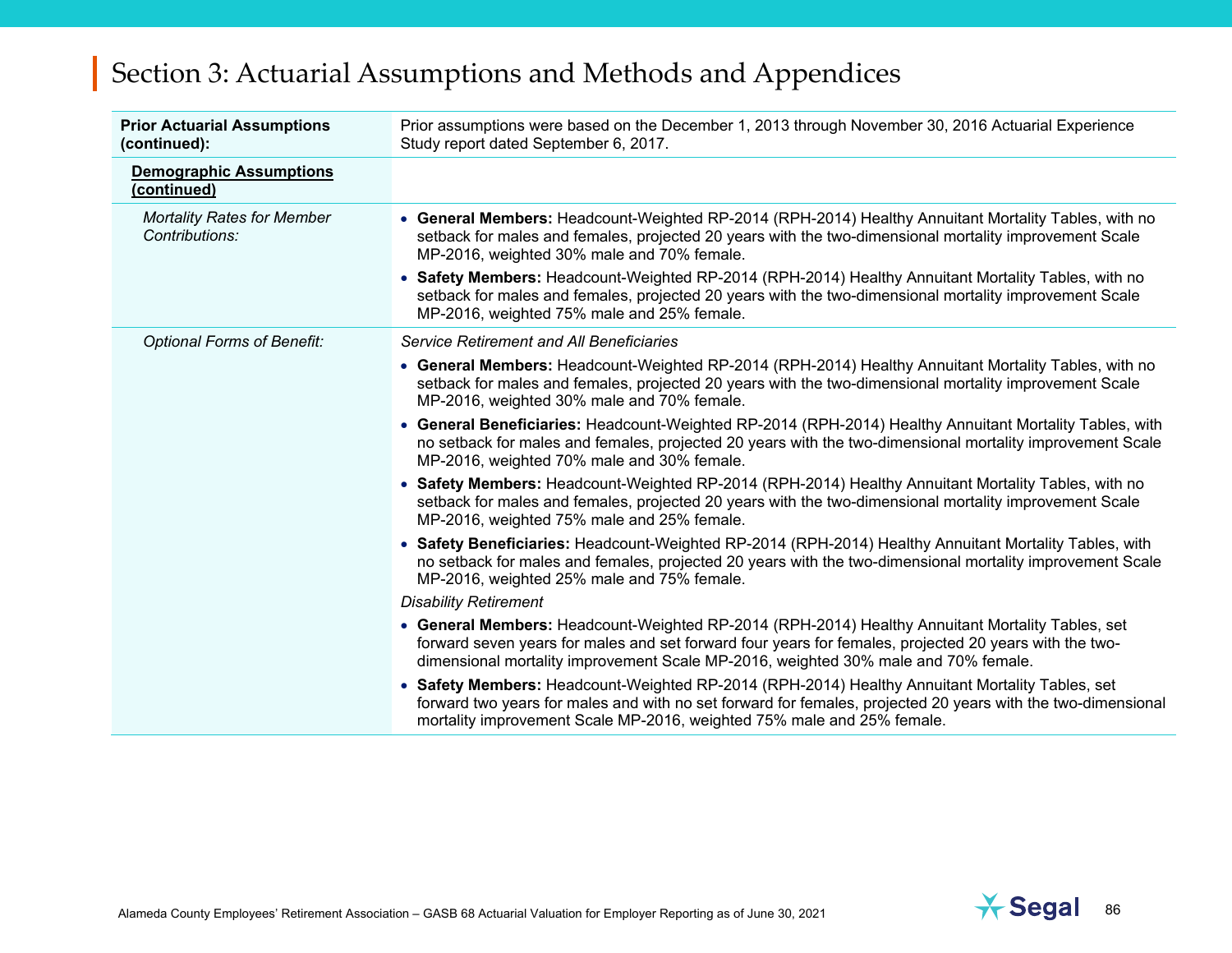## Section 3: Actuarial Assumptions and Methods and Appendices

| **Prior Actuarial Assumptions (continued):** | Prior assumptions were based on the December 1, 2013 through November 30, 2016 Actuarial Experience Study report dated September 6, 2017. |
|---|---|
| **Demographic Assumptions (continued)** | |
| *Mortality Rates for Member Contributions:* | • **General Members:** Headcount-Weighted RP-2014 (RPH-2014) Healthy Annuitant Mortality Tables, with no setback for males and females, projected 20 years with the two-dimensional mortality improvement Scale MP-2016, weighted 30% male and 70% female.<br>• **Safety Members:** Headcount-Weighted RP-2014 (RPH-2014) Healthy Annuitant Mortality Tables, with no setback for males and females, projected 20 years with the two-dimensional mortality improvement Scale MP-2016, weighted 75% male and 25% female. |
| *Optional Forms of Benefit:* | *Service Retirement and All Beneficiaries*<br>• **General Members:** Headcount-Weighted RP-2014 (RPH-2014) Healthy Annuitant Mortality Tables, with no setback for males and females, projected 20 years with the two-dimensional mortality improvement Scale MP-2016, weighted 30% male and 70% female.<br>• **General Beneficiaries:** Headcount-Weighted RP-2014 (RPH-2014) Healthy Annuitant Mortality Tables, with no setback for males and females, projected 20 years with the two-dimensional mortality improvement Scale MP-2016, weighted 70% male and 30% female.<br>• **Safety Members:** Headcount-Weighted RP-2014 (RPH-2014) Healthy Annuitant Mortality Tables, with no setback for males and females, projected 20 years with the two-dimensional mortality improvement Scale MP-2016, weighted 75% male and 25% female.<br>• **Safety Beneficiaries:** Headcount-Weighted RP-2014 (RPH-2014) Healthy Annuitant Mortality Tables, with no setback for males and females, projected 20 years with the two-dimensional mortality improvement Scale MP-2016, weighted 25% male and 75% female.<br>*Disability Retirement*<br>• **General Members:** Headcount-Weighted RP-2014 (RPH-2014) Healthy Annuitant Mortality Tables, set forward seven years for males and set forward four years for females, projected 20 years with the two-dimensional mortality improvement Scale MP-2016, weighted 30% male and 70% female.<br>• **Safety Members:** Headcount-Weighted RP-2014 (RPH-2014) Healthy Annuitant Mortality Tables, set forward two years for males and with no set forward for females, projected 20 years with the two-dimensional mortality improvement Scale MP-2016, weighted 75% male and 25% female. |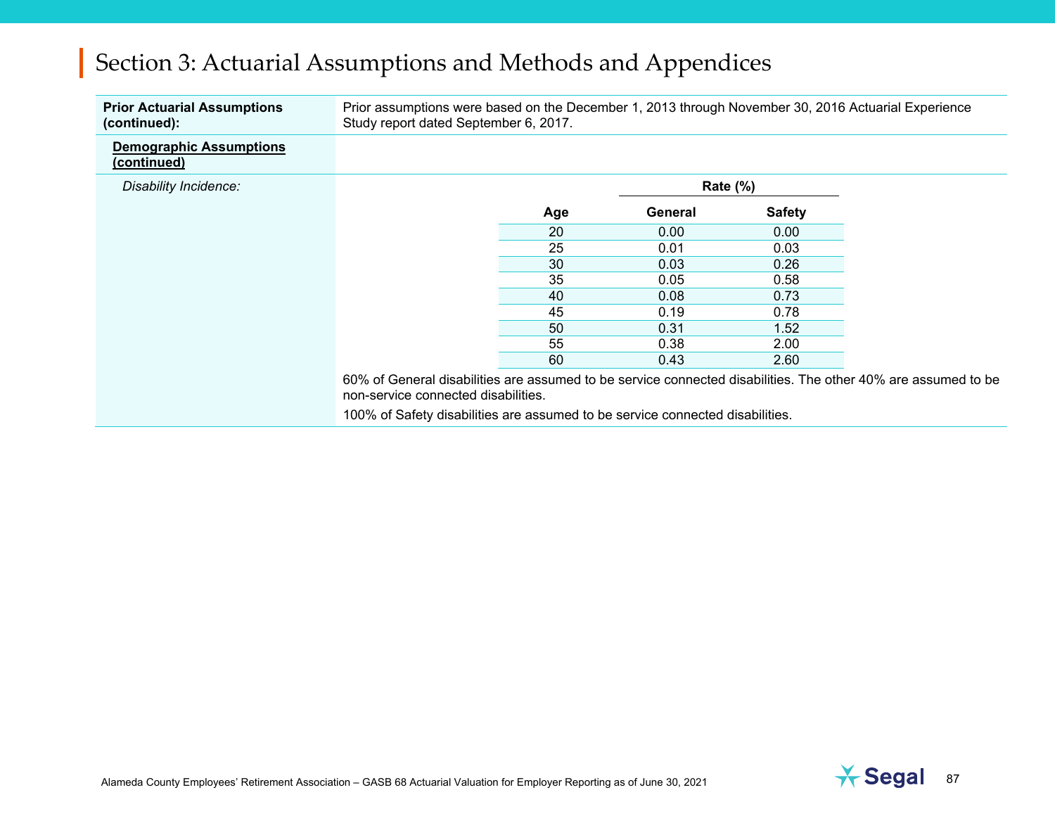# Section 3: Actuarial Assumptions and Methods and Appendices

**Prior Actuarial Assumptions (continued):**

Prior assumptions were based on the December 1, 2013 through November 30, 2016 Actuarial Experience Study report dated September 6, 2017.

**Demographic Assumptions (continued)**

*Disability Incidence:*

| Age | Rate (%) General | Rate (%) Safety |
|---|---|---|
| 20 | 0.00 | 0.00 |
| 25 | 0.01 | 0.03 |
| 30 | 0.03 | 0.26 |
| 35 | 0.05 | 0.58 |
| 40 | 0.08 | 0.73 |
| 45 | 0.19 | 0.78 |
| 50 | 0.31 | 1.52 |
| 55 | 0.38 | 2.00 |
| 60 | 0.43 | 2.60 |

60% of General disabilities are assumed to be service connected disabilities. The other 40% are assumed to be non-service connected disabilities.

100% of Safety disabilities are assumed to be service connected disabilities.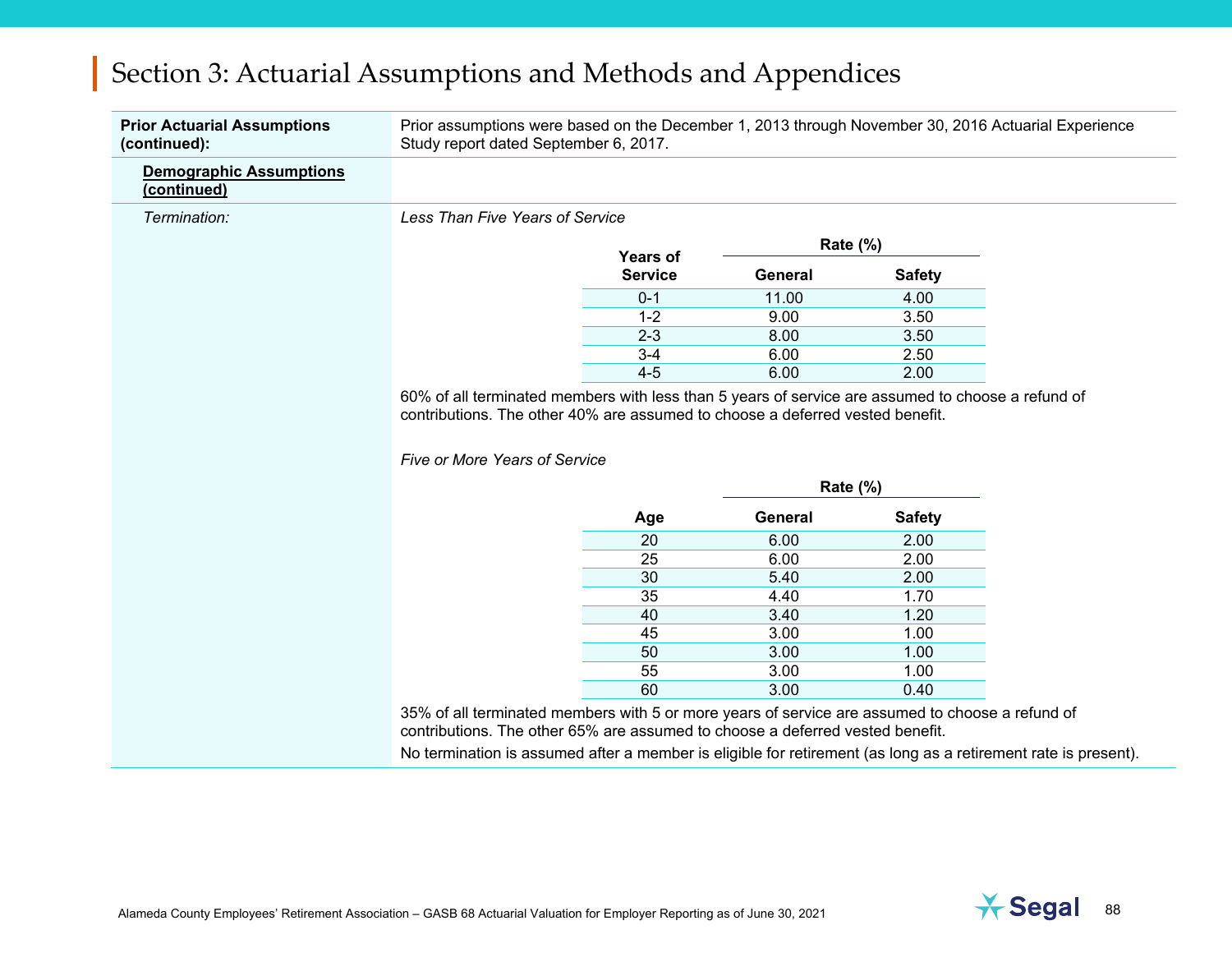# Section 3: Actuarial Assumptions and Methods and Appendices

**Prior Actuarial Assumptions (continued):**

Prior assumptions were based on the December 1, 2013 through November 30, 2016 Actuarial Experience Study report dated September 6, 2017.

**Demographic Assumptions (continued)**

*Termination:*

*Less Than Five Years of Service*

| Years of Service | Rate (%) | |
|---|---|---|
| | **General** | **Safety** |
| 0-1 | 11.00 | 4.00 |
| 1-2 | 9.00 | 3.50 |
| 2-3 | 8.00 | 3.50 |
| 3-4 | 6.00 | 2.50 |
| 4-5 | 6.00 | 2.00 |

60% of all terminated members with less than 5 years of service are assumed to choose a refund of contributions. The other 40% are assumed to choose a deferred vested benefit.

*Five or More Years of Service*

| Age | Rate (%) | |
|---|---|---|
| | **General** | **Safety** |
| 20 | 6.00 | 2.00 |
| 25 | 6.00 | 2.00 |
| 30 | 5.40 | 2.00 |
| 35 | 4.40 | 1.70 |
| 40 | 3.40 | 1.20 |
| 45 | 3.00 | 1.00 |
| 50 | 3.00 | 1.00 |
| 55 | 3.00 | 1.00 |
| 60 | 3.00 | 0.40 |

35% of all terminated members with 5 or more years of service are assumed to choose a refund of contributions. The other 65% are assumed to choose a deferred vested benefit.

No termination is assumed after a member is eligible for retirement (as long as a retirement rate is present).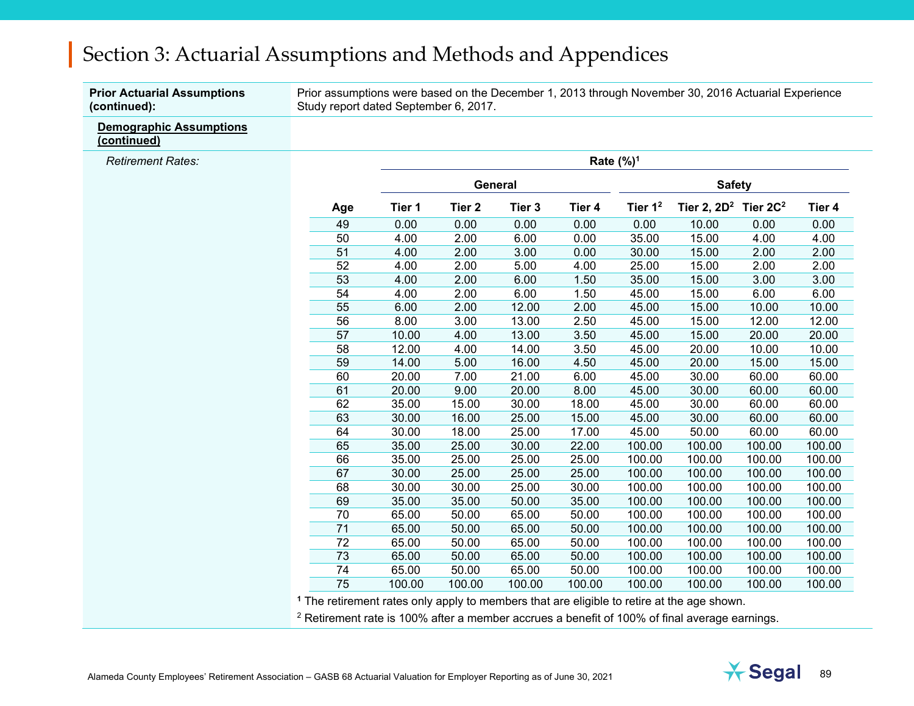# Section 3: Actuarial Assumptions and Methods and Appendices

**Prior Actuarial Assumptions (continued):** Prior assumptions were based on the December 1, 2013 through November 30, 2016 Actuarial Experience Study report dated September 6, 2017.

**Demographic Assumptions (continued)**

*Retirement Rates:*

| | Rate (%)[1] | | | | | | | |
|---|---|---|---|---|---|---|---|---|
| | General | | | | Safety | | | |
| Age | Tier 1 | Tier 2 | Tier 3 | Tier 4 | Tier 1[2] | Tier 2, 2D[2] | Tier 2C[2] | Tier 4 |
| 49 | 0.00 | 0.00 | 0.00 | 0.00 | 0.00 | 10.00 | 0.00 | 0.00 |
| 50 | 4.00 | 2.00 | 6.00 | 0.00 | 35.00 | 15.00 | 4.00 | 4.00 |
| 51 | 4.00 | 2.00 | 3.00 | 0.00 | 30.00 | 15.00 | 2.00 | 2.00 |
| 52 | 4.00 | 2.00 | 5.00 | 4.00 | 25.00 | 15.00 | 2.00 | 2.00 |
| 53 | 4.00 | 2.00 | 6.00 | 1.50 | 35.00 | 15.00 | 3.00 | 3.00 |
| 54 | 4.00 | 2.00 | 6.00 | 1.50 | 45.00 | 15.00 | 6.00 | 6.00 |
| 55 | 6.00 | 2.00 | 12.00 | 2.00 | 45.00 | 15.00 | 10.00 | 10.00 |
| 56 | 8.00 | 3.00 | 13.00 | 2.50 | 45.00 | 15.00 | 12.00 | 12.00 |
| 57 | 10.00 | 4.00 | 13.00 | 3.50 | 45.00 | 15.00 | 20.00 | 20.00 |
| 58 | 12.00 | 4.00 | 14.00 | 3.50 | 45.00 | 20.00 | 10.00 | 10.00 |
| 59 | 14.00 | 5.00 | 16.00 | 4.50 | 45.00 | 20.00 | 15.00 | 15.00 |
| 60 | 20.00 | 7.00 | 21.00 | 6.00 | 45.00 | 30.00 | 60.00 | 60.00 |
| 61 | 20.00 | 9.00 | 20.00 | 8.00 | 45.00 | 30.00 | 60.00 | 60.00 |
| 62 | 35.00 | 15.00 | 30.00 | 18.00 | 45.00 | 30.00 | 60.00 | 60.00 |
| 63 | 30.00 | 16.00 | 25.00 | 15.00 | 45.00 | 30.00 | 60.00 | 60.00 |
| 64 | 30.00 | 18.00 | 25.00 | 17.00 | 45.00 | 50.00 | 60.00 | 60.00 |
| 65 | 35.00 | 25.00 | 30.00 | 22.00 | 100.00 | 100.00 | 100.00 | 100.00 |
| 66 | 35.00 | 25.00 | 25.00 | 25.00 | 100.00 | 100.00 | 100.00 | 100.00 |
| 67 | 30.00 | 25.00 | 25.00 | 25.00 | 100.00 | 100.00 | 100.00 | 100.00 |
| 68 | 30.00 | 30.00 | 25.00 | 30.00 | 100.00 | 100.00 | 100.00 | 100.00 |
| 69 | 35.00 | 35.00 | 50.00 | 35.00 | 100.00 | 100.00 | 100.00 | 100.00 |
| 70 | 65.00 | 50.00 | 65.00 | 50.00 | 100.00 | 100.00 | 100.00 | 100.00 |
| 71 | 65.00 | 50.00 | 65.00 | 50.00 | 100.00 | 100.00 | 100.00 | 100.00 |
| 72 | 65.00 | 50.00 | 65.00 | 50.00 | 100.00 | 100.00 | 100.00 | 100.00 |
| 73 | 65.00 | 50.00 | 65.00 | 50.00 | 100.00 | 100.00 | 100.00 | 100.00 |
| 74 | 65.00 | 50.00 | 65.00 | 50.00 | 100.00 | 100.00 | 100.00 | 100.00 |
| 75 | 100.00 | 100.00 | 100.00 | 100.00 | 100.00 | 100.00 | 100.00 | 100.00 |

[1] The retirement rates only apply to members that are eligible to retire at the age shown.

[2] Retirement rate is 100% after a member accrues a benefit of 100% of final average earnings.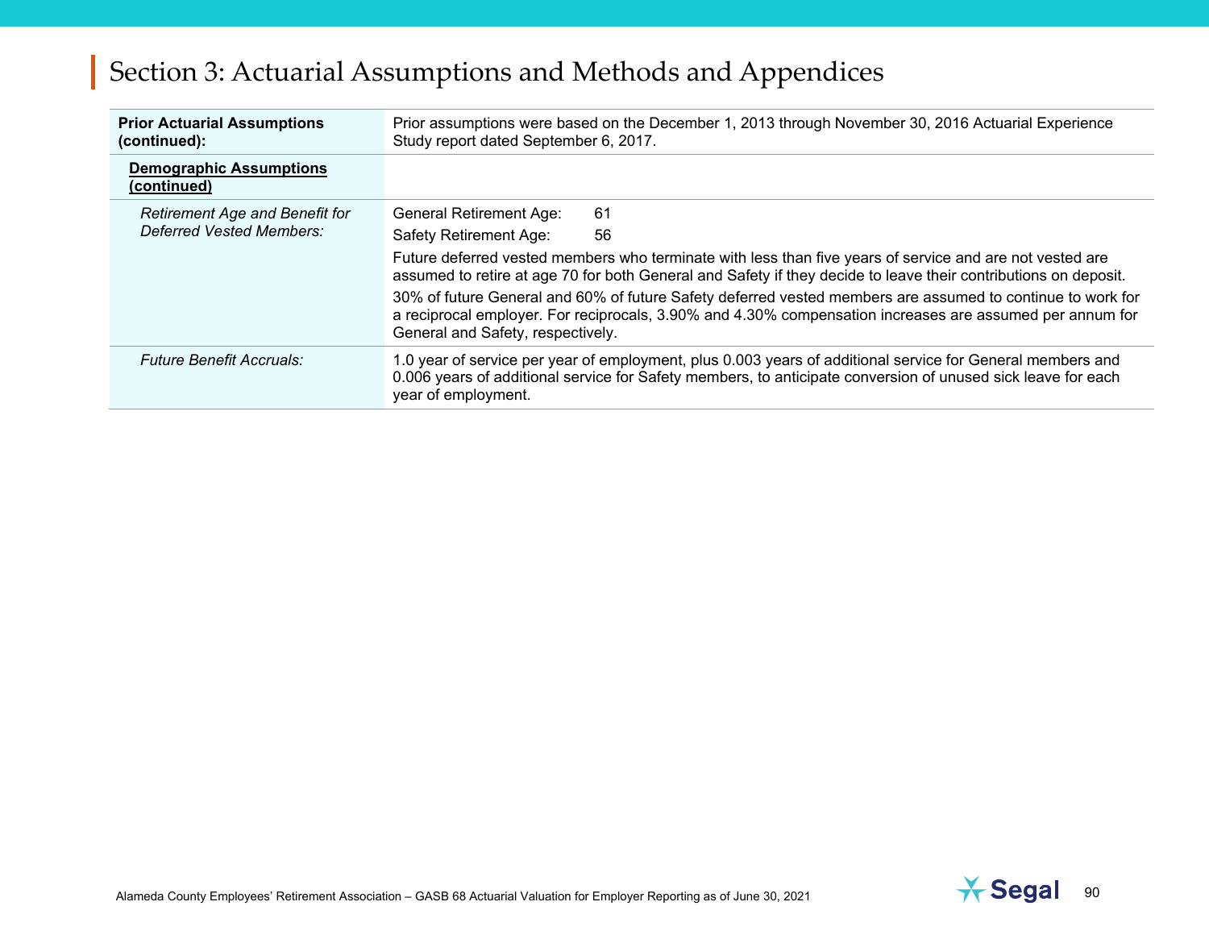# Section 3: Actuarial Assumptions and Methods and Appendices

| **Prior Actuarial Assumptions (continued):** | Prior assumptions were based on the December 1, 2013 through November 30, 2016 Actuarial Experience Study report dated September 6, 2017. |
|---|---|
| **Demographic Assumptions (continued)** | |
| *Retirement Age and Benefit for Deferred Vested Members:* | General Retirement Age: 61<br>Safety Retirement Age: 56<br>Future deferred vested members who terminate with less than five years of service and are not vested are assumed to retire at age 70 for both General and Safety if they decide to leave their contributions on deposit.<br>30% of future General and 60% of future Safety deferred vested members are assumed to continue to work for a reciprocal employer. For reciprocals, 3.90% and 4.30% compensation increases are assumed per annum for General and Safety, respectively. |
| *Future Benefit Accruals:* | 1.0 year of service per year of employment, plus 0.003 years of additional service for General members and 0.006 years of additional service for Safety members, to anticipate conversion of unused sick leave for each year of employment. |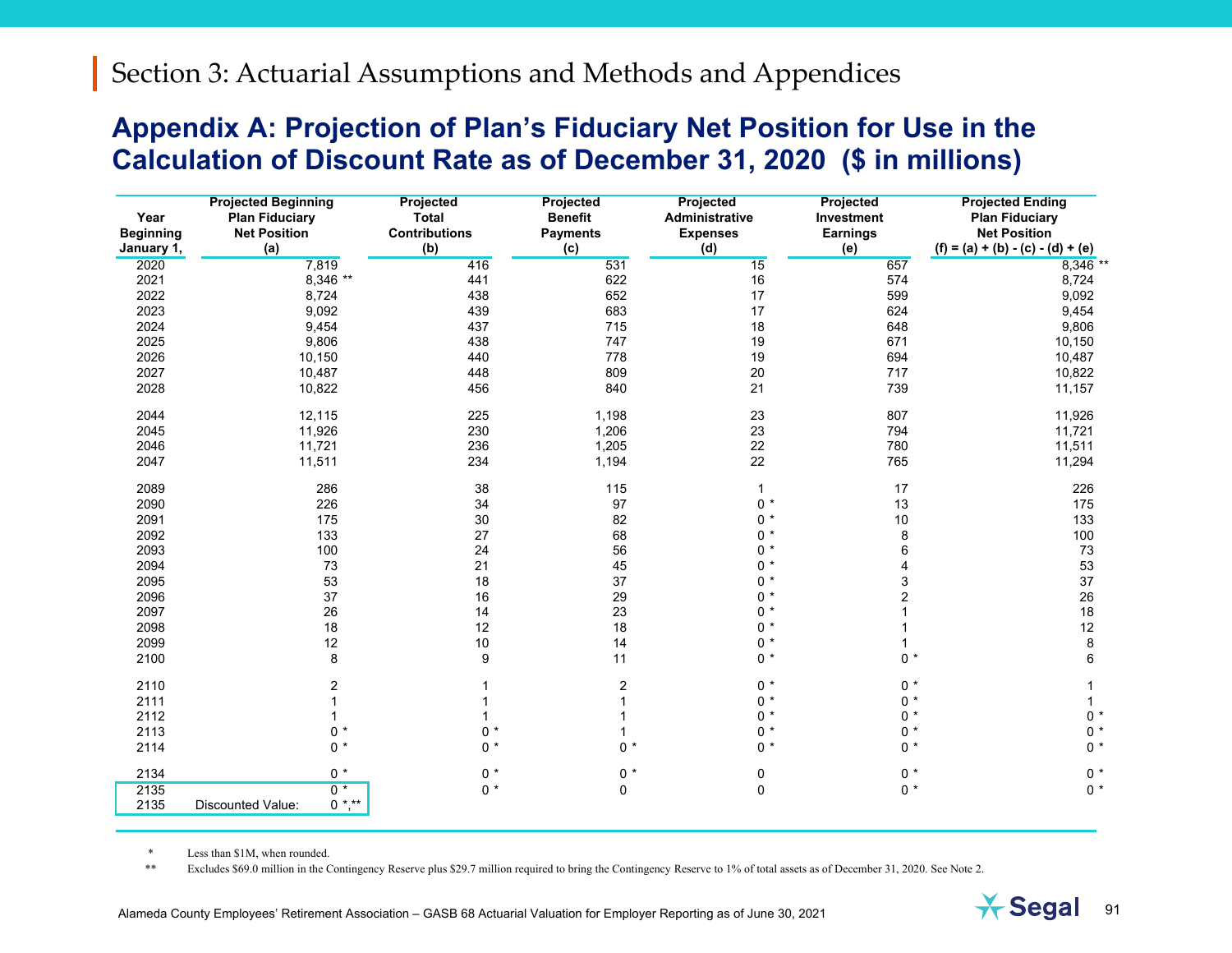# Section 3: Actuarial Assumptions and Methods and Appendices

## Appendix A: Projection of Plan's Fiduciary Net Position for Use in the Calculation of Discount Rate as of December 31, 2020 ($ in millions)

| Year Beginning January 1, | Projected Beginning Plan Fiduciary Net Position (a) | Projected Total Contributions (b) | Projected Benefit Payments (c) | Projected Administrative Expenses (d) | Projected Investment Earnings (e) | Projected Ending Plan Fiduciary Net Position (f) = (a) + (b) - (c) - (d) + (e) |
|---|---|---|---|---|---|---|
| 2020 | 7,819 | 416 | 531 | 15 | 657 | 8,346 ** |
| 2021 | 8,346 ** | 441 | 622 | 16 | 574 | 8,724 |
| 2022 | 8,724 | 438 | 652 | 17 | 599 | 9,092 |
| 2023 | 9,092 | 439 | 683 | 17 | 624 | 9,454 |
| 2024 | 9,454 | 437 | 715 | 18 | 648 | 9,806 |
| 2025 | 9,806 | 438 | 747 | 19 | 671 | 10,150 |
| 2026 | 10,150 | 440 | 778 | 19 | 694 | 10,487 |
| 2027 | 10,487 | 448 | 809 | 20 | 717 | 10,822 |
| 2028 | 10,822 | 456 | 840 | 21 | 739 | 11,157 |
| | | | | | | |
| 2044 | 12,115 | 225 | 1,198 | 23 | 807 | 11,926 |
| 2045 | 11,926 | 230 | 1,206 | 23 | 794 | 11,721 |
| 2046 | 11,721 | 236 | 1,205 | 22 | 780 | 11,511 |
| 2047 | 11,511 | 234 | 1,194 | 22 | 765 | 11,294 |
| | | | | | | |
| 2089 | 286 | 38 | 115 | 1 | 17 | 226 |
| 2090 | 226 | 34 | 97 | 0 * | 13 | 175 |
| 2091 | 175 | 30 | 82 | 0 * | 10 | 133 |
| 2092 | 133 | 27 | 68 | 0 * | 8 | 100 |
| 2093 | 100 | 24 | 56 | 0 * | 6 | 73 |
| 2094 | 73 | 21 | 45 | 0 * | 4 | 53 |
| 2095 | 53 | 18 | 37 | 0 * | 3 | 37 |
| 2096 | 37 | 16 | 29 | 0 * | 2 | 26 |
| 2097 | 26 | 14 | 23 | 0 * | 1 | 18 |
| 2098 | 18 | 12 | 18 | 0 * | 1 | 12 |
| 2099 | 12 | 10 | 14 | 0 * | 1 | 8 |
| 2100 | 8 | 9 | 11 | 0 * | 0 * | 6 |
| | | | | | | |
| 2110 | 2 | 1 | 2 | 0 * | 0 * | 1 |
| 2111 | 1 | 1 | 1 | 0 * | 0 * | 1 |
| 2112 | 1 | 1 | 1 | 0 * | 0 * | 0 * |
| 2113 | 0 * | 0 * | 1 | 0 * | 0 * | 0 * |
| 2114 | 0 * | 0 * | 0 * | 0 * | 0 * | 0 * |
| | | | | | | |
| 2134 | 0 * | 0 * | 0 * | 0 | 0 * | 0 * |
| 2135 | 0 * | 0 * | 0 | 0 | 0 * | 0 * |
| 2135 | Discounted Value: 0 *,** | | | | | |

\* Less than $1M, when rounded.

** Excludes $69.0 million in the Contingency Reserve plus $29.7 million required to bring the Contingency Reserve to 1% of total assets as of December 31, 2020. See Note 2.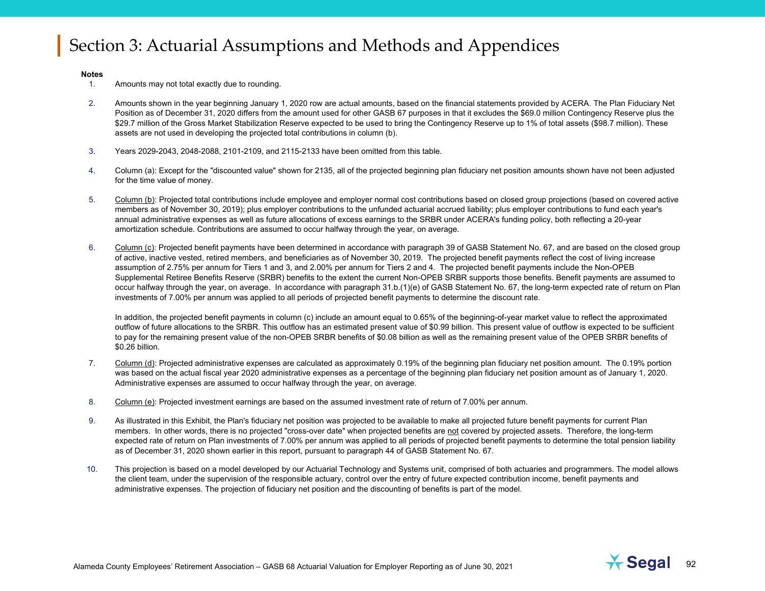# Section 3: Actuarial Assumptions and Methods and Appendices

**Notes**

1. Amounts may not total exactly due to rounding.
2. Amounts shown in the year beginning January 1, 2020 row are actual amounts, based on the financial statements provided by ACERA. The Plan Fiduciary Net Position as of December 31, 2020 differs from the amount used for other GASB 67 purposes in that it excludes the $69.0 million Contingency Reserve plus the $29.7 million of the Gross Market Stabilization Reserve expected to be used to bring the Contingency Reserve up to 1% of total assets ($98.7 million). These assets are not used in developing the projected total contributions in column (b).
3. Years 2029-2043, 2048-2088, 2101-2109, and 2115-2133 have been omitted from this table.
4. Column (a): Except for the "discounted value" shown for 2135, all of the projected beginning plan fiduciary net position amounts shown have not been adjusted for the time value of money.
5. Column (b): Projected total contributions include employee and employer normal cost contributions based on closed group projections (based on covered active members as of November 30, 2019); plus employer contributions to the unfunded actuarial accrued liability; plus employer contributions to fund each year's annual administrative expenses as well as future allocations of excess earnings to the SRBR under ACERA's funding policy, both reflecting a 20-year amortization schedule. Contributions are assumed to occur halfway through the year, on average.
6. Column (c): Projected benefit payments have been determined in accordance with paragraph 39 of GASB Statement No. 67, and are based on the closed group of active, inactive vested, retired members, and beneficiaries as of November 30, 2019. The projected benefit payments reflect the cost of living increase assumption of 2.75% per annum for Tiers 1 and 3, and 2.00% per annum for Tiers 2 and 4. The projected benefit payments include the Non-OPEB Supplemental Retiree Benefits Reserve (SRBR) benefits to the extent the current Non-OPEB SRBR supports those benefits. Benefit payments are assumed to occur halfway through the year, on average. In accordance with paragraph 31.b.(1)(e) of GASB Statement No. 67, the long-term expected rate of return on Plan investments of 7.00% per annum was applied to all periods of projected benefit payments to determine the discount rate.

   In addition, the projected benefit payments in column (c) include an amount equal to 0.65% of the beginning-of-year market value to reflect the approximated outflow of future allocations to the SRBR. This outflow has an estimated present value of $0.99 billion. This present value of outflow is expected to be sufficient to pay for the remaining present value of the non-OPEB SRBR benefits of $0.08 billion as well as the remaining present value of the OPEB SRBR benefits of $0.26 billion.
7. Column (d): Projected administrative expenses are calculated as approximately 0.19% of the beginning plan fiduciary net position amount. The 0.19% portion was based on the actual fiscal year 2020 administrative expenses as a percentage of the beginning plan fiduciary net position amount as of January 1, 2020. Administrative expenses are assumed to occur halfway through the year, on average.
8. Column (e): Projected investment earnings are based on the assumed investment rate of return of 7.00% per annum.
9. As illustrated in this Exhibit, the Plan's fiduciary net position was projected to be available to make all projected future benefit payments for current Plan members. In other words, there is no projected "cross-over date" when projected benefits are not covered by projected assets. Therefore, the long-term expected rate of return on Plan investments of 7.00% per annum was applied to all periods of projected benefit payments to determine the total pension liability as of December 31, 2020 shown earlier in this report, pursuant to paragraph 44 of GASB Statement No. 67.
10. This projection is based on a model developed by our Actuarial Technology and Systems unit, comprised of both actuaries and programmers. The model allows the client team, under the supervision of the responsible actuary, control over the entry of future expected contribution income, benefit payments and administrative expenses. The projection of fiduciary net position and the discounting of benefits is part of the model.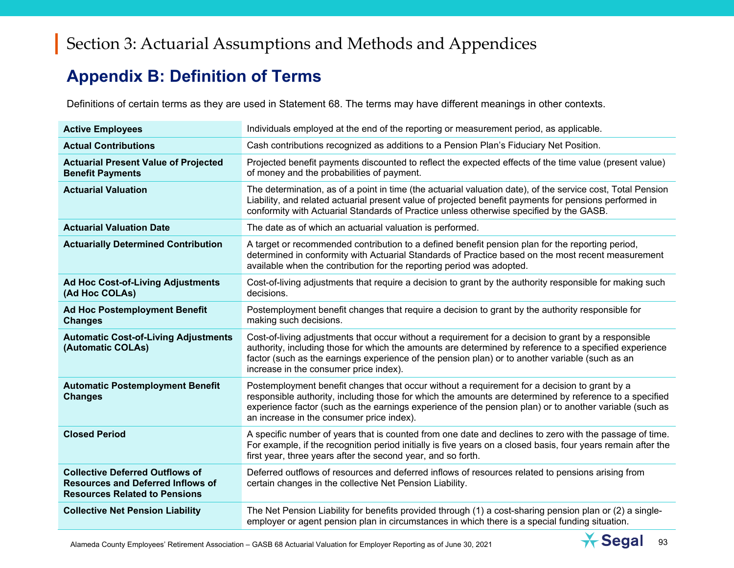# Section 3: Actuarial Assumptions and Methods and Appendices

## Appendix B: Definition of Terms

Definitions of certain terms as they are used in Statement 68. The terms may have different meanings in other contexts.

| Term | Definition |
| --- | --- |
| **Active Employees** | Individuals employed at the end of the reporting or measurement period, as applicable. |
| **Actual Contributions** | Cash contributions recognized as additions to a Pension Plan's Fiduciary Net Position. |
| **Actuarial Present Value of Projected Benefit Payments** | Projected benefit payments discounted to reflect the expected effects of the time value (present value) of money and the probabilities of payment. |
| **Actuarial Valuation** | The determination, as of a point in time (the actuarial valuation date), of the service cost, Total Pension Liability, and related actuarial present value of projected benefit payments for pensions performed in conformity with Actuarial Standards of Practice unless otherwise specified by the GASB. |
| **Actuarial Valuation Date** | The date as of which an actuarial valuation is performed. |
| **Actuarially Determined Contribution** | A target or recommended contribution to a defined benefit pension plan for the reporting period, determined in conformity with Actuarial Standards of Practice based on the most recent measurement available when the contribution for the reporting period was adopted. |
| **Ad Hoc Cost-of-Living Adjustments (Ad Hoc COLAs)** | Cost-of-living adjustments that require a decision to grant by the authority responsible for making such decisions. |
| **Ad Hoc Postemployment Benefit Changes** | Postemployment benefit changes that require a decision to grant by the authority responsible for making such decisions. |
| **Automatic Cost-of-Living Adjustments (Automatic COLAs)** | Cost-of-living adjustments that occur without a requirement for a decision to grant by a responsible authority, including those for which the amounts are determined by reference to a specified experience factor (such as the earnings experience of the pension plan) or to another variable (such as an increase in the consumer price index). |
| **Automatic Postemployment Benefit Changes** | Postemployment benefit changes that occur without a requirement for a decision to grant by a responsible authority, including those for which the amounts are determined by reference to a specified experience factor (such as the earnings experience of the pension plan) or to another variable (such as an increase in the consumer price index). |
| **Closed Period** | A specific number of years that is counted from one date and declines to zero with the passage of time. For example, if the recognition period initially is five years on a closed basis, four years remain after the first year, three years after the second year, and so forth. |
| **Collective Deferred Outflows of Resources and Deferred Inflows of Resources Related to Pensions** | Deferred outflows of resources and deferred inflows of resources related to pensions arising from certain changes in the collective Net Pension Liability. |
| **Collective Net Pension Liability** | The Net Pension Liability for benefits provided through (1) a cost-sharing pension plan or (2) a single-employer or agent pension plan in circumstances in which there is a special funding situation. |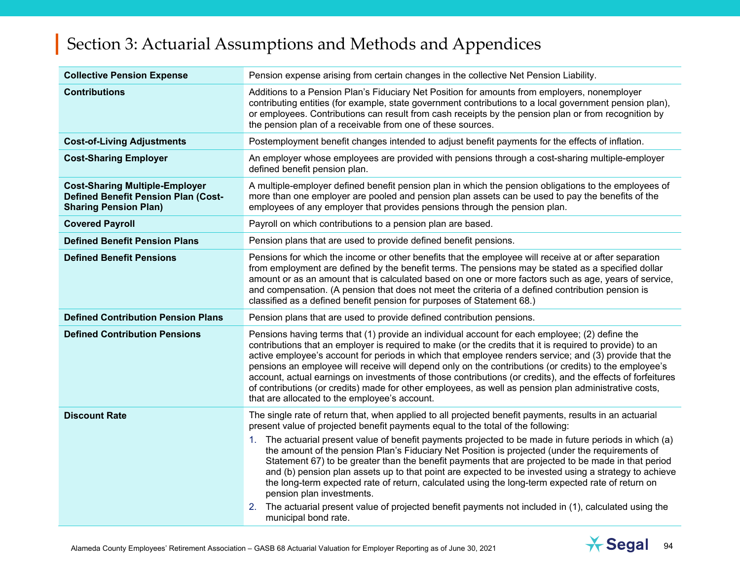# Section 3: Actuarial Assumptions and Methods and Appendices

| | |
|---|---|
| **Collective Pension Expense** | Pension expense arising from certain changes in the collective Net Pension Liability. |
| **Contributions** | Additions to a Pension Plan's Fiduciary Net Position for amounts from employers, nonemployer contributing entities (for example, state government contributions to a local government pension plan), or employees. Contributions can result from cash receipts by the pension plan or from recognition by the pension plan of a receivable from one of these sources. |
| **Cost-of-Living Adjustments** | Postemployment benefit changes intended to adjust benefit payments for the effects of inflation. |
| **Cost-Sharing Employer** | An employer whose employees are provided with pensions through a cost-sharing multiple-employer defined benefit pension plan. |
| **Cost-Sharing Multiple-Employer Defined Benefit Pension Plan (Cost-Sharing Pension Plan)** | A multiple-employer defined benefit pension plan in which the pension obligations to the employees of more than one employer are pooled and pension plan assets can be used to pay the benefits of the employees of any employer that provides pensions through the pension plan. |
| **Covered Payroll** | Payroll on which contributions to a pension plan are based. |
| **Defined Benefit Pension Plans** | Pension plans that are used to provide defined benefit pensions. |
| **Defined Benefit Pensions** | Pensions for which the income or other benefits that the employee will receive at or after separation from employment are defined by the benefit terms. The pensions may be stated as a specified dollar amount or as an amount that is calculated based on one or more factors such as age, years of service, and compensation. (A pension that does not meet the criteria of a defined contribution pension is classified as a defined benefit pension for purposes of Statement 68.) |
| **Defined Contribution Pension Plans** | Pension plans that are used to provide defined contribution pensions. |
| **Defined Contribution Pensions** | Pensions having terms that (1) provide an individual account for each employee; (2) define the contributions that an employer is required to make (or the credits that it is required to provide) to an active employee's account for periods in which that employee renders service; and (3) provide that the pensions an employee will receive will depend only on the contributions (or credits) to the employee's account, actual earnings on investments of those contributions (or credits), and the effects of forfeitures of contributions (or credits) made for other employees, as well as pension plan administrative costs, that are allocated to the employee's account. |
| **Discount Rate** | The single rate of return that, when applied to all projected benefit payments, results in an actuarial present value of projected benefit payments equal to the total of the following:<br>1. The actuarial present value of benefit payments projected to be made in future periods in which (a) the amount of the pension Plan's Fiduciary Net Position is projected (under the requirements of Statement 67) to be greater than the benefit payments that are projected to be made in that period and (b) pension plan assets up to that point are expected to be invested using a strategy to achieve the long-term expected rate of return, calculated using the long-term expected rate of return on pension plan investments.<br>2. The actuarial present value of projected benefit payments not included in (1), calculated using the municipal bond rate. |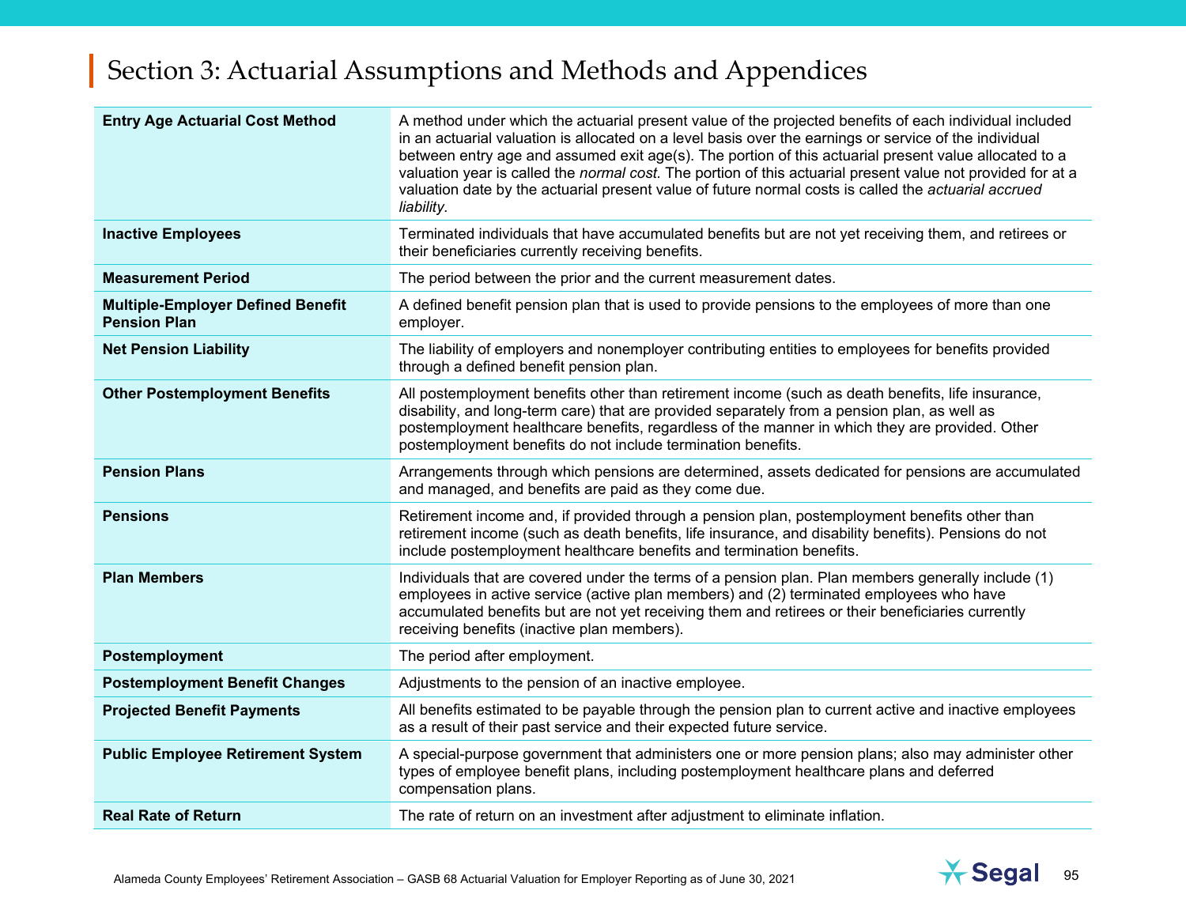# Section 3: Actuarial Assumptions and Methods and Appendices

| | |
|---|---|
| **Entry Age Actuarial Cost Method** | A method under which the actuarial present value of the projected benefits of each individual included in an actuarial valuation is allocated on a level basis over the earnings or service of the individual between entry age and assumed exit age(s). The portion of this actuarial present value allocated to a valuation year is called the *normal cost*. The portion of this actuarial present value not provided for at a valuation date by the actuarial present value of future normal costs is called the *actuarial accrued liability*. |
| **Inactive Employees** | Terminated individuals that have accumulated benefits but are not yet receiving them, and retirees or their beneficiaries currently receiving benefits. |
| **Measurement Period** | The period between the prior and the current measurement dates. |
| **Multiple-Employer Defined Benefit Pension Plan** | A defined benefit pension plan that is used to provide pensions to the employees of more than one employer. |
| **Net Pension Liability** | The liability of employers and nonemployer contributing entities to employees for benefits provided through a defined benefit pension plan. |
| **Other Postemployment Benefits** | All postemployment benefits other than retirement income (such as death benefits, life insurance, disability, and long-term care) that are provided separately from a pension plan, as well as postemployment healthcare benefits, regardless of the manner in which they are provided. Other postemployment benefits do not include termination benefits. |
| **Pension Plans** | Arrangements through which pensions are determined, assets dedicated for pensions are accumulated and managed, and benefits are paid as they come due. |
| **Pensions** | Retirement income and, if provided through a pension plan, postemployment benefits other than retirement income (such as death benefits, life insurance, and disability benefits). Pensions do not include postemployment healthcare benefits and termination benefits. |
| **Plan Members** | Individuals that are covered under the terms of a pension plan. Plan members generally include (1) employees in active service (active plan members) and (2) terminated employees who have accumulated benefits but are not yet receiving them and retirees or their beneficiaries currently receiving benefits (inactive plan members). |
| **Postemployment** | The period after employment. |
| **Postemployment Benefit Changes** | Adjustments to the pension of an inactive employee. |
| **Projected Benefit Payments** | All benefits estimated to be payable through the pension plan to current active and inactive employees as a result of their past service and their expected future service. |
| **Public Employee Retirement System** | A special-purpose government that administers one or more pension plans; also may administer other types of employee benefit plans, including postemployment healthcare plans and deferred compensation plans. |
| **Real Rate of Return** | The rate of return on an investment after adjustment to eliminate inflation. |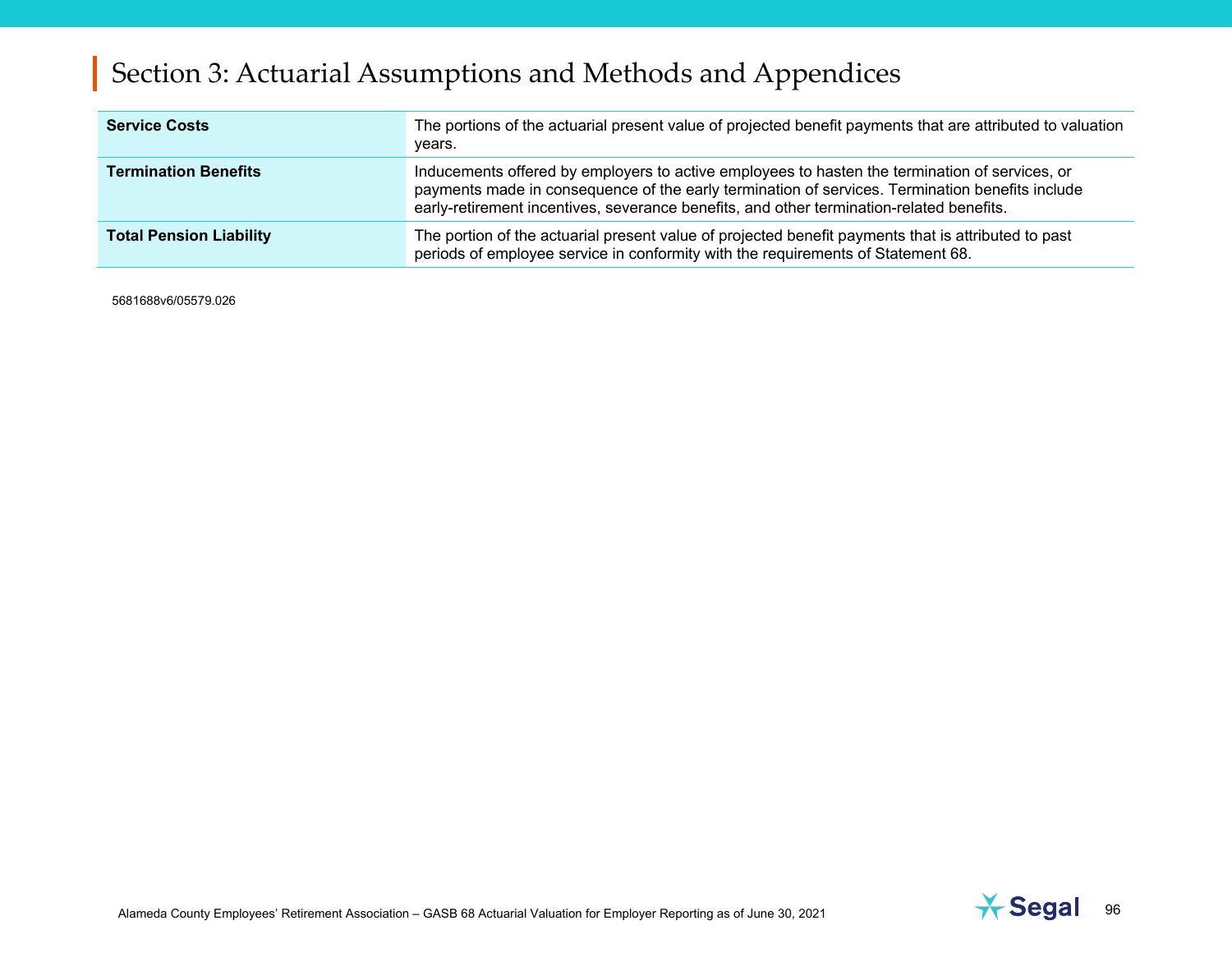# Section 3: Actuarial Assumptions and Methods and Appendices

| | |
|---|---|
| **Service Costs** | The portions of the actuarial present value of projected benefit payments that are attributed to valuation years. |
| **Termination Benefits** | Inducements offered by employers to active employees to hasten the termination of services, or payments made in consequence of the early termination of services. Termination benefits include early-retirement incentives, severance benefits, and other termination-related benefits. |
| **Total Pension Liability** | The portion of the actuarial present value of projected benefit payments that is attributed to past periods of employee service in conformity with the requirements of Statement 68. |

5681688v6/05579.026